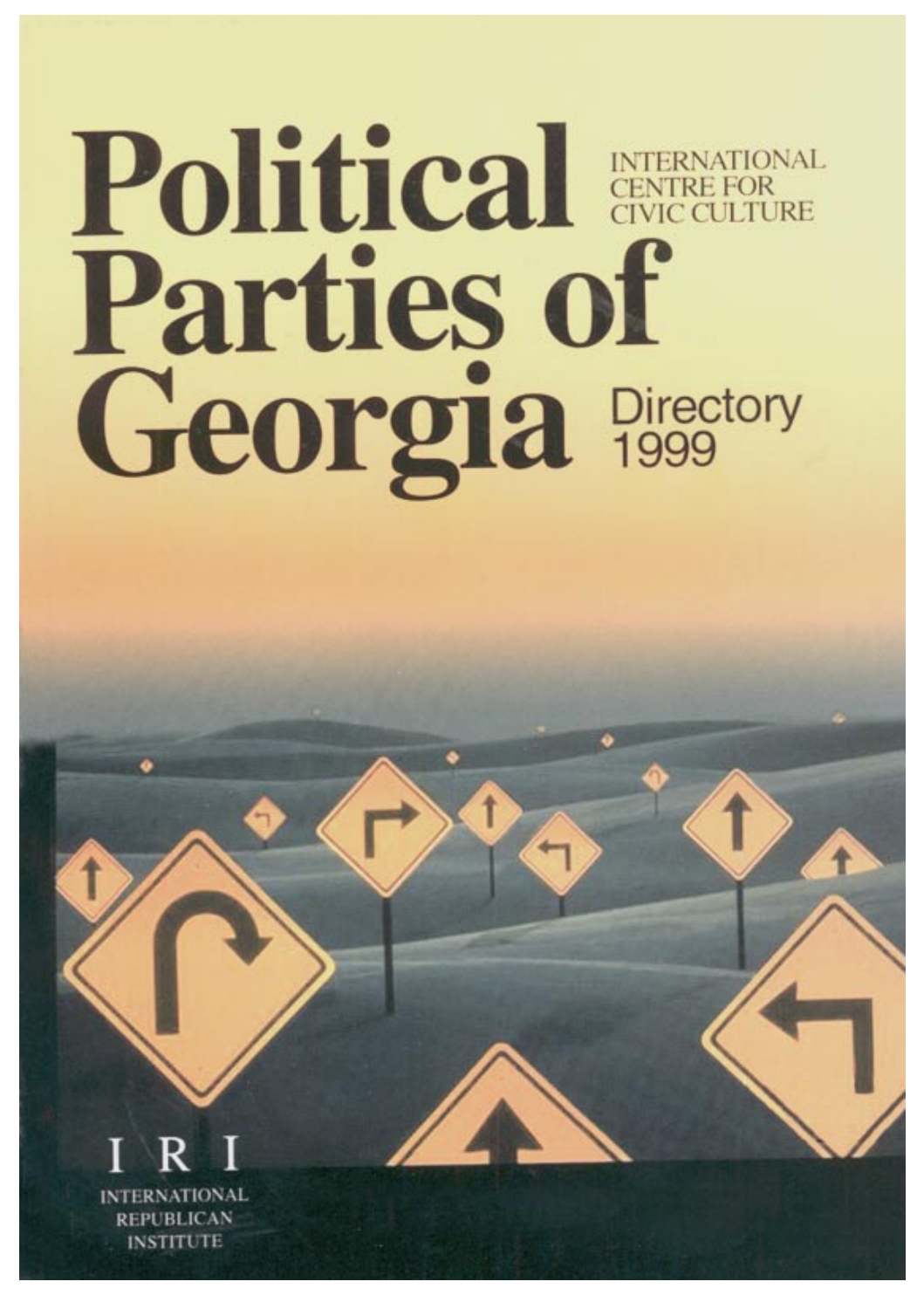# Political Parties of Georgia

INTERNATIONAL CENTRE FOR CIVIC CULTURE

Directory 1999

IRI

INTERNATIONAL REPUBLICAN INSTITUTE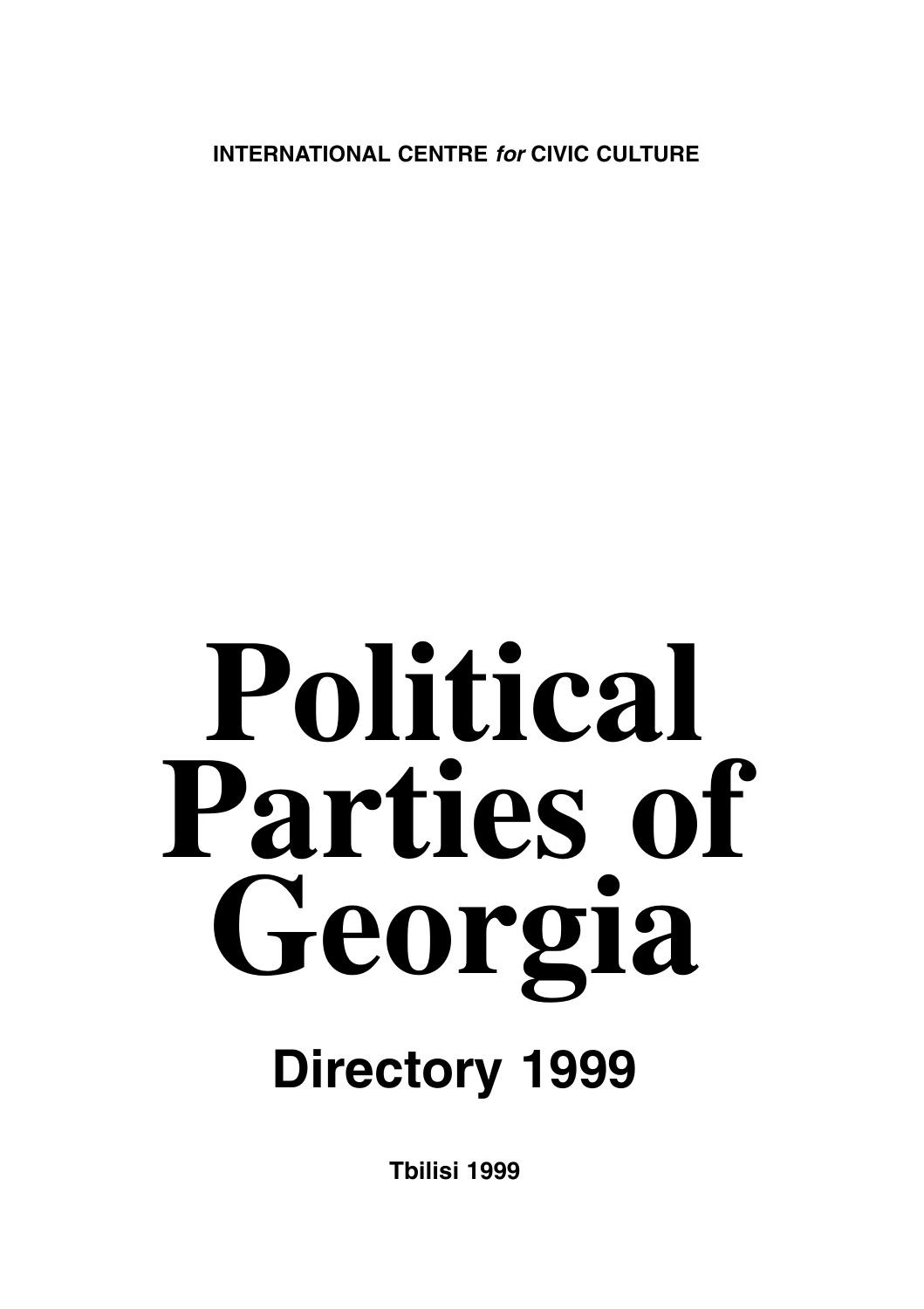**INTERNATIONAL CENTRE *for* CIVIC CULTURE**

# Political Parties of Georgia

## Directory 1999

**Tbilisi 1999**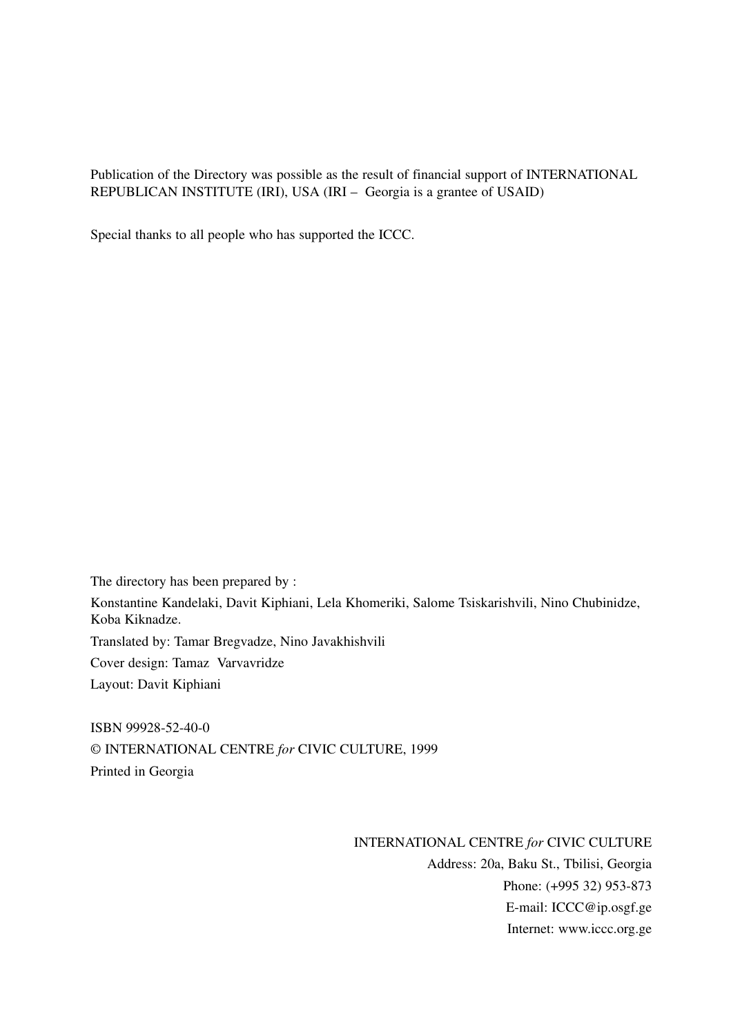Publication of the Directory was possible as the result of financial support of INTERNATIONAL REPUBLICAN INSTITUTE (IRI), USA (IRI – Georgia is a grantee of USAID)

Special thanks to all people who has supported the ICCC.

The directory has been prepared by :

Konstantine Kandelaki, Davit Kiphiani, Lela Khomeriki, Salome Tsiskarishvili, Nino Chubinidze, Koba Kiknadze.

Translated by: Tamar Bregvadze, Nino Javakhishvili

Cover design: Tamaz Varvavridze

Layout: Davit Kiphiani

ISBN 99928-52-40-0

© INTERNATIONAL CENTRE *for* CIVIC CULTURE, 1999

Printed in Georgia

INTERNATIONAL CENTRE *for* CIVIC CULTURE

Address: 20a, Baku St., Tbilisi, Georgia

Phone: (+995 32) 953-873

E-mail: ICCC@ip.osgf.ge

Internet: www.iccc.org.ge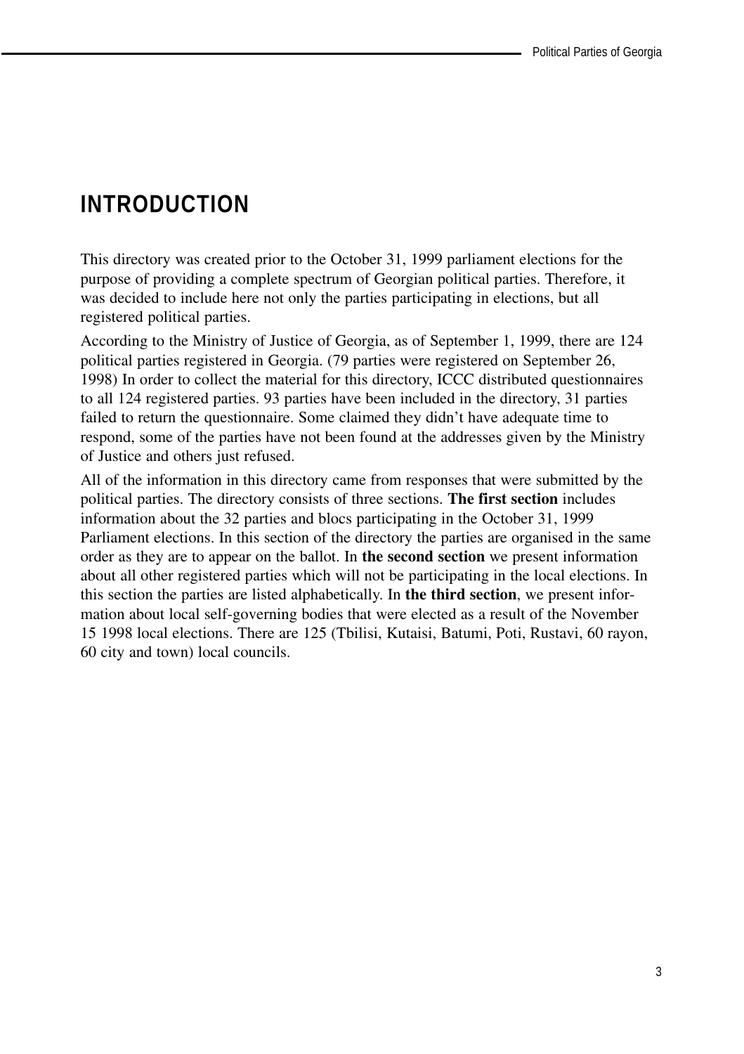# INTRODUCTION

This directory was created prior to the October 31, 1999 parliament elections for the purpose of providing a complete spectrum of Georgian political parties. Therefore, it was decided to include here not only the parties participating in elections, but all registered political parties.

According to the Ministry of Justice of Georgia, as of September 1, 1999, there are 124 political parties registered in Georgia. (79 parties were registered on September 26, 1998) In order to collect the material for this directory, ICCC distributed questionnaires to all 124 registered parties. 93 parties have been included in the directory, 31 parties failed to return the questionnaire. Some claimed they didn't have adequate time to respond, some of the parties have not been found at the addresses given by the Ministry of Justice and others just refused.

All of the information in this directory came from responses that were submitted by the political parties. The directory consists of three sections. **The first section** includes information about the 32 parties and blocs participating in the October 31, 1999 Parliament elections. In this section of the directory the parties are organised in the same order as they are to appear on the ballot. In **the second section** we present information about all other registered parties which will not be participating in the local elections. In this section the parties are listed alphabetically. In **the third section**, we present information about local self-governing bodies that were elected as a result of the November 15 1998 local elections. There are 125 (Tbilisi, Kutaisi, Batumi, Poti, Rustavi, 60 rayon, 60 city and town) local councils.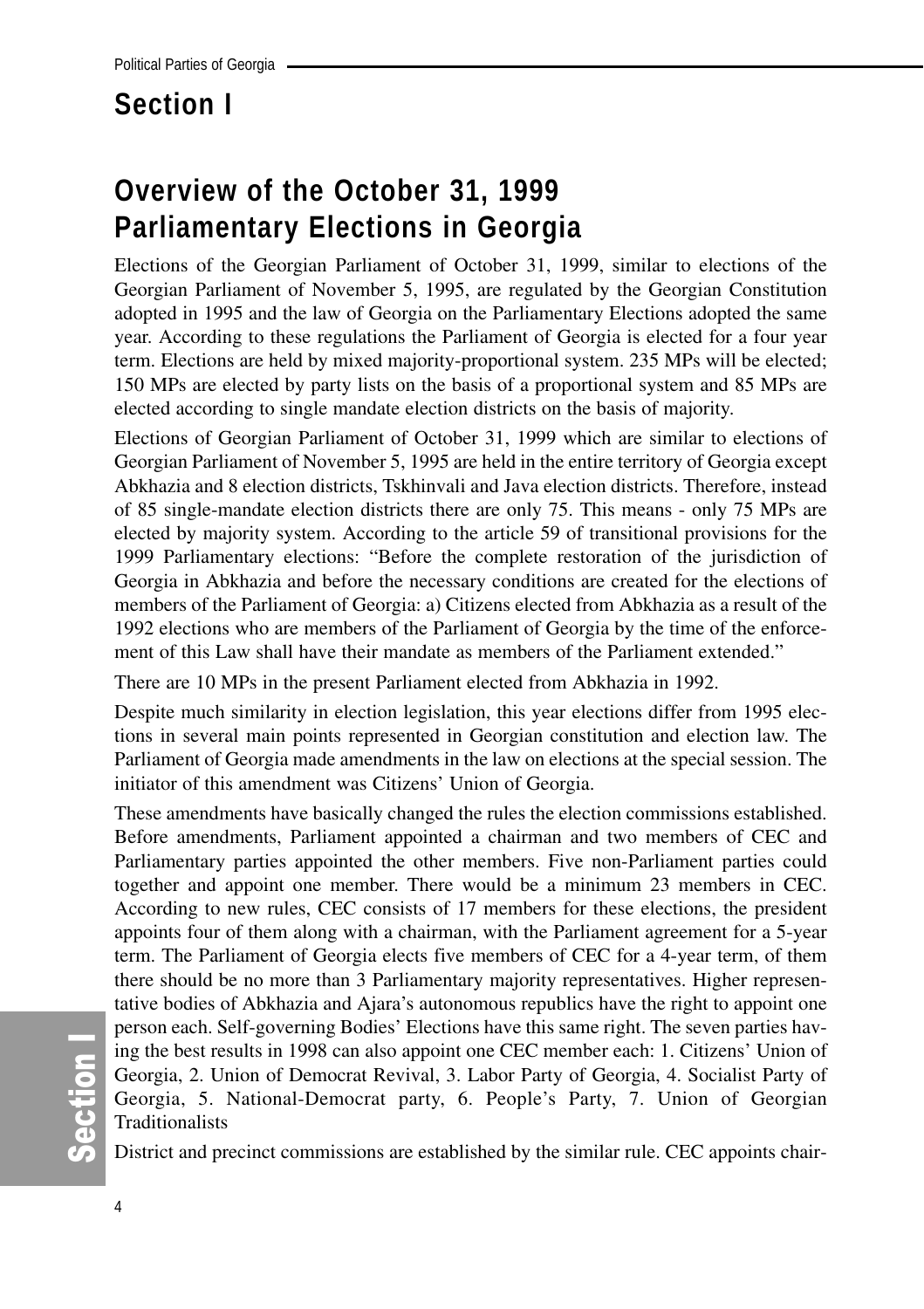# Section I

## Overview of the October 31, 1999 Parliamentary Elections in Georgia

Elections of the Georgian Parliament of October 31, 1999, similar to elections of the Georgian Parliament of November 5, 1995, are regulated by the Georgian Constitution adopted in 1995 and the law of Georgia on the Parliamentary Elections adopted the same year. According to these regulations the Parliament of Georgia is elected for a four year term. Elections are held by mixed majority-proportional system. 235 MPs will be elected; 150 MPs are elected by party lists on the basis of a proportional system and 85 MPs are elected according to single mandate election districts on the basis of majority.

Elections of Georgian Parliament of October 31, 1999 which are similar to elections of Georgian Parliament of November 5, 1995 are held in the entire territory of Georgia except Abkhazia and 8 election districts, Tskhinvali and Java election districts. Therefore, instead of 85 single-mandate election districts there are only 75. This means - only 75 MPs are elected by majority system. According to the article 59 of transitional provisions for the 1999 Parliamentary elections: "Before the complete restoration of the jurisdiction of Georgia in Abkhazia and before the necessary conditions are created for the elections of members of the Parliament of Georgia: a) Citizens elected from Abkhazia as a result of the 1992 elections who are members of the Parliament of Georgia by the time of the enforcement of this Law shall have their mandate as members of the Parliament extended."

There are 10 MPs in the present Parliament elected from Abkhazia in 1992.

Despite much similarity in election legislation, this year elections differ from 1995 elections in several main points represented in Georgian constitution and election law. The Parliament of Georgia made amendments in the law on elections at the special session. The initiator of this amendment was Citizens' Union of Georgia.

These amendments have basically changed the rules the election commissions established. Before amendments, Parliament appointed a chairman and two members of CEC and Parliamentary parties appointed the other members. Five non-Parliament parties could together and appoint one member. There would be a minimum 23 members in CEC. According to new rules, CEC consists of 17 members for these elections, the president appoints four of them along with a chairman, with the Parliament agreement for a 5-year term. The Parliament of Georgia elects five members of CEC for a 4-year term, of them there should be no more than 3 Parliamentary majority representatives. Higher representative bodies of Abkhazia and Ajara's autonomous republics have the right to appoint one person each. Self-governing Bodies' Elections have this same right. The seven parties having the best results in 1998 can also appoint one CEC member each: 1. Citizens' Union of Georgia, 2. Union of Democrat Revival, 3. Labor Party of Georgia, 4. Socialist Party of Georgia, 5. National-Democrat party, 6. People's Party, 7. Union of Georgian Traditionalists

District and precinct commissions are established by the similar rule. CEC appoints chair-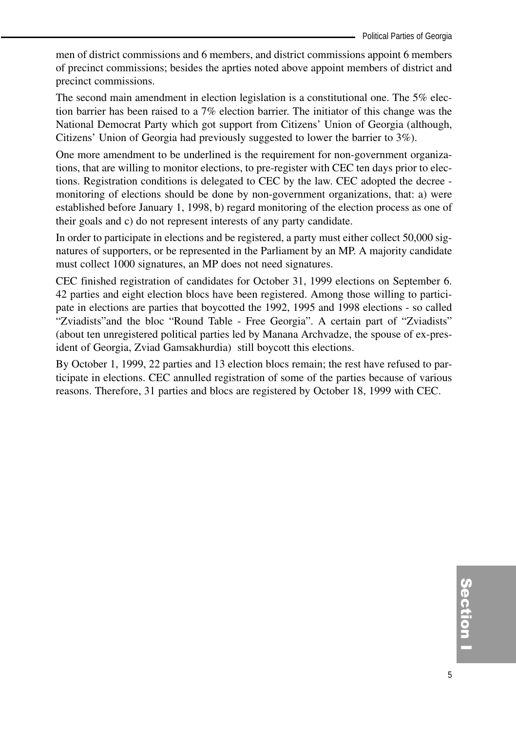men of district commissions and 6 members, and district commissions appoint 6 members of precinct commissions; besides the aprties noted above appoint members of district and precinct commissions.

The second main amendment in election legislation is a constitutional one. The 5% election barrier has been raised to a 7% election barrier. The initiator of this change was the National Democrat Party which got support from Citizens' Union of Georgia (although, Citizens' Union of Georgia had previously suggested to lower the barrier to 3%).

One more amendment to be underlined is the requirement for non-government organizations, that are willing to monitor elections, to pre-register with CEC ten days prior to elections. Registration conditions is delegated to CEC by the law. CEC adopted the decree - monitoring of elections should be done by non-government organizations, that: a) were established before January 1, 1998, b) regard monitoring of the election process as one of their goals and c) do not represent interests of any party candidate.

In order to participate in elections and be registered, a party must either collect 50,000 signatures of supporters, or be represented in the Parliament by an MP. A majority candidate must collect 1000 signatures, an MP does not need signatures.

CEC finished registration of candidates for October 31, 1999 elections on September 6. 42 parties and eight election blocs have been registered. Among those willing to participate in elections are parties that boycotted the 1992, 1995 and 1998 elections - so called "Zviadists"and the bloc "Round Table - Free Georgia". A certain part of "Zviadists" (about ten unregistered political parties led by Manana Archvadze, the spouse of ex-president of Georgia, Zviad Gamsakhurdia) still boycott this elections.

By October 1, 1999, 22 parties and 13 election blocs remain; the rest have refused to participate in elections. CEC annulled registration of some of the parties because of various reasons. Therefore, 31 parties and blocs are registered by October 18, 1999 with CEC.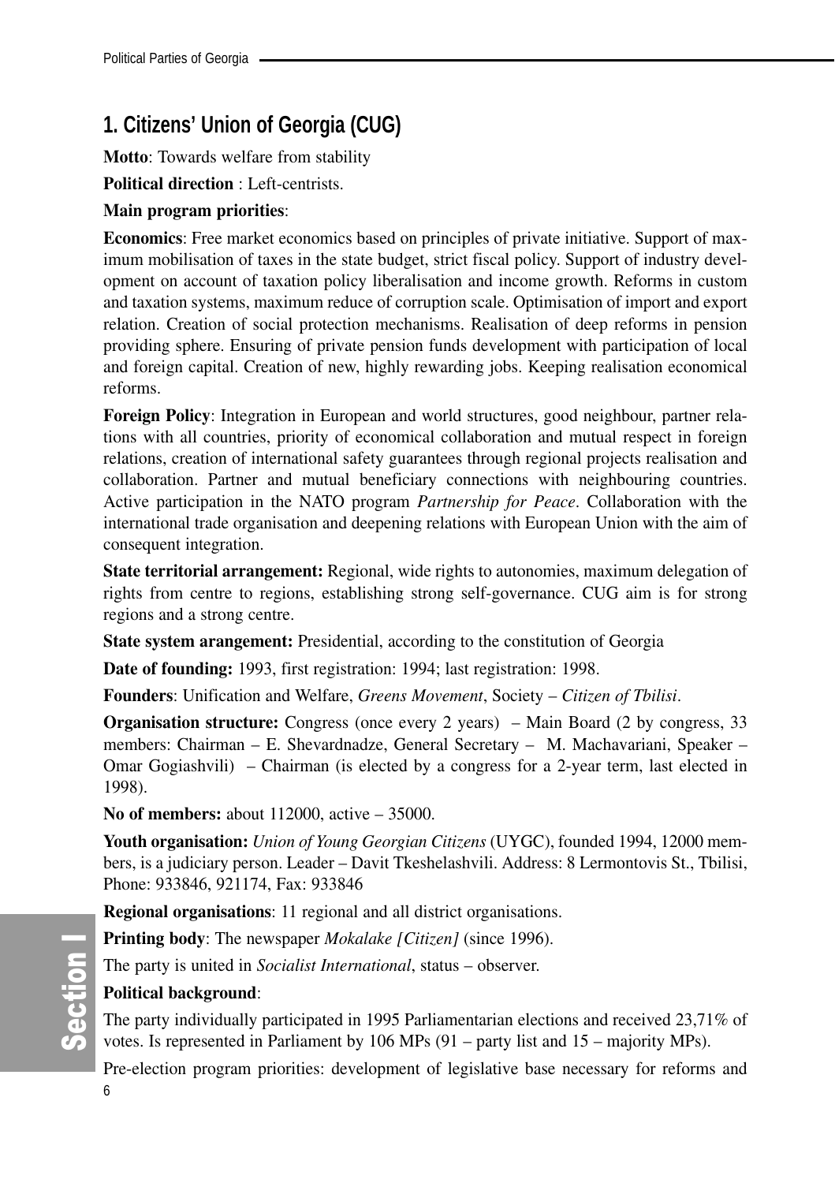## 1. Citizens' Union of Georgia (CUG)

**Motto**: Towards welfare from stability

**Political direction** : Left-centrists.

**Main program priorities**:

**Economics**: Free market economics based on principles of private initiative. Support of maximum mobilisation of taxes in the state budget, strict fiscal policy. Support of industry development on account of taxation policy liberalisation and income growth. Reforms in custom and taxation systems, maximum reduce of corruption scale. Optimisation of import and export relation. Creation of social protection mechanisms. Realisation of deep reforms in pension providing sphere. Ensuring of private pension funds development with participation of local and foreign capital. Creation of new, highly rewarding jobs. Keeping realisation economical reforms.

**Foreign Policy**: Integration in European and world structures, good neighbour, partner relations with all countries, priority of economical collaboration and mutual respect in foreign relations, creation of international safety guarantees through regional projects realisation and collaboration. Partner and mutual beneficiary connections with neighbouring countries. Active participation in the NATO program *Partnership for Peace*. Collaboration with the international trade organisation and deepening relations with European Union with the aim of consequent integration.

**State territorial arrangement:** Regional, wide rights to autonomies, maximum delegation of rights from centre to regions, establishing strong self-governance. CUG aim is for strong regions and a strong centre.

**State system arangement:** Presidential, according to the constitution of Georgia

**Date of founding:** 1993, first registration: 1994; last registration: 1998.

**Founders**: Unification and Welfare, *Greens Movement*, Society – *Citizen of Tbilisi*.

**Organisation structure:** Congress (once every 2 years) – Main Board (2 by congress, 33 members: Chairman – E. Shevardnadze, General Secretary – M. Machavariani, Speaker – Omar Gogiashvili) – Chairman (is elected by a congress for a 2-year term, last elected in 1998).

**No of members:** about 112000, active – 35000.

**Youth organisation:** *Union of Young Georgian Citizens* (UYGC), founded 1994, 12000 members, is a judiciary person. Leader – Davit Tkeshelashvili. Address: 8 Lermontovis St., Tbilisi, Phone: 933846, 921174, Fax: 933846

**Regional organisations**: 11 regional and all district organisations.

**Printing body**: The newspaper *Mokalake [Citizen]* (since 1996).

The party is united in *Socialist International*, status – observer.

**Political background**:

The party individually participated in 1995 Parliamentarian elections and received 23,71% of votes. Is represented in Parliament by 106 MPs (91 – party list and 15 – majority MPs).

Pre-election program priorities: development of legislative base necessary for reforms and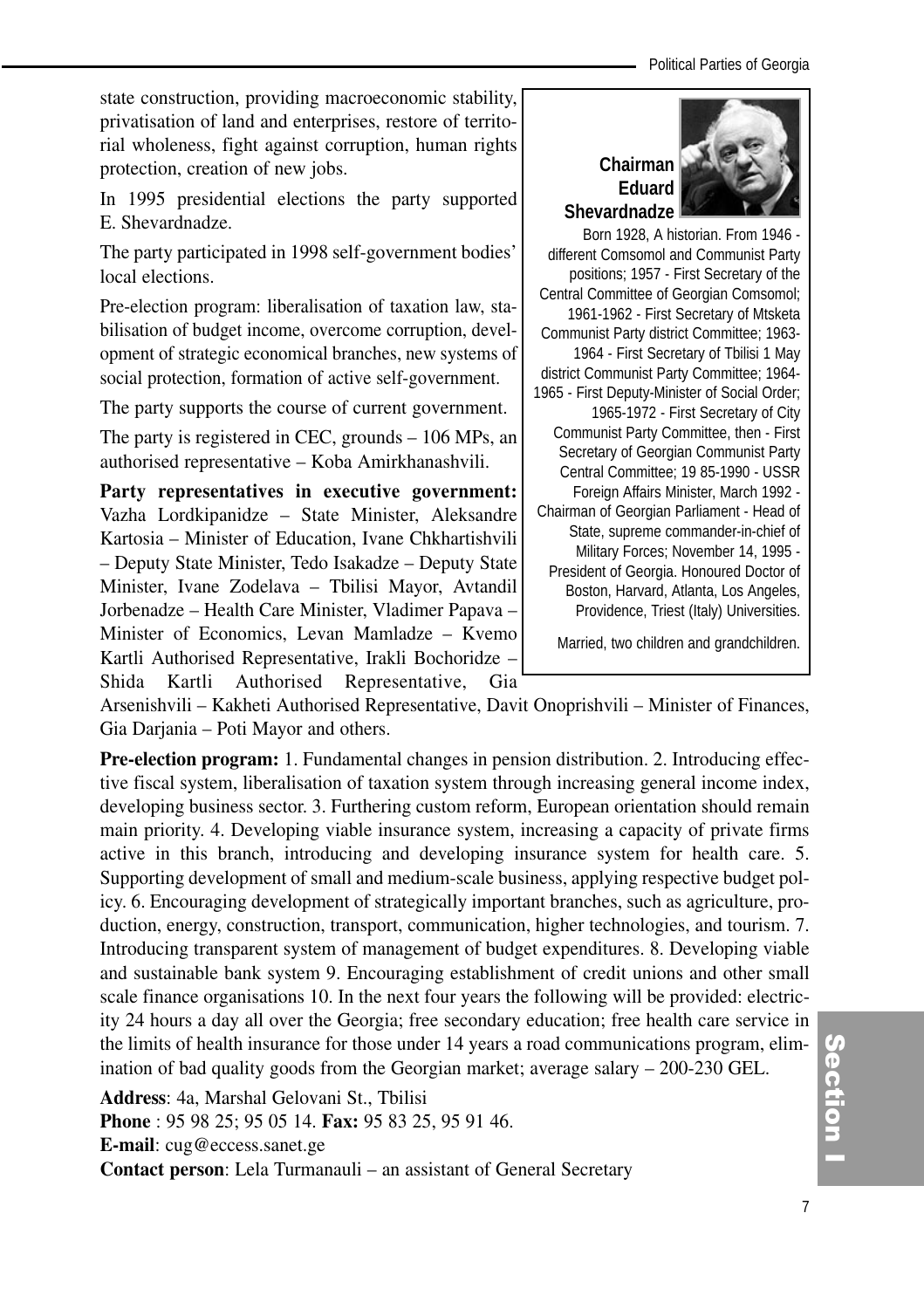state construction, providing macroeconomic stability, privatisation of land and enterprises, restore of territorial wholeness, fight against corruption, human rights protection, creation of new jobs.

In 1995 presidential elections the party supported E. Shevardnadze.

The party participated in 1998 self-government bodies' local elections.

Pre-election program: liberalisation of taxation law, stabilisation of budget income, overcome corruption, development of strategic economical branches, new systems of social protection, formation of active self-government.

The party supports the course of current government.

The party is registered in CEC, grounds – 106 MPs, an authorised representative – Koba Amirkhanashvili.

**Party representatives in executive government:** Vazha Lordkipanidze – State Minister, Aleksandre Kartosia – Minister of Education, Ivane Chkhartishvili – Deputy State Minister, Tedo Isakadze – Deputy State Minister, Ivane Zodelava – Tbilisi Mayor, Avtandil Jorbenadze – Health Care Minister, Vladimer Papava – Minister of Economics, Levan Mamladze – Kvemo Kartli Authorised Representative, Irakli Bochoridze – Shida Kartli Authorised Representative, Gia Arsenishvili – Kakheti Authorised Representative, Davit Onoprishvili – Minister of Finances, Gia Darjania – Poti Mayor and others.

**Chairman Eduard Shevardnadze**

Born 1928, A historian. From 1946 - different Comsomol and Communist Party positions; 1957 - First Secretary of the Central Committee of Georgian Comsomol; 1961-1962 - First Secretary of Mtsketa Communist Party district Committee; 1963-1964 - First Secretary of Tbilisi 1 May district Communist Party Committee; 1964-1965 - First Deputy-Minister of Social Order; 1965-1972 - First Secretary of City Communist Party Committee, then - First Secretary of Georgian Communist Party Central Committee; 19 85-1990 - USSR Foreign Affairs Minister, March 1992 - Chairman of Georgian Parliament - Head of State, supreme commander-in-chief of Military Forces; November 14, 1995 - President of Georgia. Honoured Doctor of Boston, Harvard, Atlanta, Los Angeles, Providence, Triest (Italy) Universities.

Married, two children and grandchildren.

**Pre-election program:** 1. Fundamental changes in pension distribution. 2. Introducing effective fiscal system, liberalisation of taxation system through increasing general income index, developing business sector. 3. Furthering custom reform, European orientation should remain main priority. 4. Developing viable insurance system, increasing a capacity of private firms active in this branch, introducing and developing insurance system for health care. 5. Supporting development of small and medium-scale business, applying respective budget policy. 6. Encouraging development of strategically important branches, such as agriculture, production, energy, construction, transport, communication, higher technologies, and tourism. 7. Introducing transparent system of management of budget expenditures. 8. Developing viable and sustainable bank system 9. Encouraging establishment of credit unions and other small scale finance organisations 10. In the next four years the following will be provided: electricity 24 hours a day all over the Georgia; free secondary education; free health care service in the limits of health insurance for those under 14 years a road communications program, elimination of bad quality goods from the Georgian market; average salary – 200-230 GEL.

**Address**: 4a, Marshal Gelovani St., Tbilisi
**Phone** : 95 98 25; 95 05 14. **Fax:** 95 83 25, 95 91 46.
**E-mail**: cug@eccess.sanet.ge
**Contact person**: Lela Turmanauli – an assistant of General Secretary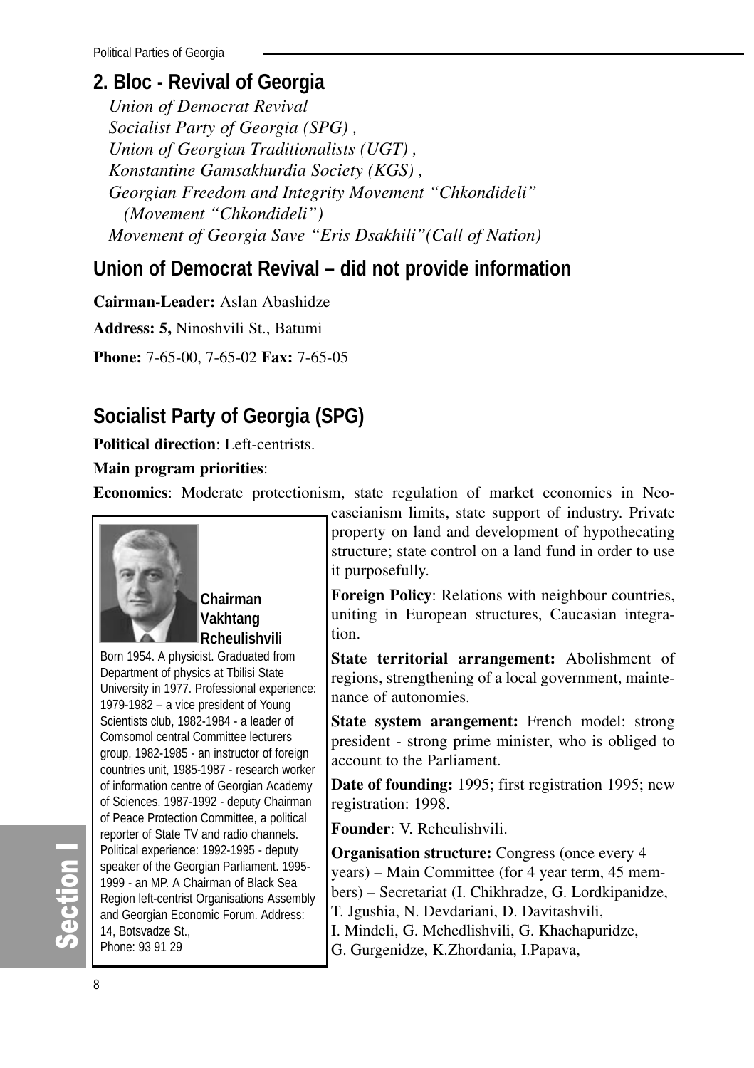## 2. Bloc - Revival of Georgia

*Union of Democrat Revival*
*Socialist Party of Georgia (SPG) ,*
*Union of Georgian Traditionalists (UGT) ,*
*Konstantine Gamsakhurdia Society (KGS) ,*
*Georgian Freedom and Integrity Movement "Chkondideli" (Movement "Chkondideli")*
*Movement of Georgia Save "Eris Dsakhili"(Call of Nation)*

## Union of Democrat Revival – did not provide information

**Cairman-Leader:** Aslan Abashidze

**Address: 5,** Ninoshvili St., Batumi

**Phone:** 7-65-00, 7-65-02 **Fax:** 7-65-05

## Socialist Party of Georgia (SPG)

**Political direction**: Left-centrists.

**Main program priorities**:

**Economics**: Moderate protectionism, state regulation of market economics in Neo-caseianism limits, state support of industry. Private property on land and development of hypothecating structure; state control on a land fund in order to use it purposefully.

**Foreign Policy**: Relations with neighbour countries, uniting in European structures, Caucasian integration.

**State territorial arrangement:** Abolishment of regions, strengthening of a local government, maintenance of autonomies.

**State system arrangement:** French model: strong president - strong prime minister, who is obliged to account to the Parliament.

**Date of founding:** 1995; first registration 1995; new registration: 1998.

**Founder**: V. Rcheulishvili.

**Organisation structure:** Congress (once every 4 years) – Main Committee (for 4 year term, 45 members) – Secretariat (I. Chikhradze, G. Lordkipanidze, T. Jgushia, N. Devdariani, D. Davitashvili, I. Mindeli, G. Mchedlishvili, G. Khachapuridze, G. Gurgenidze, K.Zhordania, I.Papava,

**Chairman Vakhtang Rcheulishvili**

Born 1954. A physicist. Graduated from Department of physics at Tbilisi State University in 1977. Professional experience: 1979-1982 – a vice president of Young Scientists club, 1982-1984 - a leader of Comsomol central Committee lecturers group, 1982-1985 - an instructor of foreign countries unit, 1985-1987 - research worker of information centre of Georgian Academy of Sciences. 1987-1992 - deputy Chairman of Peace Protection Committee, a political reporter of State TV and radio channels. Political experience: 1992-1995 - deputy speaker of the Georgian Parliament. 1995-1999 - an MP. A Chairman of Black Sea Region left-centrist Organisations Assembly and Georgian Economic Forum. Address: 14, Botsvadze St., Phone: 93 91 29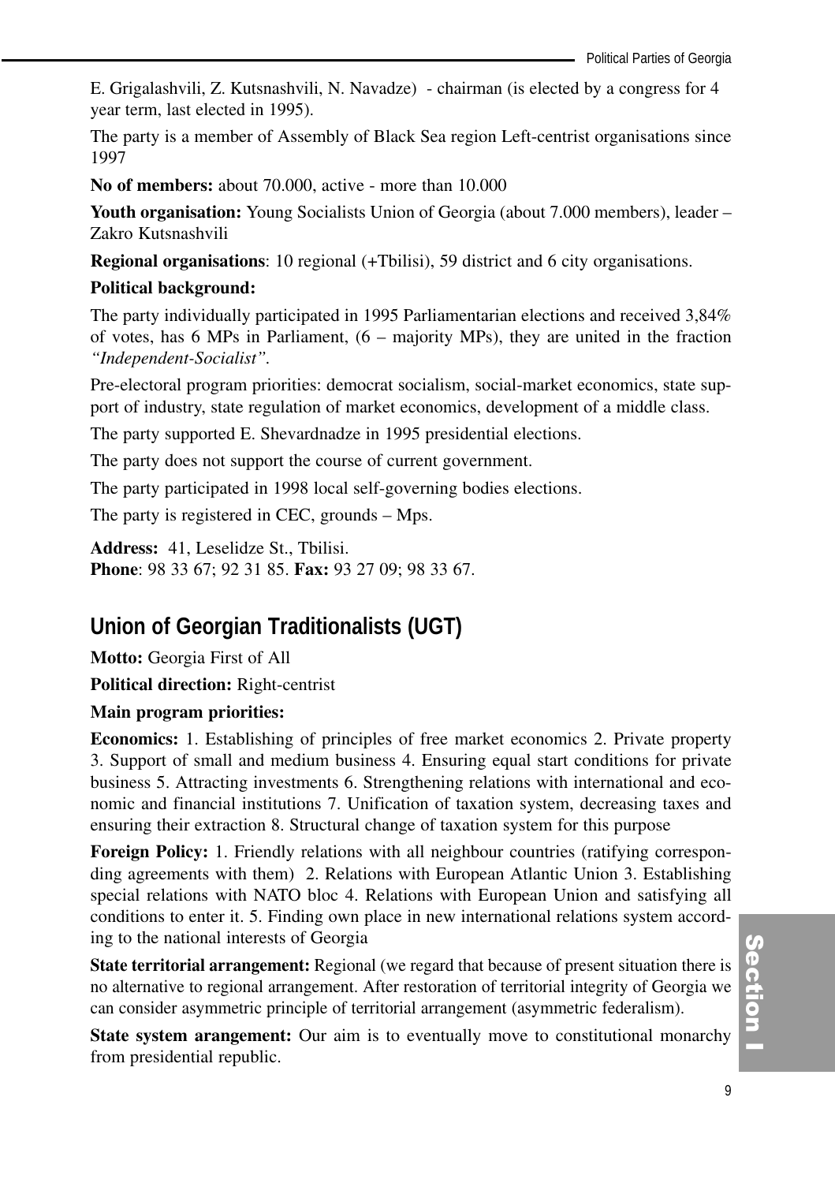E. Grigalashvili, Z. Kutsnashvili, N. Navadze) - chairman (is elected by a congress for 4 year term, last elected in 1995).

The party is a member of Assembly of Black Sea region Left-centrist organisations since 1997

**No of members:** about 70.000, active - more than 10.000

**Youth organisation:** Young Socialists Union of Georgia (about 7.000 members), leader – Zakro Kutsnashvili

**Regional organisations**: 10 regional (+Tbilisi), 59 district and 6 city organisations.

**Political background:**

The party individually participated in 1995 Parliamentarian elections and received 3,84% of votes, has 6 MPs in Parliament, (6 – majority MPs), they are united in the fraction *"Independent-Socialist"*.

Pre-electoral program priorities: democrat socialism, social-market economics, state support of industry, state regulation of market economics, development of a middle class.

The party supported E. Shevardnadze in 1995 presidential elections.

The party does not support the course of current government.

The party participated in 1998 local self-governing bodies elections.

The party is registered in CEC, grounds – Mps.

**Address:** 41, Leselidze St., Tbilisi.
**Phone**: 98 33 67; 92 31 85. **Fax:** 93 27 09; 98 33 67.

## Union of Georgian Traditionalists (UGT)

**Motto:** Georgia First of All

**Political direction:** Right-centrist

**Main program priorities:**

**Economics:** 1. Establishing of principles of free market economics 2. Private property 3. Support of small and medium business 4. Ensuring equal start conditions for private business 5. Attracting investments 6. Strengthening relations with international and economic and financial institutions 7. Unification of taxation system, decreasing taxes and ensuring their extraction 8. Structural change of taxation system for this purpose

**Foreign Policy:** 1. Friendly relations with all neighbour countries (ratifying corresponding agreements with them) 2. Relations with European Atlantic Union 3. Establishing special relations with NATO bloc 4. Relations with European Union and satisfying all conditions to enter it. 5. Finding own place in new international relations system according to the national interests of Georgia

**State territorial arrangement:** Regional (we regard that because of present situation there is no alternative to regional arrangement. After restoration of territorial integrity of Georgia we can consider asymmetric principle of territorial arrangement (asymmetric federalism).

**State system arangement:** Our aim is to eventually move to constitutional monarchy from presidential republic.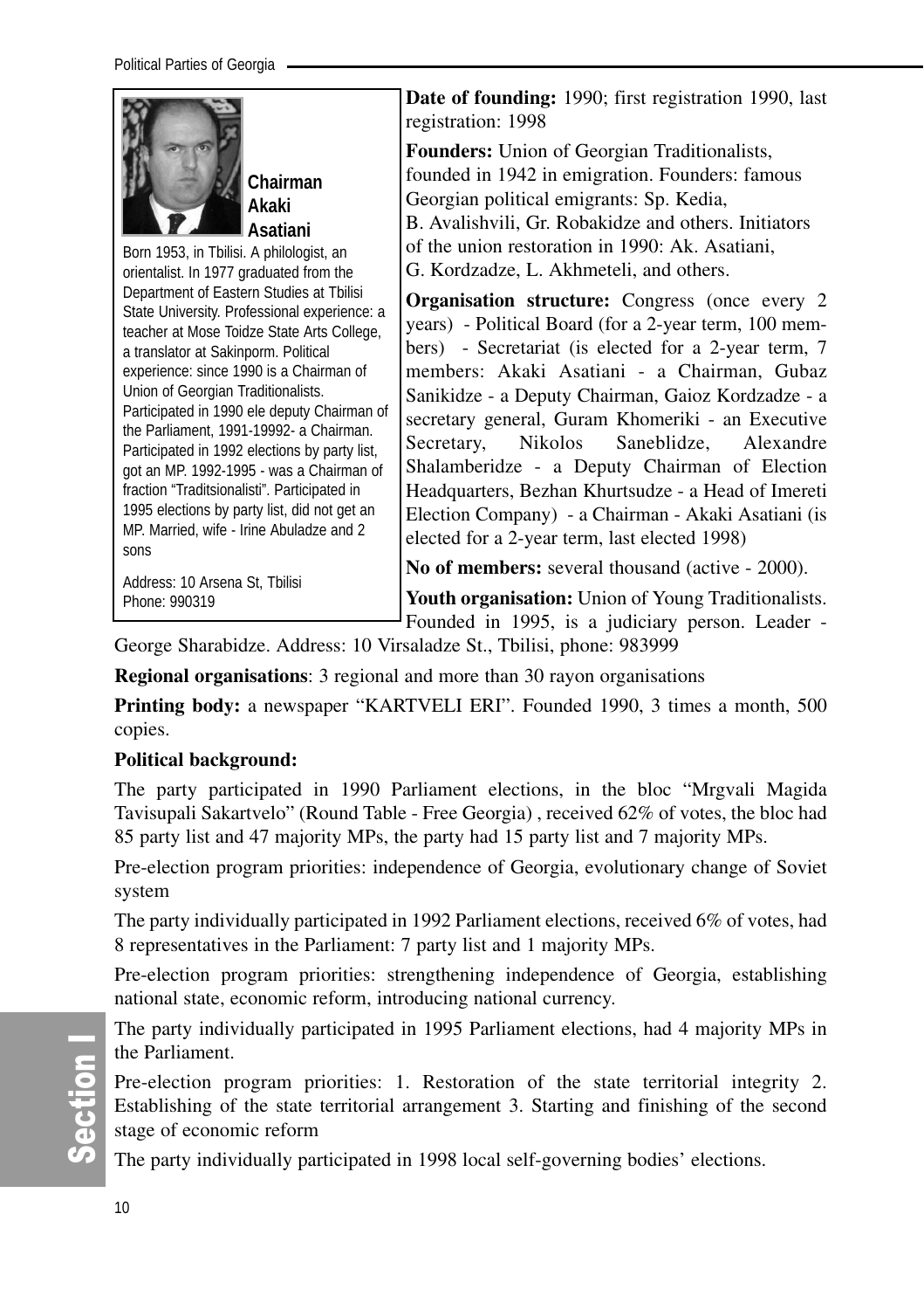**Chairman Akaki Asatiani**

Born 1953, in Tbilisi. A philologist, an orientalist. In 1977 graduated from the Department of Eastern Studies at Tbilisi State University. Professional experience: a teacher at Mose Toidze State Arts College, a translator at Sakinporm. Political experience: since 1990 is a Chairman of Union of Georgian Traditionalists. Participated in 1990 ele deputy Chairman of the Parliament, 1991-19992- a Chairman. Participated in 1992 elections by party list, got an MP. 1992-1995 - was a Chairman of fraction "Traditsionalisti". Participated in 1995 elections by party list, did not get an MP. Married, wife - Irine Abuladze and 2 sons

Address: 10 Arsena St, Tbilisi
Phone: 990319

**Date of founding:** 1990; first registration 1990, last registration: 1998

**Founders:** Union of Georgian Traditionalists, founded in 1942 in emigration. Founders: famous Georgian political emigrants: Sp. Kedia, B. Avalishvili, Gr. Robakidze and others. Initiators of the union restoration in 1990: Ak. Asatiani, G. Kordzadze, L. Akhmeteli, and others.

**Organisation structure:** Congress (once every 2 years) - Political Board (for a 2-year term, 100 members) - Secretariat (is elected for a 2-year term, 7 members: Akaki Asatiani - a Chairman, Gubaz Sanikidze - a Deputy Chairman, Gaioz Kordzadze - a secretary general, Guram Khomeriki - an Executive Secretary, Nikolos Saneblidze, Alexandre Shalamberidze - a Deputy Chairman of Election Headquarters, Bezhan Khurtsudze - a Head of Imereti Election Company) - a Chairman - Akaki Asatiani (is elected for a 2-year term, last elected 1998)

**No of members:** several thousand (active - 2000).

**Youth organisation:** Union of Young Traditionalists. Founded in 1995, is a judiciary person. Leader - George Sharabidze. Address: 10 Virsaladze St., Tbilisi, phone: 983999

**Regional organisations**: 3 regional and more than 30 rayon organisations

**Printing body:** a newspaper "KARTVELI ERI". Founded 1990, 3 times a month, 500 copies.

**Political background:**

The party participated in 1990 Parliament elections, in the bloc "Mrgvali Magida Tavisupali Sakartvelo" (Round Table - Free Georgia) , received 62% of votes, the bloc had 85 party list and 47 majority MPs, the party had 15 party list and 7 majority MPs.

Pre-election program priorities: independence of Georgia, evolutionary change of Soviet system

The party individually participated in 1992 Parliament elections, received 6% of votes, had 8 representatives in the Parliament: 7 party list and 1 majority MPs.

Pre-election program priorities: strengthening independence of Georgia, establishing national state, economic reform, introducing national currency.

The party individually participated in 1995 Parliament elections, had 4 majority MPs in the Parliament.

Pre-election program priorities: 1. Restoration of the state territorial integrity 2. Establishing of the state territorial arrangement 3. Starting and finishing of the second stage of economic reform

The party individually participated in 1998 local self-governing bodies' elections.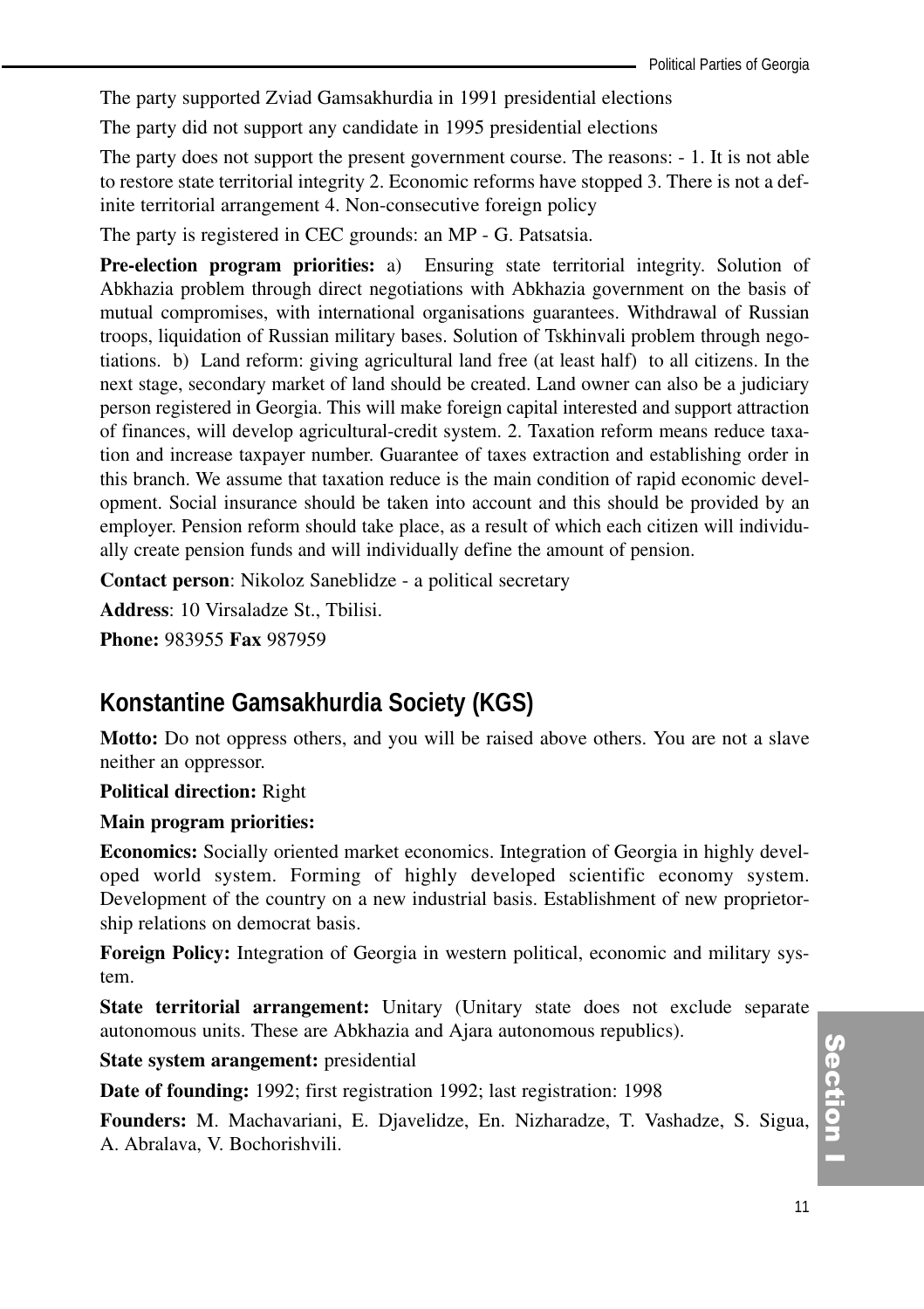The party supported Zviad Gamsakhurdia in 1991 presidential elections

The party did not support any candidate in 1995 presidential elections

The party does not support the present government course. The reasons: - 1. It is not able to restore state territorial integrity 2. Economic reforms have stopped 3. There is not a definite territorial arrangement 4. Non-consecutive foreign policy

The party is registered in CEC grounds: an MP - G. Patsatsia.

**Pre-election program priorities:** a) Ensuring state territorial integrity. Solution of Abkhazia problem through direct negotiations with Abkhazia government on the basis of mutual compromises, with international organisations guarantees. Withdrawal of Russian troops, liquidation of Russian military bases. Solution of Tskhinvali problem through negotiations. b) Land reform: giving agricultural land free (at least half) to all citizens. In the next stage, secondary market of land should be created. Land owner can also be a judiciary person registered in Georgia. This will make foreign capital interested and support attraction of finances, will develop agricultural-credit system. 2. Taxation reform means reduce taxation and increase taxpayer number. Guarantee of taxes extraction and establishing order in this branch. We assume that taxation reduce is the main condition of rapid economic development. Social insurance should be taken into account and this should be provided by an employer. Pension reform should take place, as a result of which each citizen will individually create pension funds and will individually define the amount of pension.

**Contact person**: Nikoloz Saneblidze - a political secretary

**Address**: 10 Virsaladze St., Tbilisi.

**Phone:** 983955 **Fax** 987959

## Konstantine Gamsakhurdia Society (KGS)

**Motto:** Do not oppress others, and you will be raised above others. You are not a slave neither an oppressor.

**Political direction:** Right

**Main program priorities:**

**Economics:** Socially oriented market economics. Integration of Georgia in highly developed world system. Forming of highly developed scientific economy system. Development of the country on a new industrial basis. Establishment of new proprietorship relations on democrat basis.

**Foreign Policy:** Integration of Georgia in western political, economic and military system.

**State territorial arrangement:** Unitary (Unitary state does not exclude separate autonomous units. These are Abkhazia and Ajara autonomous republics).

**State system arangement:** presidential

**Date of founding:** 1992; first registration 1992; last registration: 1998

**Founders:** M. Machavariani, E. Djavelidze, En. Nizharadze, T. Vashadze, S. Sigua, A. Abralava, V. Bochorishvili.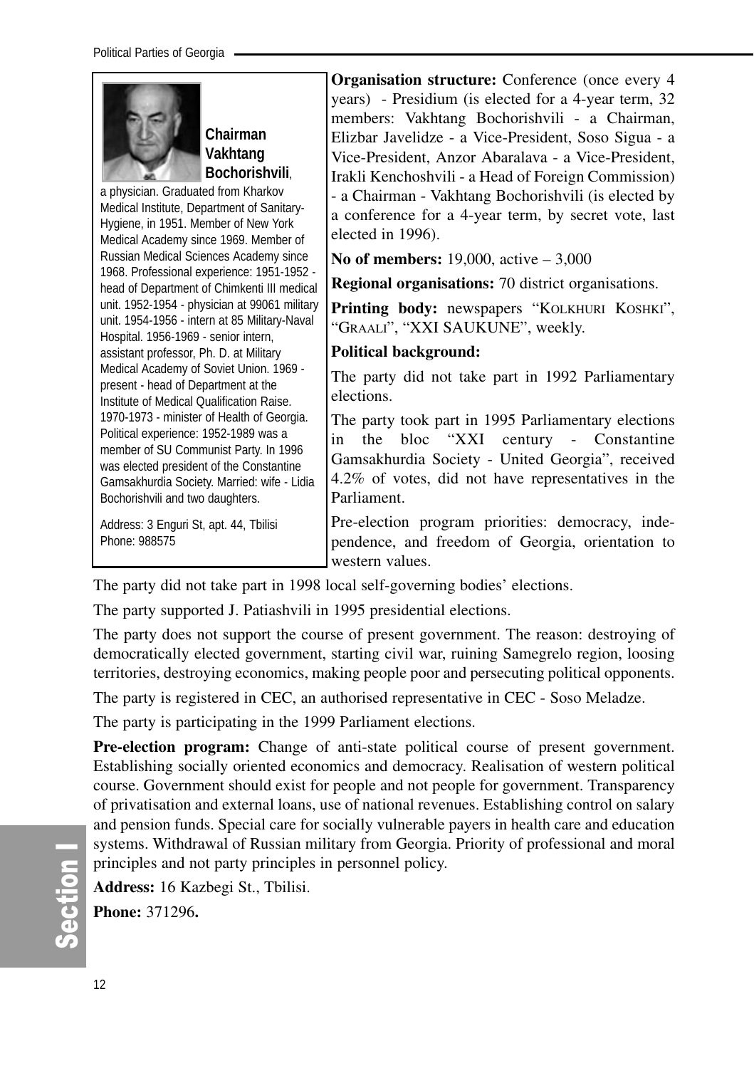**Chairman Vakhtang Bochorishvili**, a physician. Graduated from Kharkov Medical Institute, Department of Sanitary-Hygiene, in 1951. Member of New York Medical Academy since 1969. Member of Russian Medical Sciences Academy since 1968. Professional experience: 1951-1952 - head of Department of Chimkenti III medical unit. 1952-1954 - physician at 99061 military unit. 1954-1956 - intern at 85 Military-Naval Hospital. 1956-1969 - senior intern, assistant professor, Ph. D. at Military Medical Academy of Soviet Union. 1969 - present - head of Department at the Institute of Medical Qualification Raise. 1970-1973 - minister of Health of Georgia. Political experience: 1952-1989 was a member of SU Communist Party. In 1996 was elected president of the Constantine Gamsakhurdia Society. Married: wife - Lidia Bochorishvili and two daughters.

Address: 3 Enguri St, apt. 44, Tbilisi
Phone: 988575

**Organisation structure:** Conference (once every 4 years) - Presidium (is elected for a 4-year term, 32 members: Vakhtang Bochorishvili - a Chairman, Elizbar Javelidze - a Vice-President, Soso Sigua - a Vice-President, Anzor Abaralava - a Vice-President, Irakli Kenchoshvili - a Head of Foreign Commission) - a Chairman - Vakhtang Bochorishvili (is elected by a conference for a 4-year term, by secret vote, last elected in 1996).

**No of members:** 19,000, active – 3,000

**Regional organisations:** 70 district organisations.

**Printing body:** newspapers "KOLKHURI KOSHKI", "GRAALI", "XXI SAUKUNE", weekly.

**Political background:**

The party did not take part in 1992 Parliamentary elections.

The party took part in 1995 Parliamentary elections in the bloc "XXI century - Constantine Gamsakhurdia Society - United Georgia", received 4.2% of votes, did not have representatives in the Parliament.

Pre-election program priorities: democracy, independence, and freedom of Georgia, orientation to western values.

The party did not take part in 1998 local self-governing bodies' elections.

The party supported J. Patiashvili in 1995 presidential elections.

The party does not support the course of present government. The reason: destroying of democratically elected government, starting civil war, ruining Samegrelo region, loosing territories, destroying economics, making people poor and persecuting political opponents.

The party is registered in CEC, an authorised representative in CEC - Soso Meladze.

The party is participating in the 1999 Parliament elections.

**Pre-election program:** Change of anti-state political course of present government. Establishing socially oriented economics and democracy. Realisation of western political course. Government should exist for people and not people for government. Transparency of privatisation and external loans, use of national revenues. Establishing control on salary and pension funds. Special care for socially vulnerable payers in health care and education systems. Withdrawal of Russian military from Georgia. Priority of professional and moral principles and not party principles in personnel policy.

**Address:** 16 Kazbegi St., Tbilisi.

**Phone:** 371296**.**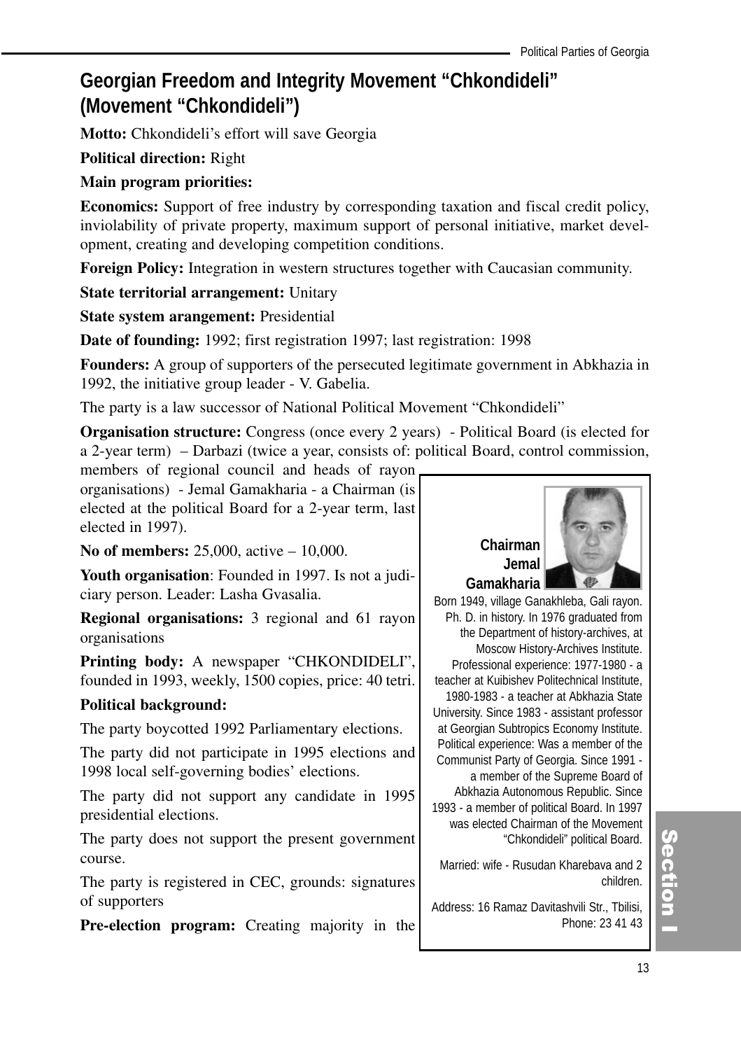# Georgian Freedom and Integrity Movement "Chkondideli" (Movement "Chkondideli")

**Motto:** Chkondideli's effort will save Georgia

**Political direction:** Right

**Main program priorities:**

**Economics:** Support of free industry by corresponding taxation and fiscal credit policy, inviolability of private property, maximum support of personal initiative, market development, creating and developing competition conditions.

**Foreign Policy:** Integration in western structures together with Caucasian community.

**State territorial arrangement:** Unitary

**State system arangement:** Presidential

**Date of founding:** 1992; first registration 1997; last registration: 1998

**Founders:** A group of supporters of the persecuted legitimate government in Abkhazia in 1992, the initiative group leader - V. Gabelia.

The party is a law successor of National Political Movement "Chkondideli"

**Organisation structure:** Congress (once every 2 years) - Political Board (is elected for a 2-year term) – Darbazi (twice a year, consists of: political Board, control commission, members of regional council and heads of rayon organisations) - Jemal Gamakharia - a Chairman (is elected at the political Board for a 2-year term, last elected in 1997).

**No of members:** 25,000, active – 10,000.

**Youth organisation**: Founded in 1997. Is not a judiciary person. Leader: Lasha Gvasalia.

**Regional organisations:** 3 regional and 61 rayon organisations

**Printing body:** A newspaper "CHKONDIDELI", founded in 1993, weekly, 1500 copies, price: 40 tetri.

**Political background:**

The party boycotted 1992 Parliamentary elections.

The party did not participate in 1995 elections and 1998 local self-governing bodies' elections.

The party did not support any candidate in 1995 presidential elections.

The party does not support the present government course.

The party is registered in CEC, grounds: signatures of supporters

**Pre-election program:** Creating majority in the

**Chairman Jemal Gamakharia**

Born 1949, village Ganakhleba, Gali rayon. Ph. D. in history. In 1976 graduated from the Department of history-archives, at Moscow History-Archives Institute. Professional experience: 1977-1980 - a teacher at Kuibishev Politechnical Institute, 1980-1983 - a teacher at Abkhazia State University. Since 1983 - assistant professor at Georgian Subtropics Economy Institute. Political experience: Was a member of the Communist Party of Georgia. Since 1991 - a member of the Supreme Board of Abkhazia Autonomous Republic. Since 1993 - a member of political Board. In 1997 was elected Chairman of the Movement "Chkondideli" political Board.

Married: wife - Rusudan Kharebava and 2 children.

Address: 16 Ramaz Davitashvili Str., Tbilisi, Phone: 23 41 43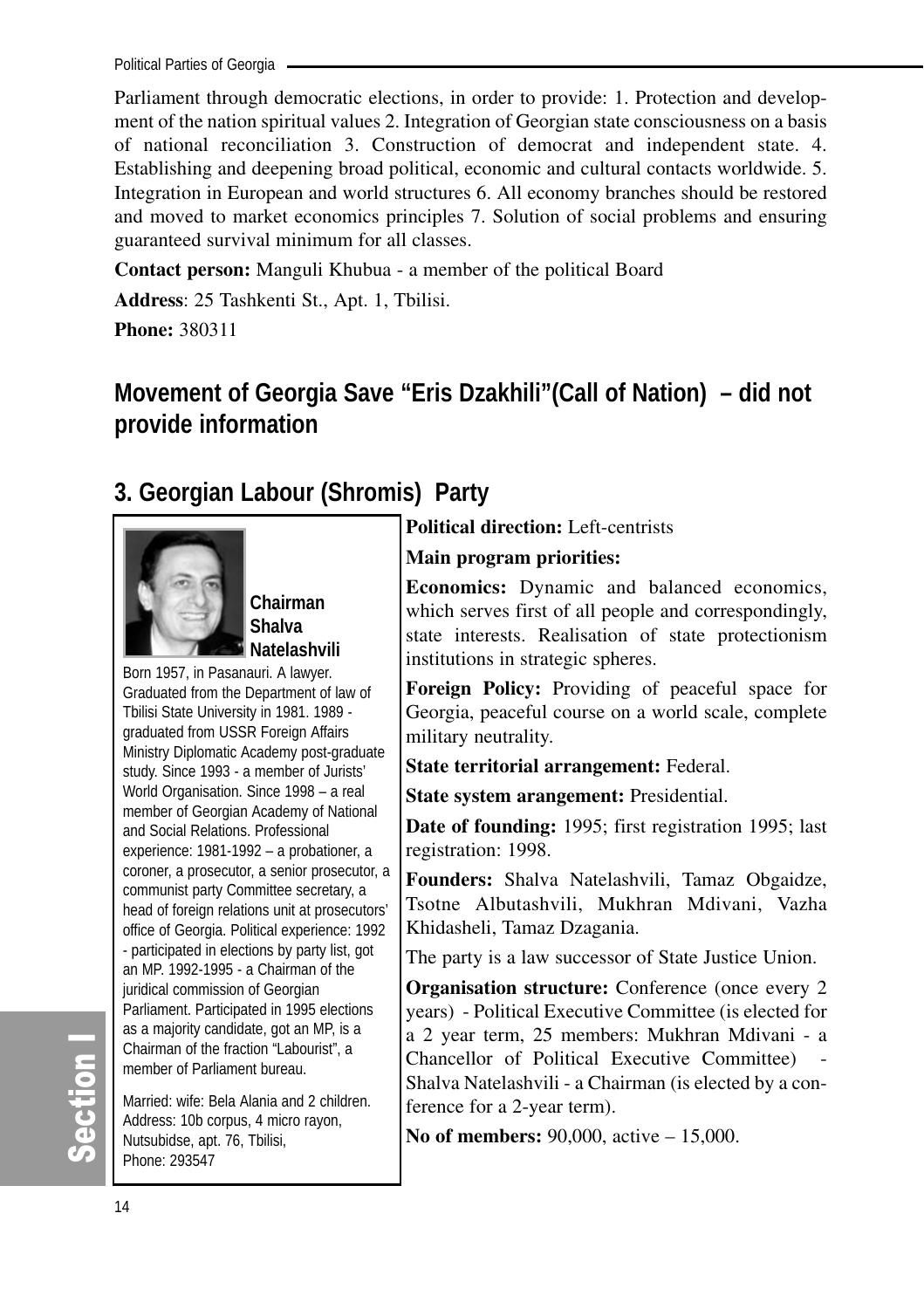Parliament through democratic elections, in order to provide: 1. Protection and development of the nation spiritual values 2. Integration of Georgian state consciousness on a basis of national reconciliation 3. Construction of democrat and independent state. 4. Establishing and deepening broad political, economic and cultural contacts worldwide. 5. Integration in European and world structures 6. All economy branches should be restored and moved to market economics principles 7. Solution of social problems and ensuring guaranteed survival minimum for all classes.

**Contact person:** Manguli Khubua - a member of the political Board

**Address**: 25 Tashkenti St., Apt. 1, Tbilisi.

**Phone:** 380311

## Movement of Georgia Save "Eris Dzakhili"(Call of Nation) – did not provide information

## 3. Georgian Labour (Shromis) Party

**Chairman Shalva Natelashvili**

Born 1957, in Pasanauri. A lawyer. Graduated from the Department of law of Tbilisi State University in 1981. 1989 - graduated from USSR Foreign Affairs Ministry Diplomatic Academy post-graduate study. Since 1993 - a member of Jurists' World Organisation. Since 1998 – a real member of Georgian Academy of National and Social Relations. Professional experience: 1981-1992 – a probationer, a coroner, a prosecutor, a senior prosecutor, a communist party Committee secretary, a head of foreign relations unit at prosecutors' office of Georgia. Political experience: 1992 - participated in elections by party list, got an MP. 1992-1995 - a Chairman of the juridical commission of Georgian Parliament. Participated in 1995 elections as a majority candidate, got an MP, is a Chairman of the fraction "Labourist", a member of Parliament bureau.

Married: wife: Bela Alania and 2 children. Address: 10b corpus, 4 micro rayon, Nutsubidse, apt. 76, Tbilisi, Phone: 293547

**Political direction:** Left-centrists

**Main program priorities:**

**Economics:** Dynamic and balanced economics, which serves first of all people and correspondingly, state interests. Realisation of state protectionism institutions in strategic spheres.

**Foreign Policy:** Providing of peaceful space for Georgia, peaceful course on a world scale, complete military neutrality.

**State territorial arrangement:** Federal.

**State system arangement:** Presidential.

**Date of founding:** 1995; first registration 1995; last registration: 1998.

**Founders:** Shalva Natelashvili, Tamaz Obgaidze, Tsotne Albutashvili, Mukhran Mdivani, Vazha Khidasheli, Tamaz Dzagania.

The party is a law successor of State Justice Union.

**Organisation structure:** Conference (once every 2 years) - Political Executive Committee (is elected for a 2 year term, 25 members: Mukhran Mdivani - a Chancellor of Political Executive Committee) - Shalva Natelashvili - a Chairman (is elected by a conference for a 2-year term).

**No of members:** 90,000, active – 15,000.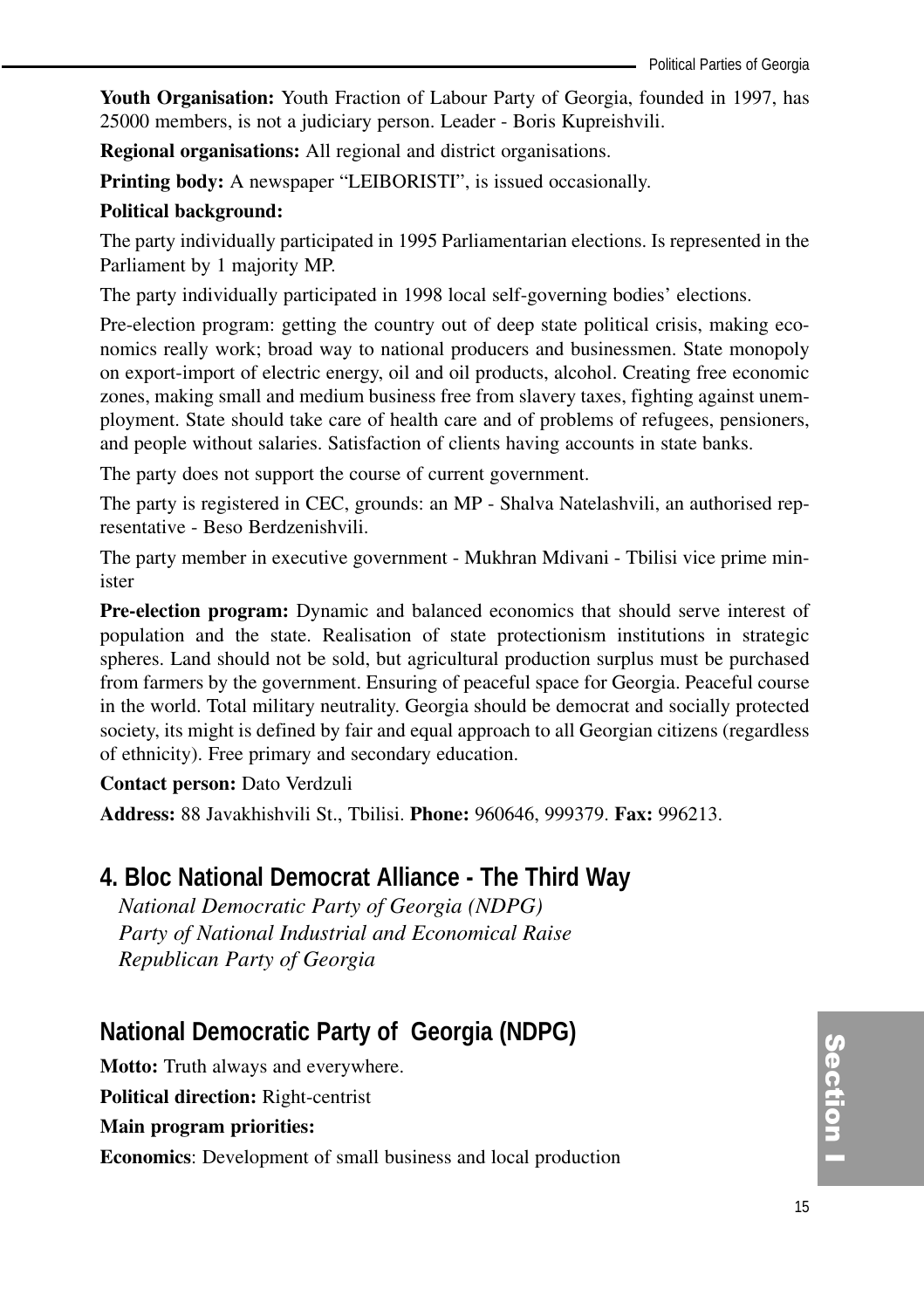**Youth Organisation:** Youth Fraction of Labour Party of Georgia, founded in 1997, has 25000 members, is not a judiciary person. Leader - Boris Kupreishvili.

**Regional organisations:** All regional and district organisations.

**Printing body:** A newspaper "LEIBORISTI", is issued occasionally.

**Political background:**

The party individually participated in 1995 Parliamentarian elections. Is represented in the Parliament by 1 majority MP.

The party individually participated in 1998 local self-governing bodies' elections.

Pre-election program: getting the country out of deep state political crisis, making economics really work; broad way to national producers and businessmen. State monopoly on export-import of electric energy, oil and oil products, alcohol. Creating free economic zones, making small and medium business free from slavery taxes, fighting against unemployment. State should take care of health care and of problems of refugees, pensioners, and people without salaries. Satisfaction of clients having accounts in state banks.

The party does not support the course of current government.

The party is registered in CEC, grounds: an MP - Shalva Natelashvili, an authorised representative - Beso Berdzenishvili.

The party member in executive government - Mukhran Mdivani - Tbilisi vice prime minister

**Pre-election program:** Dynamic and balanced economics that should serve interest of population and the state. Realisation of state protectionism institutions in strategic spheres. Land should not be sold, but agricultural production surplus must be purchased from farmers by the government. Ensuring of peaceful space for Georgia. Peaceful course in the world. Total military neutrality. Georgia should be democrat and socially protected society, its might is defined by fair and equal approach to all Georgian citizens (regardless of ethnicity). Free primary and secondary education.

**Contact person:** Dato Verdzuli

**Address:** 88 Javakhishvili St., Tbilisi. **Phone:** 960646, 999379. **Fax:** 996213.

## 4. Bloc National Democrat Alliance - The Third Way

*National Democratic Party of Georgia (NDPG)*
*Party of National Industrial and Economical Raise*
*Republican Party of Georgia*

## National Democratic Party of Georgia (NDPG)

**Motto:** Truth always and everywhere.

**Political direction:** Right-centrist

**Main program priorities:**

**Economics**: Development of small business and local production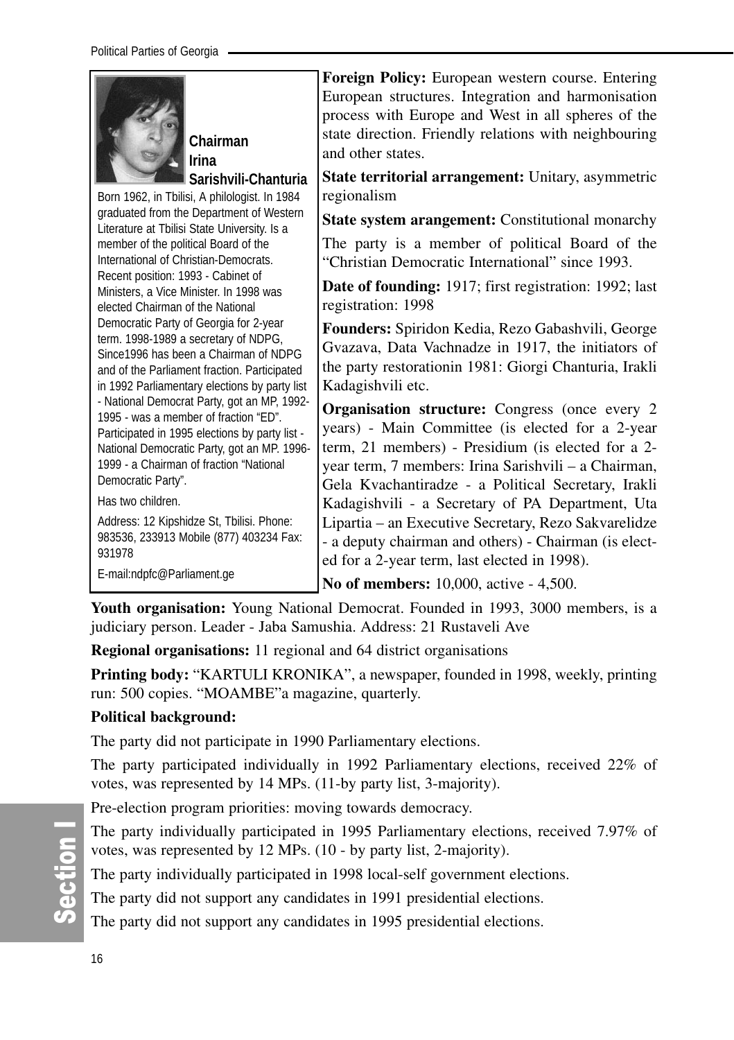**Chairman**
**Irina Sarishvili-Chanturia**

Born 1962, in Tbilisi, A philologist. In 1984 graduated from the Department of Western Literature at Tbilisi State University. Is a member of the political Board of the International of Christian-Democrats. Recent position: 1993 - Cabinet of Ministers, a Vice Minister. In 1998 was elected Chairman of the National Democratic Party of Georgia for 2-year term. 1998-1989 a secretary of NDPG, Since1996 has been a Chairman of NDPG and of the Parliament fraction. Participated in 1992 Parliamentary elections by party list - National Democrat Party, got an MP, 1992-1995 - was a member of fraction "ED". Participated in 1995 elections by party list - National Democratic Party, got an MP. 1996-1999 - a Chairman of fraction "National Democratic Party".

Has two children.

Address: 12 Kipshidze St, Tbilisi. Phone: 983536, 233913 Mobile (877) 403234 Fax: 931978

E-mail:ndpfc@Parliament.ge

**Foreign Policy:** European western course. Entering European structures. Integration and harmonisation process with Europe and West in all spheres of the state direction. Friendly relations with neighbouring and other states.

**State territorial arrangement:** Unitary, asymmetric regionalism

**State system arangement:** Constitutional monarchy

The party is a member of political Board of the "Christian Democratic International" since 1993.

**Date of founding:** 1917; first registration: 1992; last registration: 1998

**Founders:** Spiridon Kedia, Rezo Gabashvili, George Gvazava, Data Vachnadze in 1917, the initiators of the party restorationin 1981: Giorgi Chanturia, Irakli Kadagishvili etc.

**Organisation structure:** Congress (once every 2 years) - Main Committee (is elected for a 2-year term, 21 members) - Presidium (is elected for a 2-year term, 7 members: Irina Sarishvili – a Chairman, Gela Kvachantiradze - a Political Secretary, Irakli Kadagishvili - a Secretary of PA Department, Uta Lipartia – an Executive Secretary, Rezo Sakvarelidze - a deputy chairman and others) - Chairman (is elected for a 2-year term, last elected in 1998).

**No of members:** 10,000, active - 4,500.

**Youth organisation:** Young National Democrat. Founded in 1993, 3000 members, is a judiciary person. Leader - Jaba Samushia. Address: 21 Rustaveli Ave

**Regional organisations:** 11 regional and 64 district organisations

**Printing body:** "KARTULI KRONIKA", a newspaper, founded in 1998, weekly, printing run: 500 copies. "MOAMBE"a magazine, quarterly.

**Political background:**

The party did not participate in 1990 Parliamentary elections.

The party participated individually in 1992 Parliamentary elections, received 22% of votes, was represented by 14 MPs. (11-by party list, 3-majority).

Pre-election program priorities: moving towards democracy.

The party individually participated in 1995 Parliamentary elections, received 7.97% of votes, was represented by 12 MPs. (10 - by party list, 2-majority).

The party individually participated in 1998 local-self government elections.

The party did not support any candidates in 1991 presidential elections.

The party did not support any candidates in 1995 presidential elections.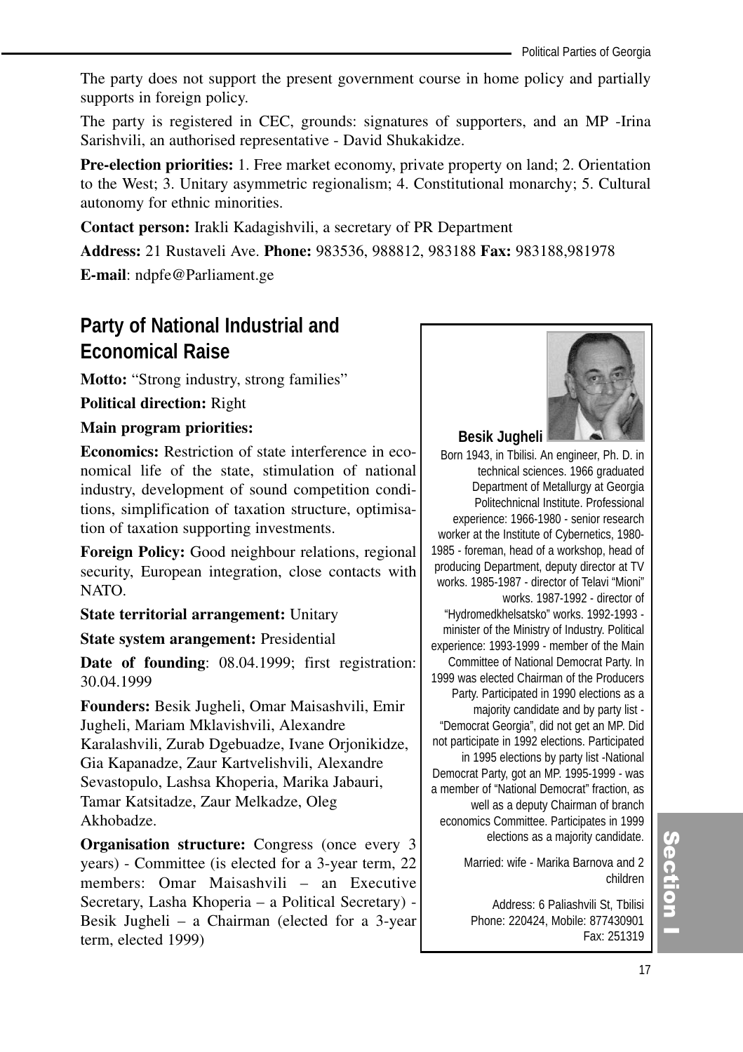The party does not support the present government course in home policy and partially supports in foreign policy.

The party is registered in CEC, grounds: signatures of supporters, and an MP -Irina Sarishvili, an authorised representative - David Shukakidze.

**Pre-election priorities:** 1. Free market economy, private property on land; 2. Orientation to the West; 3. Unitary asymmetric regionalism; 4. Constitutional monarchy; 5. Cultural autonomy for ethnic minorities.

**Contact person:** Irakli Kadagishvili, a secretary of PR Department

**Address:** 21 Rustaveli Ave. **Phone:** 983536, 988812, 983188 **Fax:** 983188,981978

**E-mail**: ndpfe@Parliament.ge

## Party of National Industrial and Economical Raise

**Motto:** "Strong industry, strong families"

**Political direction:** Right

**Main program priorities:**

**Economics:** Restriction of state interference in economical life of the state, stimulation of national industry, development of sound competition conditions, simplification of taxation structure, optimisation of taxation supporting investments.

**Foreign Policy:** Good neighbour relations, regional security, European integration, close contacts with NATO.

**State territorial arrangement:** Unitary

**State system arangement:** Presidential

**Date of founding**: 08.04.1999; first registration: 30.04.1999

**Founders:** Besik Jugheli, Omar Maisashvili, Emir Jugheli, Mariam Mklavishvili, Alexandre Karalashvili, Zurab Dgebuadze, Ivane Orjonikidze, Gia Kapanadze, Zaur Kartvelishvili, Alexandre Sevastopulo, Lashsa Khoperia, Marika Jabauri, Tamar Katsitadze, Zaur Melkadze, Oleg Akhobadze.

**Organisation structure:** Congress (once every 3 years) - Committee (is elected for a 3-year term, 22 members: Omar Maisashvili – an Executive Secretary, Lasha Khoperia – a Political Secretary) - Besik Jugheli – a Chairman (elected for a 3-year term, elected 1999)

**Besik Jugheli**

Born 1943, in Tbilisi. An engineer, Ph. D. in technical sciences. 1966 graduated Department of Metallurgy at Georgia Politechnicnal Institute. Professional experience: 1966-1980 - senior research worker at the Institute of Cybernetics, 1980-1985 - foreman, head of a workshop, head of producing Department, deputy director at TV works. 1985-1987 - director of Telavi "Mioni" works. 1987-1992 - director of "Hydromedkhelsatsko" works. 1992-1993 - minister of the Ministry of Industry. Political experience: 1993-1999 - member of the Main Committee of National Democrat Party. In 1999 was elected Chairman of the Producers Party. Participated in 1990 elections as a majority candidate and by party list - "Democrat Georgia", did not get an MP. Did not participate in 1992 elections. Participated in 1995 elections by party list -National Democrat Party, got an MP. 1995-1999 - was a member of "National Democrat" fraction, as well as a deputy Chairman of branch economics Committee. Participates in 1999 elections as a majority candidate.

Married: wife - Marika Barnova and 2 children

Address: 6 Paliashvili St, Tbilisi
Phone: 220424, Mobile: 877430901
Fax: 251319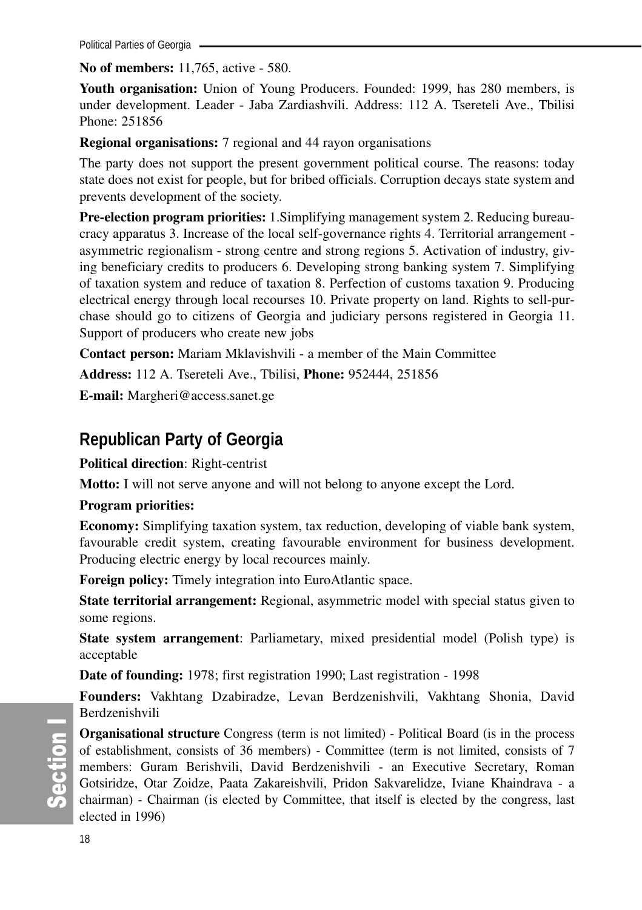**No of members:** 11,765, active - 580.

**Youth organisation:** Union of Young Producers. Founded: 1999, has 280 members, is under development. Leader - Jaba Zardiashvili. Address: 112 A. Tsereteli Ave., Tbilisi Phone: 251856

**Regional organisations:** 7 regional and 44 rayon organisations

The party does not support the present government political course. The reasons: today state does not exist for people, but for bribed officials. Corruption decays state system and prevents development of the society.

**Pre-election program priorities:** 1.Simplifying management system 2. Reducing bureaucracy apparatus 3. Increase of the local self-governance rights 4. Territorial arrangement - asymmetric regionalism - strong centre and strong regions 5. Activation of industry, giving beneficiary credits to producers 6. Developing strong banking system 7. Simplifying of taxation system and reduce of taxation 8. Perfection of customs taxation 9. Producing electrical energy through local recourses 10. Private property on land. Rights to sell-purchase should go to citizens of Georgia and judiciary persons registered in Georgia 11. Support of producers who create new jobs

**Contact person:** Mariam Mklavishvili - a member of the Main Committee

**Address:** 112 A. Tsereteli Ave., Tbilisi, **Phone:** 952444, 251856

**E-mail:** Margheri@access.sanet.ge

## Republican Party of Georgia

**Political direction**: Right-centrist

**Motto:** I will not serve anyone and will not belong to anyone except the Lord.

**Program priorities:**

**Economy:** Simplifying taxation system, tax reduction, developing of viable bank system, favourable credit system, creating favourable environment for business development. Producing electric energy by local recources mainly.

**Foreign policy:** Timely integration into EuroAtlantic space.

**State territorial arrangement:** Regional, asymmetric model with special status given to some regions.

**State system arrangement**: Parliametary, mixed presidential model (Polish type) is acceptable

**Date of founding:** 1978; first registration 1990; Last registration - 1998

**Founders:** Vakhtang Dzabiradze, Levan Berdzenishvili, Vakhtang Shonia, David Berdzenishvili

**Organisational structure** Congress (term is not limited) - Political Board (is in the process of establishment, consists of 36 members) - Committee (term is not limited, consists of 7 members: Guram Berishvili, David Berdzenishvili - an Executive Secretary, Roman Gotsiridze, Otar Zoidze, Paata Zakareishvili, Pridon Sakvarelidze, Iviane Khaindrava - a chairman) - Chairman (is elected by Committee, that itself is elected by the congress, last elected in 1996)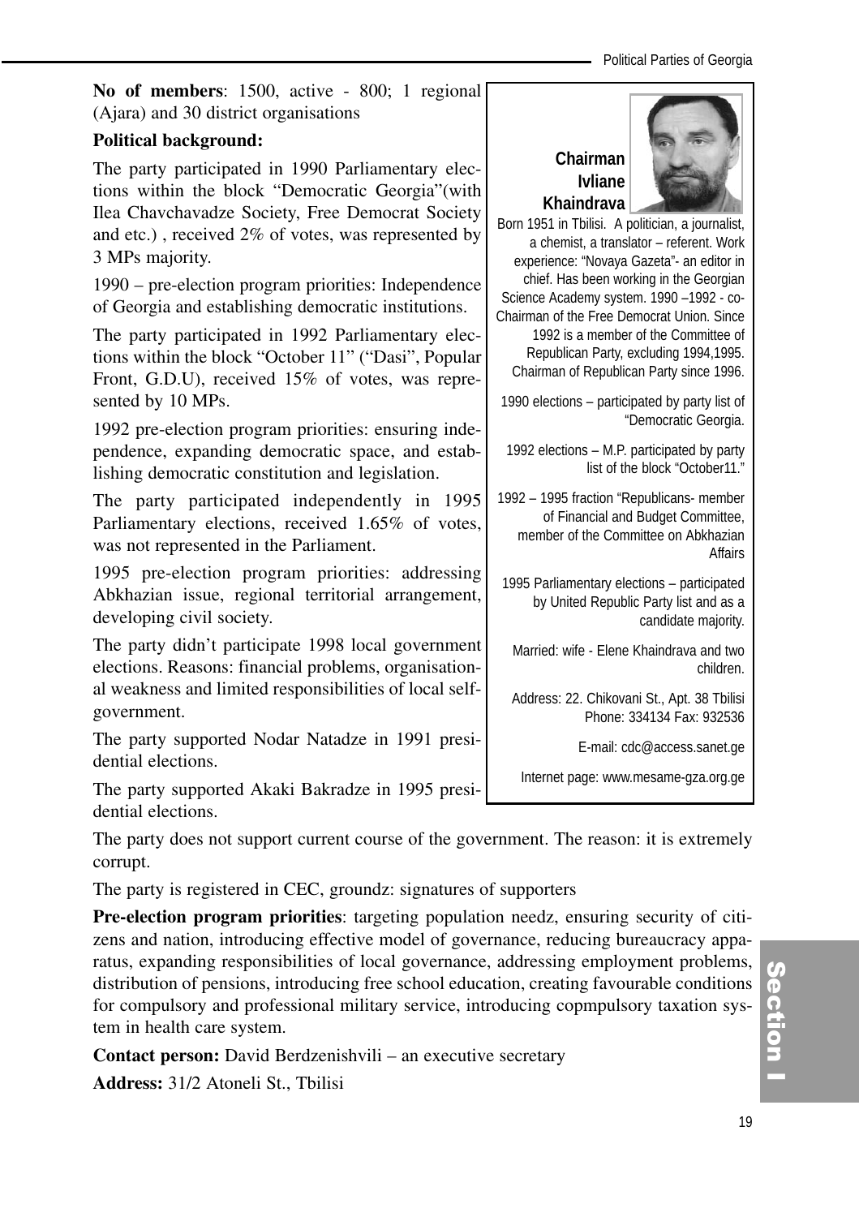**No of members**: 1500, active - 800; 1 regional (Ajara) and 30 district organisations

**Political background:**

The party participated in 1990 Parliamentary elections within the block "Democratic Georgia"(with Ilea Chavchavadze Society, Free Democrat Society and etc.) , received 2% of votes, was represented by 3 MPs majority.

1990 – pre-election program priorities: Independence of Georgia and establishing democratic institutions.

The party participated in 1992 Parliamentary elections within the block "October 11" ("Dasi", Popular Front, G.D.U), received 15% of votes, was represented by 10 MPs.

1992 pre-election program priorities: ensuring independence, expanding democratic space, and establishing democratic constitution and legislation.

The party participated independently in 1995 Parliamentary elections, received 1.65% of votes, was not represented in the Parliament.

1995 pre-election program priorities: addressing Abkhazian issue, regional territorial arrangement, developing civil society.

The party didn't participate 1998 local government elections. Reasons: financial problems, organisational weakness and limited responsibilities of local self-government.

The party supported Nodar Natadze in 1991 presidential elections.

The party supported Akaki Bakradze in 1995 presidential elections.

**Chairman Ivliane Khaindrava**

Born 1951 in Tbilisi. A politician, a journalist, a chemist, a translator – referent. Work experience: "Novaya Gazeta"- an editor in chief. Has been working in the Georgian Science Academy system. 1990 –1992 - co-Chairman of the Free Democrat Union. Since 1992 is a member of the Committee of Republican Party, excluding 1994,1995. Chairman of Republican Party since 1996.

1990 elections – participated by party list of "Democratic Georgia.

1992 elections – M.P. participated by party list of the block "October11."

1992 – 1995 fraction "Republicans- member of Financial and Budget Committee, member of the Committee on Abkhazian Affairs

1995 Parliamentary elections – participated by United Republic Party list and as a candidate majority.

Married: wife - Elene Khaindrava and two children.

Address: 22. Chikovani St., Apt. 38 Tbilisi
Phone: 334134 Fax: 932536

E-mail: cdc@access.sanet.ge

Internet page: www.mesame-gza.org.ge

The party does not support current course of the government. The reason: it is extremely corrupt.

The party is registered in CEC, groundz: signatures of supporters

**Pre-election program priorities**: targeting population needz, ensuring security of citizens and nation, introducing effective model of governance, reducing bureaucracy apparatus, expanding responsibilities of local governance, addressing employment problems, distribution of pensions, introducing free school education, creating favourable conditions for compulsory and professional military service, introducing copmpulsory taxation system in health care system.

**Contact person:** David Berdzenishvili – an executive secretary

**Address:** 31/2 Atoneli St., Tbilisi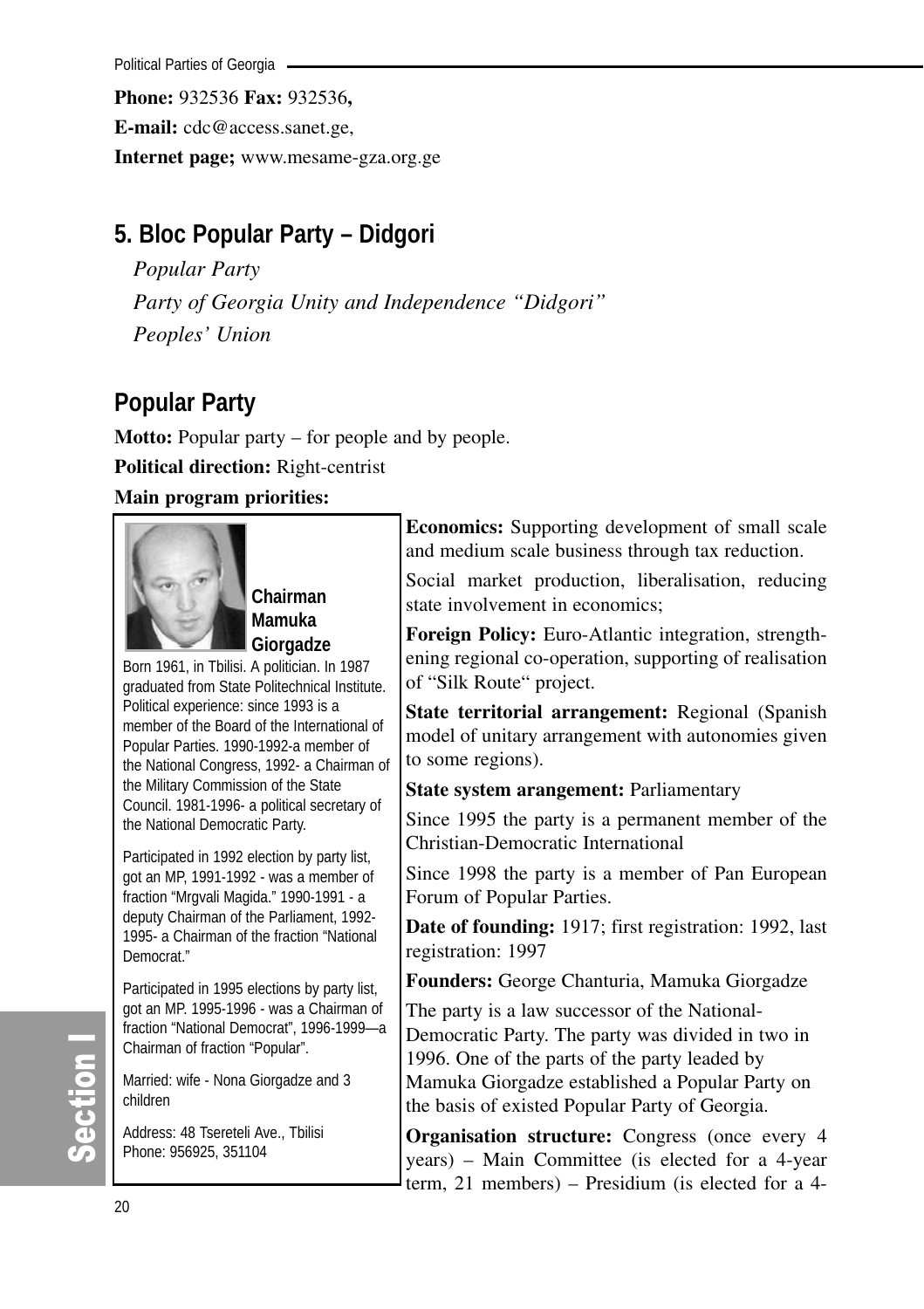**Phone:** 932536 **Fax:** 932536**,**
**E-mail:** cdc@access.sanet.ge,
**Internet page;** www.mesame-gza.org.ge

## 5. Bloc Popular Party – Didgori

*Popular Party*
*Party of Georgia Unity and Independence "Didgori"*
*Peoples' Union*

## Popular Party

**Motto:** Popular party – for people and by people.

**Political direction:** Right-centrist

**Main program priorities:**

**Chairman Mamuka Giorgadze**

Born 1961, in Tbilisi. A politician. In 1987 graduated from State Politechnical Institute. Political experience: since 1993 is a member of the Board of the International of Popular Parties. 1990-1992-a member of the National Congress, 1992- a Chairman of the Military Commission of the State Council. 1981-1996- a political secretary of the National Democratic Party.

Participated in 1992 election by party list, got an MP, 1991-1992 - was a member of fraction "Mrgvali Magida." 1990-1991 - a deputy Chairman of the Parliament, 1992-1995- a Chairman of the fraction "National Democrat."

Participated in 1995 elections by party list, got an MP. 1995-1996 - was a Chairman of fraction "National Democrat", 1996-1999—a Chairman of fraction "Popular".

Married: wife - Nona Giorgadze and 3 children

Address: 48 Tsereteli Ave., Tbilisi
Phone: 956925, 351104

**Economics:** Supporting development of small scale and medium scale business through tax reduction.

Social market production, liberalisation, reducing state involvement in economics;

**Foreign Policy:** Euro-Atlantic integration, strengthening regional co-operation, supporting of realisation of "Silk Route" project.

**State territorial arrangement:** Regional (Spanish model of unitary arrangement with autonomies given to some regions).

**State system arangement:** Parliamentary

Since 1995 the party is a permanent member of the Christian-Democratic International

Since 1998 the party is a member of Pan European Forum of Popular Parties.

**Date of founding:** 1917; first registration: 1992, last registration: 1997

**Founders:** George Chanturia, Mamuka Giorgadze

The party is a law successor of the National-Democratic Party. The party was divided in two in 1996. One of the parts of the party leaded by Mamuka Giorgadze established a Popular Party on the basis of existed Popular Party of Georgia.

**Organisation structure:** Congress (once every 4 years) – Main Committee (is elected for a 4-year term, 21 members) – Presidium (is elected for a 4-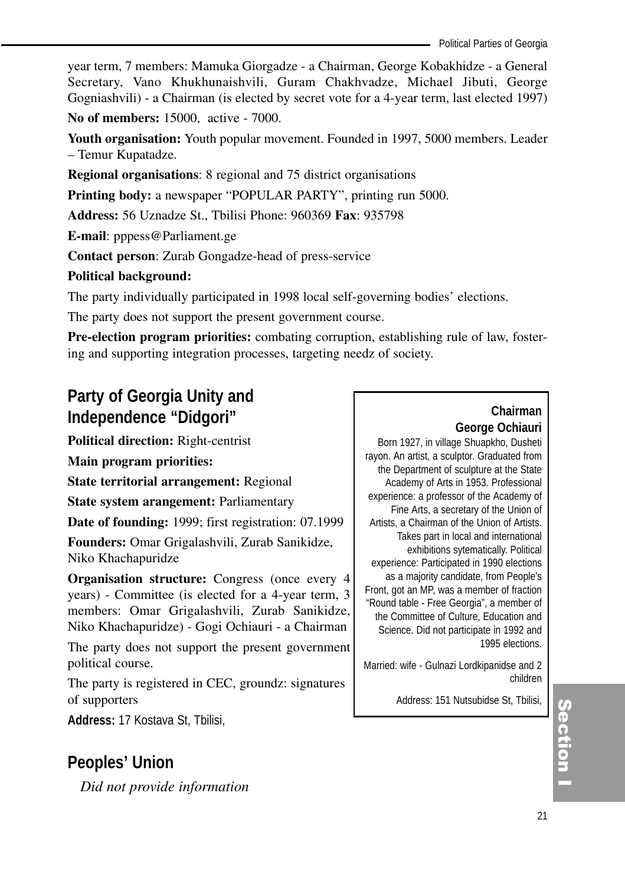year term, 7 members: Mamuka Giorgadze - a Chairman, George Kobakhidze - a General Secretary, Vano Khukhunaishvili, Guram Chakhvadze, Michael Jibuti, George Gogniashvili) - a Chairman (is elected by secret vote for a 4-year term, last elected 1997)

**No of members:** 15000, active - 7000.

**Youth organisation:** Youth popular movement. Founded in 1997, 5000 members. Leader – Temur Kupatadze.

**Regional organisations**: 8 regional and 75 district organisations

**Printing body:** a newspaper "POPULAR PARTY", printing run 5000.

**Address:** 56 Uznadze St., Tbilisi Phone: 960369 **Fax**: 935798

**E-mail**: pppess@Parliament.ge

**Contact person**: Zurab Gongadze-head of press-service

**Political background:**

The party individually participated in 1998 local self-governing bodies' elections.

The party does not support the present government course.

**Pre-election program priorities:** combating corruption, establishing rule of law, fostering and supporting integration processes, targeting needz of society.

## Party of Georgia Unity and Independence "Didgori"

**Political direction:** Right-centrist

**Main program priorities:**

**State territorial arrangement:** Regional

**State system arangement:** Parliamentary

**Date of founding:** 1999; first registration: 07.1999

**Founders:** Omar Grigalashvili, Zurab Sanikidze, Niko Khachapuridze

**Organisation structure:** Congress (once every 4 years) - Committee (is elected for a 4-year term, 3 members: Omar Grigalashvili, Zurab Sanikidze, Niko Khachapuridze) - Gogi Ochiauri - a Chairman

The party does not support the present government political course.

The party is registered in CEC, groundz: signatures of supporters

**Address:** 17 Kostava St, Tbilisi,

**Chairman**
**George Ochiauri**

Born 1927, in village Shuapkho, Dusheti rayon. An artist, a sculptor. Graduated from the Department of sculpture at the State Academy of Arts in 1953. Professional experience: a professor of the Academy of Fine Arts, a secretary of the Union of Artists, a Chairman of the Union of Artists. Takes part in local and international exhibitions sytematically. Political experience: Participated in 1990 elections as a majority candidate, from People's Front, got an MP, was a member of fraction "Round table - Free Georgia", a member of the Committee of Culture, Education and Science. Did not participate in 1992 and 1995 elections.

Married: wife - Gulnazi Lordkipanidse and 2 children

Address: 151 Nutsubidse St, Tbilisi,

## Peoples' Union

*Did not provide information*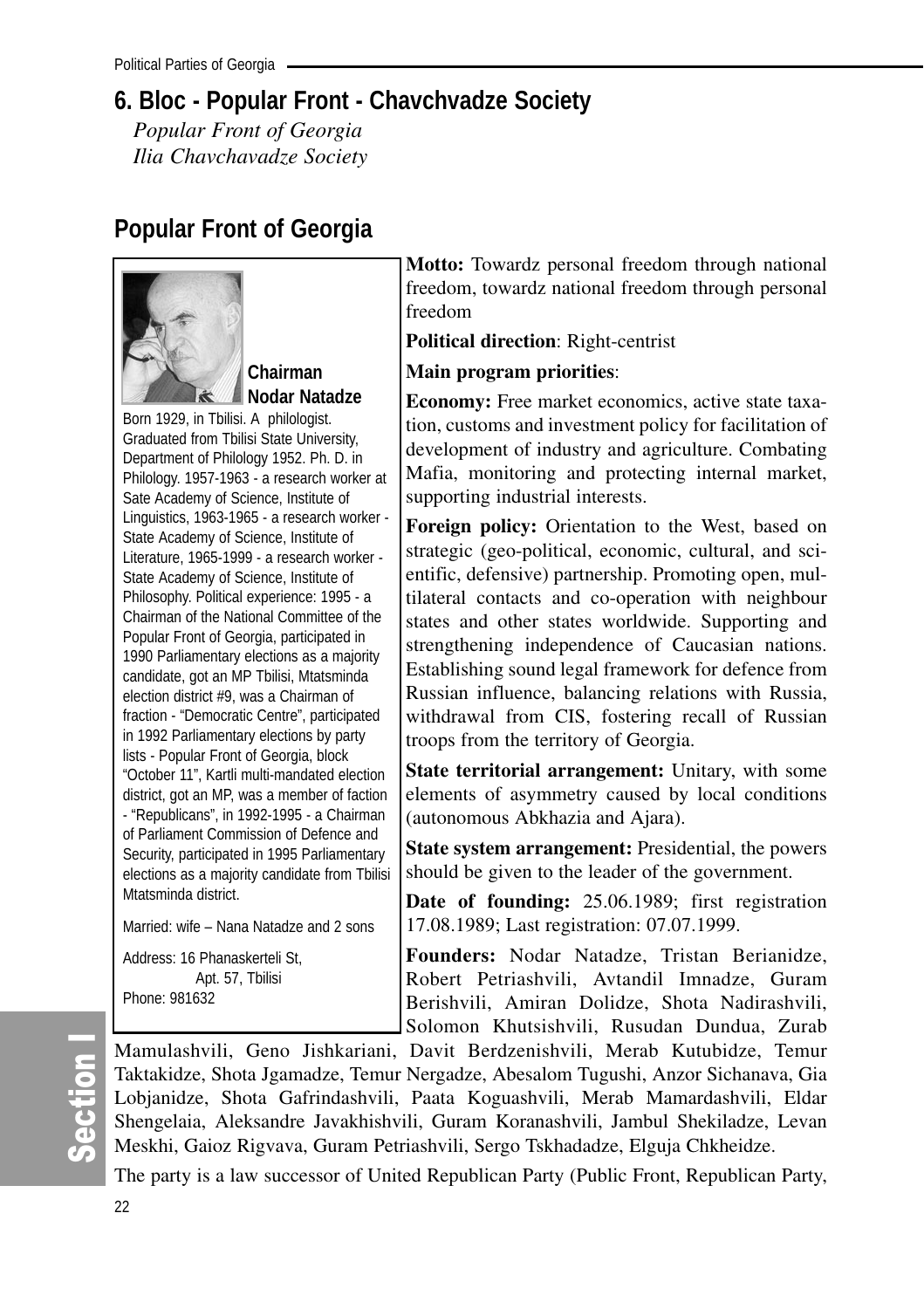## 6. Bloc - Popular Front - Chavchvadze Society

*Popular Front of Georgia*
*Ilia Chavchavadze Society*

## Popular Front of Georgia

**Chairman**
**Nodar Natadze**

Born 1929, in Tbilisi. A philologist. Graduated from Tbilisi State University, Department of Philology 1952. Ph. D. in Philology. 1957-1963 - a research worker at Sate Academy of Science, Institute of Linguistics, 1963-1965 - a research worker - State Academy of Science, Institute of Literature, 1965-1999 - a research worker - State Academy of Science, Institute of Philosophy. Political experience: 1995 - a Chairman of the National Committee of the Popular Front of Georgia, participated in 1990 Parliamentary elections as a majority candidate, got an MP Tbilisi, Mtatsminda election district #9, was a Chairman of fraction - "Democratic Centre", participated in 1992 Parliamentary elections by party lists - Popular Front of Georgia, block "October 11", Kartli multi-mandated election district, got an MP, was a member of faction - "Republicans", in 1992-1995 - a Chairman of Parliament Commission of Defence and Security, participated in 1995 Parliamentary elections as a majority candidate from Tbilisi Mtatsminda district.

Married: wife – Nana Natadze and 2 sons

Address: 16 Phanaskerteli St, Apt. 57, Tbilisi
Phone: 981632

**Motto:** Towardz personal freedom through national freedom, towardz national freedom through personal freedom

**Political direction**: Right-centrist

**Main program priorities**:

**Economy:** Free market economics, active state taxation, customs and investment policy for facilitation of development of industry and agriculture. Combating Mafia, monitoring and protecting internal market, supporting industrial interests.

**Foreign policy:** Orientation to the West, based on strategic (geo-political, economic, cultural, and scientific, defensive) partnership. Promoting open, multilateral contacts and co-operation with neighbour states and other states worldwide. Supporting and strengthening independence of Caucasian nations. Establishing sound legal framework for defence from Russian influence, balancing relations with Russia, withdrawal from CIS, fostering recall of Russian troops from the territory of Georgia.

**State territorial arrangement:** Unitary, with some elements of asymmetry caused by local conditions (autonomous Abkhazia and Ajara).

**State system arrangement:** Presidential, the powers should be given to the leader of the government.

**Date of founding:** 25.06.1989; first registration 17.08.1989; Last registration: 07.07.1999.

**Founders:** Nodar Natadze, Tristan Berianidze, Robert Petriashvili, Avtandil Imnadze, Guram Berishvili, Amiran Dolidze, Shota Nadirashvili, Solomon Khutsishvili, Rusudan Dundua, Zurab Mamulashvili, Geno Jishkariani, Davit Berdzenishvili, Merab Kutubidze, Temur Taktakidze, Shota Jgamadze, Temur Nergadze, Abesalom Tugushi, Anzor Sichanava, Gia Lobjanidze, Shota Gafrindashvili, Paata Koguashvili, Merab Mamardashvili, Eldar Shengelaia, Aleksandre Javakhishvili, Guram Koranashvili, Jambul Shekiladze, Levan Meskhi, Gaioz Rigvava, Guram Petriashvili, Sergo Tskhadadze, Elguja Chkheidze.

The party is a law successor of United Republican Party (Public Front, Republican Party,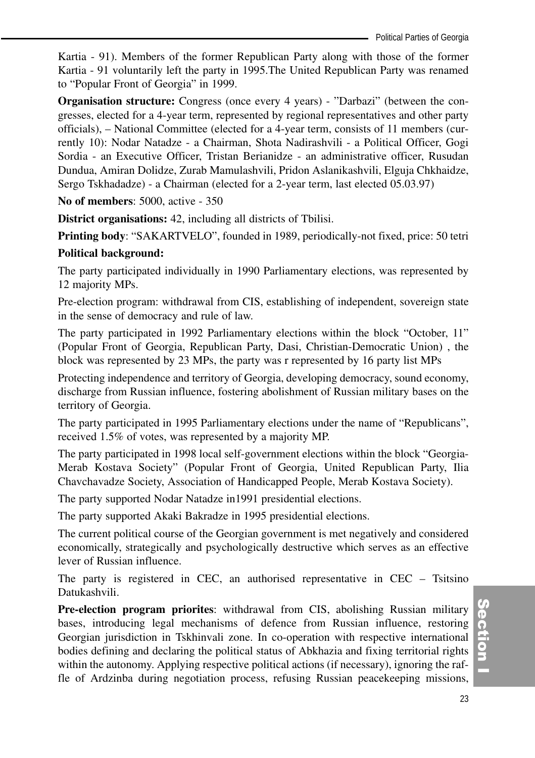Kartia - 91). Members of the former Republican Party along with those of the former Kartia - 91 voluntarily left the party in 1995.The United Republican Party was renamed to "Popular Front of Georgia" in 1999.

**Organisation structure:** Congress (once every 4 years) - "Darbazi" (between the congresses, elected for a 4-year term, represented by regional representatives and other party officials), – National Committee (elected for a 4-year term, consists of 11 members (currently 10): Nodar Natadze - a Chairman, Shota Nadirashvili - a Political Officer, Gogi Sordia - an Executive Officer, Tristan Berianidze - an administrative officer, Rusudan Dundua, Amiran Dolidze, Zurab Mamulashvili, Pridon Aslanikashvili, Elguja Chkhaidze, Sergo Tskhadadze) - a Chairman (elected for a 2-year term, last elected 05.03.97)

**No of members**: 5000, active - 350

**District organisations:** 42, including all districts of Tbilisi.

**Printing body**: "SAKARTVELO", founded in 1989, periodically-not fixed, price: 50 tetri

**Political background:**

The party participated individually in 1990 Parliamentary elections, was represented by 12 majority MPs.

Pre-election program: withdrawal from CIS, establishing of independent, sovereign state in the sense of democracy and rule of law.

The party participated in 1992 Parliamentary elections within the block "October, 11" (Popular Front of Georgia, Republican Party, Dasi, Christian-Democratic Union) , the block was represented by 23 MPs, the party was r represented by 16 party list MPs

Protecting independence and territory of Georgia, developing democracy, sound economy, discharge from Russian influence, fostering abolishment of Russian military bases on the territory of Georgia.

The party participated in 1995 Parliamentary elections under the name of "Republicans", received 1.5% of votes, was represented by a majority MP.

The party participated in 1998 local self-government elections within the block "Georgia-Merab Kostava Society" (Popular Front of Georgia, United Republican Party, Ilia Chavchavadze Society, Association of Handicapped People, Merab Kostava Society).

The party supported Nodar Natadze in1991 presidential elections.

The party supported Akaki Bakradze in 1995 presidential elections.

The current political course of the Georgian government is met negatively and considered economically, strategically and psychologically destructive which serves as an effective lever of Russian influence.

The party is registered in CEC, an authorised representative in CEC – Tsitsino Datukashvili.

**Pre-election program priorites**: withdrawal from CIS, abolishing Russian military bases, introducing legal mechanisms of defence from Russian influence, restoring Georgian jurisdiction in Tskhinvali zone. In co-operation with respective international bodies defining and declaring the political status of Abkhazia and fixing territorial rights within the autonomy. Applying respective political actions (if necessary), ignoring the raffle of Ardzinba during negotiation process, refusing Russian peacekeeping missions,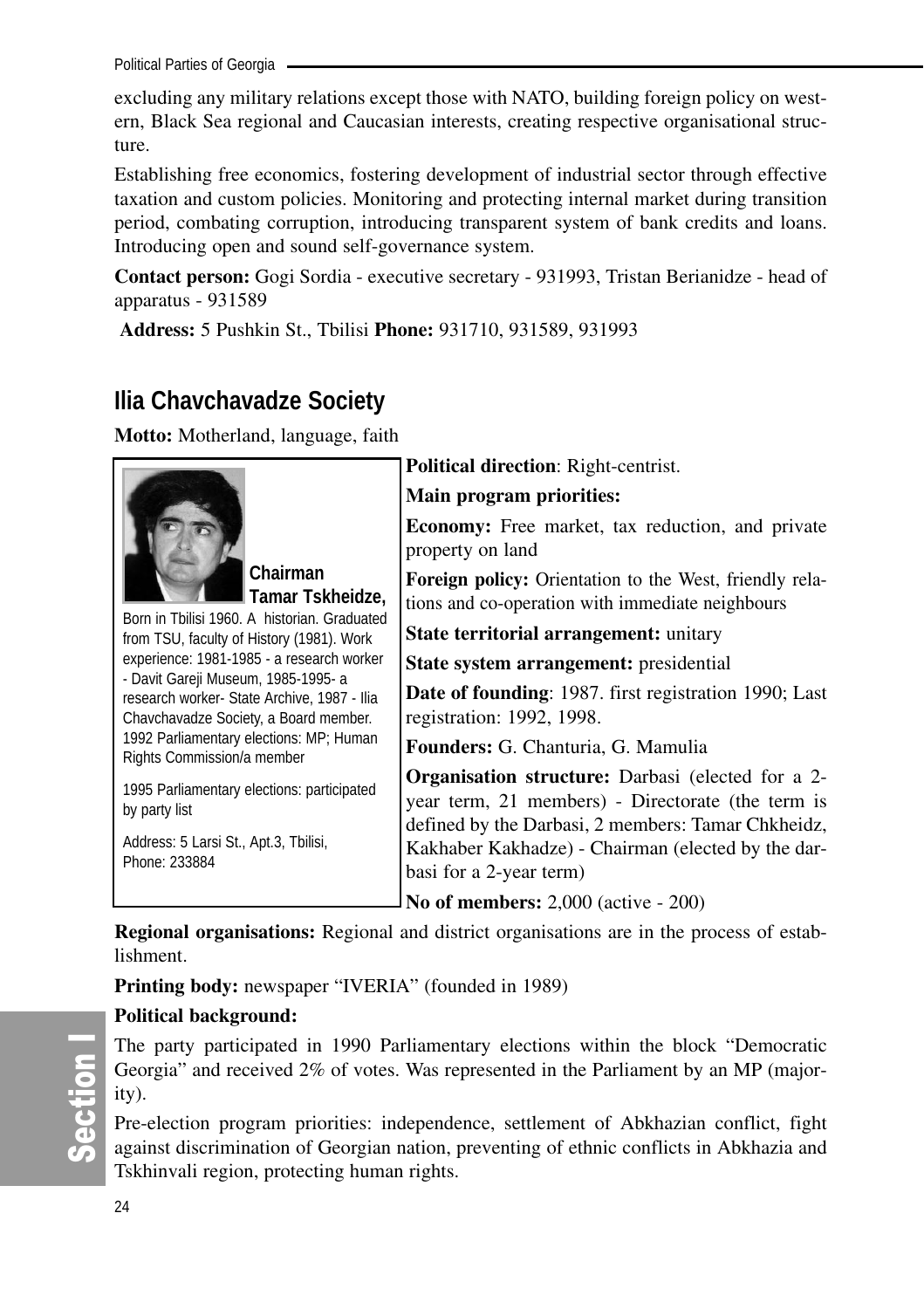excluding any military relations except those with NATO, building foreign policy on western, Black Sea regional and Caucasian interests, creating respective organisational structure.

Establishing free economics, fostering development of industrial sector through effective taxation and custom policies. Monitoring and protecting internal market during transition period, combating corruption, introducing transparent system of bank credits and loans. Introducing open and sound self-governance system.

**Contact person:** Gogi Sordia - executive secretary - 931993, Tristan Berianidze - head of apparatus - 931589

**Address:** 5 Pushkin St., Tbilisi **Phone:** 931710, 931589, 931993

## Ilia Chavchavadze Society

**Motto:** Motherland, language, faith

**Chairman Tamar Tskheidze,**

Born in Tbilisi 1960. A historian. Graduated from TSU, faculty of History (1981). Work experience: 1981-1985 - a research worker - Davit Gareji Museum, 1985-1995- a research worker- State Archive, 1987 - Ilia Chavchavadze Society, a Board member. 1992 Parliamentary elections: MP; Human Rights Commission/a member

1995 Parliamentary elections: participated by party list

Address: 5 Larsi St., Apt.3, Tbilisi, Phone: 233884

**Political direction**: Right-centrist.

**Main program priorities:**

**Economy:** Free market, tax reduction, and private property on land

**Foreign policy:** Orientation to the West, friendly relations and co-operation with immediate neighbours

**State territorial arrangement:** unitary

**State system arrangement:** presidential

**Date of founding**: 1987. first registration 1990; Last registration: 1992, 1998.

**Founders:** G. Chanturia, G. Mamulia

**Organisation structure:** Darbasi (elected for a 2-year term, 21 members) - Directorate (the term is defined by the Darbasi, 2 members: Tamar Chkheidz, Kakhaber Kakhadze) - Chairman (elected by the darbasi for a 2-year term)

**No of members:** 2,000 (active - 200)

**Regional organisations:** Regional and district organisations are in the process of establishment.

**Printing body:** newspaper "IVERIA" (founded in 1989)

**Political background:**

The party participated in 1990 Parliamentary elections within the block "Democratic Georgia" and received 2% of votes. Was represented in the Parliament by an MP (majority).

Pre-election program priorities: independence, settlement of Abkhazian conflict, fight against discrimination of Georgian nation, preventing of ethnic conflicts in Abkhazia and Tskhinvali region, protecting human rights.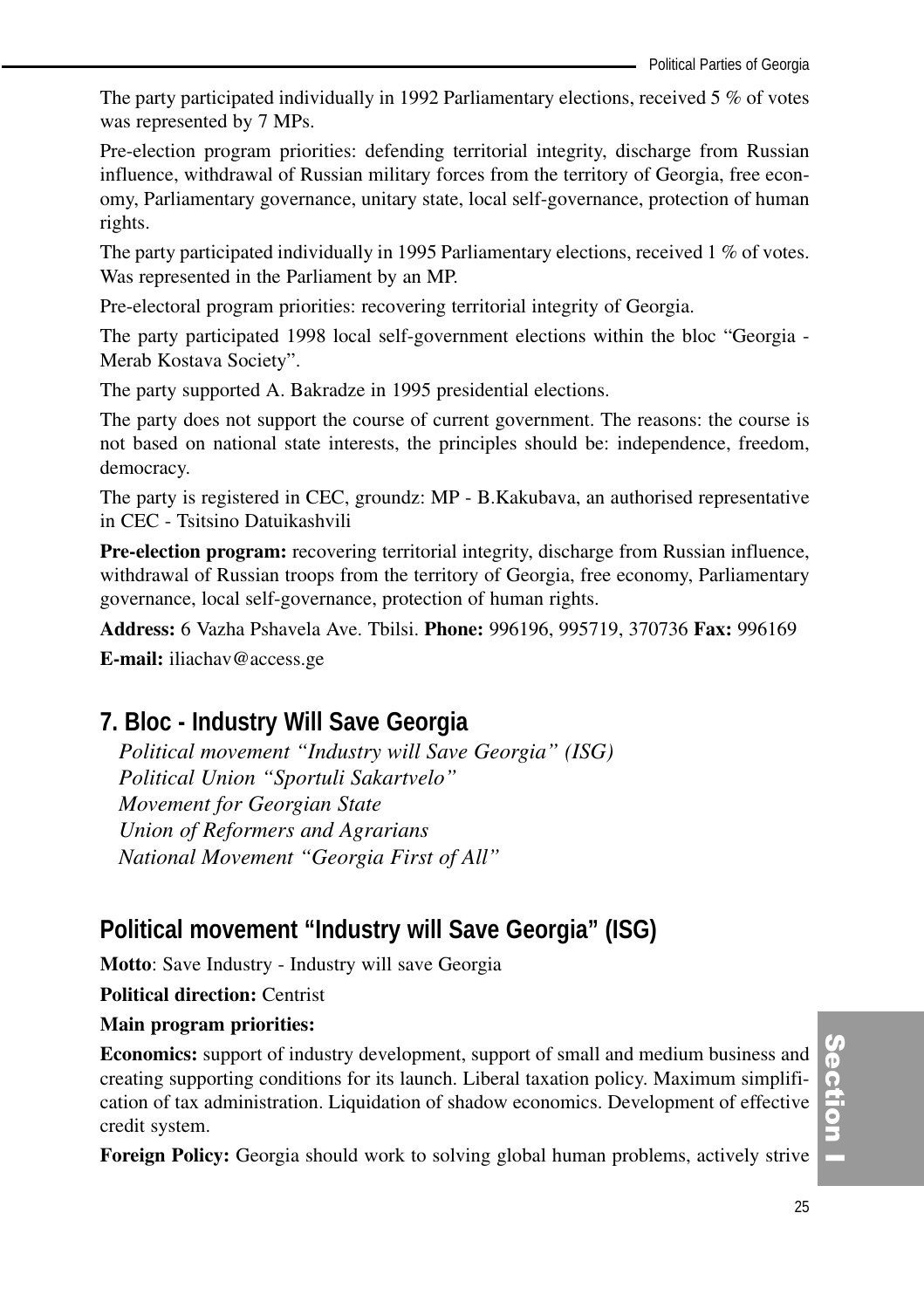The party participated individually in 1992 Parliamentary elections, received 5 % of votes was represented by 7 MPs.

Pre-election program priorities: defending territorial integrity, discharge from Russian influence, withdrawal of Russian military forces from the territory of Georgia, free economy, Parliamentary governance, unitary state, local self-governance, protection of human rights.

The party participated individually in 1995 Parliamentary elections, received 1 % of votes. Was represented in the Parliament by an MP.

Pre-electoral program priorities: recovering territorial integrity of Georgia.

The party participated 1998 local self-government elections within the bloc "Georgia - Merab Kostava Society".

The party supported A. Bakradze in 1995 presidential elections.

The party does not support the course of current government. The reasons: the course is not based on national state interests, the principles should be: independence, freedom, democracy.

The party is registered in CEC, groundz: MP - B.Kakubava, an authorised representative in CEC - Tsitsino Datuikashvili

**Pre-election program:** recovering territorial integrity, discharge from Russian influence, withdrawal of Russian troops from the territory of Georgia, free economy, Parliamentary governance, local self-governance, protection of human rights.

**Address:** 6 Vazha Pshavela Ave. Tbilsi. **Phone:** 996196, 995719, 370736 **Fax:** 996169

**E-mail:** iliachav@access.ge

## 7. Bloc - Industry Will Save Georgia

*Political movement "Industry will Save Georgia" (ISG)*
*Political Union "Sportuli Sakartvelo"*
*Movement for Georgian State*
*Union of Reformers and Agrarians*
*National Movement "Georgia First of All"*

## Political movement "Industry will Save Georgia" (ISG)

**Motto**: Save Industry - Industry will save Georgia

**Political direction:** Centrist

**Main program priorities:**

**Economics:** support of industry development, support of small and medium business and creating supporting conditions for its launch. Liberal taxation policy. Maximum simplification of tax administration. Liquidation of shadow economics. Development of effective credit system.

**Foreign Policy:** Georgia should work to solving global human problems, actively strive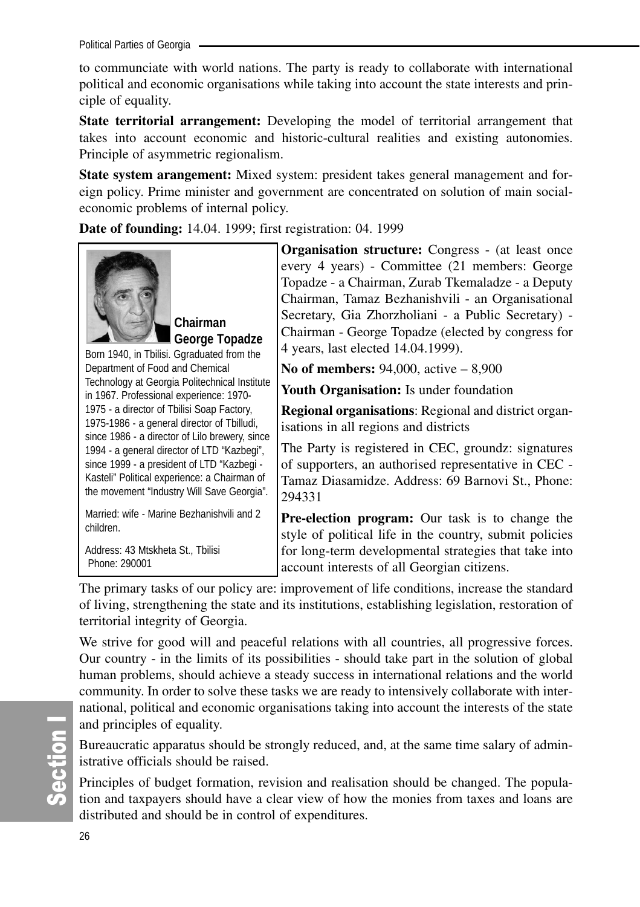to communciate with world nations. The party is ready to collaborate with international political and economic organisations while taking into account the state interests and principle of equality.

**State territorial arrangement:** Developing the model of territorial arrangement that takes into account economic and historic-cultural realities and existing autonomies. Principle of asymmetric regionalism.

**State system arangement:** Mixed system: president takes general management and foreign policy. Prime minister and government are concentrated on solution of main social-economic problems of internal policy.

**Date of founding:** 14.04. 1999; first registration: 04. 1999

**Chairman George Topadze**

Born 1940, in Tbilisi. Ggraduated from the Department of Food and Chemical Technology at Georgia Politechnical Institute in 1967. Professional experience: 1970-1975 - a director of Tbilisi Soap Factory, 1975-1986 - a general director of Tbilludi, since 1986 - a director of Lilo brewery, since 1994 - a general director of LTD "Kazbegi", since 1999 - a president of LTD "Kazbegi - Kasteli" Political experience: a Chairman of the movement "Industry Will Save Georgia".

Married: wife - Marine Bezhanishvili and 2 children.

Address: 43 Mtskheta St., Tbilisi
Phone: 290001

**Organisation structure:** Congress - (at least once every 4 years) - Committee (21 members: George Topadze - a Chairman, Zurab Tkemaladze - a Deputy Chairman, Tamaz Bezhanishvili - an Organisational Secretary, Gia Zhorzholiani - a Public Secretary) - Chairman - George Topadze (elected by congress for 4 years, last elected 14.04.1999).

**No of members:** 94,000, active – 8,900

**Youth Organisation:** Is under foundation

**Regional organisations**: Regional and district organisations in all regions and districts

The Party is registered in CEC, groundz: signatures of supporters, an authorised representative in CEC - Tamaz Diasamidze. Address: 69 Barnovi St., Phone: 294331

**Pre-election program:** Our task is to change the style of political life in the country, submit policies for long-term developmental strategies that take into account interests of all Georgian citizens.

The primary tasks of our policy are: improvement of life conditions, increase the standard of living, strengthening the state and its institutions, establishing legislation, restoration of territorial integrity of Georgia.

We strive for good will and peaceful relations with all countries, all progressive forces. Our country - in the limits of its possibilities - should take part in the solution of global human problems, should achieve a steady success in international relations and the world community. In order to solve these tasks we are ready to intensively collaborate with international, political and economic organisations taking into account the interests of the state and principles of equality.

Bureaucratic apparatus should be strongly reduced, and, at the same time salary of administrative officials should be raised.

Principles of budget formation, revision and realisation should be changed. The population and taxpayers should have a clear view of how the monies from taxes and loans are distributed and should be in control of expenditures.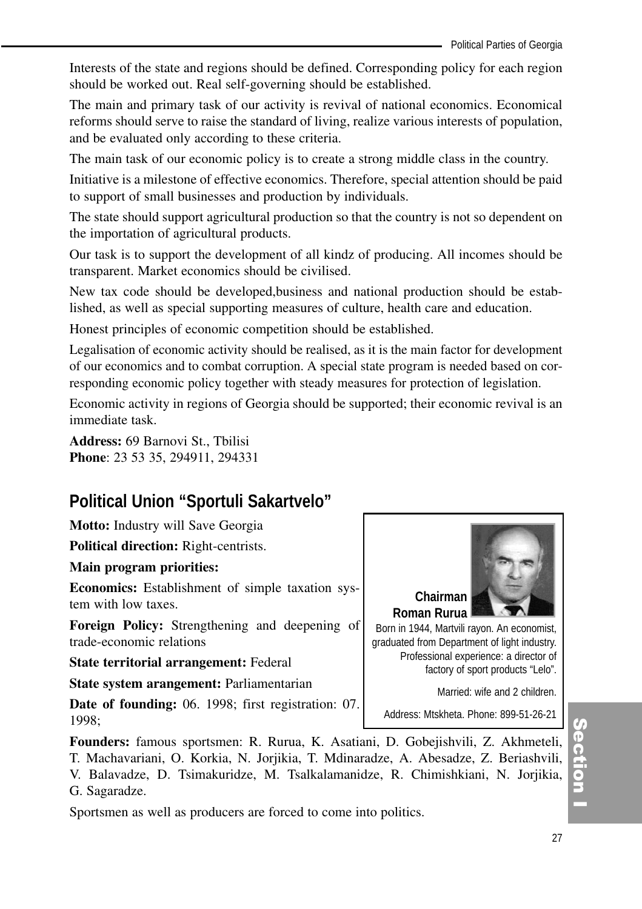Interests of the state and regions should be defined. Corresponding policy for each region should be worked out. Real self-governing should be established.

The main and primary task of our activity is revival of national economics. Economical reforms should serve to raise the standard of living, realize various interests of population, and be evaluated only according to these criteria.

The main task of our economic policy is to create a strong middle class in the country.

Initiative is a milestone of effective economics. Therefore, special attention should be paid to support of small businesses and production by individuals.

The state should support agricultural production so that the country is not so dependent on the importation of agricultural products.

Our task is to support the development of all kindz of producing. All incomes should be transparent. Market economics should be civilised.

New tax code should be developed,business and national production should be established, as well as special supporting measures of culture, health care and education.

Honest principles of economic competition should be established.

Legalisation of economic activity should be realised, as it is the main factor for development of our economics and to combat corruption. A special state program is needed based on corresponding economic policy together with steady measures for protection of legislation.

Economic activity in regions of Georgia should be supported; their economic revival is an immediate task.

**Address:** 69 Barnovi St., Tbilisi
**Phone**: 23 53 35, 294911, 294331

## Political Union "Sportuli Sakartvelo"

**Motto:** Industry will Save Georgia

**Political direction:** Right-centrists.

**Main program priorities:**

**Economics:** Establishment of simple taxation system with low taxes.

**Foreign Policy:** Strengthening and deepening of trade-economic relations

**State territorial arrangement:** Federal

**State system arangement:** Parliamentarian

**Date of founding:** 06. 1998; first registration: 07. 1998;

**Chairman Roman Rurua**

Born in 1944, Martvili rayon. An economist, graduated from Department of light industry. Professional experience: a director of factory of sport products "Lelo".

Married: wife and 2 children.

Address: Mtskheta. Phone: 899-51-26-21

**Founders:** famous sportsmen: R. Rurua, K. Asatiani, D. Gobejishvili, Z. Akhmeteli, T. Machavariani, O. Korkia, N. Jorjikia, T. Mdinaradze, A. Abesadze, Z. Beriashvili, V. Balavadze, D. Tsimakuridze, M. Tsalkalamanidze, R. Chimishkiani, N. Jorjikia, G. Sagaradze.

Sportsmen as well as producers are forced to come into politics.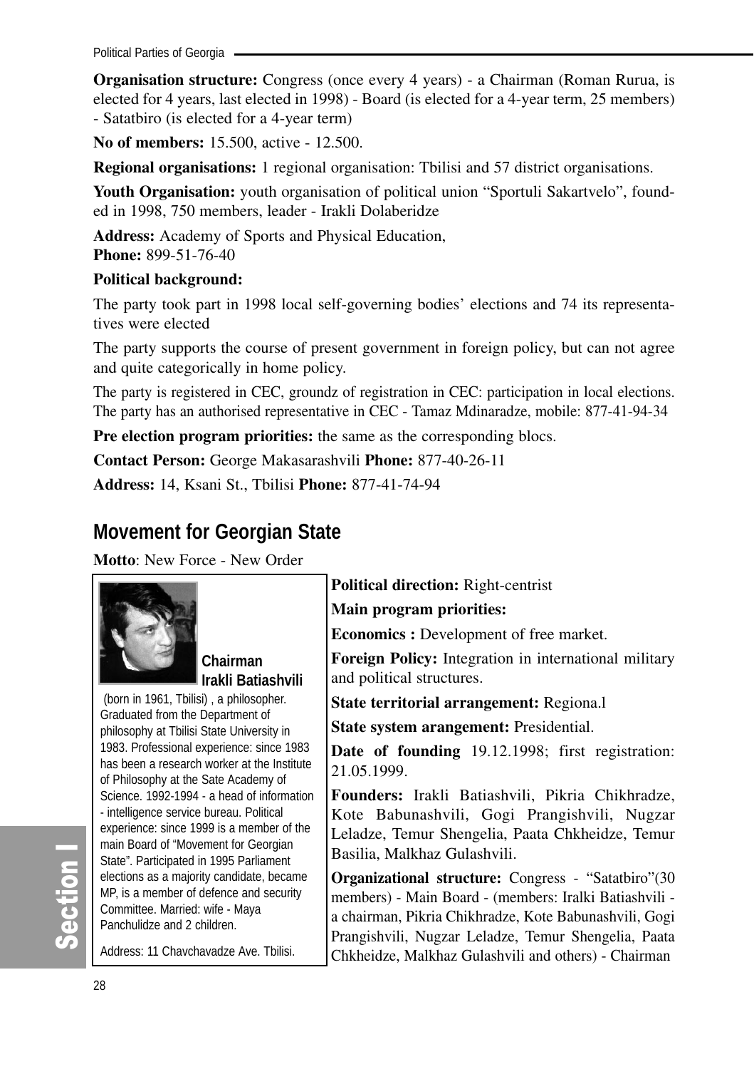**Organisation structure:** Congress (once every 4 years) - a Chairman (Roman Rurua, is elected for 4 years, last elected in 1998) - Board (is elected for a 4-year term, 25 members) - Satatbiro (is elected for a 4-year term)

**No of members:** 15.500, active - 12.500.

**Regional organisations:** 1 regional organisation: Tbilisi and 57 district organisations.

**Youth Organisation:** youth organisation of political union "Sportuli Sakartvelo", founded in 1998, 750 members, leader - Irakli Dolaberidze

**Address:** Academy of Sports and Physical Education,
**Phone:** 899-51-76-40

**Political background:**

The party took part in 1998 local self-governing bodies' elections and 74 its representatives were elected

The party supports the course of present government in foreign policy, but can not agree and quite categorically in home policy.

The party is registered in CEC, groundz of registration in CEC: participation in local elections. The party has an authorised representative in CEC - Tamaz Mdinaradze, mobile: 877-41-94-34

**Pre election program priorities:** the same as the corresponding blocs.

**Contact Person:** George Makasarashvili **Phone:** 877-40-26-11

**Address:** 14, Ksani St., Tbilisi **Phone:** 877-41-74-94

## Movement for Georgian State

**Motto**: New Force - New Order

**Chairman Irakli Batiashvili**

(born in 1961, Tbilisi) , a philosopher. Graduated from the Department of philosophy at Tbilisi State University in 1983. Professional experience: since 1983 has been a research worker at the Institute of Philosophy at the Sate Academy of Science. 1992-1994 - a head of information - intelligence service bureau. Political experience: since 1999 is a member of the main Board of "Movement for Georgian State". Participated in 1995 Parliament elections as a majority candidate, became MP, is a member of defence and security Committee. Married: wife - Maya Panchulidze and 2 children.

Address: 11 Chavchavadze Ave. Tbilisi.

**Political direction:** Right-centrist

**Main program priorities:**

**Economics :** Development of free market.

**Foreign Policy:** Integration in international military and political structures.

**State territorial arrangement:** Regiona.l

**State system arangement:** Presidential.

**Date of founding** 19.12.1998; first registration: 21.05.1999.

**Founders:** Irakli Batiashvili, Pikria Chikhradze, Kote Babunashvili, Gogi Prangishvili, Nugzar Leladze, Temur Shengelia, Paata Chkheidze, Temur Basilia, Malkhaz Gulashvili.

**Organizational structure:** Congress - "Satatbiro"(30 members) - Main Board - (members: Iralki Batiashvili - a chairman, Pikria Chikhradze, Kote Babunashvili, Gogi Prangishvili, Nugzar Leladze, Temur Shengelia, Paata Chkheidze, Malkhaz Gulashvili and others) - Chairman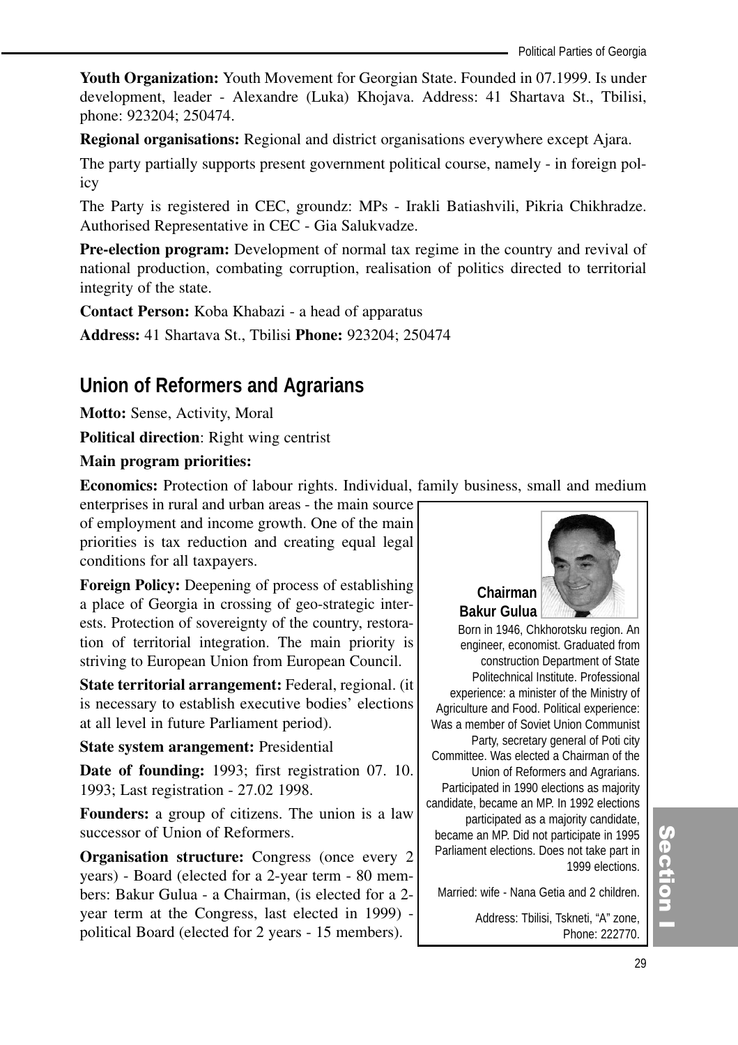**Youth Organization:** Youth Movement for Georgian State. Founded in 07.1999. Is under development, leader - Alexandre (Luka) Khojava. Address: 41 Shartava St., Tbilisi, phone: 923204; 250474.

**Regional organisations:** Regional and district organisations everywhere except Ajara.

The party partially supports present government political course, namely - in foreign policy

The Party is registered in CEC, groundz: MPs - Irakli Batiashvili, Pikria Chikhradze. Authorised Representative in CEC - Gia Salukvadze.

**Pre-election program:** Development of normal tax regime in the country and revival of national production, combating corruption, realisation of politics directed to territorial integrity of the state.

**Contact Person:** Koba Khabazi - a head of apparatus

**Address:** 41 Shartava St., Tbilisi **Phone:** 923204; 250474

## Union of Reformers and Agrarians

**Motto:** Sense, Activity, Moral

**Political direction**: Right wing centrist

**Main program priorities:**

**Economics:** Protection of labour rights. Individual, family business, small and medium enterprises in rural and urban areas - the main source of employment and income growth. One of the main priorities is tax reduction and creating equal legal conditions for all taxpayers.

**Foreign Policy:** Deepening of process of establishing a place of Georgia in crossing of geo-strategic interests. Protection of sovereignty of the country, restoration of territorial integration. The main priority is striving to European Union from European Council.

**State territorial arrangement:** Federal, regional. (it is necessary to establish executive bodies' elections at all level in future Parliament period).

**State system arangement:** Presidential

**Date of founding:** 1993; first registration 07. 10. 1993; Last registration - 27.02 1998.

**Founders:** a group of citizens. The union is a law successor of Union of Reformers.

**Organisation structure:** Congress (once every 2 years) - Board (elected for a 2-year term - 80 members: Bakur Gulua - a Chairman, (is elected for a 2-year term at the Congress, last elected in 1999) - political Board (elected for 2 years - 15 members).

**Chairman Bakur Gulua**

Born in 1946, Chkhorotsku region. An engineer, economist. Graduated from construction Department of State Politechnical Institute. Professional experience: a minister of the Ministry of Agriculture and Food. Political experience: Was a member of Soviet Union Communist Party, secretary general of Poti city Committee. Was elected a Chairman of the Union of Reformers and Agrarians. Participated in 1990 elections as majority candidate, became an MP. In 1992 elections participated as a majority candidate, became an MP. Did not participate in 1995 Parliament elections. Does not take part in 1999 elections.

Married: wife - Nana Getia and 2 children.

Address: Tbilisi, Tskneti, "A" zone, Phone: 222770.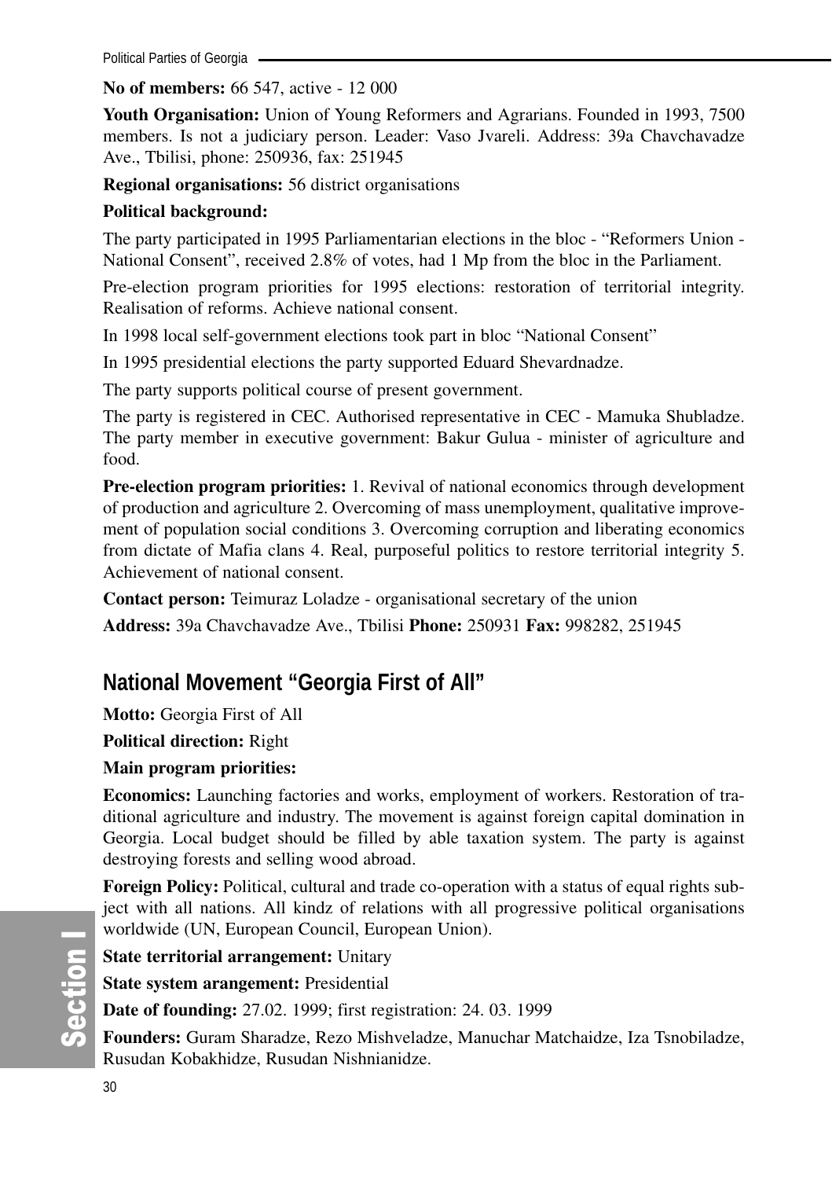**No of members:** 66 547, active - 12 000

**Youth Organisation:** Union of Young Reformers and Agrarians. Founded in 1993, 7500 members. Is not a judiciary person. Leader: Vaso Jvareli. Address: 39a Chavchavadze Ave., Tbilisi, phone: 250936, fax: 251945

**Regional organisations:** 56 district organisations

**Political background:**

The party participated in 1995 Parliamentarian elections in the bloc - "Reformers Union - National Consent", received 2.8% of votes, had 1 Mp from the bloc in the Parliament.

Pre-election program priorities for 1995 elections: restoration of territorial integrity. Realisation of reforms. Achieve national consent.

In 1998 local self-government elections took part in bloc "National Consent"

In 1995 presidential elections the party supported Eduard Shevardnadze.

The party supports political course of present government.

The party is registered in CEC. Authorised representative in CEC - Mamuka Shubladze. The party member in executive government: Bakur Gulua - minister of agriculture and food.

**Pre-election program priorities:** 1. Revival of national economics through development of production and agriculture 2. Overcoming of mass unemployment, qualitative improvement of population social conditions 3. Overcoming corruption and liberating economics from dictate of Mafia clans 4. Real, purposeful politics to restore territorial integrity 5. Achievement of national consent.

**Contact person:** Teimuraz Loladze - organisational secretary of the union

**Address:** 39a Chavchavadze Ave., Tbilisi **Phone:** 250931 **Fax:** 998282, 251945

## National Movement "Georgia First of All"

**Motto:** Georgia First of All

**Political direction:** Right

**Main program priorities:**

**Economics:** Launching factories and works, employment of workers. Restoration of traditional agriculture and industry. The movement is against foreign capital domination in Georgia. Local budget should be filled by able taxation system. The party is against destroying forests and selling wood abroad.

**Foreign Policy:** Political, cultural and trade co-operation with a status of equal rights subject with all nations. All kindz of relations with all progressive political organisations worldwide (UN, European Council, European Union).

**State territorial arrangement:** Unitary

**State system arangement:** Presidential

**Date of founding:** 27.02. 1999; first registration: 24. 03. 1999

**Founders:** Guram Sharadze, Rezo Mishveladze, Manuchar Matchaidze, Iza Tsnobiladze, Rusudan Kobakhidze, Rusudan Nishnianidze.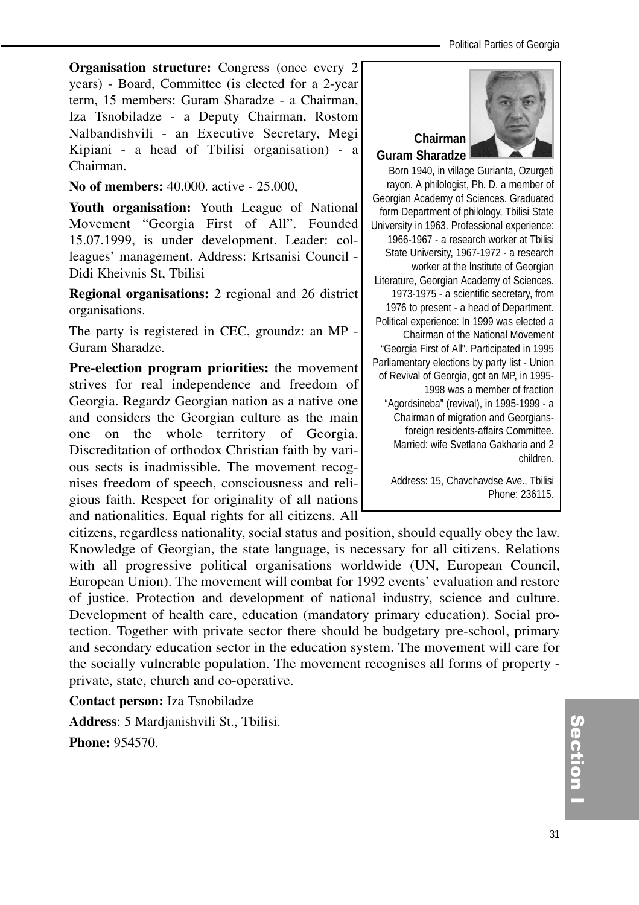**Organisation structure:** Congress (once every 2 years) - Board, Committee (is elected for a 2-year term, 15 members: Guram Sharadze - a Chairman, Iza Tsnobiladze - a Deputy Chairman, Rostom Nalbandishvili - an Executive Secretary, Megi Kipiani - a head of Tbilisi organisation) - a Chairman.

**No of members:** 40.000. active - 25.000,

**Youth organisation:** Youth League of National Movement "Georgia First of All". Founded 15.07.1999, is under development. Leader: colleagues' management. Address: Krtsanisi Council - Didi Kheivnis St, Tbilisi

**Regional organisations:** 2 regional and 26 district organisations.

The party is registered in CEC, groundz: an MP - Guram Sharadze.

**Pre-election program priorities:** the movement strives for real independence and freedom of Georgia. Regardz Georgian nation as a native one and considers the Georgian culture as the main one on the whole territory of Georgia. Discreditation of orthodox Christian faith by various sects is inadmissible. The movement recognises freedom of speech, consciousness and religious faith. Respect for originality of all nations and nationalities. Equal rights for all citizens. All citizens, regardless nationality, social status and position, should equally obey the law. Knowledge of Georgian, the state language, is necessary for all citizens. Relations with all progressive political organisations worldwide (UN, European Council, European Union). The movement will combat for 1992 events' evaluation and restore of justice. Protection and development of national industry, science and culture. Development of health care, education (mandatory primary education). Social protection. Together with private sector there should be budgetary pre-school, primary and secondary education sector in the education system. The movement will care for the socially vulnerable population. The movement recognises all forms of property - private, state, church and co-operative.

**Contact person:** Iza Tsnobiladze

**Address**: 5 Mardjanishvili St., Tbilisi.

**Phone:** 954570.

**Chairman**
**Guram Sharadze**

Born 1940, in village Gurianta, Ozurgeti rayon. A philologist, Ph. D. a member of Georgian Academy of Sciences. Graduated form Department of philology, Tbilisi State University in 1963. Professional experience: 1966-1967 - a research worker at Tbilisi State University, 1967-1972 - a research worker at the Institute of Georgian Literature, Georgian Academy of Sciences. 1973-1975 - a scientific secretary, from 1976 to present - a head of Department. Political experience: In 1999 was elected a Chairman of the National Movement "Georgia First of All". Participated in 1995 Parliamentary elections by party list - Union of Revival of Georgia, got an MP, in 1995-1998 was a member of fraction "Agordsineba" (revival), in 1995-1999 - a Chairman of migration and Georgians-foreign residents-affairs Committee. Married: wife Svetlana Gakharia and 2 children.

Address: 15, Chavchavdse Ave., Tbilisi
Phone: 236115.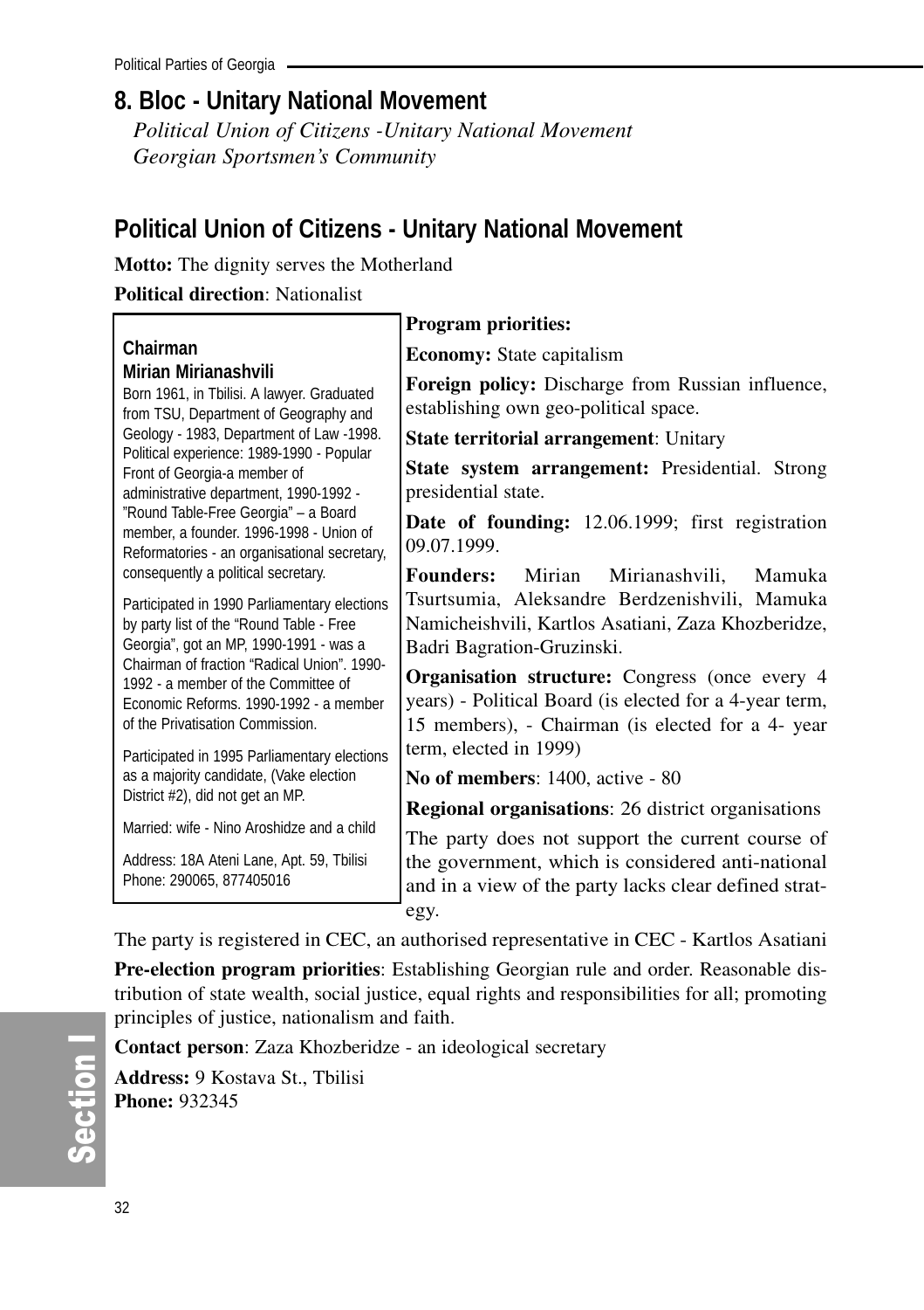## 8. Bloc - Unitary National Movement

*Political Union of Citizens -Unitary National Movement*
*Georgian Sportsmen's Community*

## Political Union of Citizens - Unitary National Movement

**Motto:** The dignity serves the Motherland

**Political direction**: Nationalist

**Chairman**
**Mirian Mirianashvili**
Born 1961, in Tbilisi. A lawyer. Graduated from TSU, Department of Geography and Geology - 1983, Department of Law -1998. Political experience: 1989-1990 - Popular Front of Georgia-a member of administrative department, 1990-1992 - "Round Table-Free Georgia" – a Board member, a founder. 1996-1998 - Union of Reformatories - an organisational secretary, consequently a political secretary.

Participated in 1990 Parliamentary elections by party list of the "Round Table - Free Georgia", got an MP, 1990-1991 - was a Chairman of fraction "Radical Union". 1990-1992 - a member of the Committee of Economic Reforms. 1990-1992 - a member of the Privatisation Commission.

Participated in 1995 Parliamentary elections as a majority candidate, (Vake election District #2), did not get an MP.

Married: wife - Nino Aroshidze and a child

Address: 18A Ateni Lane, Apt. 59, Tbilisi
Phone: 290065, 877405016

**Program priorities:**

**Economy:** State capitalism

**Foreign policy:** Discharge from Russian influence, establishing own geo-political space.

**State territorial arrangement**: Unitary

**State system arrangement:** Presidential. Strong presidential state.

**Date of founding:** 12.06.1999; first registration 09.07.1999.

**Founders:** Mirian Mirianashvili, Mamuka Tsurtsumia, Aleksandre Berdzenishvili, Mamuka Namicheishvili, Kartlos Asatiani, Zaza Khozberidze, Badri Bagration-Gruzinski.

**Organisation structure:** Congress (once every 4 years) - Political Board (is elected for a 4-year term, 15 members), - Chairman (is elected for a 4- year term, elected in 1999)

**No of members**: 1400, active - 80

**Regional organisations**: 26 district organisations

The party does not support the current course of the government, which is considered anti-national and in a view of the party lacks clear defined strategy.

The party is registered in CEC, an authorised representative in CEC - Kartlos Asatiani

**Pre-election program priorities**: Establishing Georgian rule and order. Reasonable distribution of state wealth, social justice, equal rights and responsibilities for all; promoting principles of justice, nationalism and faith.

**Contact person**: Zaza Khozberidze - an ideological secretary

**Address:** 9 Kostava St., Tbilisi
**Phone:** 932345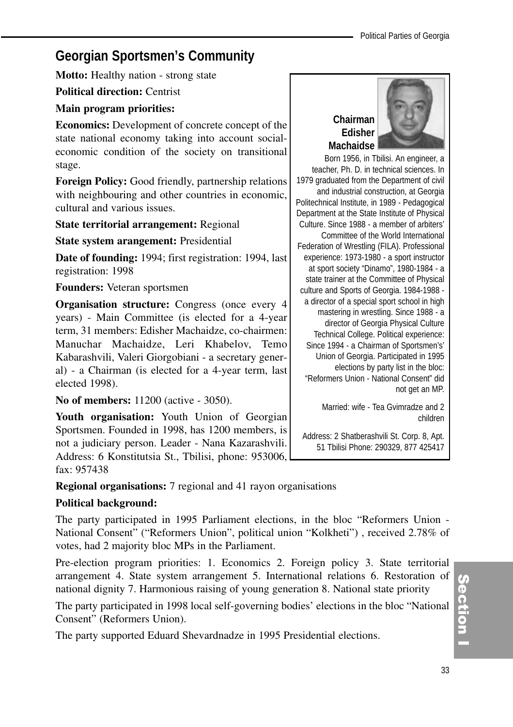## Georgian Sportsmen's Community

**Motto:** Healthy nation - strong state

**Political direction:** Centrist

**Main program priorities:**

**Economics:** Development of concrete concept of the state national economy taking into account social-economic condition of the society on transitional stage.

**Foreign Policy:** Good friendly, partnership relations with neighbouring and other countries in economic, cultural and various issues.

**State territorial arrangement:** Regional

**State system arangement:** Presidential

**Date of founding:** 1994; first registration: 1994, last registration: 1998

**Founders:** Veteran sportsmen

**Organisation structure:** Congress (once every 4 years) - Main Committee (is elected for a 4-year term, 31 members: Edisher Machaidze, co-chairmen: Manuchar Machaidze, Leri Khabelov, Temo Kabarashvili, Valeri Giorgobiani - a secretary general) - a Chairman (is elected for a 4-year term, last elected 1998).

**No of members:** 11200 (active - 3050).

**Youth organisation:** Youth Union of Georgian Sportsmen. Founded in 1998, has 1200 members, is not a judiciary person. Leader - Nana Kazarashvili. Address: 6 Konstitutsia St., Tbilisi, phone: 953006, fax: 957438

**Chairman Edisher Machaidse**

Born 1956, in Tbilisi. An engineer, a teacher, Ph. D. in technical sciences. In 1979 graduated from the Department of civil and industrial construction, at Georgia Politechnical Institute, in 1989 - Pedagogical Department at the State Institute of Physical Culture. Since 1988 - a member of arbiters' Committee of the World International Federation of Wrestling (FILA). Professional experience: 1973-1980 - a sport instructor at sport society "Dinamo", 1980-1984 - a state trainer at the Committee of Physical culture and Sports of Georgia. 1984-1988 - a director of a special sport school in high mastering in wrestling. Since 1988 - a director of Georgia Physical Culture Technical College. Political experience: Since 1994 - a Chairman of Sportsmen's' Union of Georgia. Participated in 1995 elections by party list in the bloc: "Reformers Union - National Consent" did not get an MP.

Married: wife - Tea Gvimradze and 2 children

Address: 2 Shatberashvili St. Corp. 8, Apt. 51 Tbilisi Phone: 290329, 877 425417

**Regional organisations:** 7 regional and 41 rayon organisations

**Political background:**

The party participated in 1995 Parliament elections, in the bloc "Reformers Union - National Consent" ("Reformers Union", political union "Kolkheti") , received 2.78% of votes, had 2 majority bloc MPs in the Parliament.

Pre-election program priorities: 1. Economics 2. Foreign policy 3. State territorial arrangement 4. State system arrangement 5. International relations 6. Restoration of national dignity 7. Harmonious raising of young generation 8. National state priority

The party participated in 1998 local self-governing bodies' elections in the bloc "National Consent" (Reformers Union).

The party supported Eduard Shevardnadze in 1995 Presidential elections.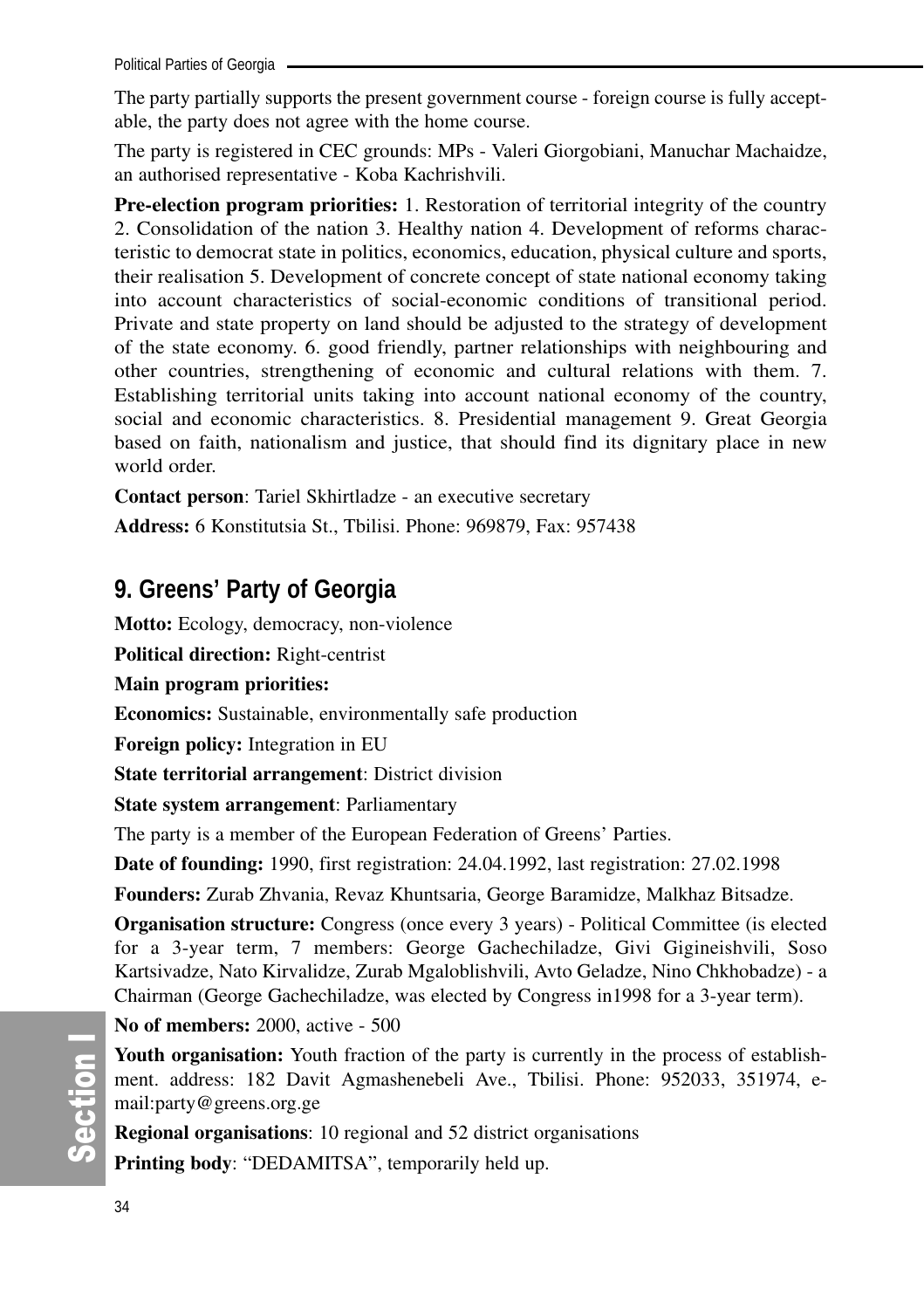The party partially supports the present government course - foreign course is fully acceptable, the party does not agree with the home course.

The party is registered in CEC grounds: MPs - Valeri Giorgobiani, Manuchar Machaidze, an authorised representative - Koba Kachrishvili.

**Pre-election program priorities:** 1. Restoration of territorial integrity of the country 2. Consolidation of the nation 3. Healthy nation 4. Development of reforms characteristic to democrat state in politics, economics, education, physical culture and sports, their realisation 5. Development of concrete concept of state national economy taking into account characteristics of social-economic conditions of transitional period. Private and state property on land should be adjusted to the strategy of development of the state economy. 6. good friendly, partner relationships with neighbouring and other countries, strengthening of economic and cultural relations with them. 7. Establishing territorial units taking into account national economy of the country, social and economic characteristics. 8. Presidential management 9. Great Georgia based on faith, nationalism and justice, that should find its dignitary place in new world order.

**Contact person**: Tariel Skhirtladze - an executive secretary

**Address:** 6 Konstitutsia St., Tbilisi. Phone: 969879, Fax: 957438

## 9. Greens' Party of Georgia

**Motto:** Ecology, democracy, non-violence

**Political direction:** Right-centrist

**Main program priorities:**

**Economics:** Sustainable, environmentally safe production

**Foreign policy:** Integration in EU

**State territorial arrangement**: District division

**State system arrangement**: Parliamentary

The party is a member of the European Federation of Greens' Parties.

**Date of founding:** 1990, first registration: 24.04.1992, last registration: 27.02.1998

**Founders:** Zurab Zhvania, Revaz Khuntsaria, George Baramidze, Malkhaz Bitsadze.

**Organisation structure:** Congress (once every 3 years) - Political Committee (is elected for a 3-year term, 7 members: George Gachechiladze, Givi Gigineishvili, Soso Kartsivadze, Nato Kirvalidze, Zurab Mgaloblishvili, Avto Geladze, Nino Chkhobadze) - a Chairman (George Gachechiladze, was elected by Congress in1998 for a 3-year term).

**No of members:** 2000, active - 500

**Youth organisation:** Youth fraction of the party is currently in the process of establishment. address: 182 Davit Agmashenebeli Ave., Tbilisi. Phone: 952033, 351974, e-mail:party@greens.org.ge

**Regional organisations**: 10 regional and 52 district organisations

**Printing body**: "DEDAMITSA", temporarily held up.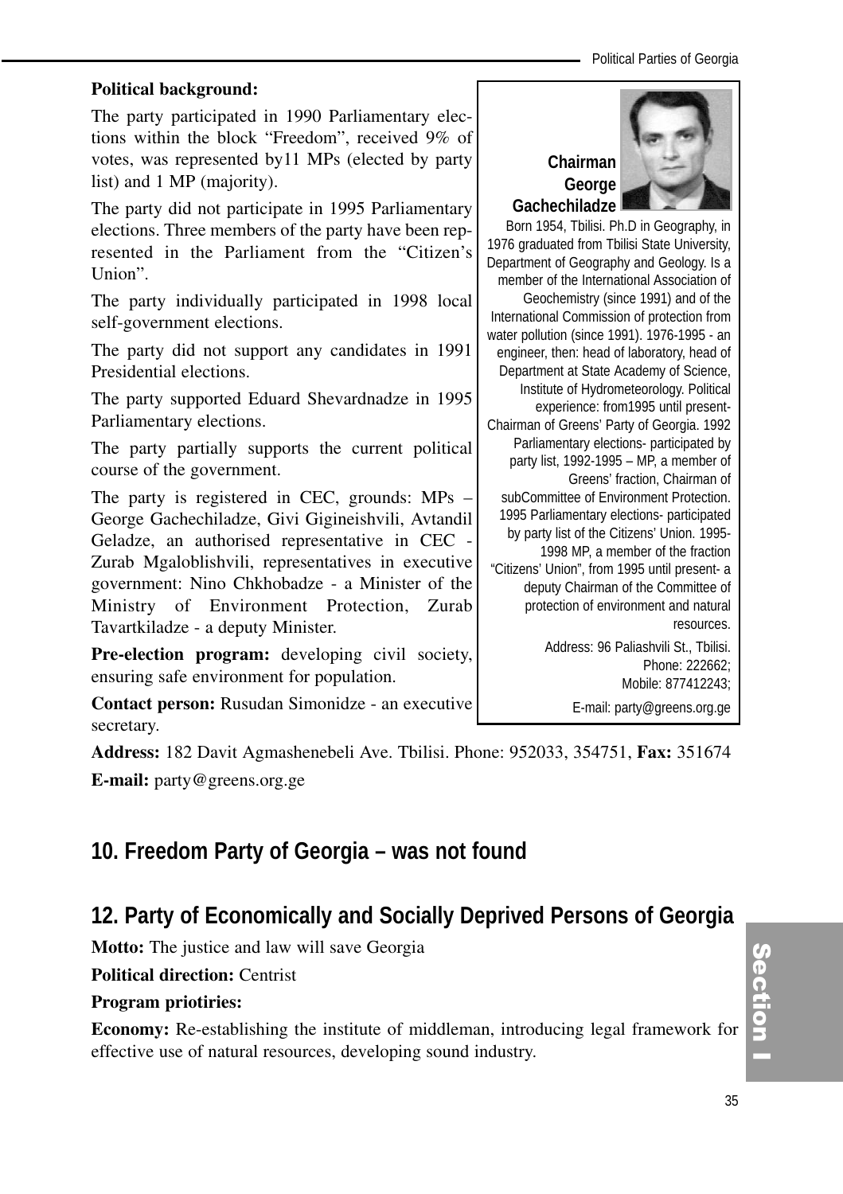**Political background:**

The party participated in 1990 Parliamentary elections within the block "Freedom", received 9% of votes, was represented by11 MPs (elected by party list) and 1 MP (majority).

The party did not participate in 1995 Parliamentary elections. Three members of the party have been represented in the Parliament from the "Citizen's Union".

The party individually participated in 1998 local self-government elections.

The party did not support any candidates in 1991 Presidential elections.

The party supported Eduard Shevardnadze in 1995 Parliamentary elections.

The party partially supports the current political course of the government.

The party is registered in CEC, grounds: MPs – George Gachechiladze, Givi Gigineishvili, Avtandil Geladze, an authorised representative in CEC - Zurab Mgaloblishvili, representatives in executive government: Nino Chkhobadze - a Minister of the Ministry of Environment Protection, Zurab Tavartkiladze - a deputy Minister.

**Pre-election program:** developing civil society, ensuring safe environment for population.

**Contact person:** Rusudan Simonidze - an executive secretary.

**Chairman George Gachechiladze**

Born 1954, Tbilisi. Ph.D in Geography, in 1976 graduated from Tbilisi State University, Department of Geography and Geology. Is a member of the International Association of Geochemistry (since 1991) and of the International Commission of protection from water pollution (since 1991). 1976-1995 - an engineer, then: head of laboratory, head of Department at State Academy of Science, Institute of Hydrometeorology. Political experience: from1995 until present- Chairman of Greens' Party of Georgia. 1992 Parliamentary elections- participated by party list, 1992-1995 – MP, a member of Greens' fraction, Chairman of subCommittee of Environment Protection. 1995 Parliamentary elections- participated by party list of the Citizens' Union. 1995-1998 MP, a member of the fraction "Citizens' Union", from 1995 until present- a deputy Chairman of the Committee of protection of environment and natural resources.

Address: 96 Paliashvili St., Tbilisi. Phone: 222662; Mobile: 877412243;

E-mail: party@greens.org.ge

**Address:** 182 Davit Agmashenebeli Ave. Tbilisi. Phone: 952033, 354751, **Fax:** 351674

**E-mail:** party@greens.org.ge

## 10. Freedom Party of Georgia – was not found

## 12. Party of Economically and Socially Deprived Persons of Georgia

**Motto:** The justice and law will save Georgia

**Political direction:** Centrist

**Program priotiries:**

**Economy:** Re-establishing the institute of middleman, introducing legal framework for effective use of natural resources, developing sound industry.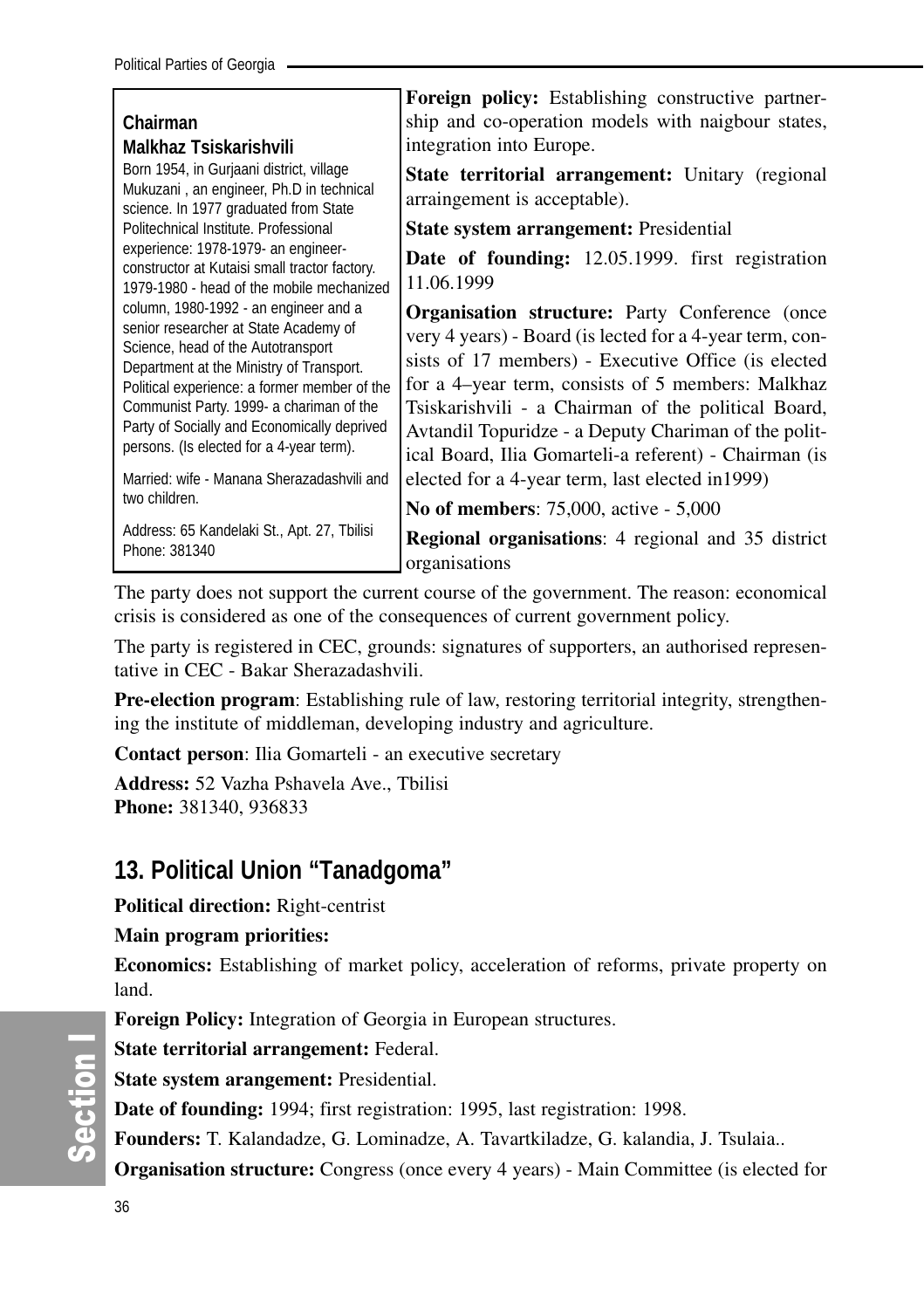**Chairman**
**Malkhaz Tsiskarishvili**

Born 1954, in Gurjaani district, village Mukuzani , an engineer, Ph.D in technical science. In 1977 graduated from State Politechnical Institute. Professional experience: 1978-1979- an engineer-constructor at Kutaisi small tractor factory. 1979-1980 - head of the mobile mechanized column, 1980-1992 - an engineer and a senior researcher at State Academy of Science, head of the Autotransport Department at the Ministry of Transport. Political experience: a former member of the Communist Party. 1999- a chariman of the Party of Socially and Economically deprived persons. (Is elected for a 4-year term).

Married: wife - Manana Sherazadashvili and two children.

Address: 65 Kandelaki St., Apt. 27, Tbilisi
Phone: 381340

**Foreign policy:** Establishing constructive partnership and co-operation models with naigbour states, integration into Europe.

**State territorial arrangement:** Unitary (regional arraingement is acceptable).

**State system arrangement:** Presidential

**Date of founding:** 12.05.1999. first registration 11.06.1999

**Organisation structure:** Party Conference (once very 4 years) - Board (is lected for a 4-year term, consists of 17 members) - Executive Office (is elected for a 4–year term, consists of 5 members: Malkhaz Tsiskarishvili - a Chairman of the political Board, Avtandil Topuridze - a Deputy Chariman of the political Board, Ilia Gomarteli-a referent) - Chairman (is elected for a 4-year term, last elected in1999)

**No of members**: 75,000, active - 5,000

**Regional organisations**: 4 regional and 35 district organisations

The party does not support the current course of the government. The reason: economical crisis is considered as one of the consequences of current government policy.

The party is registered in CEC, grounds: signatures of supporters, an authorised representative in CEC - Bakar Sherazadashvili.

**Pre-election program**: Establishing rule of law, restoring territorial integrity, strengthening the institute of middleman, developing industry and agriculture.

**Contact person**: Ilia Gomarteli - an executive secretary

**Address:** 52 Vazha Pshavela Ave., Tbilisi
**Phone:** 381340, 936833

## 13. Political Union "Tanadgoma"

**Political direction:** Right-centrist

**Main program priorities:**

**Economics:** Establishing of market policy, acceleration of reforms, private property on land.

**Foreign Policy:** Integration of Georgia in European structures.

**State territorial arrangement:** Federal.

**State system arangement:** Presidential.

**Date of founding:** 1994; first registration: 1995, last registration: 1998.

**Founders:** T. Kalandadze, G. Lominadze, A. Tavartkiladze, G. kalandia, J. Tsulaia..

**Organisation structure:** Congress (once every 4 years) - Main Committee (is elected for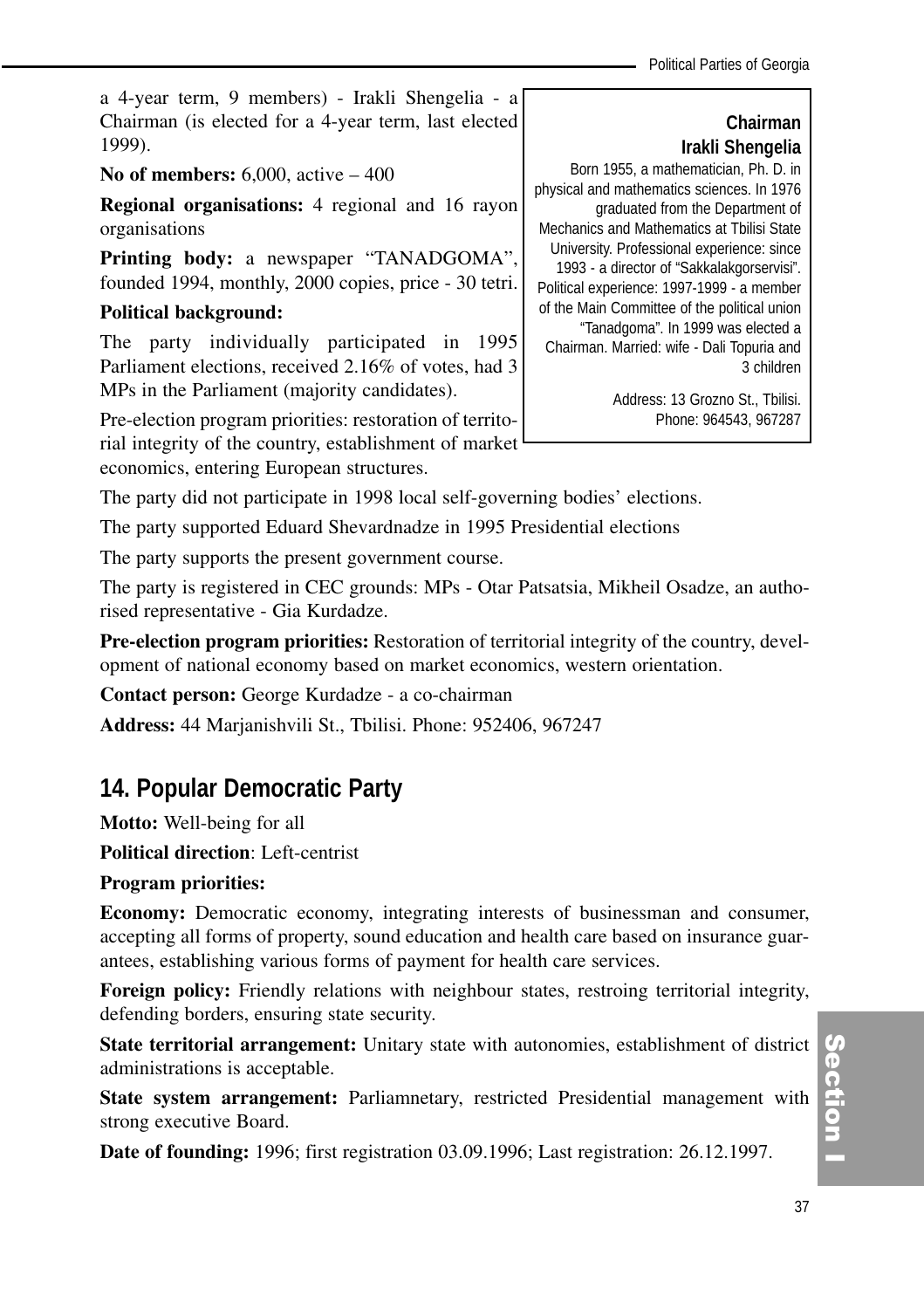a 4-year term, 9 members) - Irakli Shengelia - a Chairman (is elected for a 4-year term, last elected 1999).

**No of members:** 6,000, active – 400

**Regional organisations:** 4 regional and 16 rayon organisations

**Printing body:** a newspaper "TANADGOMA", founded 1994, monthly, 2000 copies, price - 30 tetri.

**Political background:**

The party individually participated in 1995 Parliament elections, received 2.16% of votes, had 3 MPs in the Parliament (majority candidates).

Pre-election program priorities: restoration of territorial integrity of the country, establishment of market economics, entering European structures.

**Chairman**
**Irakli Shengelia**

Born 1955, a mathematician, Ph. D. in physical and mathematics sciences. In 1976 graduated from the Department of Mechanics and Mathematics at Tbilisi State University. Professional experience: since 1993 - a director of "Sakkalakgorservisi". Political experience: 1997-1999 - a member of the Main Committee of the political union "Tanadgoma". In 1999 was elected a Chairman. Married: wife - Dali Topuria and 3 children

Address: 13 Grozno St., Tbilisi. Phone: 964543, 967287

The party did not participate in 1998 local self-governing bodies' elections.

The party supported Eduard Shevardnadze in 1995 Presidential elections

The party supports the present government course.

The party is registered in CEC grounds: MPs - Otar Patsatsia, Mikheil Osadze, an authorised representative - Gia Kurdadze.

**Pre-election program priorities:** Restoration of territorial integrity of the country, development of national economy based on market economics, western orientation.

**Contact person:** George Kurdadze - a co-chairman

**Address:** 44 Marjanishvili St., Tbilisi. Phone: 952406, 967247

## 14. Popular Democratic Party

**Motto:** Well-being for all

**Political direction**: Left-centrist

**Program priorities:**

**Economy:** Democratic economy, integrating interests of businessman and consumer, accepting all forms of property, sound education and health care based on insurance guarantees, establishing various forms of payment for health care services.

**Foreign policy:** Friendly relations with neighbour states, restroing territorial integrity, defending borders, ensuring state security.

**State territorial arrangement:** Unitary state with autonomies, establishment of district administrations is acceptable.

**State system arrangement:** Parliamnetary, restricted Presidential management with strong executive Board.

**Date of founding:** 1996; first registration 03.09.1996; Last registration: 26.12.1997.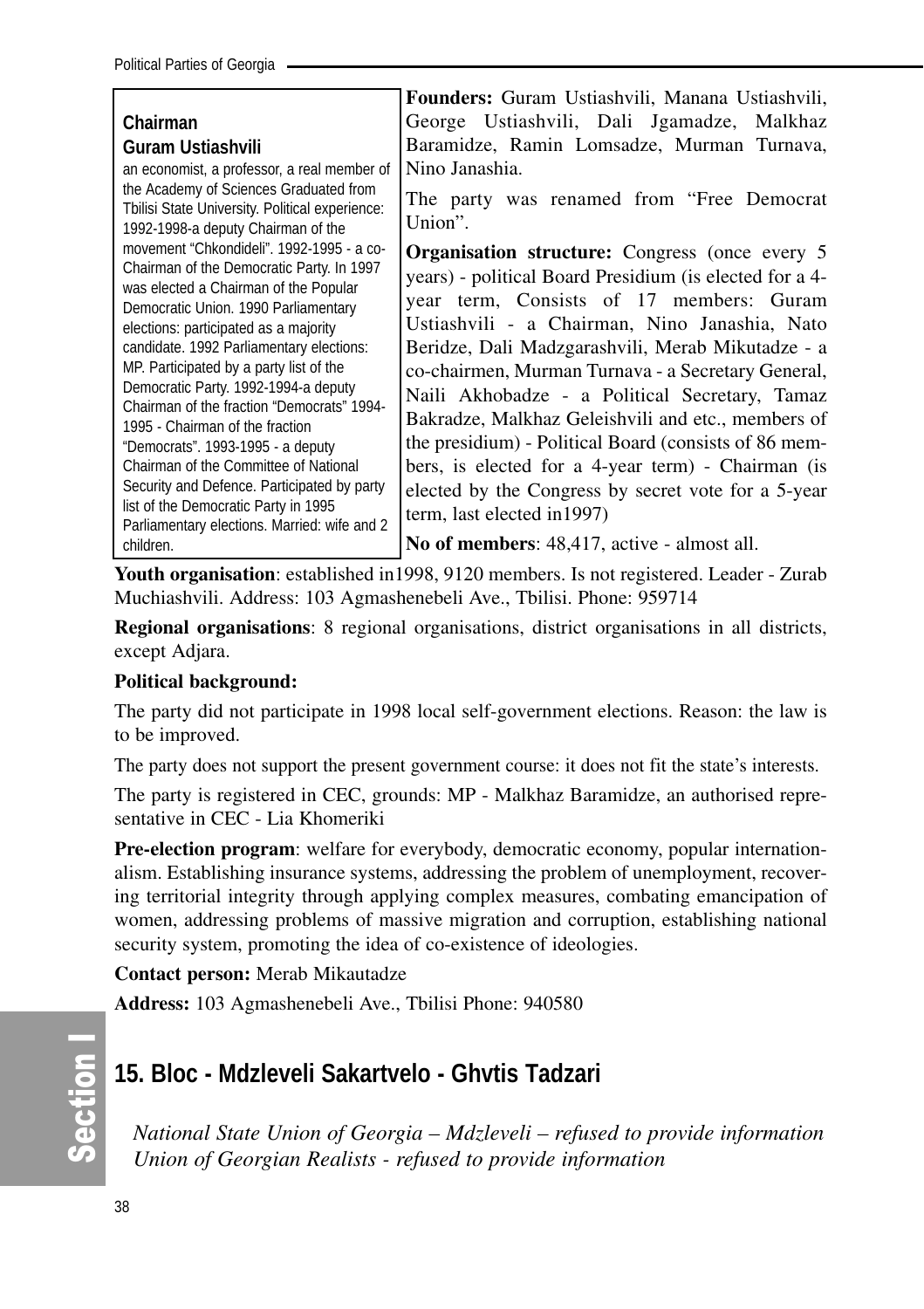**Chairman**
**Guram Ustiashvili**
an economist, a professor, a real member of the Academy of Sciences Graduated from Tbilisi State University. Political experience: 1992-1998-a deputy Chairman of the movement "Chkondideli". 1992-1995 - a co-Chairman of the Democratic Party. In 1997 was elected a Chairman of the Popular Democratic Union. 1990 Parliamentary elections: participated as a majority candidate. 1992 Parliamentary elections: MP. Participated by a party list of the Democratic Party. 1992-1994-a deputy Chairman of the fraction "Democrats" 1994-1995 - Chairman of the fraction "Democrats". 1993-1995 - a deputy Chairman of the Committee of National Security and Defence. Participated by party list of the Democratic Party in 1995 Parliamentary elections. Married: wife and 2 children.

**Founders:** Guram Ustiashvili, Manana Ustiashvili, George Ustiashvili, Dali Jgamadze, Malkhaz Baramidze, Ramin Lomsadze, Murman Turnava, Nino Janashia.

The party was renamed from "Free Democrat Union".

**Organisation structure:** Congress (once every 5 years) - political Board Presidium (is elected for a 4-year term, Consists of 17 members: Guram Ustiashvili - a Chairman, Nino Janashia, Nato Beridze, Dali Madzgarashvili, Merab Mikutadze - a co-chairmen, Murman Turnava - a Secretary General, Naili Akhobadze - a Political Secretary, Tamaz Bakradze, Malkhaz Geleishvili and etc., members of the presidium) - Political Board (consists of 86 members, is elected for a 4-year term) - Chairman (is elected by the Congress by secret vote for a 5-year term, last elected in1997)

**No of members**: 48,417, active - almost all.

**Youth organisation**: established in1998, 9120 members. Is not registered. Leader - Zurab Muchiashvili. Address: 103 Agmashenebeli Ave., Tbilisi. Phone: 959714

**Regional organisations**: 8 regional organisations, district organisations in all districts, except Adjara.

**Political background:**

The party did not participate in 1998 local self-government elections. Reason: the law is to be improved.

The party does not support the present government course: it does not fit the state's interests.

The party is registered in CEC, grounds: MP - Malkhaz Baramidze, an authorised representative in CEC - Lia Khomeriki

**Pre-election program**: welfare for everybody, democratic economy, popular internationalism. Establishing insurance systems, addressing the problem of unemployment, recovering territorial integrity through applying complex measures, combating emancipation of women, addressing problems of massive migration and corruption, establishing national security system, promoting the idea of co-existence of ideologies.

**Contact person:** Merab Mikautadze

**Address:** 103 Agmashenebeli Ave., Tbilisi Phone: 940580

## 15. Bloc - Mdzleveli Sakartvelo - Ghvtis Tadzari

*National State Union of Georgia – Mdzleveli – refused to provide information*
*Union of Georgian Realists - refused to provide information*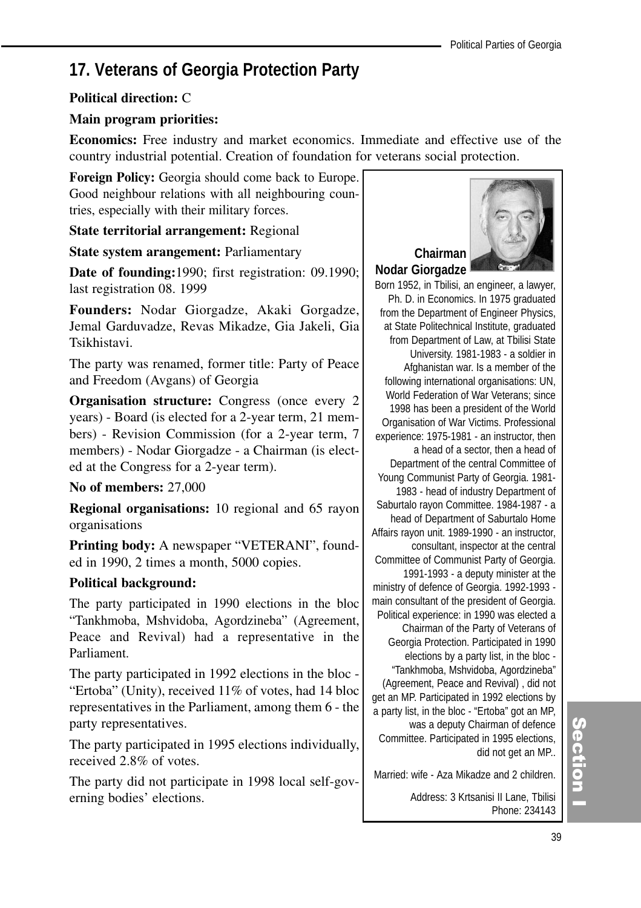## 17. Veterans of Georgia Protection Party

**Political direction:** C

**Main program priorities:**

**Economics:** Free industry and market economics. Immediate and effective use of the country industrial potential. Creation of foundation for veterans social protection.

**Foreign Policy:** Georgia should come back to Europe. Good neighbour relations with all neighbouring countries, especially with their military forces.

**State territorial arrangement:** Regional

**State system arrangement:** Parliamentary

**Date of founding:**1990; first registration: 09.1990; last registration 08. 1999

**Founders:** Nodar Giorgadze, Akaki Gorgadze, Jemal Garduvadze, Revas Mikadze, Gia Jakeli, Gia Tsikhistavi.

The party was renamed, former title: Party of Peace and Freedom (Avgans) of Georgia

**Organisation structure:** Congress (once every 2 years) - Board (is elected for a 2-year term, 21 members) - Revision Commission (for a 2-year term, 7 members) - Nodar Giorgadze - a Chairman (is elected at the Congress for a 2-year term).

**No of members:** 27,000

**Regional organisations:** 10 regional and 65 rayon organisations

**Printing body:** A newspaper "VETERANI", founded in 1990, 2 times a month, 5000 copies.

**Political background:**

The party participated in 1990 elections in the bloc "Tankhmoba, Mshvidoba, Agordzineba" (Agreement, Peace and Revival) had a representative in the Parliament.

The party participated in 1992 elections in the bloc - "Ertoba" (Unity), received 11% of votes, had 14 bloc representatives in the Parliament, among them 6 - the party representatives.

The party participated in 1995 elections individually, received 2.8% of votes.

The party did not participate in 1998 local self-governing bodies' elections.

**Chairman**
**Nodar Giorgadze**

Born 1952, in Tbilisi, an engineer, a lawyer, Ph. D. in Economics. In 1975 graduated from the Department of Engineer Physics, at State Politechnical Institute, graduated from Department of Law, at Tbilisi State University. 1981-1983 - a soldier in Afghanistan war. Is a member of the following international organisations: UN, World Federation of War Veterans; since 1998 has been a president of the World Organisation of War Victims. Professional experience: 1975-1981 - an instructor, then a head of a sector, then a head of Department of the central Committee of Young Communist Party of Georgia. 1981-1983 - head of industry Department of Saburtalo rayon Committee. 1984-1987 - a head of Department of Saburtalo Home Affairs rayon unit. 1989-1990 - an instructor, consultant, inspector at the central Committee of Communist Party of Georgia. 1991-1993 - a deputy minister at the ministry of defence of Georgia. 1992-1993 - main consultant of the president of Georgia. Political experience: in 1990 was elected a Chairman of the Party of Veterans of Georgia Protection. Participated in 1990 elections by a party list, in the bloc - "Tankhmoba, Mshvidoba, Agordzineba" (Agreement, Peace and Revival) , did not get an MP. Participated in 1992 elections by a party list, in the bloc - "Ertoba" got an MP, was a deputy Chairman of defence Committee. Participated in 1995 elections, did not get an MP..

Married: wife - Aza Mikadze and 2 children.

Address: 3 Krtsanisi II Lane, Tbilisi
Phone: 234143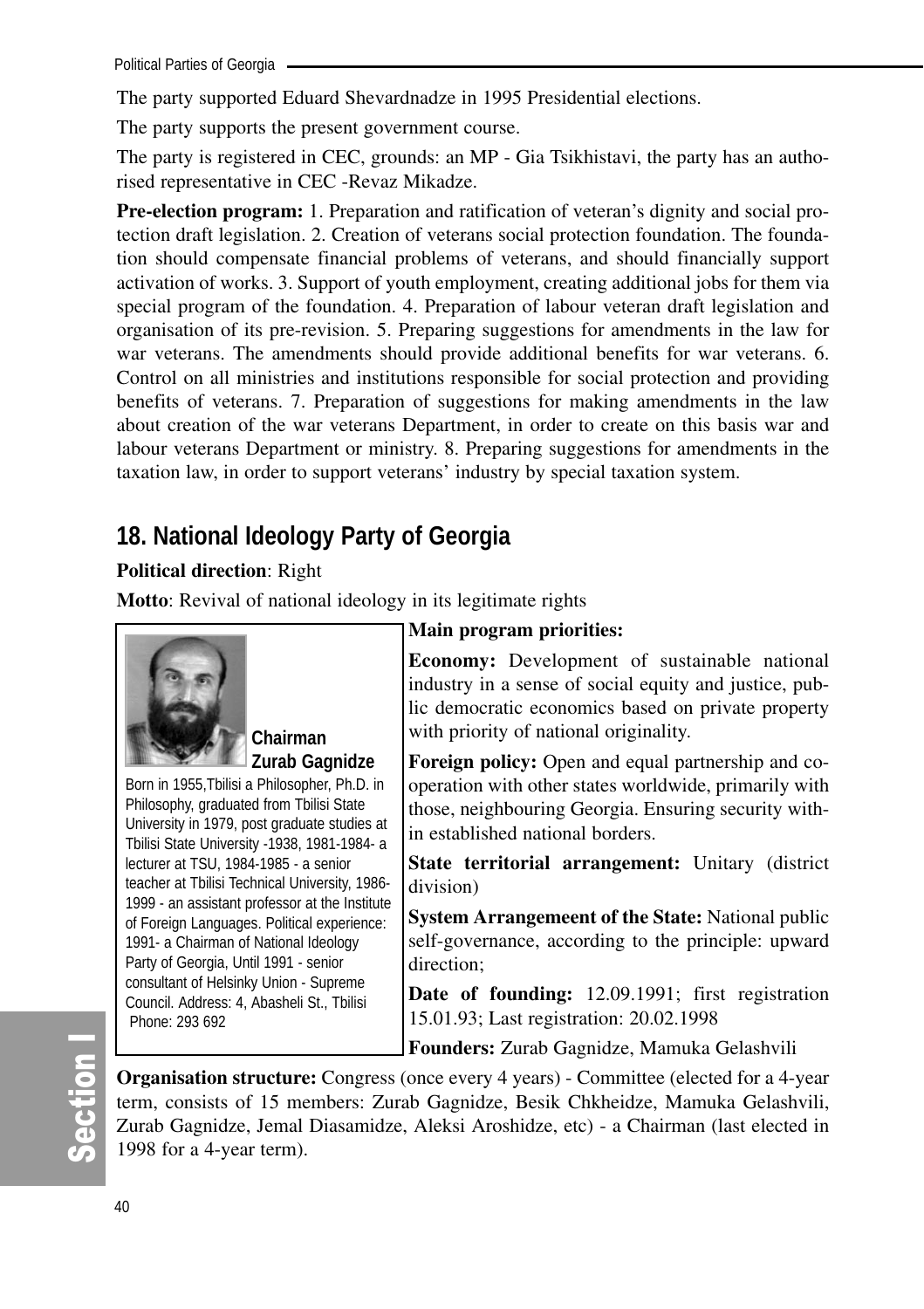The party supported Eduard Shevardnadze in 1995 Presidential elections.

The party supports the present government course.

The party is registered in CEC, grounds: an MP - Gia Tsikhistavi, the party has an authorised representative in CEC -Revaz Mikadze.

**Pre-election program:** 1. Preparation and ratification of veteran's dignity and social protection draft legislation. 2. Creation of veterans social protection foundation. The foundation should compensate financial problems of veterans, and should financially support activation of works. 3. Support of youth employment, creating additional jobs for them via special program of the foundation. 4. Preparation of labour veteran draft legislation and organisation of its pre-revision. 5. Preparing suggestions for amendments in the law for war veterans. The amendments should provide additional benefits for war veterans. 6. Control on all ministries and institutions responsible for social protection and providing benefits of veterans. 7. Preparation of suggestions for making amendments in the law about creation of the war veterans Department, in order to create on this basis war and labour veterans Department or ministry. 8. Preparing suggestions for amendments in the taxation law, in order to support veterans' industry by special taxation system.

## 18. National Ideology Party of Georgia

**Political direction**: Right

**Motto**: Revival of national ideology in its legitimate rights

**Chairman Zurab Gagnidze**

Born in 1955,Tbilisi a Philosopher, Ph.D. in Philosophy, graduated from Tbilisi State University in 1979, post graduate studies at Tbilisi State University -1938, 1981-1984- a lecturer at TSU, 1984-1985 - a senior teacher at Tbilisi Technical University, 1986-1999 - an assistant professor at the Institute of Foreign Languages. Political experience: 1991- a Chairman of National Ideology Party of Georgia, Until 1991 - senior consultant of Helsinky Union - Supreme Council. Address: 4, Abasheli St., Tbilisi Phone: 293 692

**Main program priorities:**

**Economy:** Development of sustainable national industry in a sense of social equity and justice, public democratic economics based on private property with priority of national originality.

**Foreign policy:** Open and equal partnership and cooperation with other states worldwide, primarily with those, neighbouring Georgia. Ensuring security within established national borders.

**State territorial arrangement:** Unitary (district division)

**System Arrangemeent of the State:** National public self-governance, according to the principle: upward direction;

**Date of founding:** 12.09.1991; first registration 15.01.93; Last registration: 20.02.1998

**Founders:** Zurab Gagnidze, Mamuka Gelashvili

**Organisation structure:** Congress (once every 4 years) - Committee (elected for a 4-year term, consists of 15 members: Zurab Gagnidze, Besik Chkheidze, Mamuka Gelashvili, Zurab Gagnidze, Jemal Diasamidze, Aleksi Aroshidze, etc) - a Chairman (last elected in 1998 for a 4-year term).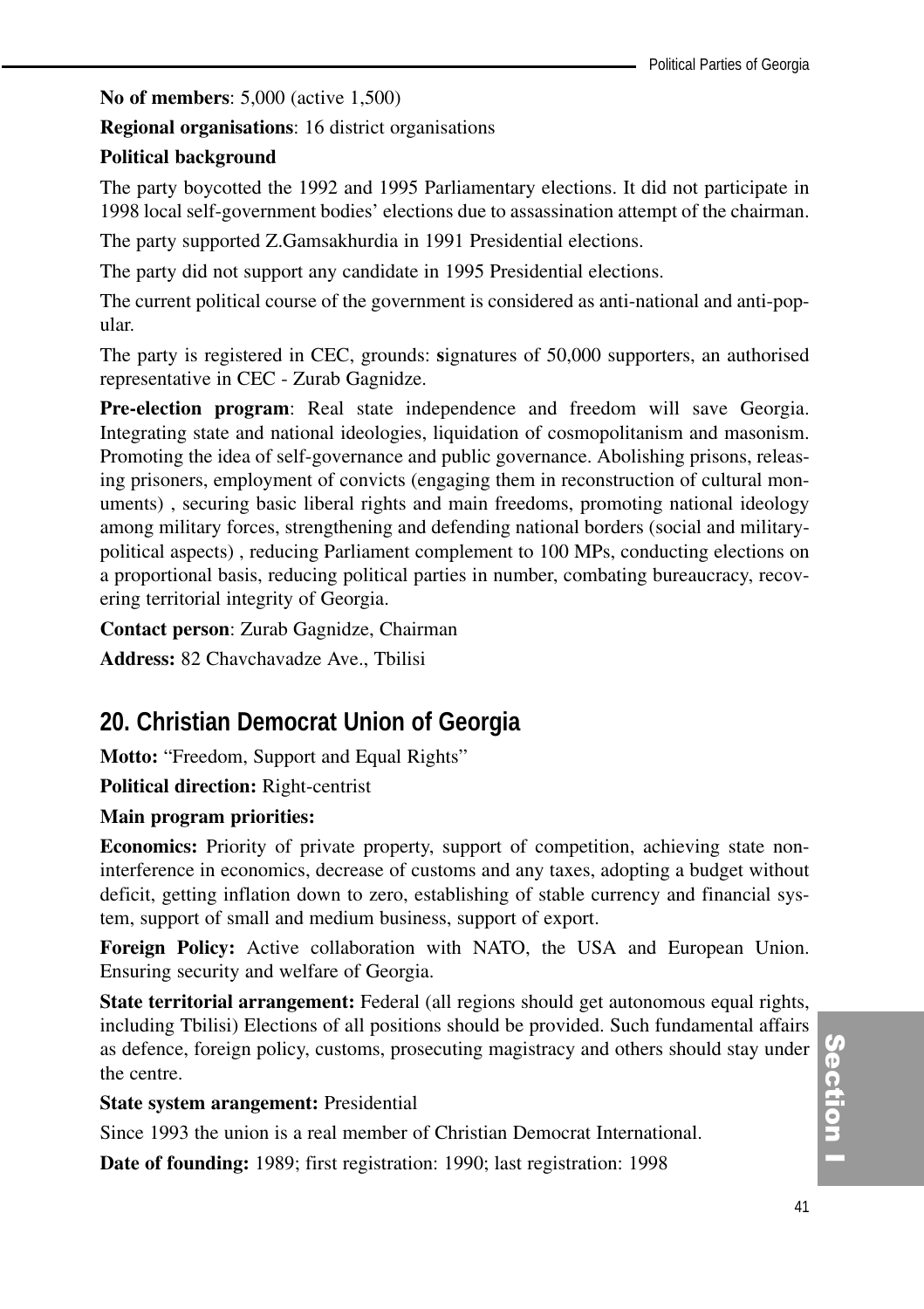**No of members**: 5,000 (active 1,500)

**Regional organisations**: 16 district organisations

**Political background**

The party boycotted the 1992 and 1995 Parliamentary elections. It did not participate in 1998 local self-government bodies' elections due to assassination attempt of the chairman.

The party supported Z.Gamsakhurdia in 1991 Presidential elections.

The party did not support any candidate in 1995 Presidential elections.

The current political course of the government is considered as anti-national and anti-popular.

The party is registered in CEC, grounds: signatures of 50,000 supporters, an authorised representative in CEC - Zurab Gagnidze.

**Pre-election program**: Real state independence and freedom will save Georgia. Integrating state and national ideologies, liquidation of cosmopolitanism and masonism. Promoting the idea of self-governance and public governance. Abolishing prisons, releasing prisoners, employment of convicts (engaging them in reconstruction of cultural monuments) , securing basic liberal rights and main freedoms, promoting national ideology among military forces, strengthening and defending national borders (social and military-political aspects) , reducing Parliament complement to 100 MPs, conducting elections on a proportional basis, reducing political parties in number, combating bureaucracy, recovering territorial integrity of Georgia.

**Contact person**: Zurab Gagnidze, Chairman

**Address:** 82 Chavchavadze Ave., Tbilisi

## 20. Christian Democrat Union of Georgia

**Motto:** "Freedom, Support and Equal Rights"

**Political direction:** Right-centrist

**Main program priorities:**

**Economics:** Priority of private property, support of competition, achieving state non-interference in economics, decrease of customs and any taxes, adopting a budget without deficit, getting inflation down to zero, establishing of stable currency and financial system, support of small and medium business, support of export.

**Foreign Policy:** Active collaboration with NATO, the USA and European Union. Ensuring security and welfare of Georgia.

**State territorial arrangement:** Federal (all regions should get autonomous equal rights, including Tbilisi) Elections of all positions should be provided. Such fundamental affairs as defence, foreign policy, customs, prosecuting magistracy and others should stay under the centre.

**State system arangement:** Presidential

Since 1993 the union is a real member of Christian Democrat International.

**Date of founding:** 1989; first registration: 1990; last registration: 1998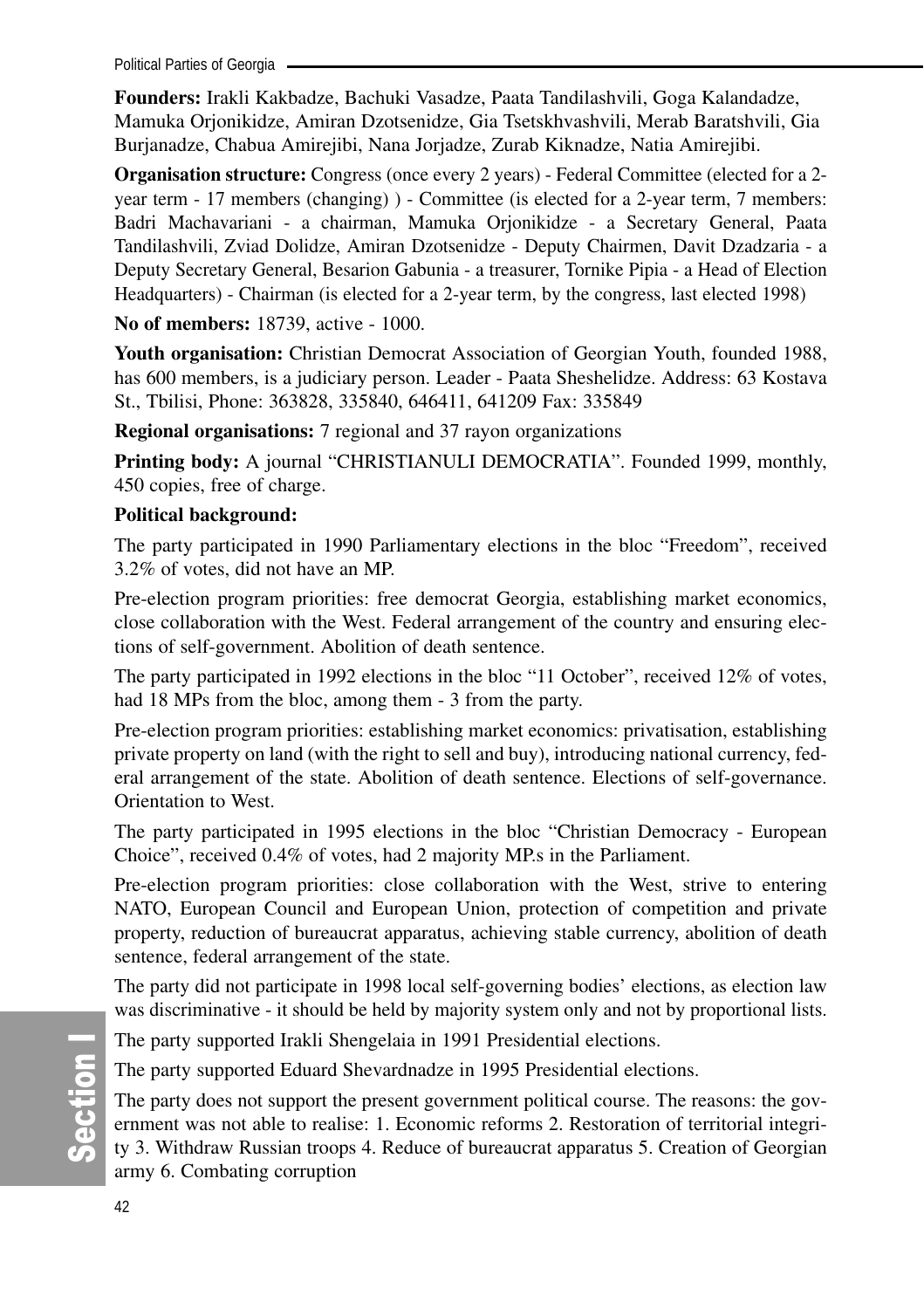**Founders:** Irakli Kakbadze, Bachuki Vasadze, Paata Tandilashvili, Goga Kalandadze, Mamuka Orjonikidze, Amiran Dzotsenidze, Gia Tsetskhvashvili, Merab Baratshvili, Gia Burjanadze, Chabua Amirejibi, Nana Jorjadze, Zurab Kiknadze, Natia Amirejibi.

**Organisation structure:** Congress (once every 2 years) - Federal Committee (elected for a 2-year term - 17 members (changing) ) - Committee (is elected for a 2-year term, 7 members: Badri Machavariani - a chairman, Mamuka Orjonikidze - a Secretary General, Paata Tandilashvili, Zviad Dolidze, Amiran Dzotsenidze - Deputy Chairmen, Davit Dzadzaria - a Deputy Secretary General, Besarion Gabunia - a treasurer, Tornike Pipia - a Head of Election Headquarters) - Chairman (is elected for a 2-year term, by the congress, last elected 1998)

**No of members:** 18739, active - 1000.

**Youth organisation:** Christian Democrat Association of Georgian Youth, founded 1988, has 600 members, is a judiciary person. Leader - Paata Sheshelidze. Address: 63 Kostava St., Tbilisi, Phone: 363828, 335840, 646411, 641209 Fax: 335849

**Regional organisations:** 7 regional and 37 rayon organizations

**Printing body:** A journal "CHRISTIANULI DEMOCRATIA". Founded 1999, monthly, 450 copies, free of charge.

**Political background:**

The party participated in 1990 Parliamentary elections in the bloc "Freedom", received 3.2% of votes, did not have an MP.

Pre-election program priorities: free democrat Georgia, establishing market economics, close collaboration with the West. Federal arrangement of the country and ensuring elections of self-government. Abolition of death sentence.

The party participated in 1992 elections in the bloc "11 October", received 12% of votes, had 18 MPs from the bloc, among them - 3 from the party.

Pre-election program priorities: establishing market economics: privatisation, establishing private property on land (with the right to sell and buy), introducing national currency, federal arrangement of the state. Abolition of death sentence. Elections of self-governance. Orientation to West.

The party participated in 1995 elections in the bloc "Christian Democracy - European Choice", received 0.4% of votes, had 2 majority MP.s in the Parliament.

Pre-election program priorities: close collaboration with the West, strive to entering NATO, European Council and European Union, protection of competition and private property, reduction of bureaucrat apparatus, achieving stable currency, abolition of death sentence, federal arrangement of the state.

The party did not participate in 1998 local self-governing bodies' elections, as election law was discriminative - it should be held by majority system only and not by proportional lists.

The party supported Irakli Shengelaia in 1991 Presidential elections.

The party supported Eduard Shevardnadze in 1995 Presidential elections.

The party does not support the present government political course. The reasons: the government was not able to realise: 1. Economic reforms 2. Restoration of territorial integrity 3. Withdraw Russian troops 4. Reduce of bureaucrat apparatus 5. Creation of Georgian army 6. Combating corruption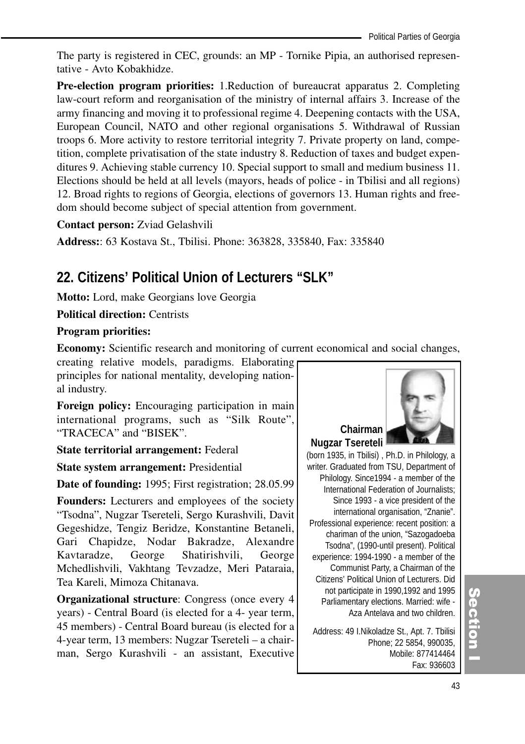The party is registered in CEC, grounds: an MP - Tornike Pipia, an authorised representative - Avto Kobakhidze.

**Pre-election program priorities:** 1.Reduction of bureaucrat apparatus 2. Completing law-court reform and reorganisation of the ministry of internal affairs 3. Increase of the army financing and moving it to professional regime 4. Deepening contacts with the USA, European Council, NATO and other regional organisations 5. Withdrawal of Russian troops 6. More activity to restore territorial integrity 7. Private property on land, competition, complete privatisation of the state industry 8. Reduction of taxes and budget expenditures 9. Achieving stable currency 10. Special support to small and medium business 11. Elections should be held at all levels (mayors, heads of police - in Tbilisi and all regions) 12. Broad rights to regions of Georgia, elections of governors 13. Human rights and freedom should become subject of special attention from government.

**Contact person:** Zviad Gelashvili

**Address:**: 63 Kostava St., Tbilisi. Phone: 363828, 335840, Fax: 335840

## 22. Citizens' Political Union of Lecturers "SLK"

**Motto:** Lord, make Georgians love Georgia

**Political direction:** Centrists

**Program priorities:**

**Economy:** Scientific research and monitoring of current economical and social changes, creating relative models, paradigms. Elaborating principles for national mentality, developing national industry.

**Foreign policy:** Encouraging participation in main international programs, such as "Silk Route", "TRACECA" and "BISEK".

**State territorial arrangement:** Federal

**State system arrangement:** Presidential

**Date of founding:** 1995; First registration; 28.05.99

**Founders:** Lecturers and employees of the society "Tsodna", Nugzar Tsereteli, Sergo Kurashvili, Davit Gegeshidze, Tengiz Beridze, Konstantine Betaneli, Gari Chapidze, Nodar Bakradze, Alexandre Kavtaradze, George Shatirishvili, George Mchedlishvili, Vakhtang Tevzadze, Meri Pataraia, Tea Kareli, Mimoza Chitanava.

**Organizational structure**: Congress (once every 4 years) - Central Board (is elected for a 4- year term, 45 members) - Central Board bureau (is elected for a 4-year term, 13 members: Nugzar Tsereteli – a chairman, Sergo Kurashvili - an assistant, Executive

**Chairman Nugzar Tsereteli**

(born 1935, in Tbilisi) , Ph.D. in Philology, a writer. Graduated from TSU, Department of Philology. Since1994 - a member of the International Federation of Journalists; Since 1993 - a vice president of the international organisation, "Znanie". Professional experience: recent position: a chariman of the union, "Sazogadoeba Tsodna", (1990-until present). Political experience: 1994-1990 - a member of the Communist Party, a Chairman of the Citizens' Political Union of Lecturers. Did not participate in 1990,1992 and 1995 Parliamentary elections. Married: wife - Aza Antelava and two children.

Address: 49 I.Nikoladze St., Apt. 7. Tbilisi
Phone; 22 5854, 990035,
Mobile: 877414464
Fax: 936603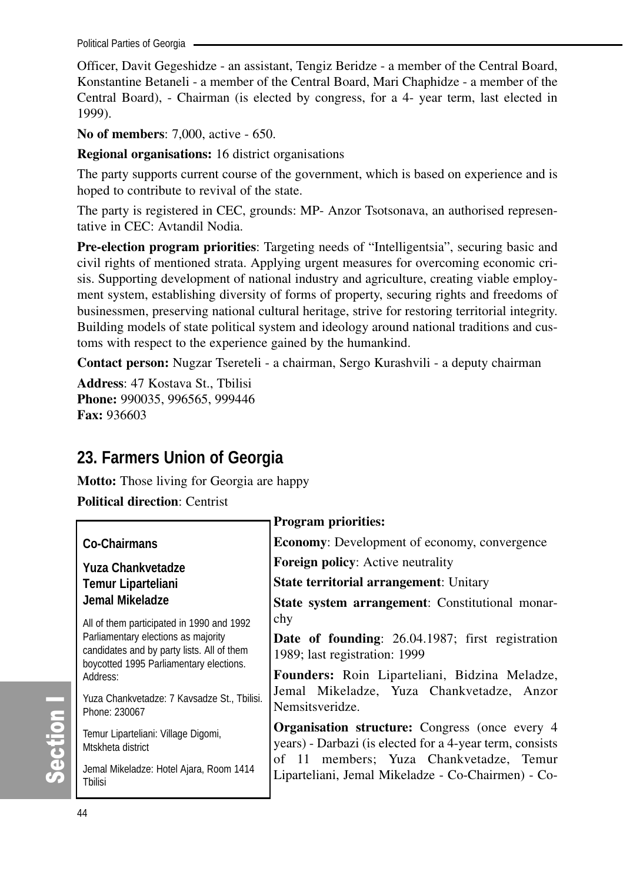Officer, Davit Gegeshidze - an assistant, Tengiz Beridze - a member of the Central Board, Konstantine Betaneli - a member of the Central Board, Mari Chaphidze - a member of the Central Board), - Chairman (is elected by congress, for a 4- year term, last elected in 1999).

**No of members**: 7,000, active - 650.

**Regional organisations:** 16 district organisations

The party supports current course of the government, which is based on experience and is hoped to contribute to revival of the state.

The party is registered in CEC, grounds: MP- Anzor Tsotsonava, an authorised representative in CEC: Avtandil Nodia.

**Pre-election program priorities**: Targeting needs of "Intelligentsia", securing basic and civil rights of mentioned strata. Applying urgent measures for overcoming economic crisis. Supporting development of national industry and agriculture, creating viable employment system, establishing diversity of forms of property, securing rights and freedoms of businessmen, preserving national cultural heritage, strive for restoring territorial integrity. Building models of state political system and ideology around national traditions and customs with respect to the experience gained by the humankind.

**Contact person:** Nugzar Tsereteli - a chairman, Sergo Kurashvili - a deputy chairman

**Address**: 47 Kostava St., Tbilisi
**Phone:** 990035, 996565, 999446
**Fax:** 936603

## 23. Farmers Union of Georgia

**Motto:** Those living for Georgia are happy

**Political direction**: Centrist

**Co-Chairmans**

**Yuza Chankvetadze**
**Temur Liparteliani**
**Jemal Mikeladze**

All of them participated in 1990 and 1992 Parliamentary elections as majority candidates and by party lists. All of them boycotted 1995 Parliamentary elections.
Address:

Yuza Chankvetadze: 7 Kavsadze St., Tbilisi. Phone: 230067

Temur Liparteliani: Village Digomi, Mtskheta district

Jemal Mikeladze: Hotel Ajara, Room 1414 Tbilisi

**Program priorities:**

**Economy**: Development of economy, convergence

**Foreign policy**: Active neutrality

**State territorial arrangement**: Unitary

**State system arrangement**: Constitutional monarchy

**Date of founding**: 26.04.1987; first registration 1989; last registration: 1999

**Founders:** Roin Liparteliani, Bidzina Meladze, Jemal Mikeladze, Yuza Chankvetadze, Anzor Nemsitsveridze.

**Organisation structure:** Congress (once every 4 years) - Darbazi (is elected for a 4-year term, consists of 11 members; Yuza Chankvetadze, Temur Liparteliani, Jemal Mikeladze - Co-Chairmen) - Co-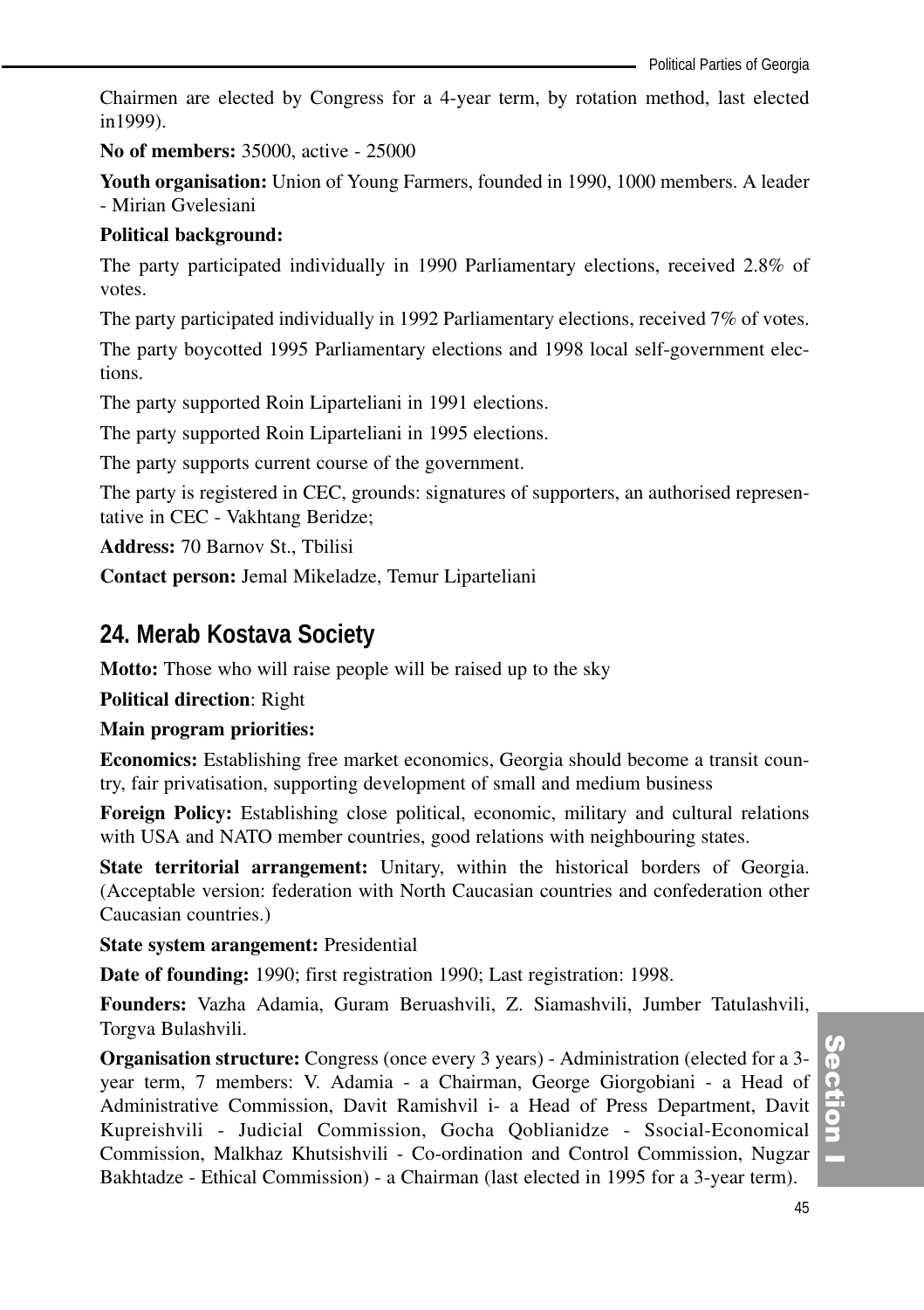Chairmen are elected by Congress for a 4-year term, by rotation method, last elected in1999).

**No of members:** 35000, active - 25000

**Youth organisation:** Union of Young Farmers, founded in 1990, 1000 members. A leader - Mirian Gvelesiani

**Political background:**

The party participated individually in 1990 Parliamentary elections, received 2.8% of votes.

The party participated individually in 1992 Parliamentary elections, received 7% of votes.

The party boycotted 1995 Parliamentary elections and 1998 local self-government elections.

The party supported Roin Liparteliani in 1991 elections.

The party supported Roin Liparteliani in 1995 elections.

The party supports current course of the government.

The party is registered in CEC, grounds: signatures of supporters, an authorised representative in CEC - Vakhtang Beridze;

**Address:** 70 Barnov St., Tbilisi

**Contact person:** Jemal Mikeladze, Temur Liparteliani

## 24. Merab Kostava Society

**Motto:** Those who will raise people will be raised up to the sky

**Political direction**: Right

**Main program priorities:**

**Economics:** Establishing free market economics, Georgia should become a transit country, fair privatisation, supporting development of small and medium business

**Foreign Policy:** Establishing close political, economic, military and cultural relations with USA and NATO member countries, good relations with neighbouring states.

**State territorial arrangement:** Unitary, within the historical borders of Georgia. (Acceptable version: federation with North Caucasian countries and confederation other Caucasian countries.)

**State system arangement:** Presidential

**Date of founding:** 1990; first registration 1990; Last registration: 1998.

**Founders:** Vazha Adamia, Guram Beruashvili, Z. Siamashvili, Jumber Tatulashvili, Torgva Bulashvili.

**Organisation structure:** Congress (once every 3 years) - Administration (elected for a 3-year term, 7 members: V. Adamia - a Chairman, George Giorgobiani - a Head of Administrative Commission, Davit Ramishvil i- a Head of Press Department, Davit Kupreishvili - Judicial Commission, Gocha Qoblianidze - Ssocial-Economical Commission, Malkhaz Khutsishvili - Co-ordination and Control Commission, Nugzar Bakhtadze - Ethical Commission) - a Chairman (last elected in 1995 for a 3-year term).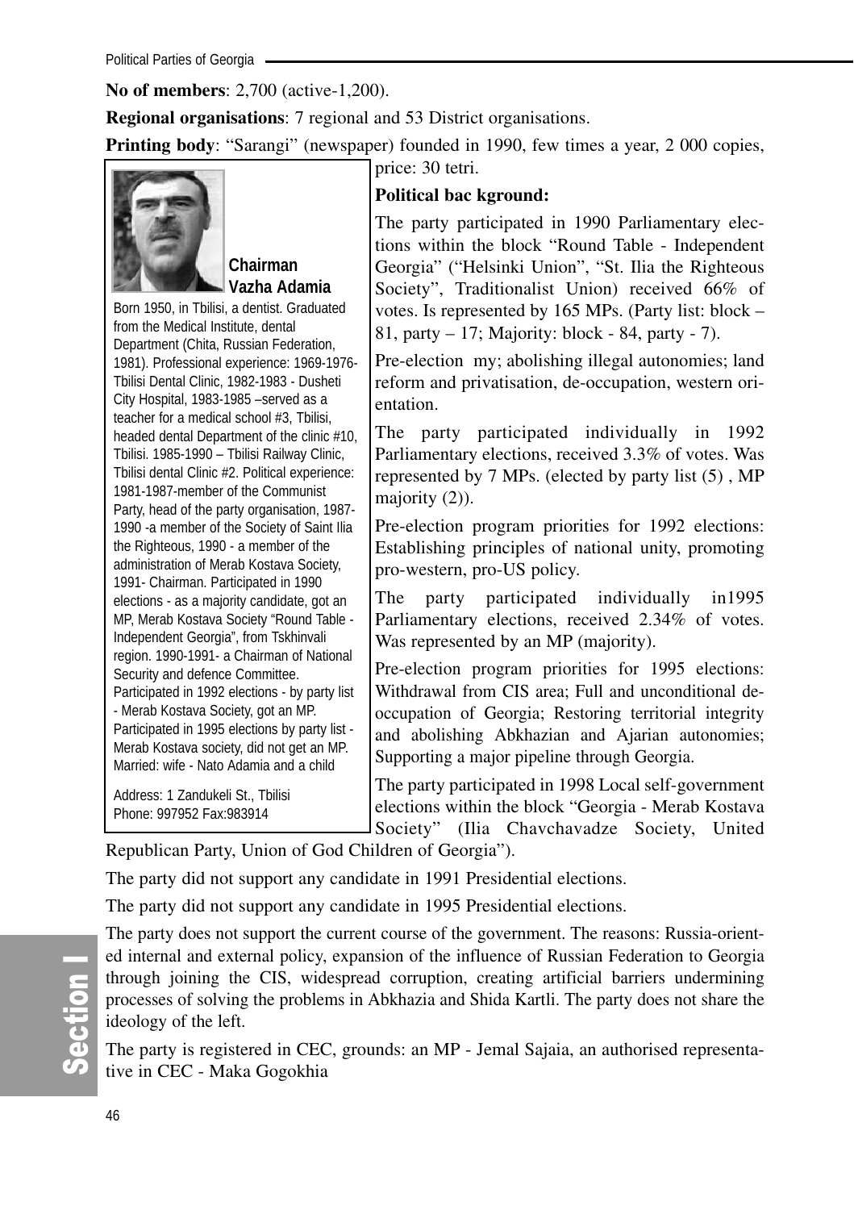**No of members**: 2,700 (active-1,200).

**Regional organisations**: 7 regional and 53 District organisations.

**Printing body**: "Sarangi" (newspaper) founded in 1990, few times a year, 2 000 copies, price: 30 tetri.

**Chairman**
**Vazha Adamia**

Born 1950, in Tbilisi, a dentist. Graduated from the Medical Institute, dental Department (Chita, Russian Federation, 1981). Professional experience: 1969-1976- Tbilisi Dental Clinic, 1982-1983 - Dusheti City Hospital, 1983-1985 –served as a teacher for a medical school #3, Tbilisi, headed dental Department of the clinic #10, Tbilisi. 1985-1990 – Tbilisi Railway Clinic, Tbilisi dental Clinic #2. Political experience: 1981-1987-member of the Communist Party, head of the party organisation, 1987-1990 -a member of the Society of Saint Ilia the Righteous, 1990 - a member of the administration of Merab Kostava Society, 1991- Chairman. Participated in 1990 elections - as a majority candidate, got an MP, Merab Kostava Society "Round Table - Independent Georgia", from Tskhinvali region. 1990-1991- a Chairman of National Security and defence Committee. Participated in 1992 elections - by party list - Merab Kostava Society, got an MP. Participated in 1995 elections by party list - Merab Kostava society, did not get an MP. Married: wife - Nato Adamia and a child

Address: 1 Zandukeli St., Tbilisi
Phone: 997952 Fax:983914

**Political bac kground:**

The party participated in 1990 Parliamentary elections within the block "Round Table - Independent Georgia" ("Helsinki Union", "St. Ilia the Righteous Society", Traditionalist Union) received 66% of votes. Is represented by 165 MPs. (Party list: block – 81, party – 17; Majority: block - 84, party - 7).

Pre-election my; abolishing illegal autonomies; land reform and privatisation, de-occupation, western orientation.

The party participated individually in 1992 Parliamentary elections, received 3.3% of votes. Was represented by 7 MPs. (elected by party list (5) , MP majority (2)).

Pre-election program priorities for 1992 elections: Establishing principles of national unity, promoting pro-western, pro-US policy.

The party participated individually in1995 Parliamentary elections, received 2.34% of votes. Was represented by an MP (majority).

Pre-election program priorities for 1995 elections: Withdrawal from CIS area; Full and unconditional de-occupation of Georgia; Restoring territorial integrity and abolishing Abkhazian and Ajarian autonomies; Supporting a major pipeline through Georgia.

The party participated in 1998 Local self-government elections within the block "Georgia - Merab Kostava Society" (Ilia Chavchavadze Society, United Republican Party, Union of God Children of Georgia").

The party did not support any candidate in 1991 Presidential elections.

The party did not support any candidate in 1995 Presidential elections.

The party does not support the current course of the government. The reasons: Russia-oriented internal and external policy, expansion of the influence of Russian Federation to Georgia through joining the CIS, widespread corruption, creating artificial barriers undermining processes of solving the problems in Abkhazia and Shida Kartli. The party does not share the ideology of the left.

The party is registered in CEC, grounds: an MP - Jemal Sajaia, an authorised representative in CEC - Maka Gogokhia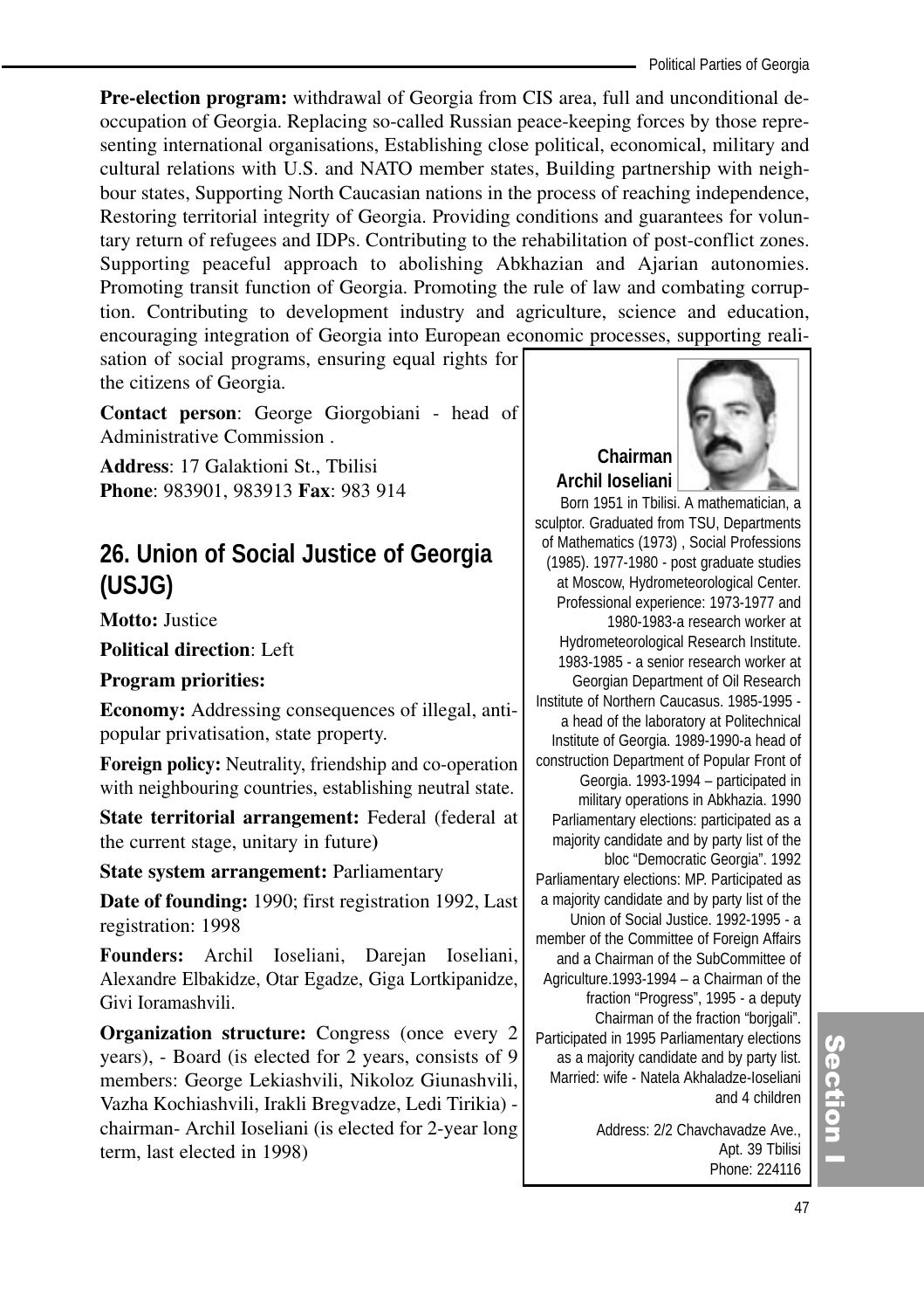**Pre-election program:** withdrawal of Georgia from CIS area, full and unconditional de-occupation of Georgia. Replacing so-called Russian peace-keeping forces by those representing international organisations, Establishing close political, economical, military and cultural relations with U.S. and NATO member states, Building partnership with neighbour states, Supporting North Caucasian nations in the process of reaching independence, Restoring territorial integrity of Georgia. Providing conditions and guarantees for voluntary return of refugees and IDPs. Contributing to the rehabilitation of post-conflict zones. Supporting peaceful approach to abolishing Abkhazian and Ajarian autonomies. Promoting transit function of Georgia. Promoting the rule of law and combating corruption. Contributing to development industry and agriculture, science and education, encouraging integration of Georgia into European economic processes, supporting realisation of social programs, ensuring equal rights for the citizens of Georgia.

**Contact person**: George Giorgobiani - head of Administrative Commission .

**Address**: 17 Galaktioni St., Tbilisi
**Phone**: 983901, 983913 **Fax**: 983 914

## 26. Union of Social Justice of Georgia (USJG)

**Motto:** Justice

**Political direction**: Left

**Program priorities:**

**Economy:** Addressing consequences of illegal, anti-popular privatisation, state property.

**Foreign policy:** Neutrality, friendship and co-operation with neighbouring countries, establishing neutral state.

**State territorial arrangement:** Federal (federal at the current stage, unitary in future)

**State system arrangement:** Parliamentary

**Date of founding:** 1990; first registration 1992, Last registration: 1998

**Founders:** Archil Ioseliani, Darejan Ioseliani, Alexandre Elbakidze, Otar Egadze, Giga Lortkipanidze, Givi Ioramashvili.

**Organization structure:** Congress (once every 2 years), - Board (is elected for 2 years, consists of 9 members: George Lekiashvili, Nikoloz Giunashvili, Vazha Kochiashvili, Irakli Bregvadze, Ledi Tirikia) - chairman- Archil Ioseliani (is elected for 2-year long term, last elected in 1998)

**Chairman**
**Archil Ioseliani**

Born 1951 in Tbilisi. A mathematician, a sculptor. Graduated from TSU, Departments of Mathematics (1973) , Social Professions (1985). 1977-1980 - post graduate studies at Moscow, Hydrometeorological Center. Professional experience: 1973-1977 and 1980-1983-a research worker at Hydrometeorological Research Institute. 1983-1985 - a senior research worker at Georgian Department of Oil Research Institute of Northern Caucasus. 1985-1995 - a head of the laboratory at Politechnical Institute of Georgia. 1989-1990-a head of construction Department of Popular Front of Georgia. 1993-1994 – participated in military operations in Abkhazia. 1990 Parliamentary elections: participated as a majority candidate and by party list of the bloc "Democratic Georgia". 1992 Parliamentary elections: MP. Participated as a majority candidate and by party list of the Union of Social Justice. 1992-1995 - a member of the Committee of Foreign Affairs and a Chairman of the SubCommittee of Agriculture.1993-1994 – a Chairman of the fraction "Progress", 1995 - a deputy Chairman of the fraction "borjgali". Participated in 1995 Parliamentary elections as a majority candidate and by party list. Married: wife - Natela Akhaladze-Ioseliani and 4 children

Address: 2/2 Chavchavadze Ave., Apt. 39 Tbilisi
Phone: 224116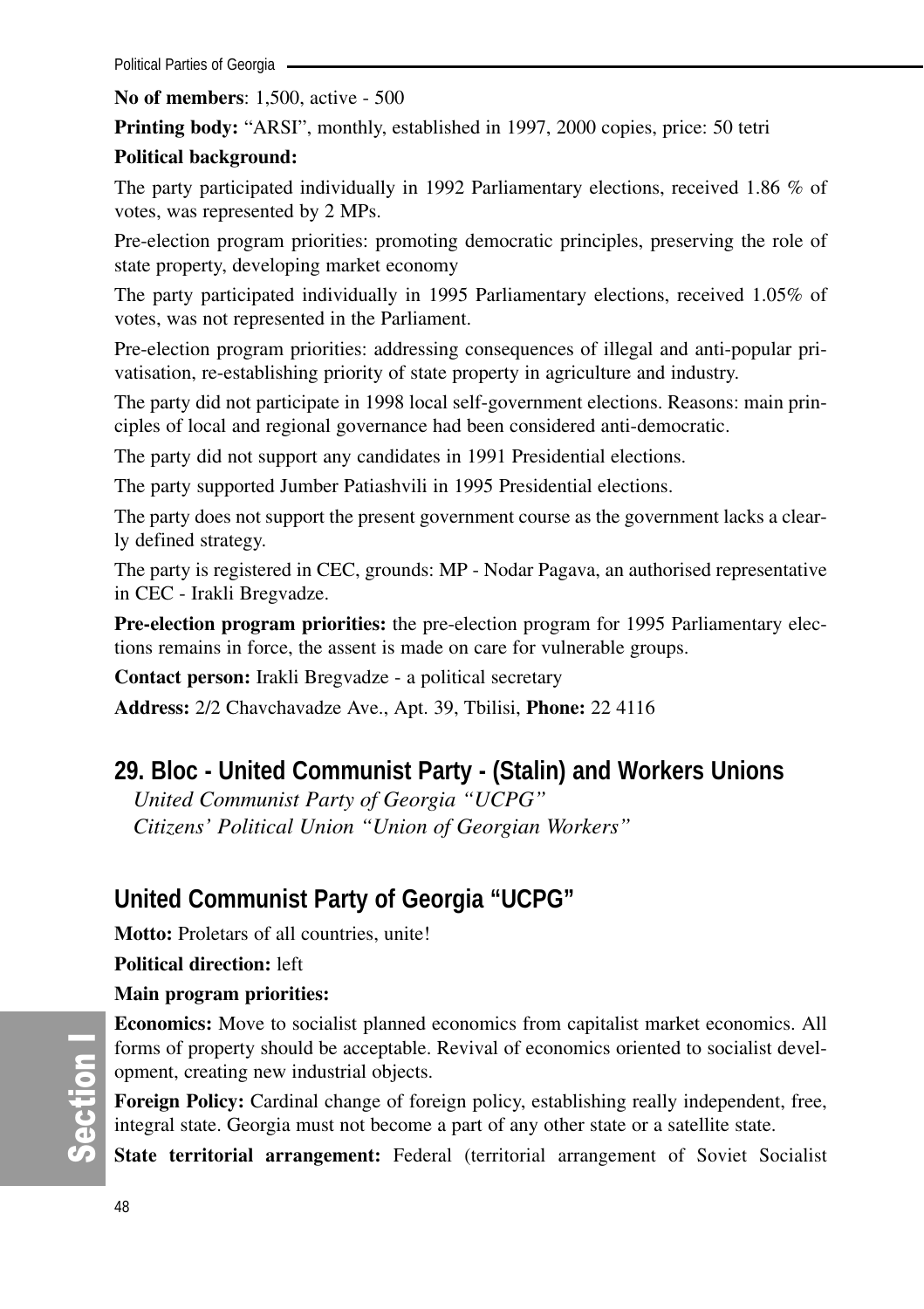**No of members**: 1,500, active - 500

**Printing body:** "ARSI", monthly, established in 1997, 2000 copies, price: 50 tetri

**Political background:**

The party participated individually in 1992 Parliamentary elections, received 1.86 % of votes, was represented by 2 MPs.

Pre-election program priorities: promoting democratic principles, preserving the role of state property, developing market economy

The party participated individually in 1995 Parliamentary elections, received 1.05% of votes, was not represented in the Parliament.

Pre-election program priorities: addressing consequences of illegal and anti-popular privatisation, re-establishing priority of state property in agriculture and industry.

The party did not participate in 1998 local self-government elections. Reasons: main principles of local and regional governance had been considered anti-democratic.

The party did not support any candidates in 1991 Presidential elections.

The party supported Jumber Patiashvili in 1995 Presidential elections.

The party does not support the present government course as the government lacks a clearly defined strategy.

The party is registered in CEC, grounds: MP - Nodar Pagava, an authorised representative in CEC - Irakli Bregvadze.

**Pre-election program priorities:** the pre-election program for 1995 Parliamentary elections remains in force, the assent is made on care for vulnerable groups.

**Contact person:** Irakli Bregvadze - a political secretary

**Address:** 2/2 Chavchavadze Ave., Apt. 39, Tbilisi, **Phone:** 22 4116

## 29. Bloc - United Communist Party - (Stalin) and Workers Unions

*United Communist Party of Georgia "UCPG"*
*Citizens' Political Union "Union of Georgian Workers"*

## United Communist Party of Georgia "UCPG"

**Motto:** Proletars of all countries, unite!

**Political direction:** left

**Main program priorities:**

**Economics:** Move to socialist planned economics from capitalist market economics. All forms of property should be acceptable. Revival of economics oriented to socialist development, creating new industrial objects.

**Foreign Policy:** Cardinal change of foreign policy, establishing really independent, free, integral state. Georgia must not become a part of any other state or a satellite state.

**State territorial arrangement:** Federal (territorial arrangement of Soviet Socialist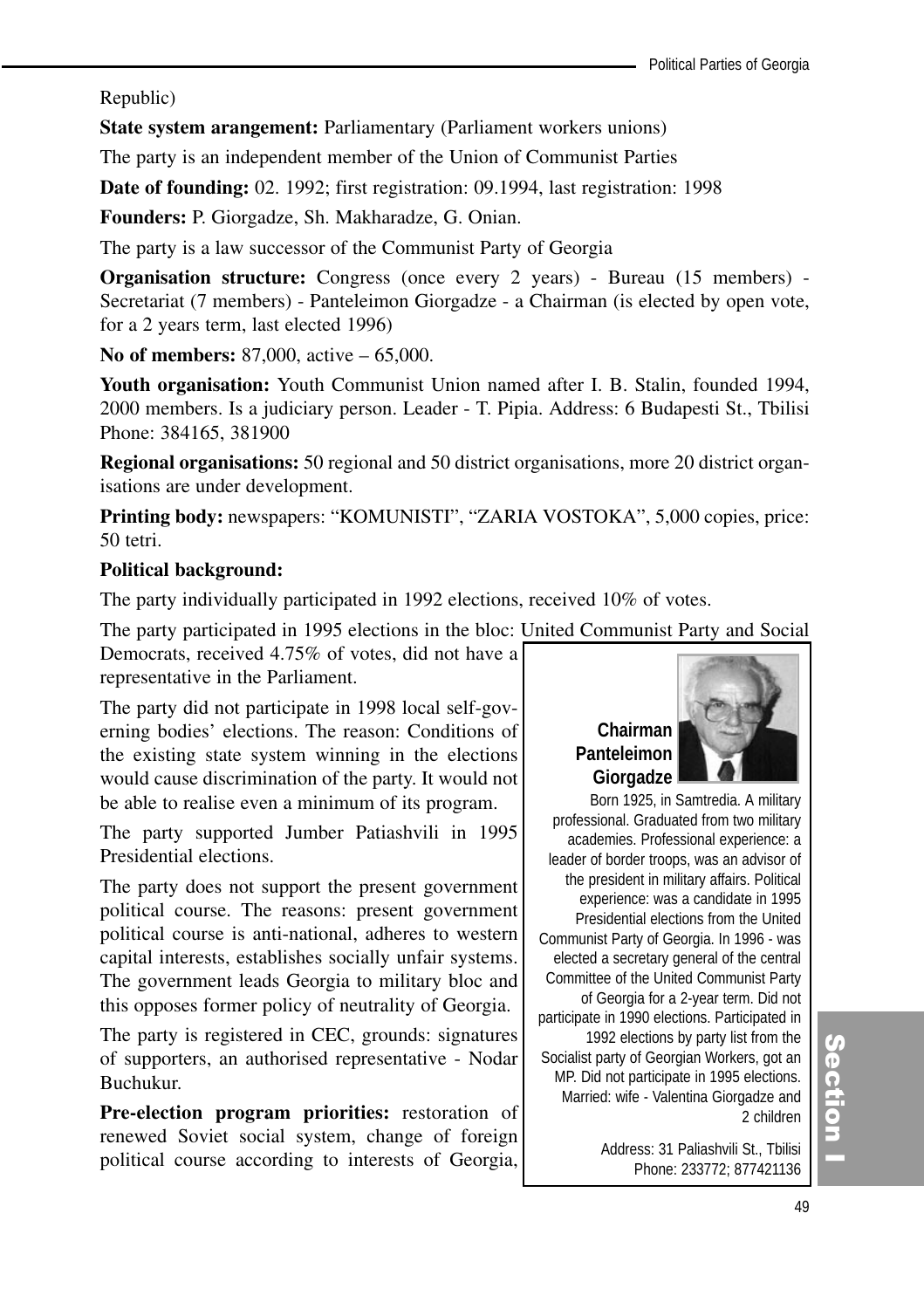Republic)

**State system arangement:** Parliamentary (Parliament workers unions)

The party is an independent member of the Union of Communist Parties

**Date of founding:** 02. 1992; first registration: 09.1994, last registration: 1998

**Founders:** P. Giorgadze, Sh. Makharadze, G. Onian.

The party is a law successor of the Communist Party of Georgia

**Organisation structure:** Congress (once every 2 years) - Bureau (15 members) - Secretariat (7 members) - Panteleimon Giorgadze - a Chairman (is elected by open vote, for a 2 years term, last elected 1996)

**No of members:** 87,000, active – 65,000.

**Youth organisation:** Youth Communist Union named after I. B. Stalin, founded 1994, 2000 members. Is a judiciary person. Leader - T. Pipia. Address: 6 Budapesti St., Tbilisi Phone: 384165, 381900

**Regional organisations:** 50 regional and 50 district organisations, more 20 district organisations are under development.

**Printing body:** newspapers: "KOMUNISTI", "ZARIA VOSTOKA", 5,000 copies, price: 50 tetri.

**Political background:**

The party individually participated in 1992 elections, received 10% of votes.

The party participated in 1995 elections in the bloc: United Communist Party and Social Democrats, received 4.75% of votes, did not have a representative in the Parliament.

The party did not participate in 1998 local self-governing bodies' elections. The reason: Conditions of the existing state system winning in the elections would cause discrimination of the party. It would not be able to realise even a minimum of its program.

The party supported Jumber Patiashvili in 1995 Presidential elections.

The party does not support the present government political course. The reasons: present government political course is anti-national, adheres to western capital interests, establishes socially unfair systems. The government leads Georgia to military bloc and this opposes former policy of neutrality of Georgia.

The party is registered in CEC, grounds: signatures of supporters, an authorised representative - Nodar Buchukur.

**Pre-election program priorities:** restoration of renewed Soviet social system, change of foreign political course according to interests of Georgia,

**Chairman Panteleimon Giorgadze**

Born 1925, in Samtredia. A military professional. Graduated from two military academies. Professional experience: a leader of border troops, was an advisor of the president in military affairs. Political experience: was a candidate in 1995 Presidential elections from the United Communist Party of Georgia. In 1996 - was elected a secretary general of the central Committee of the United Communist Party of Georgia for a 2-year term. Did not participate in 1990 elections. Participated in 1992 elections by party list from the Socialist party of Georgian Workers, got an MP. Did not participate in 1995 elections. Married: wife - Valentina Giorgadze and 2 children

Address: 31 Paliashvili St., Tbilisi
Phone: 233772; 877421136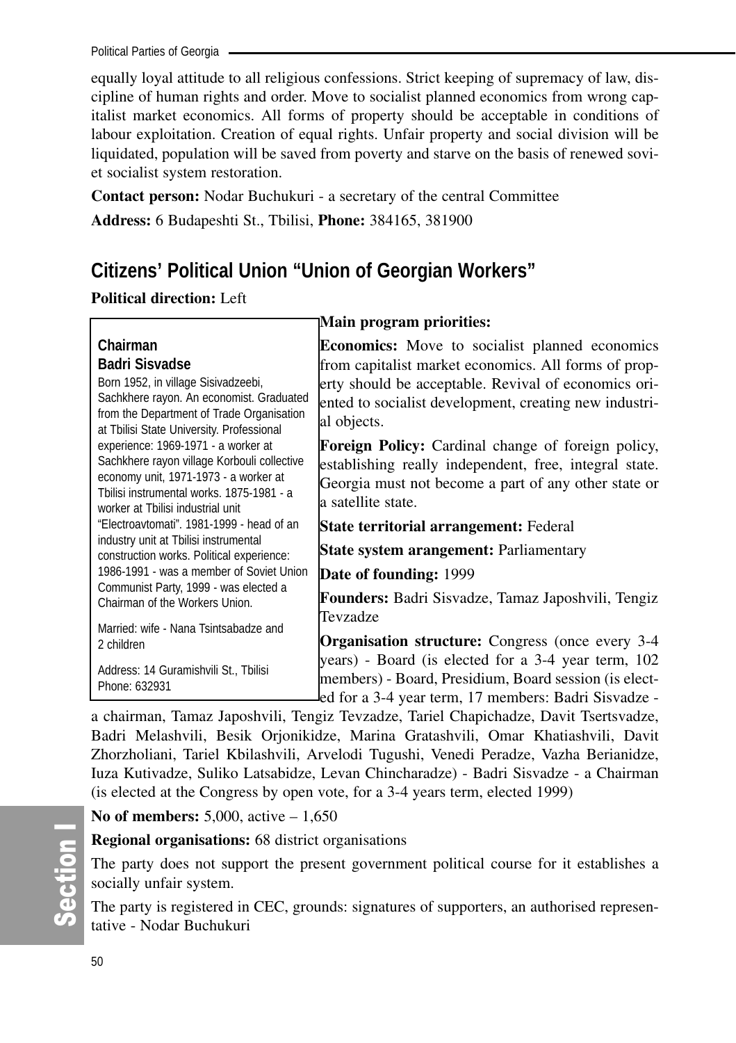equally loyal attitude to all religious confessions. Strict keeping of supremacy of law, discipline of human rights and order. Move to socialist planned economics from wrong capitalist market economics. All forms of property should be acceptable in conditions of labour exploitation. Creation of equal rights. Unfair property and social division will be liquidated, population will be saved from poverty and starve on the basis of renewed soviet socialist system restoration.

**Contact person:** Nodar Buchukuri - a secretary of the central Committee

**Address:** 6 Budapeshti St., Tbilisi, **Phone:** 384165, 381900

## Citizens' Political Union "Union of Georgian Workers"

**Political direction:** Left

**Chairman**
**Badri Sisvadse**
Born 1952, in village Sisivadzeebi, Sachkhere rayon. An economist. Graduated from the Department of Trade Organisation at Tbilisi State University. Professional experience: 1969-1971 - a worker at Sachkhere rayon village Korbouli collective economy unit, 1971-1973 - a worker at Tbilisi instrumental works. 1875-1981 - a worker at Tbilisi industrial unit "Electroavtomati". 1981-1999 - head of an industry unit at Tbilisi instrumental construction works. Political experience: 1986-1991 - was a member of Soviet Union Communist Party, 1999 - was elected a Chairman of the Workers Union.

Married: wife - Nana Tsintsabadze and 2 children

Address: 14 Guramishvili St., Tbilisi
Phone: 632931

**Main program priorities:**

**Economics:** Move to socialist planned economics from capitalist market economics. All forms of property should be acceptable. Revival of economics oriented to socialist development, creating new industrial objects.

**Foreign Policy:** Cardinal change of foreign policy, establishing really independent, free, integral state. Georgia must not become a part of any other state or a satellite state.

**State territorial arrangement:** Federal

**State system arangement:** Parliamentary

**Date of founding:** 1999

**Founders:** Badri Sisvadze, Tamaz Japoshvili, Tengiz Tevzadze

**Organisation structure:** Congress (once every 3-4 years) - Board (is elected for a 3-4 year term, 102 members) - Board, Presidium, Board session (is elected for a 3-4 year term, 17 members: Badri Sisvadze - a chairman, Tamaz Japoshvili, Tengiz Tevzadze, Tariel Chapichadze, Davit Tsertsvadze, Badri Melashvili, Besik Orjonikidze, Marina Gratashvili, Omar Khatiashvili, Davit Zhorzholiani, Tariel Kbilashvili, Arvelodi Tugushi, Venedi Peradze, Vazha Berianidze, Iuza Kutivadze, Suliko Latsabidze, Levan Chincharadze) - Badri Sisvadze - a Chairman (is elected at the Congress by open vote, for a 3-4 years term, elected 1999)

**No of members:** 5,000, active – 1,650

**Regional organisations:** 68 district organisations

The party does not support the present government political course for it establishes a socially unfair system.

The party is registered in CEC, grounds: signatures of supporters, an authorised representative - Nodar Buchukuri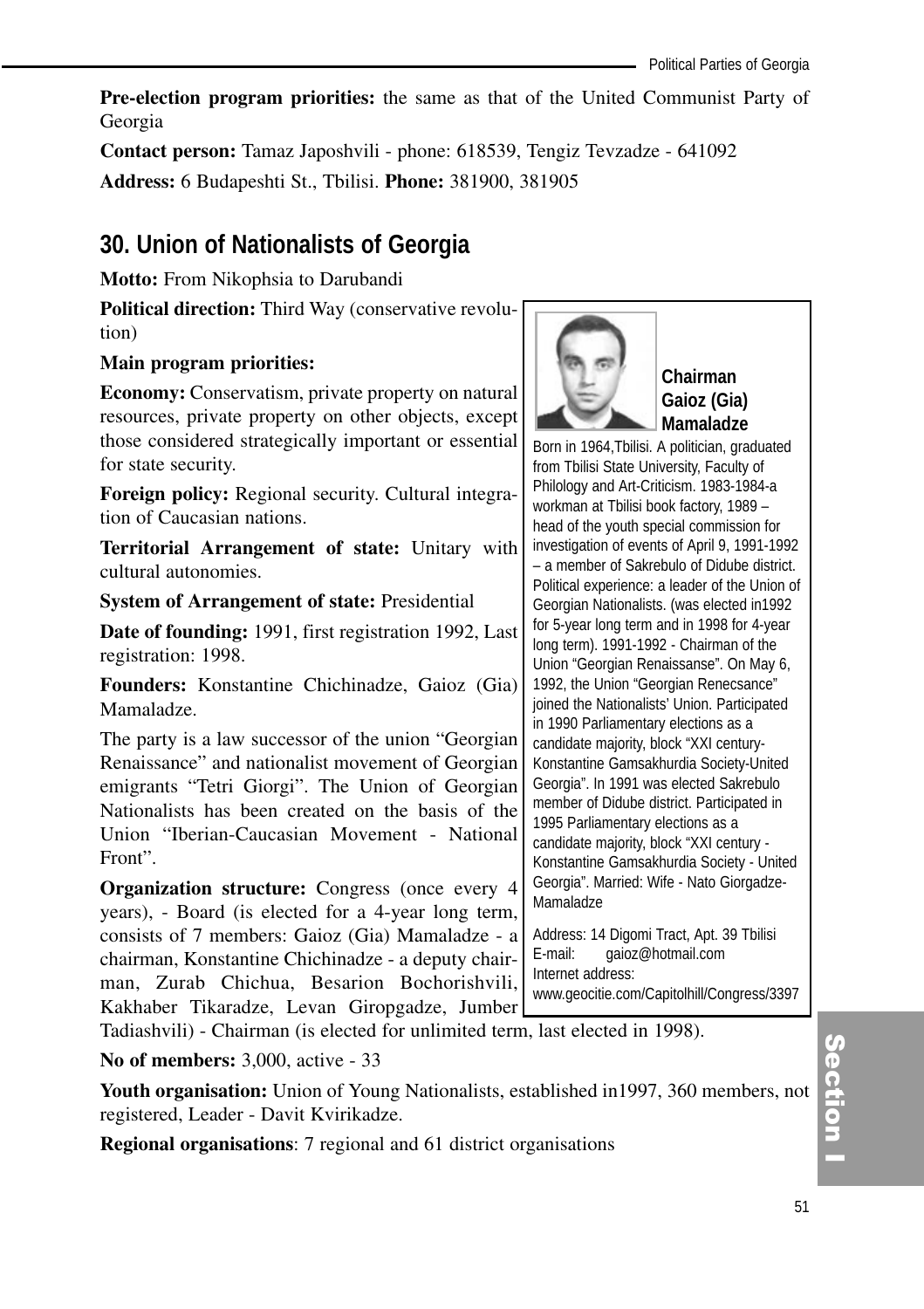**Pre-election program priorities:** the same as that of the United Communist Party of Georgia

**Contact person:** Tamaz Japoshvili - phone: 618539, Tengiz Tevzadze - 641092

**Address:** 6 Budapeshti St., Tbilisi. **Phone:** 381900, 381905

## 30. Union of Nationalists of Georgia

**Motto:** From Nikophsia to Darubandi

**Political direction:** Third Way (conservative revolution)

**Main program priorities:**

**Economy:** Conservatism, private property on natural resources, private property on other objects, except those considered strategically important or essential for state security.

**Foreign policy:** Regional security. Cultural integration of Caucasian nations.

**Territorial Arrangement of state:** Unitary with cultural autonomies.

**System of Arrangement of state:** Presidential

**Date of founding:** 1991, first registration 1992, Last registration: 1998.

**Founders:** Konstantine Chichinadze, Gaioz (Gia) Mamaladze.

The party is a law successor of the union "Georgian Renaissance" and nationalist movement of Georgian emigrants "Tetri Giorgi". The Union of Georgian Nationalists has been created on the basis of the Union "Iberian-Caucasian Movement - National Front".

**Organization structure:** Congress (once every 4 years), - Board (is elected for a 4-year long term, consists of 7 members: Gaioz (Gia) Mamaladze - a chairman, Konstantine Chichinadze - a deputy chairman, Zurab Chichua, Besarion Bochorishvili, Kakhaber Tikaradze, Levan Giropgadze, Jumber Tadiashvili) - Chairman (is elected for unlimited term, last elected in 1998).

**No of members:** 3,000, active - 33

**Youth organisation:** Union of Young Nationalists, established in1997, 360 members, not registered, Leader - Davit Kvirikadze.

**Regional organisations**: 7 regional and 61 district organisations

**Chairman Gaioz (Gia) Mamaladze**

Born in 1964,Tbilisi. A politician, graduated from Tbilisi State University, Faculty of Philology and Art-Criticism. 1983-1984-a workman at Tbilisi book factory, 1989 – head of the youth special commission for investigation of events of April 9, 1991-1992 – a member of Sakrebulo of Didube district. Political experience: a leader of the Union of Georgian Nationalists. (was elected in1992 for 5-year long term and in 1998 for 4-year long term). 1991-1992 - Chairman of the Union "Georgian Renaissanse". On May 6, 1992, the Union "Georgian Renecsance" joined the Nationalists' Union. Participated in 1990 Parliamentary elections as a candidate majority, block "XXI century-Konstantine Gamsakhurdia Society-United Georgia". In 1991 was elected Sakrebulo member of Didube district. Participated in 1995 Parliamentary elections as a candidate majority, block "XXI century - Konstantine Gamsakhurdia Society - United Georgia". Married: Wife - Nato Giorgadze-Mamaladze

Address: 14 Digomi Tract, Apt. 39 Tbilisi
E-mail: gaioz@hotmail.com
Internet address: www.geocitie.com/Capitolhill/Congress/3397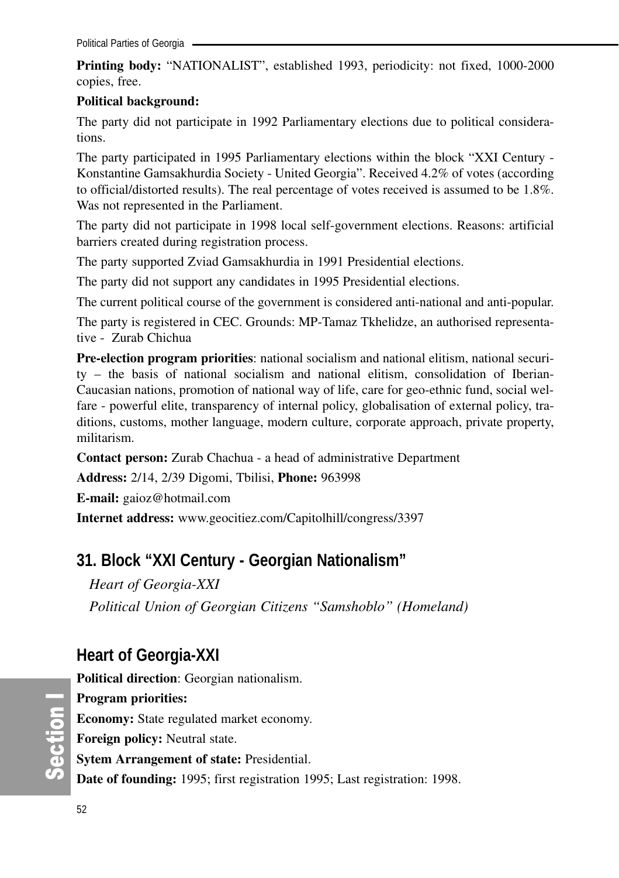**Printing body:** "NATIONALIST", established 1993, periodicity: not fixed, 1000-2000 copies, free.

**Political background:**

The party did not participate in 1992 Parliamentary elections due to political considerations.

The party participated in 1995 Parliamentary elections within the block "XXI Century - Konstantine Gamsakhurdia Society - United Georgia". Received 4.2% of votes (according to official/distorted results). The real percentage of votes received is assumed to be 1.8%. Was not represented in the Parliament.

The party did not participate in 1998 local self-government elections. Reasons: artificial barriers created during registration process.

The party supported Zviad Gamsakhurdia in 1991 Presidential elections.

The party did not support any candidates in 1995 Presidential elections.

The current political course of the government is considered anti-national and anti-popular.

The party is registered in CEC. Grounds: MP-Tamaz Tkhelidze, an authorised representative - Zurab Chichua

**Pre-election program priorities**: national socialism and national elitism, national security – the basis of national socialism and national elitism, consolidation of Iberian-Caucasian nations, promotion of national way of life, care for geo-ethnic fund, social welfare - powerful elite, transparency of internal policy, globalisation of external policy, traditions, customs, mother language, modern culture, corporate approach, private property, militarism.

**Contact person:** Zurab Chachua - a head of administrative Department

**Address:** 2/14, 2/39 Digomi, Tbilisi, **Phone:** 963998

**E-mail:** gaioz@hotmail.com

**Internet address:** www.geocitiez.com/Capitolhill/congress/3397

## 31. Block "XXI Century - Georgian Nationalism"

*Heart of Georgia-XXI*

*Political Union of Georgian Citizens "Samshoblo" (Homeland)*

## Heart of Georgia-XXI

**Political direction**: Georgian nationalism.

**Program priorities:**

**Economy:** State regulated market economy.

**Foreign policy:** Neutral state.

**Sytem Arrangement of state:** Presidential.

**Date of founding:** 1995; first registration 1995; Last registration: 1998.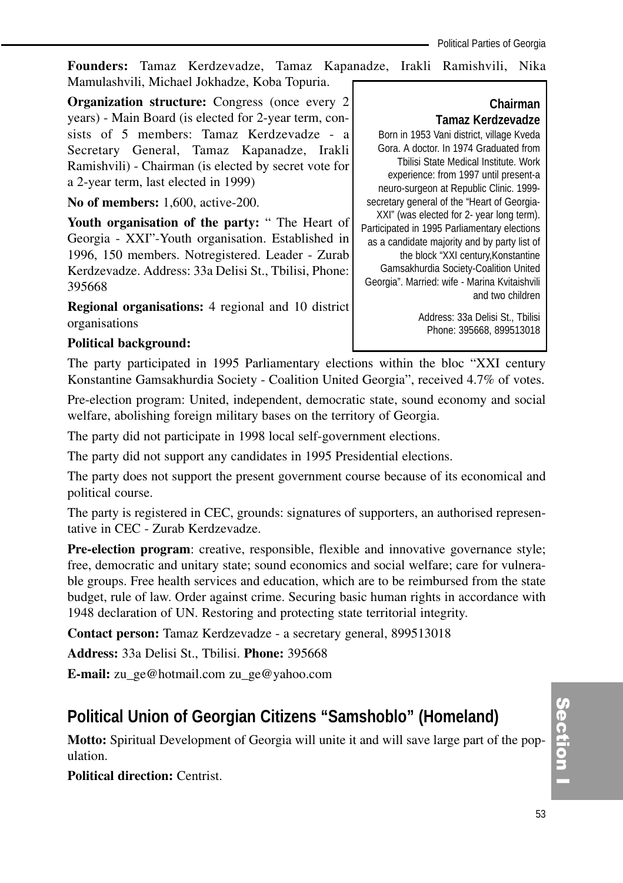**Founders:** Tamaz Kerdzevadze, Tamaz Kapanadze, Irakli Ramishvili, Nika Mamulashvili, Michael Jokhadze, Koba Topuria.

**Organization structure:** Congress (once every 2 years) - Main Board (is elected for 2-year term, consists of 5 members: Tamaz Kerdzevadze - a Secretary General, Tamaz Kapanadze, Irakli Ramishvili) - Chairman (is elected by secret vote for a 2-year term, last elected in 1999)

**No of members:** 1,600, active-200.

**Youth organisation of the party:** " The Heart of Georgia - XXI"-Youth organisation. Established in 1996, 150 members. Notregistered. Leader - Zurab Kerdzevadze. Address: 33a Delisi St., Tbilisi, Phone: 395668

**Regional organisations:** 4 regional and 10 district organisations

**Chairman**
**Tamaz Kerdzevadze**

Born in 1953 Vani district, village Kveda Gora. A doctor. In 1974 Graduated from Tbilisi State Medical Institute. Work experience: from 1997 until present-a neuro-surgeon at Republic Clinic. 1999-secretary general of the "Heart of Georgia-XXI" (was elected for 2- year long term). Participated in 1995 Parliamentary elections as a candidate majority and by party list of the block "XXI century,Konstantine Gamsakhurdia Society-Coalition United Georgia". Married: wife - Marina Kvitaishvili and two children

Address: 33a Delisi St., Tbilisi
Phone: 395668, 899513018

**Political background:**

The party participated in 1995 Parliamentary elections within the bloc "XXI century Konstantine Gamsakhurdia Society - Coalition United Georgia", received 4.7% of votes.

Pre-election program: United, independent, democratic state, sound economy and social welfare, abolishing foreign military bases on the territory of Georgia.

The party did not participate in 1998 local self-government elections.

The party did not support any candidates in 1995 Presidential elections.

The party does not support the present government course because of its economical and political course.

The party is registered in CEC, grounds: signatures of supporters, an authorised representative in CEC - Zurab Kerdzevadze.

**Pre-election program**: creative, responsible, flexible and innovative governance style; free, democratic and unitary state; sound economics and social welfare; care for vulnerable groups. Free health services and education, which are to be reimbursed from the state budget, rule of law. Order against crime. Securing basic human rights in accordance with 1948 declaration of UN. Restoring and protecting state territorial integrity.

**Contact person:** Tamaz Kerdzevadze - a secretary general, 899513018

**Address:** 33a Delisi St., Tbilisi. **Phone:** 395668

**E-mail:** zu_ge@hotmail.com zu_ge@yahoo.com

## Political Union of Georgian Citizens "Samshoblo" (Homeland)

**Motto:** Spiritual Development of Georgia will unite it and will save large part of the population.

**Political direction:** Centrist.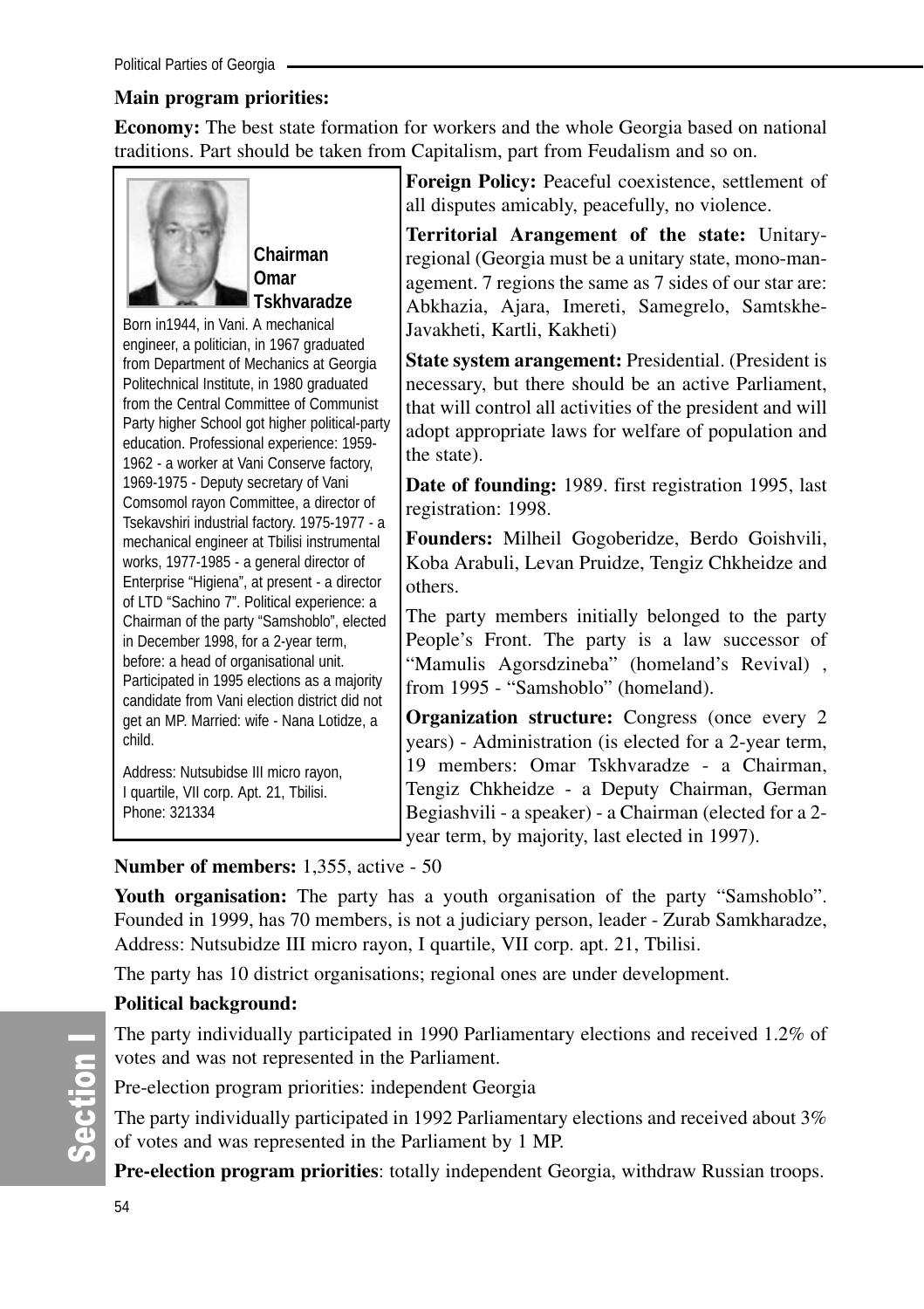**Main program priorities:**

**Economy:** The best state formation for workers and the whole Georgia based on national traditions. Part should be taken from Capitalism, part from Feudalism and so on.

**Chairman Omar Tskhvaradze**

Born in1944, in Vani. A mechanical engineer, a politician, in 1967 graduated from Department of Mechanics at Georgia Politechnical Institute, in 1980 graduated from the Central Committee of Communist Party higher School got higher political-party education. Professional experience: 1959-1962 - a worker at Vani Conserve factory, 1969-1975 - Deputy secretary of Vani Comsomol rayon Committee, a director of Tsekavshiri industrial factory. 1975-1977 - a mechanical engineer at Tbilisi instrumental works, 1977-1985 - a general director of Enterprise "Higiena", at present - a director of LTD "Sachino 7". Political experience: a Chairman of the party "Samshoblo", elected in December 1998, for a 2-year term, before: a head of organisational unit. Participated in 1995 elections as a majority candidate from Vani election district did not get an MP. Married: wife - Nana Lotidze, a child.

Address: Nutsubidse III micro rayon, I quartile, VII corp. Apt. 21, Tbilisi. Phone: 321334

**Foreign Policy:** Peaceful coexistence, settlement of all disputes amicably, peacefully, no violence.

**Territorial Arangement of the state:** Unitary-regional (Georgia must be a unitary state, mono-management. 7 regions the same as 7 sides of our star are: Abkhazia, Ajara, Imereti, Samegrelo, Samtskhe-Javakheti, Kartli, Kakheti)

**State system arangement:** Presidential. (President is necessary, but there should be an active Parliament, that will control all activities of the president and will adopt appropriate laws for welfare of population and the state).

**Date of founding:** 1989. first registration 1995, last registration: 1998.

**Founders:** Milheil Gogoberidze, Berdo Goishvili, Koba Arabuli, Levan Pruidze, Tengiz Chkheidze and others.

The party members initially belonged to the party People's Front. The party is a law successor of "Mamulis Agorsdzineba" (homeland's Revival) , from 1995 - "Samshoblo" (homeland).

**Organization structure:** Congress (once every 2 years) - Administration (is elected for a 2-year term, 19 members: Omar Tskhvaradze - a Chairman, Tengiz Chkheidze - a Deputy Chairman, German Begiashvili - a speaker) - a Chairman (elected for a 2-year term, by majority, last elected in 1997).

**Number of members:** 1,355, active - 50

**Youth organisation:** The party has a youth organisation of the party "Samshoblo". Founded in 1999, has 70 members, is not a judiciary person, leader - Zurab Samkharadze, Address: Nutsubidze III micro rayon, I quartile, VII corp. apt. 21, Tbilisi.

The party has 10 district organisations; regional ones are under development.

**Political background:**

The party individually participated in 1990 Parliamentary elections and received 1.2% of votes and was not represented in the Parliament.

Pre-election program priorities: independent Georgia

The party individually participated in 1992 Parliamentary elections and received about 3% of votes and was represented in the Parliament by 1 MP.

**Pre-election program priorities**: totally independent Georgia, withdraw Russian troops.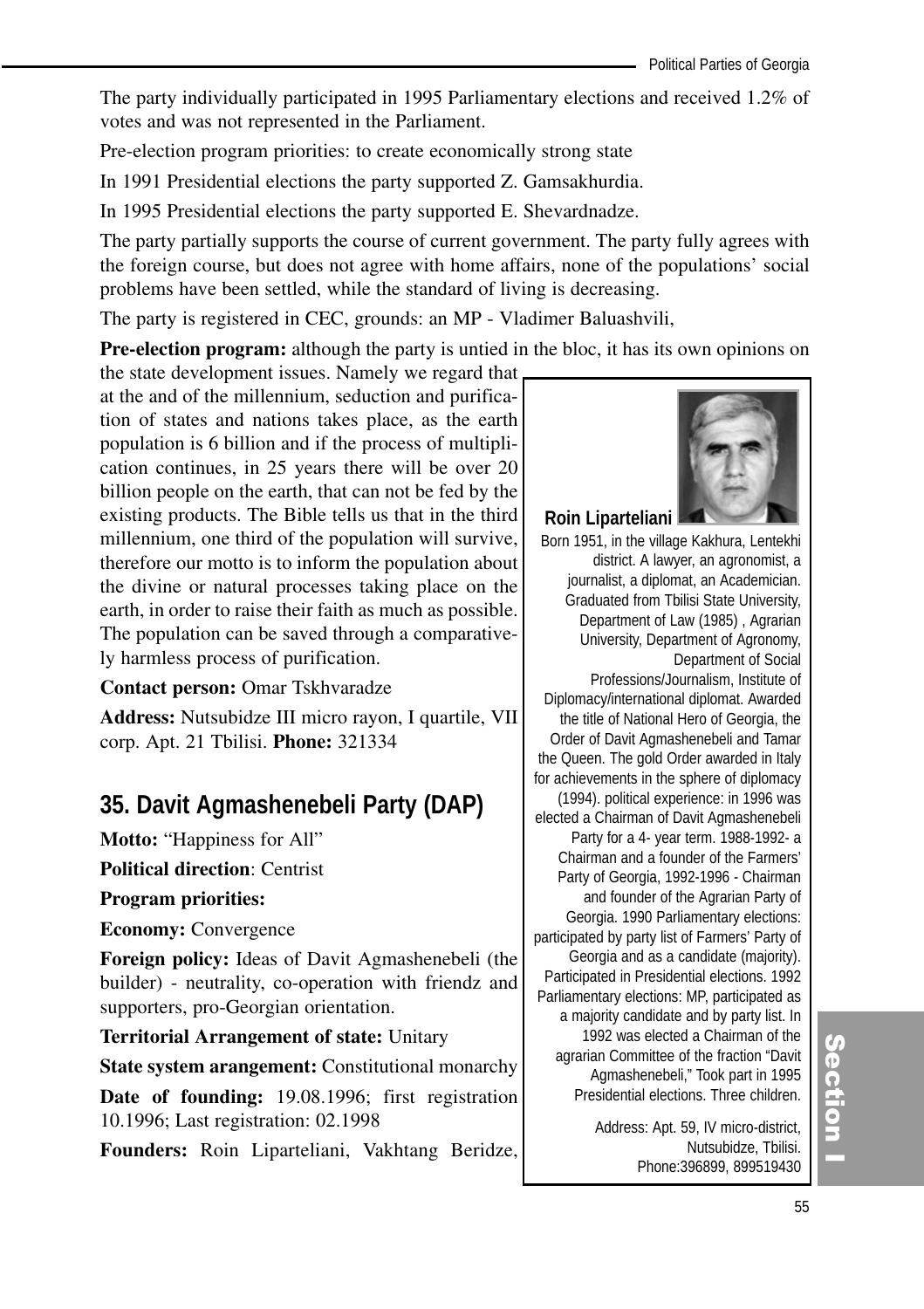The party individually participated in 1995 Parliamentary elections and received 1.2% of votes and was not represented in the Parliament.

Pre-election program priorities: to create economically strong state

In 1991 Presidential elections the party supported Z. Gamsakhurdia.

In 1995 Presidential elections the party supported E. Shevardnadze.

The party partially supports the course of current government. The party fully agrees with the foreign course, but does not agree with home affairs, none of the populations' social problems have been settled, while the standard of living is decreasing.

The party is registered in CEC, grounds: an MP - Vladimer Baluashvili,

**Pre-election program:** although the party is untied in the bloc, it has its own opinions on the state development issues. Namely we regard that at the and of the millennium, seduction and purification of states and nations takes place, as the earth population is 6 billion and if the process of multiplication continues, in 25 years there will be over 20 billion people on the earth, that can not be fed by the existing products. The Bible tells us that in the third millennium, one third of the population will survive, therefore our motto is to inform the population about the divine or natural processes taking place on the earth, in order to raise their faith as much as possible. The population can be saved through a comparatively harmless process of purification.

**Contact person:** Omar Tskhvaradze

**Address:** Nutsubidze III micro rayon, I quartile, VII corp. Apt. 21 Tbilisi. **Phone:** 321334

## 35. Davit Agmashenebeli Party (DAP)

**Motto:** "Happiness for All"

**Political direction**: Centrist

**Program priorities:**

**Economy:** Convergence

**Foreign policy:** Ideas of Davit Agmashenebeli (the builder) - neutrality, co-operation with friendz and supporters, pro-Georgian orientation.

**Territorial Arrangement of state:** Unitary

**State system arangement:** Constitutional monarchy

**Date of founding:** 19.08.1996; first registration 10.1996; Last registration: 02.1998

**Founders:** Roin Liparteliani, Vakhtang Beridze,

**Roin Liparteliani**

Born 1951, in the village Kakhura, Lentekhi district. A lawyer, an agronomist, a journalist, a diplomat, an Academician. Graduated from Tbilisi State University, Department of Law (1985) , Agrarian University, Department of Agronomy, Department of Social Professions/Journalism, Institute of Diplomacy/international diplomat. Awarded the title of National Hero of Georgia, the Order of Davit Agmashenebeli and Tamar the Queen. The gold Order awarded in Italy for achievements in the sphere of diplomacy (1994). political experience: in 1996 was elected a Chairman of Davit Agmashenebeli Party for a 4- year term. 1988-1992- a Chairman and a founder of the Farmers' Party of Georgia, 1992-1996 - Chairman and founder of the Agrarian Party of Georgia. 1990 Parliamentary elections: participated by party list of Farmers' Party of Georgia and as a candidate (majority). Participated in Presidential elections. 1992 Parliamentary elections: MP, participated as a majority candidate and by party list. In 1992 was elected a Chairman of the agrarian Committee of the fraction "Davit Agmashenebeli," Took part in 1995 Presidential elections. Three children.

Address: Apt. 59, IV micro-district, Nutsubidze, Tbilisi. Phone:396899, 899519430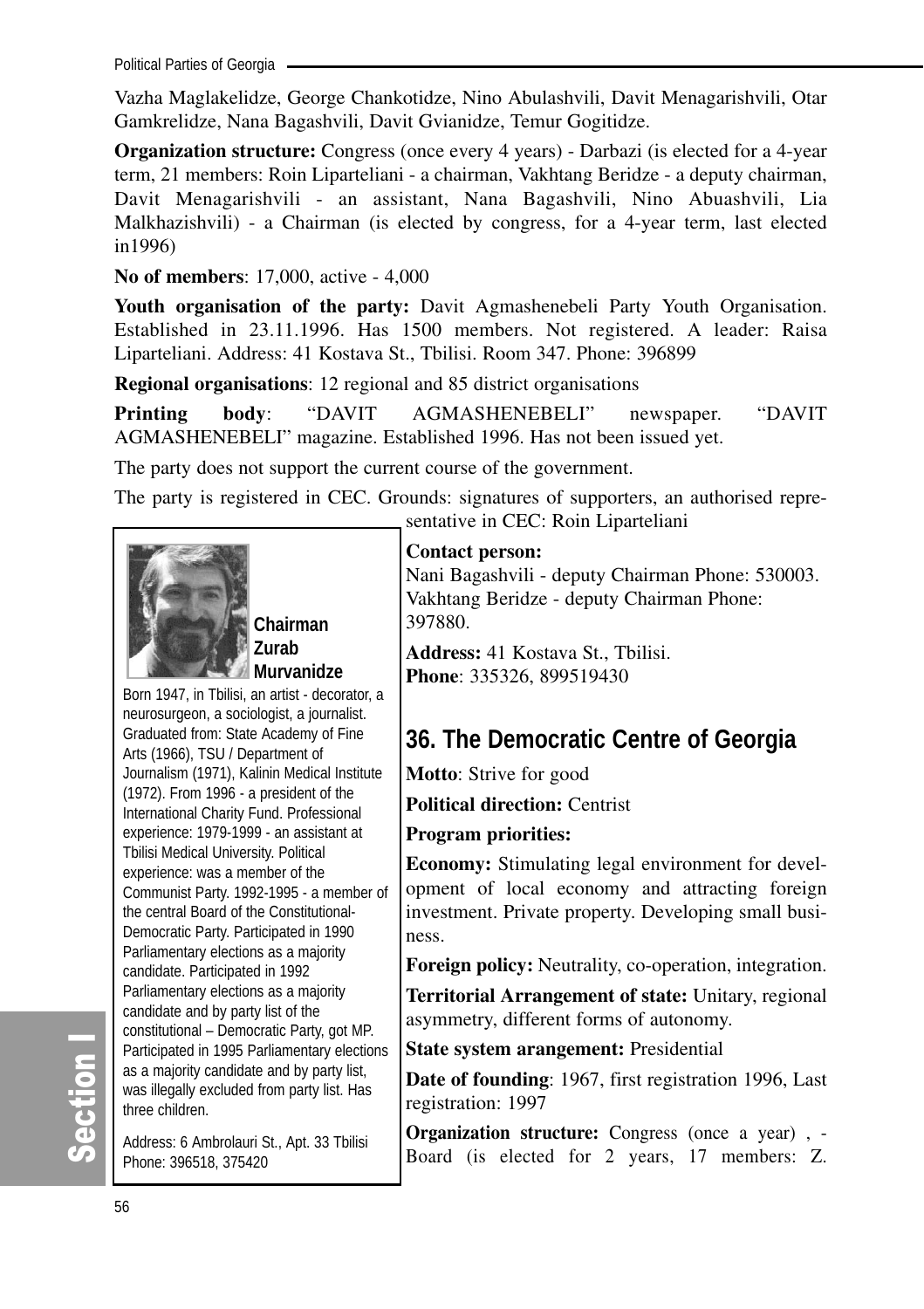Vazha Maglakelidze, George Chankotidze, Nino Abulashvili, Davit Menagarishvili, Otar Gamkrelidze, Nana Bagashvili, Davit Gvianidze, Temur Gogitidze.

**Organization structure:** Congress (once every 4 years) - Darbazi (is elected for a 4-year term, 21 members: Roin Liparteliani - a chairman, Vakhtang Beridze - a deputy chairman, Davit Menagarishvili - an assistant, Nana Bagashvili, Nino Abuashvili, Lia Malkhazishvili) - a Chairman (is elected by congress, for a 4-year term, last elected in1996)

**No of members**: 17,000, active - 4,000

**Youth organisation of the party:** Davit Agmashenebeli Party Youth Organisation. Established in 23.11.1996. Has 1500 members. Not registered. A leader: Raisa Liparteliani. Address: 41 Kostava St., Tbilisi. Room 347. Phone: 396899

**Regional organisations**: 12 regional and 85 district organisations

**Printing body**: "DAVIT AGMASHENEBELI" newspaper. "DAVIT AGMASHENEBELI" magazine. Established 1996. Has not been issued yet.

The party does not support the current course of the government.

The party is registered in CEC. Grounds: signatures of supporters, an authorised representative in CEC: Roin Liparteliani

**Contact person:**
Nani Bagashvili - deputy Chairman Phone: 530003.
Vakhtang Beridze - deputy Chairman Phone: 397880.

**Address:** 41 Kostava St., Tbilisi.
**Phone**: 335326, 899519430

## 36. The Democratic Centre of Georgia

**Motto**: Strive for good

**Political direction:** Centrist

**Program priorities:**

**Economy:** Stimulating legal environment for development of local economy and attracting foreign investment. Private property. Developing small business.

**Foreign policy:** Neutrality, co-operation, integration.

**Territorial Arrangement of state:** Unitary, regional asymmetry, different forms of autonomy.

**State system arangement:** Presidential

**Date of founding**: 1967, first registration 1996, Last registration: 1997

**Organization structure:** Congress (once a year) , - Board (is elected for 2 years, 17 members: Z.

**Chairman Zurab Murvanidze**

Born 1947, in Tbilisi, an artist - decorator, a neurosurgeon, a sociologist, a journalist. Graduated from: State Academy of Fine Arts (1966), TSU / Department of Journalism (1971), Kalinin Medical Institute (1972). From 1996 - a president of the International Charity Fund. Professional experience: 1979-1999 - an assistant at Tbilisi Medical University. Political experience: was a member of the Communist Party. 1992-1995 - a member of the central Board of the Constitutional-Democratic Party. Participated in 1990 Parliamentary elections as a majority candidate. Participated in 1992 Parliamentary elections as a majority candidate and by party list of the constitutional – Democratic Party, got MP. Participated in 1995 Parliamentary elections as a majority candidate and by party list, was illegally excluded from party list. Has three children.

Address: 6 Ambrolauri St., Apt. 33 Tbilisi
Phone: 396518, 375420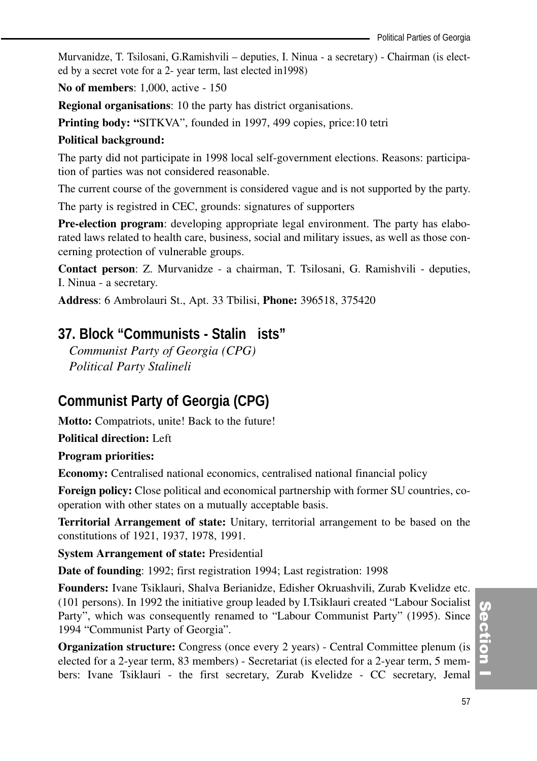Murvanidze, T. Tsilosani, G.Ramishvili – deputies, I. Ninua - a secretary) - Chairman (is elected by a secret vote for a 2- year term, last elected in1998)

**No of members**: 1,000, active - 150

**Regional organisations**: 10 the party has district organisations.

**Printing body:** "SITKVA", founded in 1997, 499 copies, price:10 tetri

**Political background:**

The party did not participate in 1998 local self-government elections. Reasons: participation of parties was not considered reasonable.

The current course of the government is considered vague and is not supported by the party.

The party is registred in CEC, grounds: signatures of supporters

**Pre-election program**: developing appropriate legal environment. The party has elaborated laws related to health care, business, social and military issues, as well as those concerning protection of vulnerable groups.

**Contact person**: Z. Murvanidze - a chairman, T. Tsilosani, G. Ramishvili - deputies, I. Ninua - a secretary.

**Address**: 6 Ambrolauri St., Apt. 33 Tbilisi, **Phone:** 396518, 375420

## 37. Block "Communists - Stalin ists"

*Communist Party of Georgia (CPG)*
*Political Party Stalineli*

## Communist Party of Georgia (CPG)

**Motto:** Compatriots, unite! Back to the future!

**Political direction:** Left

**Program priorities:**

**Economy:** Centralised national economics, centralised national financial policy

**Foreign policy:** Close political and economical partnership with former SU countries, co-operation with other states on a mutually acceptable basis.

**Territorial Arrangement of state:** Unitary, territorial arrangement to be based on the constitutions of 1921, 1937, 1978, 1991.

**System Arrangement of state:** Presidential

**Date of founding**: 1992; first registration 1994; Last registration: 1998

**Founders:** Ivane Tsiklauri, Shalva Berianidze, Edisher Okruashvili, Zurab Kvelidze etc. (101 persons). In 1992 the initiative group leaded by I.Tsiklauri created "Labour Socialist Party", which was consequently renamed to "Labour Communist Party" (1995). Since 1994 "Communist Party of Georgia".

**Organization structure:** Congress (once every 2 years) - Central Committee plenum (is elected for a 2-year term, 83 members) - Secretariat (is elected for a 2-year term, 5 members: Ivane Tsiklauri - the first secretary, Zurab Kvelidze - CC secretary, Jemal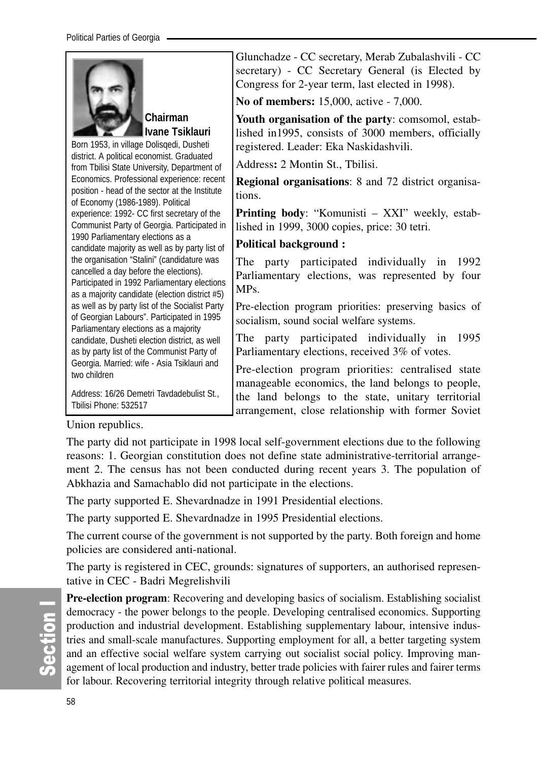**Chairman Ivane Tsiklauri**

Born 1953, in village Dolisqedi, Dusheti district. A political economist. Graduated from Tbilisi State University, Department of Economics. Professional experience: recent position - head of the sector at the Institute of Economy (1986-1989). Political experience: 1992- CC first secretary of the Communist Party of Georgia. Participated in 1990 Parliamentary elections as a candidate majority as well as by party list of the organisation "Stalini" (candidature was cancelled a day before the elections). Participated in 1992 Parliamentary elections as a majority candidate (election district #5) as well as by party list of the Socialist Party of Georgian Labours". Participated in 1995 Parliamentary elections as a majority candidate, Dusheti election district, as well as by party list of the Communist Party of Georgia. Married: wife - Asia Tsiklauri and two children

Address: 16/26 Demetri Tavdadebulist St., Tbilisi Phone: 532517

Glunchadze - CC secretary, Merab Zubalashvili - CC secretary) - CC Secretary General (is Elected by Congress for 2-year term, last elected in 1998).

**No of members:** 15,000, active - 7,000.

**Youth organisation of the party**: comsomol, established in1995, consists of 3000 members, officially registered. Leader: Eka Naskidashvili.

Address**:** 2 Montin St., Tbilisi.

**Regional organisations**: 8 and 72 district organisations.

**Printing body**: "Komunisti – XXI" weekly, established in 1999, 3000 copies, price: 30 tetri.

**Political background :**

The party participated individually in 1992 Parliamentary elections, was represented by four MPs.

Pre-election program priorities: preserving basics of socialism, sound social welfare systems.

The party participated individually in 1995 Parliamentary elections, received 3% of votes.

Pre-election program priorities: centralised state manageable economics, the land belongs to people, the land belongs to the state, unitary territorial arrangement, close relationship with former Soviet Union republics.

The party did not participate in 1998 local self-government elections due to the following reasons: 1. Georgian constitution does not define state administrative-territorial arrangement 2. The census has not been conducted during recent years 3. The population of Abkhazia and Samachablo did not participate in the elections.

The party supported E. Shevardnadze in 1991 Presidential elections.

The party supported E. Shevardnadze in 1995 Presidential elections.

The current course of the government is not supported by the party. Both foreign and home policies are considered anti-national.

The party is registered in CEC, grounds: signatures of supporters, an authorised representative in CEC - Badri Megrelishvili

**Pre-election program**: Recovering and developing basics of socialism. Establishing socialist democracy - the power belongs to the people. Developing centralised economics. Supporting production and industrial development. Establishing supplementary labour, intensive industries and small-scale manufactures. Supporting employment for all, a better targeting system and an effective social welfare system carrying out socialist social policy. Improving management of local production and industry, better trade policies with fairer rules and fairer terms for labour. Recovering territorial integrity through relative political measures.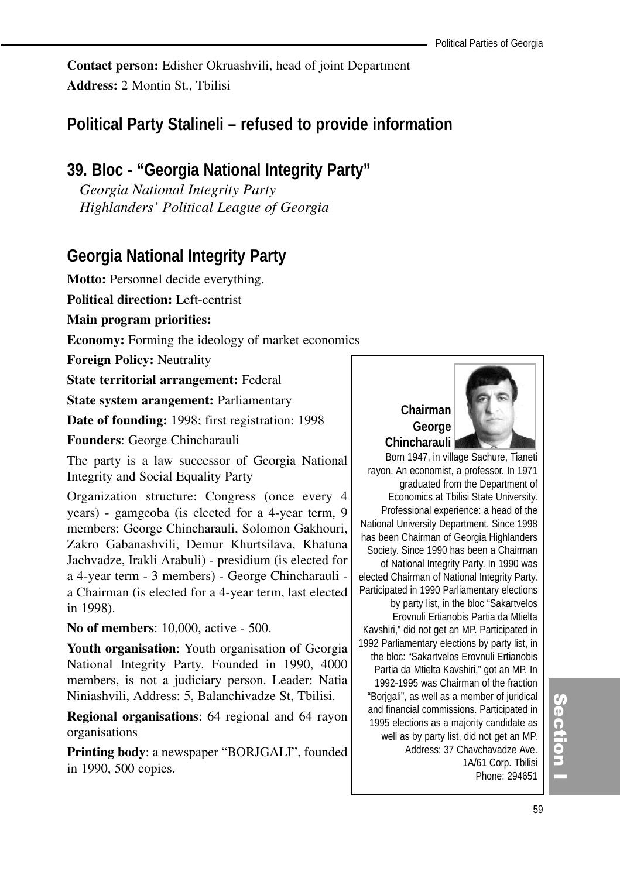**Contact person:** Edisher Okruashvili, head of joint Department

**Address:** 2 Montin St., Tbilisi

## Political Party Stalineli – refused to provide information

## 39. Bloc - "Georgia National Integrity Party"

*Georgia National Integrity Party*
*Highlanders' Political League of Georgia*

## Georgia National Integrity Party

**Motto:** Personnel decide everything.

**Political direction:** Left-centrist

**Main program priorities:**

**Economy:** Forming the ideology of market economics

**Foreign Policy:** Neutrality

**State territorial arrangement:** Federal

**State system arangement:** Parliamentary

**Date of founding:** 1998; first registration: 1998

**Founders**: George Chincharauli

The party is a law successor of Georgia National Integrity and Social Equality Party

Organization structure: Congress (once every 4 years) - gamgeoba (is elected for a 4-year term, 9 members: George Chincharauli, Solomon Gakhouri, Zakro Gabanashvili, Demur Khurtsilava, Khatuna Jachvadze, Irakli Arabuli) - presidium (is elected for a 4-year term - 3 members) - George Chincharauli - a Chairman (is elected for a 4-year term, last elected in 1998).

**No of members**: 10,000, active - 500.

**Youth organisation**: Youth organisation of Georgia National Integrity Party. Founded in 1990, 4000 members, is not a judiciary person. Leader: Natia Niniashvili, Address: 5, Balanchivadze St, Tbilisi.

**Regional organisations**: 64 regional and 64 rayon organisations

**Printing body**: a newspaper "BORJGALI", founded in 1990, 500 copies.

**Chairman George Chincharauli**

Born 1947, in village Sachure, Tianeti rayon. An economist, a professor. In 1971 graduated from the Department of Economics at Tbilisi State University. Professional experience: a head of the National University Department. Since 1998 has been Chairman of Georgia Highlanders Society. Since 1990 has been a Chairman of National Integrity Party. In 1990 was elected Chairman of National Integrity Party. Participated in 1990 Parliamentary elections by party list, in the bloc "Sakartvelos Erovnuli Ertianobis Partia da Mtielta Kavshiri," did not get an MP. Participated in 1992 Parliamentary elections by party list, in the bloc: "Sakartvelos Erovnuli Ertianobis Partia da Mtielta Kavshiri," got an MP. In 1992-1995 was Chairman of the fraction "Borjgali", as well as a member of juridical and financial commissions. Participated in 1995 elections as a majority candidate as well as by party list, did not get an MP.

Address: 37 Chavchavadze Ave. 1A/61 Corp. Tbilisi

Phone: 294651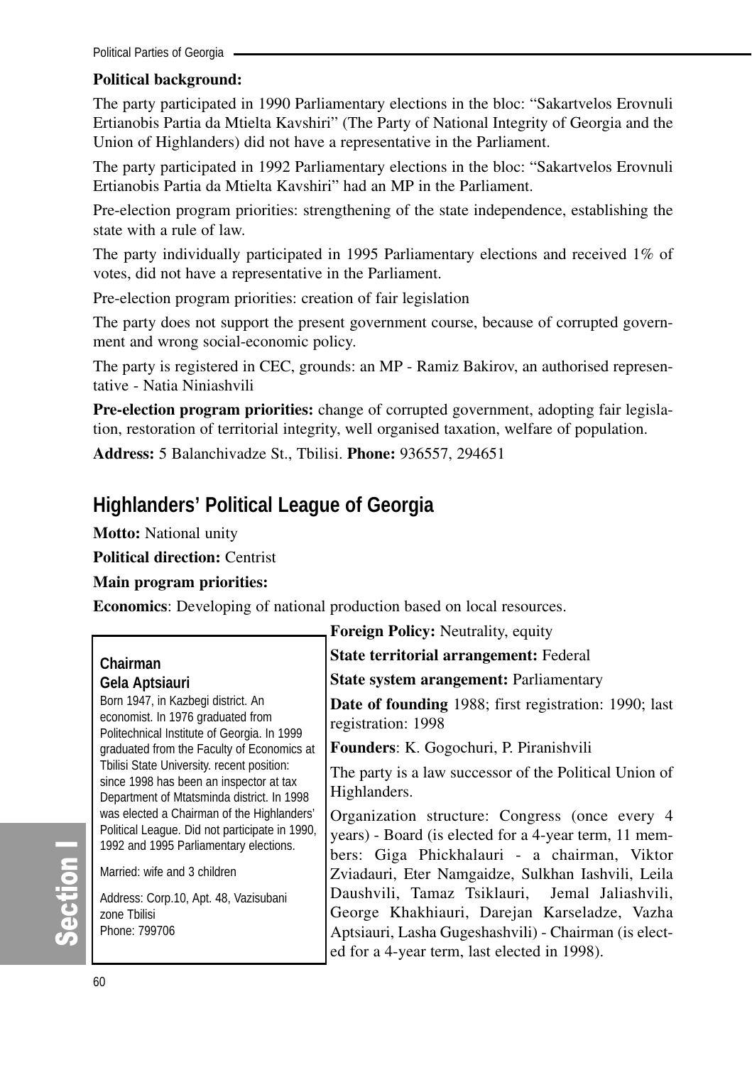**Political background:**

The party participated in 1990 Parliamentary elections in the bloc: "Sakartvelos Erovnuli Ertianobis Partia da Mtielta Kavshiri" (The Party of National Integrity of Georgia and the Union of Highlanders) did not have a representative in the Parliament.

The party participated in 1992 Parliamentary elections in the bloc: "Sakartvelos Erovnuli Ertianobis Partia da Mtielta Kavshiri" had an MP in the Parliament.

Pre-election program priorities: strengthening of the state independence, establishing the state with a rule of law.

The party individually participated in 1995 Parliamentary elections and received 1% of votes, did not have a representative in the Parliament.

Pre-election program priorities: creation of fair legislation

The party does not support the present government course, because of corrupted government and wrong social-economic policy.

The party is registered in CEC, grounds: an MP - Ramiz Bakirov, an authorised representative - Natia Niniashvili

**Pre-election program priorities:** change of corrupted government, adopting fair legislation, restoration of territorial integrity, well organised taxation, welfare of population.

**Address:** 5 Balanchivadze St., Tbilisi. **Phone:** 936557, 294651

## Highlanders' Political League of Georgia

**Motto:** National unity

**Political direction:** Centrist

**Main program priorities:**

**Economics**: Developing of national production based on local resources.

**Foreign Policy:** Neutrality, equity

**State territorial arrangement:** Federal

**State system arangement:** Parliamentary

**Date of founding** 1988; first registration: 1990; last registration: 1998

**Founders**: K. Gogochuri, P. Piranishvili

The party is a law successor of the Political Union of Highlanders.

Organization structure: Congress (once every 4 years) - Board (is elected for a 4-year term, 11 members: Giga Phickhalauri - a chairman, Viktor Zviadauri, Eter Namgaidze, Sulkhan Iashvili, Leila Daushvili, Tamaz Tsiklauri, Jemal Jaliashvili, George Khakhiauri, Darejan Karseladze, Vazha Aptsiauri, Lasha Gugeshashvili) - Chairman (is elected for a 4-year term, last elected in 1998).

**Chairman**
**Gela Aptsiauri**

Born 1947, in Kazbegi district. An economist. In 1976 graduated from Politechnical Institute of Georgia. In 1999 graduated from the Faculty of Economics at Tbilisi State University. recent position: since 1998 has been an inspector at tax Department of Mtatsminda district. In 1998 was elected a Chairman of the Highlanders' Political League. Did not participate in 1990, 1992 and 1995 Parliamentary elections.

Married: wife and 3 children

Address: Corp.10, Apt. 48, Vazisubani zone Tbilisi
Phone: 799706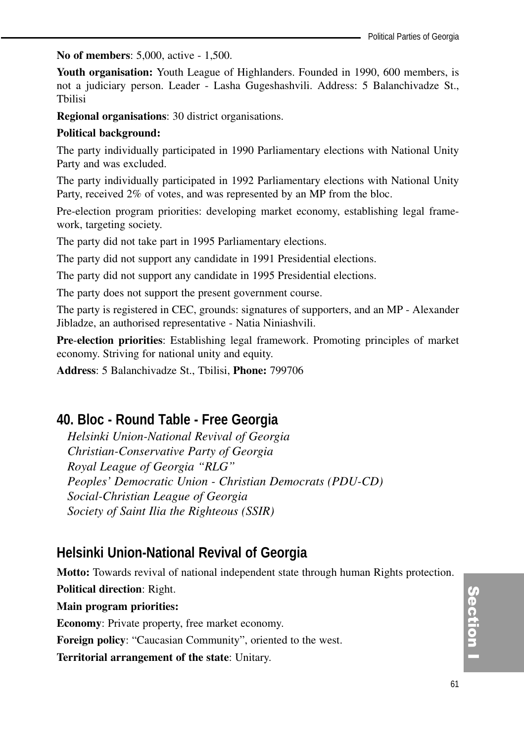**No of members**: 5,000, active - 1,500.

**Youth organisation:** Youth League of Highlanders. Founded in 1990, 600 members, is not a judiciary person. Leader - Lasha Gugeshashvili. Address: 5 Balanchivadze St., Tbilisi

**Regional organisations**: 30 district organisations.

**Political background:**

The party individually participated in 1990 Parliamentary elections with National Unity Party and was excluded.

The party individually participated in 1992 Parliamentary elections with National Unity Party, received 2% of votes, and was represented by an MP from the bloc.

Pre-election program priorities: developing market economy, establishing legal framework, targeting society.

The party did not take part in 1995 Parliamentary elections.

The party did not support any candidate in 1991 Presidential elections.

The party did not support any candidate in 1995 Presidential elections.

The party does not support the present government course.

The party is registered in CEC, grounds: signatures of supporters, and an MP - Alexander Jibladze, an authorised representative - Natia Niniashvili.

**Pre-election priorities**: Establishing legal framework. Promoting principles of market economy. Striving for national unity and equity.

**Address**: 5 Balanchivadze St., Tbilisi, **Phone:** 799706

## 40. Bloc - Round Table - Free Georgia

*Helsinki Union-National Revival of Georgia*
*Christian-Conservative Party of Georgia*
*Royal League of Georgia "RLG"*
*Peoples' Democratic Union - Christian Democrats (PDU-CD)*
*Social-Christian League of Georgia*
*Society of Saint Ilia the Righteous (SSIR)*

## Helsinki Union-National Revival of Georgia

**Motto:** Towards revival of national independent state through human Rights protection.

**Political direction**: Right.

**Main program priorities:**

**Economy**: Private property, free market economy.

**Foreign policy**: "Caucasian Community", oriented to the west.

**Territorial arrangement of the state**: Unitary.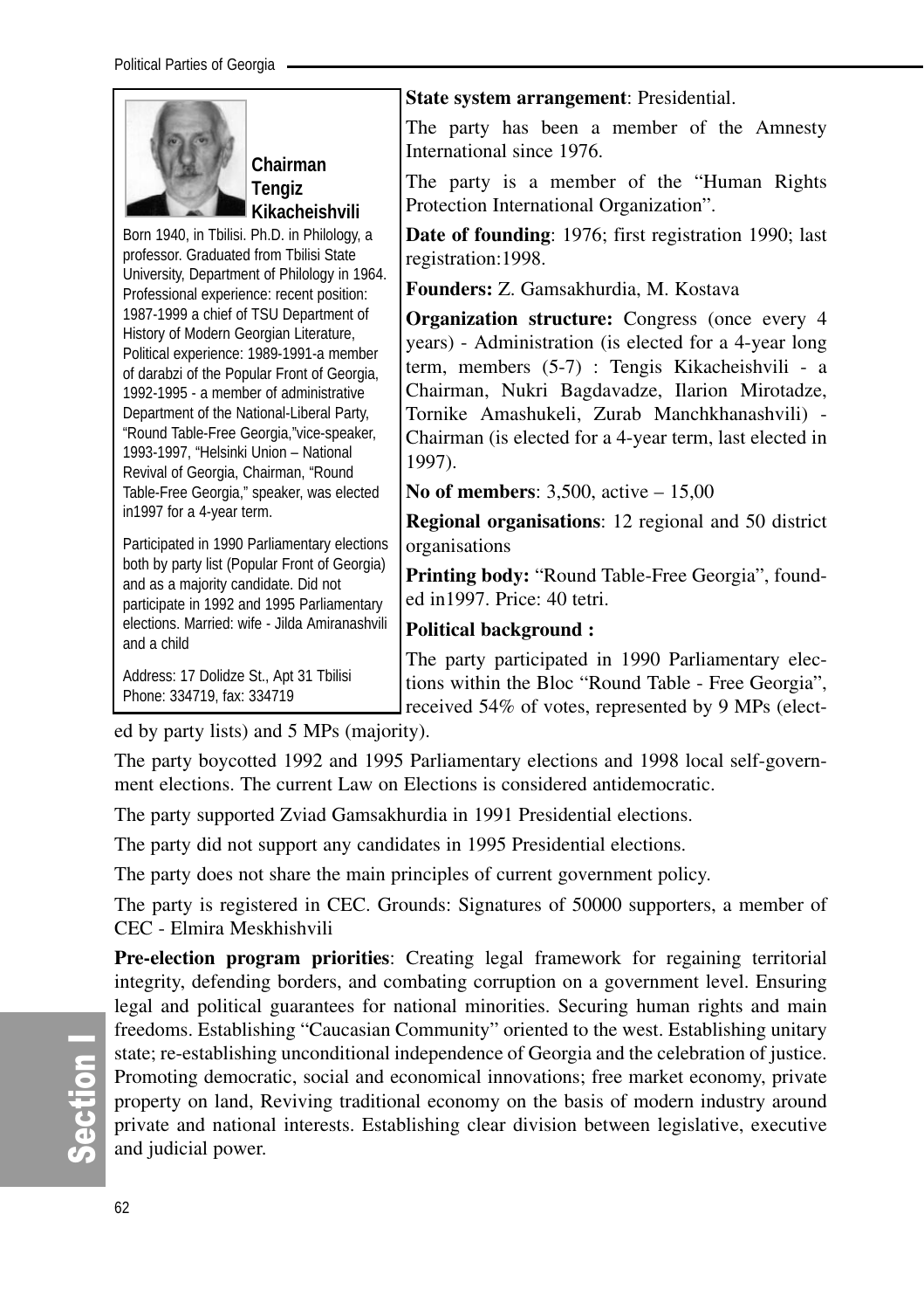**Chairman Tengiz Kikacheishvili**

Born 1940, in Tbilisi. Ph.D. in Philology, a professor. Graduated from Tbilisi State University, Department of Philology in 1964. Professional experience: recent position: 1987-1999 a chief of TSU Department of History of Modern Georgian Literature, Political experience: 1989-1991-a member of darabzi of the Popular Front of Georgia, 1992-1995 - a member of administrative Department of the National-Liberal Party, "Round Table-Free Georgia,"vice-speaker, 1993-1997, "Helsinki Union – National Revival of Georgia, Chairman, "Round Table-Free Georgia," speaker, was elected in1997 for a 4-year term.

Participated in 1990 Parliamentary elections both by party list (Popular Front of Georgia) and as a majority candidate. Did not participate in 1992 and 1995 Parliamentary elections. Married: wife - Jilda Amiranashvili and a child

Address: 17 Dolidze St., Apt 31 Tbilisi
Phone: 334719, fax: 334719

**State system arrangement**: Presidential.

The party has been a member of the Amnesty International since 1976.

The party is a member of the "Human Rights Protection International Organization".

**Date of founding**: 1976; first registration 1990; last registration:1998.

**Founders:** Z. Gamsakhurdia, M. Kostava

**Organization structure:** Congress (once every 4 years) - Administration (is elected for a 4-year long term, members (5-7) : Tengis Kikacheishvili - a Chairman, Nukri Bagdavadze, Ilarion Mirotadze, Tornike Amashukeli, Zurab Manchkhanashvili) - Chairman (is elected for a 4-year term, last elected in 1997).

**No of members**: 3,500, active – 15,00

**Regional organisations**: 12 regional and 50 district organisations

**Printing body:** "Round Table-Free Georgia", founded in1997. Price: 40 tetri.

**Political background :**

The party participated in 1990 Parliamentary elections within the Bloc "Round Table - Free Georgia", received 54% of votes, represented by 9 MPs (elected by party lists) and 5 MPs (majority).

The party boycotted 1992 and 1995 Parliamentary elections and 1998 local self-government elections. The current Law on Elections is considered antidemocratic.

The party supported Zviad Gamsakhurdia in 1991 Presidential elections.

The party did not support any candidates in 1995 Presidential elections.

The party does not share the main principles of current government policy.

The party is registered in CEC. Grounds: Signatures of 50000 supporters, a member of CEC - Elmira Meskhishvili

**Pre-election program priorities**: Creating legal framework for regaining territorial integrity, defending borders, and combating corruption on a government level. Ensuring legal and political guarantees for national minorities. Securing human rights and main freedoms. Establishing "Caucasian Community" oriented to the west. Establishing unitary state; re-establishing unconditional independence of Georgia and the celebration of justice. Promoting democratic, social and economical innovations; free market economy, private property on land, Reviving traditional economy on the basis of modern industry around private and national interests. Establishing clear division between legislative, executive and judicial power.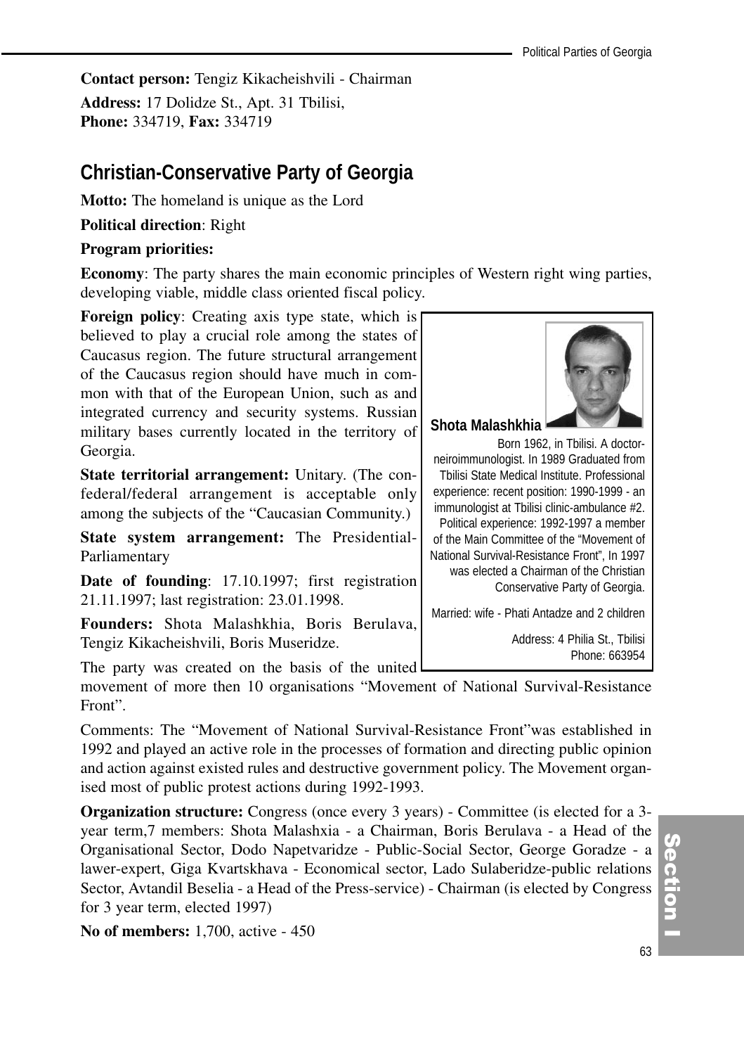**Contact person:** Tengiz Kikacheishvili - Chairman

**Address:** 17 Dolidze St., Apt. 31 Tbilisi,
**Phone:** 334719, **Fax:** 334719

## Christian-Conservative Party of Georgia

**Motto:** The homeland is unique as the Lord

**Political direction**: Right

**Program priorities:**

**Economy**: The party shares the main economic principles of Western right wing parties, developing viable, middle class oriented fiscal policy.

**Foreign policy**: Creating axis type state, which is believed to play a crucial role among the states of Caucasus region. The future structural arrangement of the Caucasus region should have much in common with that of the European Union, such as and integrated currency and security systems. Russian military bases currently located in the territory of Georgia.

**State territorial arrangement:** Unitary. (The confederal/federal arrangement is acceptable only among the subjects of the "Caucasian Community.)

**State system arrangement:** The Presidential-Parliamentary

**Date of founding**: 17.10.1997; first registration 21.11.1997; last registration: 23.01.1998.

**Founders:** Shota Malashkhia, Boris Berulava, Tengiz Kikacheishvili, Boris Museridze.

The party was created on the basis of the united movement of more then 10 organisations "Movement of National Survival-Resistance Front".

Comments: The "Movement of National Survival-Resistance Front"was established in 1992 and played an active role in the processes of formation and directing public opinion and action against existed rules and destructive government policy. The Movement organised most of public protest actions during 1992-1993.

**Organization structure:** Congress (once every 3 years) - Committee (is elected for a 3-year term,7 members: Shota Malashxia - a Chairman, Boris Berulava - a Head of the Organisational Sector, Dodo Napetvaridze - Public-Social Sector, George Goradze - a lawer-expert, Giga Kvartskhava - Economical sector, Lado Sulaberidze-public relations Sector, Avtandil Beselia - a Head of the Press-service) - Chairman (is elected by Congress for 3 year term, elected 1997)

**No of members:** 1,700, active - 450

**Shota Malashkhia**

Born 1962, in Tbilisi. A doctor-neiroimmunologist. In 1989 Graduated from Tbilisi State Medical Institute. Professional experience: recent position: 1990-1999 - an immunologist at Tbilisi clinic-ambulance #2. Political experience: 1992-1997 a member of the Main Committee of the "Movement of National Survival-Resistance Front", In 1997 was elected a Chairman of the Christian Conservative Party of Georgia.

Married: wife - Phati Antadze and 2 children

Address: 4 Philia St., Tbilisi
Phone: 663954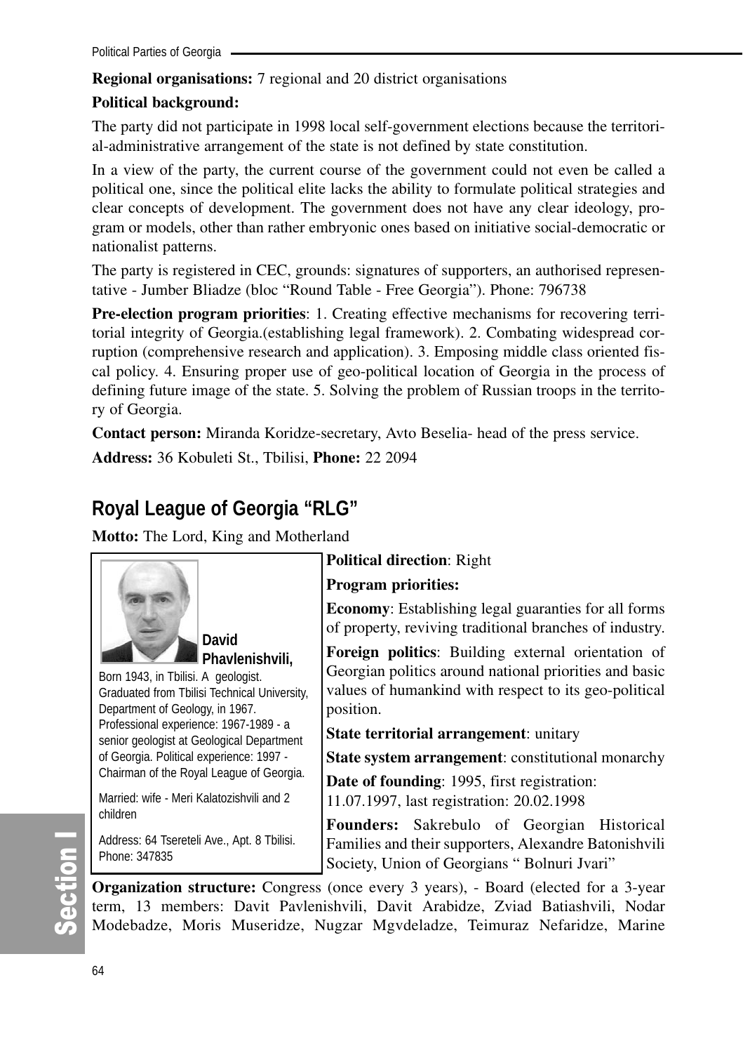**Regional organisations:** 7 regional and 20 district organisations

**Political background:**

The party did not participate in 1998 local self-government elections because the territorial-administrative arrangement of the state is not defined by state constitution.

In a view of the party, the current course of the government could not even be called a political one, since the political elite lacks the ability to formulate political strategies and clear concepts of development. The government does not have any clear ideology, program or models, other than rather embryonic ones based on initiative social-democratic or nationalist patterns.

The party is registered in CEC, grounds: signatures of supporters, an authorised representative - Jumber Bliadze (bloc "Round Table - Free Georgia"). Phone: 796738

**Pre-election program priorities**: 1. Creating effective mechanisms for recovering territorial integrity of Georgia.(establishing legal framework). 2. Combating widespread corruption (comprehensive research and application). 3. Emposing middle class oriented fiscal policy. 4. Ensuring proper use of geo-political location of Georgia in the process of defining future image of the state. 5. Solving the problem of Russian troops in the territory of Georgia.

**Contact person:** Miranda Koridze-secretary, Avto Beselia- head of the press service.

**Address:** 36 Kobuleti St., Tbilisi, **Phone:** 22 2094

## Royal League of Georgia "RLG"

**Motto:** The Lord, King and Motherland

**David Phavlenishvili,**

Born 1943, in Tbilisi. A geologist. Graduated from Tbilisi Technical University, Department of Geology, in 1967. Professional experience: 1967-1989 - a senior geologist at Geological Department of Georgia. Political experience: 1997 - Chairman of the Royal League of Georgia.

Married: wife - Meri Kalatozishvili and 2 children

Address: 64 Tsereteli Ave., Apt. 8 Tbilisi. Phone: 347835

**Political direction**: Right

**Program priorities:**

**Economy**: Establishing legal guaranties for all forms of property, reviving traditional branches of industry.

**Foreign politics**: Building external orientation of Georgian politics around national priorities and basic values of humankind with respect to its geo-political position.

**State territorial arrangement**: unitary

**State system arrangement**: constitutional monarchy

**Date of founding**: 1995, first registration: 11.07.1997, last registration: 20.02.1998

**Founders:** Sakrebulo of Georgian Historical Families and their supporters, Alexandre Batonishvili Society, Union of Georgians " Bolnuri Jvari"

**Organization structure:** Congress (once every 3 years), - Board (elected for a 3-year term, 13 members: Davit Pavlenishvili, Davit Arabidze, Zviad Batiashvili, Nodar Modebadze, Moris Museridze, Nugzar Mgvdeladze, Teimuraz Nefaridze, Marine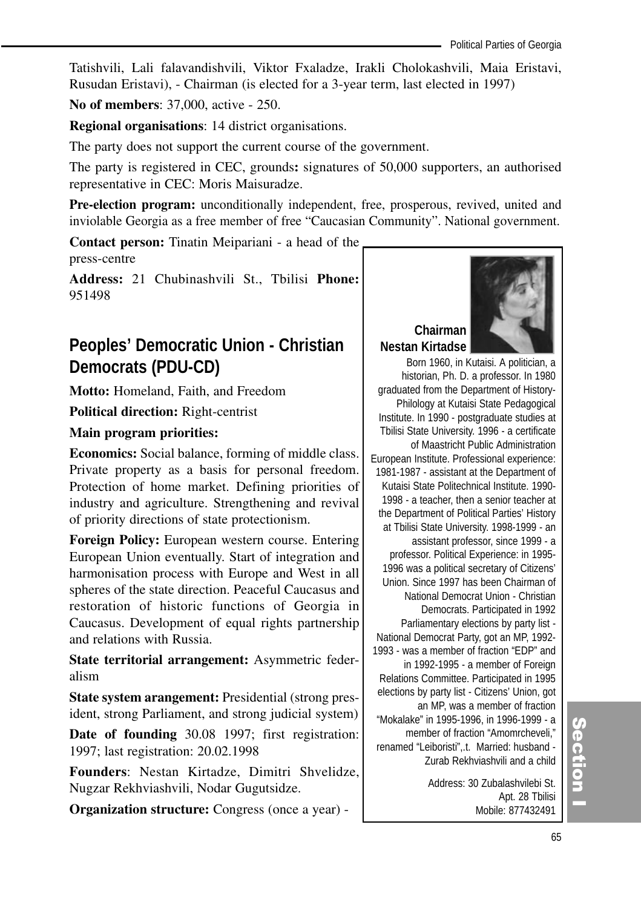Tatishvili, Lali falavandishvili, Viktor Fxaladze, Irakli Cholokashvili, Maia Eristavi, Rusudan Eristavi), - Chairman (is elected for a 3-year term, last elected in 1997)

**No of members**: 37,000, active - 250.

**Regional organisations**: 14 district organisations.

The party does not support the current course of the government.

The party is registered in CEC, grounds**:** signatures of 50,000 supporters, an authorised representative in CEC: Moris Maisuradze.

**Pre-election program:** unconditionally independent, free, prosperous, revived, united and inviolable Georgia as a free member of free "Caucasian Community". National government.

**Contact person:** Tinatin Meipariani - a head of the press-centre

**Address:** 21 Chubinashvili St., Tbilisi **Phone:** 951498

## Peoples' Democratic Union - Christian Democrats (PDU-CD)

**Motto:** Homeland, Faith, and Freedom

**Political direction:** Right-centrist

**Main program priorities:**

**Economics:** Social balance, forming of middle class. Private property as a basis for personal freedom. Protection of home market. Defining priorities of industry and agriculture. Strengthening and revival of priority directions of state protectionism.

**Foreign Policy:** European western course. Entering European Union eventually. Start of integration and harmonisation process with Europe and West in all spheres of the state direction. Peaceful Caucasus and restoration of historic functions of Georgia in Caucasus. Development of equal rights partnership and relations with Russia.

**State territorial arrangement:** Asymmetric federalism

**State system arangement:** Presidential (strong president, strong Parliament, and strong judicial system)

**Date of founding** 30.08 1997; first registration: 1997; last registration: 20.02.1998

**Founders**: Nestan Kirtadze, Dimitri Shvelidze, Nugzar Rekhviashvili, Nodar Gugutsidze.

**Organization structure:** Congress (once a year) -

**Chairman**
**Nestan Kirtadse**

Born 1960, in Kutaisi. A politician, a historian, Ph. D. a professor. In 1980 graduated from the Department of History-Philology at Kutaisi State Pedagogical Institute. In 1990 - postgraduate studies at Tbilisi State University. 1996 - a certificate of Maastricht Public Administration European Institute. Professional experience: 1981-1987 - assistant at the Department of Kutaisi State Politechnical Institute. 1990-1998 - a teacher, then a senior teacher at the Department of Political Parties' History at Tbilisi State University. 1998-1999 - an assistant professor, since 1999 - a professor. Political Experience: in 1995-1996 was a political secretary of Citizens' Union. Since 1997 has been Chairman of National Democrat Union - Christian Democrats. Participated in 1992 Parliamentary elections by party list - National Democrat Party, got an MP, 1992-1993 - was a member of fraction "EDP" and in 1992-1995 - a member of Foreign Relations Committee. Participated in 1995 elections by party list - Citizens' Union, got an MP, was a member of fraction "Mokalake" in 1995-1996, in 1996-1999 - a member of fraction "Amomrcheveli," renamed "Leiboristi",.t. Married: husband - Zurab Rekhviashvili and a child

Address: 30 Zubalashvilebi St. Apt. 28 Tbilisi
Mobile: 877432491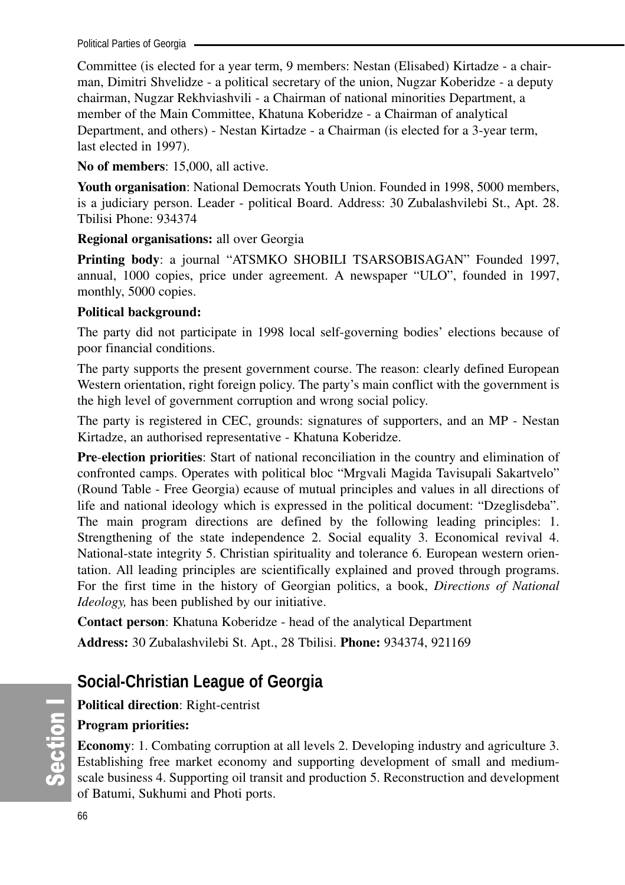Committee (is elected for a year term, 9 members: Nestan (Elisabed) Kirtadze - a chairman, Dimitri Shvelidze - a political secretary of the union, Nugzar Koberidze - a deputy chairman, Nugzar Rekhviashvili - a Chairman of national minorities Department, a member of the Main Committee, Khatuna Koberidze - a Chairman of analytical Department, and others) - Nestan Kirtadze - a Chairman (is elected for a 3-year term, last elected in 1997).

**No of members**: 15,000, all active.

**Youth organisation**: National Democrats Youth Union. Founded in 1998, 5000 members, is a judiciary person. Leader - political Board. Address: 30 Zubalashvilebi St., Apt. 28. Tbilisi Phone: 934374

**Regional organisations:** all over Georgia

**Printing body**: a journal "ATSMKO SHOBILI TSARSOBISAGAN" Founded 1997, annual, 1000 copies, price under agreement. A newspaper "ULO", founded in 1997, monthly, 5000 copies.

**Political background:**

The party did not participate in 1998 local self-governing bodies' elections because of poor financial conditions.

The party supports the present government course. The reason: clearly defined European Western orientation, right foreign policy. The party's main conflict with the government is the high level of government corruption and wrong social policy.

The party is registered in CEC, grounds: signatures of supporters, and an MP - Nestan Kirtadze, an authorised representative - Khatuna Koberidze.

**Pre-election priorities**: Start of national reconciliation in the country and elimination of confronted camps. Operates with political bloc "Mrgvali Magida Tavisupali Sakartvelo" (Round Table - Free Georgia) ecause of mutual principles and values in all directions of life and national ideology which is expressed in the political document: "Dzeglisdeba". The main program directions are defined by the following leading principles: 1. Strengthening of the state independence 2. Social equality 3. Economical revival 4. National-state integrity 5. Christian spirituality and tolerance 6. European western orientation. All leading principles are scientifically explained and proved through programs. For the first time in the history of Georgian politics, a book, *Directions of National Ideology,* has been published by our initiative.

**Contact person**: Khatuna Koberidze - head of the analytical Department

**Address:** 30 Zubalashvilebi St. Apt., 28 Tbilisi. **Phone:** 934374, 921169

## Social-Christian League of Georgia

**Political direction**: Right-centrist

**Program priorities:**

**Economy**: 1. Combating corruption at all levels 2. Developing industry and agriculture 3. Establishing free market economy and supporting development of small and medium-scale business 4. Supporting oil transit and production 5. Reconstruction and development of Batumi, Sukhumi and Photi ports.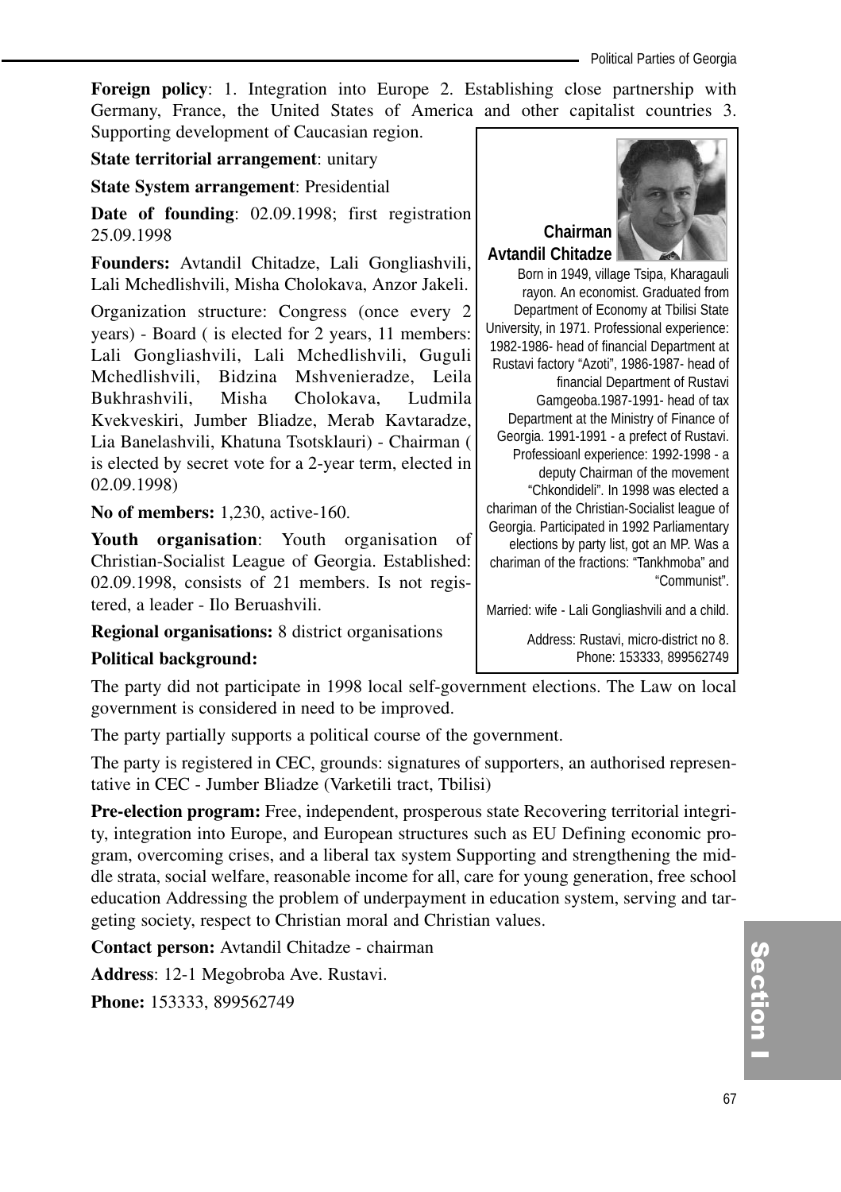**Foreign policy**: 1. Integration into Europe 2. Establishing close partnership with Germany, France, the United States of America and other capitalist countries 3. Supporting development of Caucasian region.

**State territorial arrangement**: unitary

**State System arrangement**: Presidential

**Date of founding**: 02.09.1998; first registration 25.09.1998

**Founders:** Avtandil Chitadze, Lali Gongliashvili, Lali Mchedlishvili, Misha Cholokava, Anzor Jakeli.

Organization structure: Congress (once every 2 years) - Board ( is elected for 2 years, 11 members: Lali Gongliashvili, Lali Mchedlishvili, Guguli Mchedlishvili, Bidzina Mshvenieradze, Leila Bukhrashvili, Misha Cholokava, Ludmila Kvekveskiri, Jumber Bliadze, Merab Kavtaradze, Lia Banelashvili, Khatuna Tsotsklauri) - Chairman ( is elected by secret vote for a 2-year term, elected in 02.09.1998)

**No of members:** 1,230, active-160.

**Youth organisation**: Youth organisation of Christian-Socialist League of Georgia. Established: 02.09.1998, consists of 21 members. Is not registered, a leader - Ilo Beruashvili.

**Regional organisations:** 8 district organisations

**Chairman Avtandil Chitadze**

Born in 1949, village Tsipa, Kharagauli rayon. An economist. Graduated from Department of Economy at Tbilisi State University, in 1971. Professional experience: 1982-1986- head of financial Department at Rustavi factory "Azoti", 1986-1987- head of financial Department of Rustavi Gamgeoba.1987-1991- head of tax Department at the Ministry of Finance of Georgia. 1991-1991 - a prefect of Rustavi. Professioanl experience: 1992-1998 - a deputy Chairman of the movement "Chkondideli". In 1998 was elected a chariman of the Christian-Socialist league of Georgia. Participated in 1992 Parliamentary elections by party list, got an MP. Was a chariman of the fractions: "Tankhmoba" and "Communist".

Married: wife - Lali Gongliashvili and a child.

Address: Rustavi, micro-district no 8.
Phone: 153333, 899562749

**Political background:**

The party did not participate in 1998 local self-government elections. The Law on local government is considered in need to be improved.

The party partially supports a political course of the government.

The party is registered in CEC, grounds: signatures of supporters, an authorised representative in CEC - Jumber Bliadze (Varketili tract, Tbilisi)

**Pre-election program:** Free, independent, prosperous state Recovering territorial integrity, integration into Europe, and European structures such as EU Defining economic program, overcoming crises, and a liberal tax system Supporting and strengthening the middle strata, social welfare, reasonable income for all, care for young generation, free school education Addressing the problem of underpayment in education system, serving and targeting society, respect to Christian moral and Christian values.

**Contact person:** Avtandil Chitadze - chairman

**Address**: 12-1 Megobroba Ave. Rustavi.

**Phone:** 153333, 899562749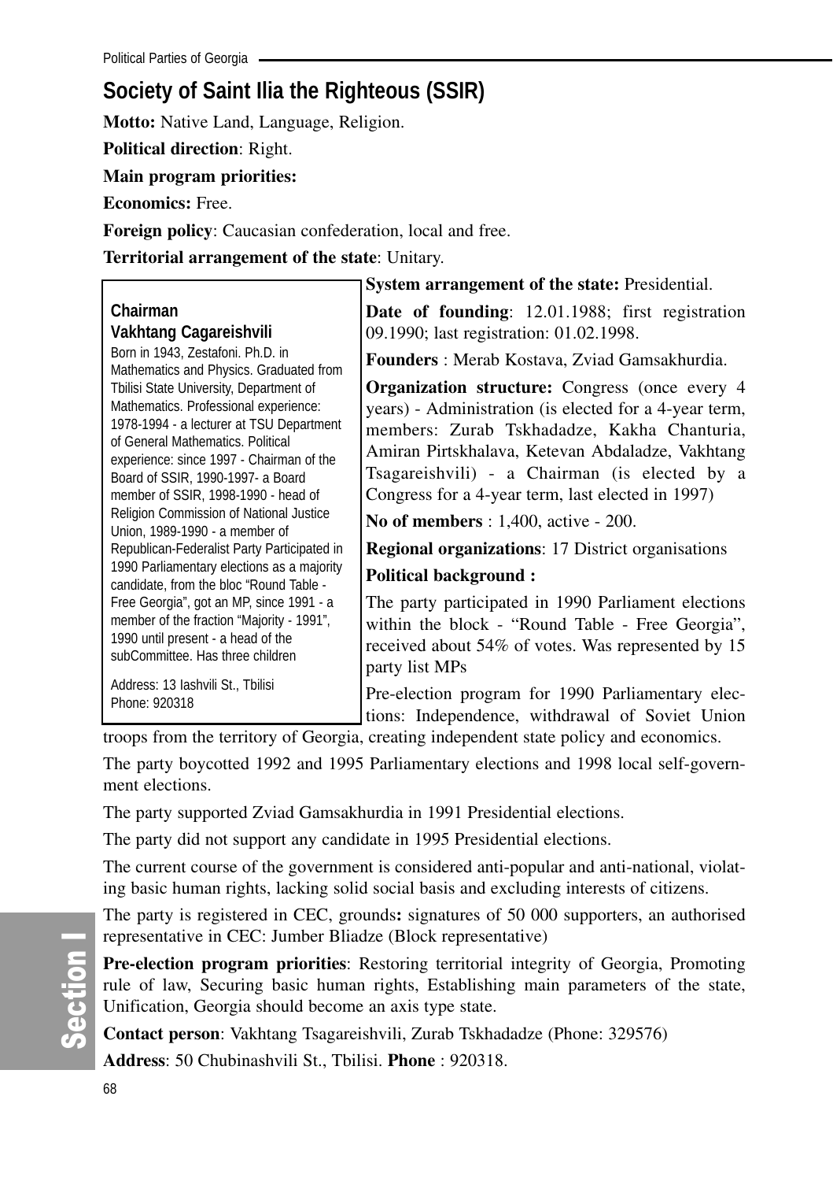## Society of Saint Ilia the Righteous (SSIR)

**Motto:** Native Land, Language, Religion.

**Political direction**: Right.

**Main program priorities:**

**Economics:** Free.

**Foreign policy**: Caucasian confederation, local and free.

**Territorial arrangement of the state**: Unitary.

**Chairman**
**Vakhtang Cagareishvili**
Born in 1943, Zestafoni. Ph.D. in Mathematics and Physics. Graduated from Tbilisi State University, Department of Mathematics. Professional experience: 1978-1994 - a lecturer at TSU Department of General Mathematics. Political experience: since 1997 - Chairman of the Board of SSIR, 1990-1997- a Board member of SSIR, 1998-1990 - head of Religion Commission of National Justice Union, 1989-1990 - a member of Republican-Federalist Party Participated in 1990 Parliamentary elections as a majority candidate, from the bloc "Round Table - Free Georgia", got an MP, since 1991 - a member of the fraction "Majority - 1991", 1990 until present - a head of the subCommittee. Has three children

Address: 13 Iashvili St., Tbilisi
Phone: 920318

**System arrangement of the state:** Presidential.

**Date of founding**: 12.01.1988; first registration 09.1990; last registration: 01.02.1998.

**Founders** : Merab Kostava, Zviad Gamsakhurdia.

**Organization structure:** Congress (once every 4 years) - Administration (is elected for a 4-year term, members: Zurab Tskhadadze, Kakha Chanturia, Amiran Pirtskhalava, Ketevan Abdaladze, Vakhtang Tsagareishvili) - a Chairman (is elected by a Congress for a 4-year term, last elected in 1997)

**No of members** : 1,400, active - 200.

**Regional organizations**: 17 District organisations

**Political background :**

The party participated in 1990 Parliament elections within the block - "Round Table - Free Georgia", received about 54% of votes. Was represented by 15 party list MPs

Pre-election program for 1990 Parliamentary elections: Independence, withdrawal of Soviet Union troops from the territory of Georgia, creating independent state policy and economics.

The party boycotted 1992 and 1995 Parliamentary elections and 1998 local self-government elections.

The party supported Zviad Gamsakhurdia in 1991 Presidential elections.

The party did not support any candidate in 1995 Presidential elections.

The current course of the government is considered anti-popular and anti-national, violating basic human rights, lacking solid social basis and excluding interests of citizens.

The party is registered in CEC, grounds**:** signatures of 50 000 supporters, an authorised representative in CEC: Jumber Bliadze (Block representative)

**Pre-election program priorities**: Restoring territorial integrity of Georgia, Promoting rule of law, Securing basic human rights, Establishing main parameters of the state, Unification, Georgia should become an axis type state.

**Contact person**: Vakhtang Tsagareishvili, Zurab Tskhadadze (Phone: 329576)

**Address**: 50 Chubinashvili St., Tbilisi. **Phone** : 920318.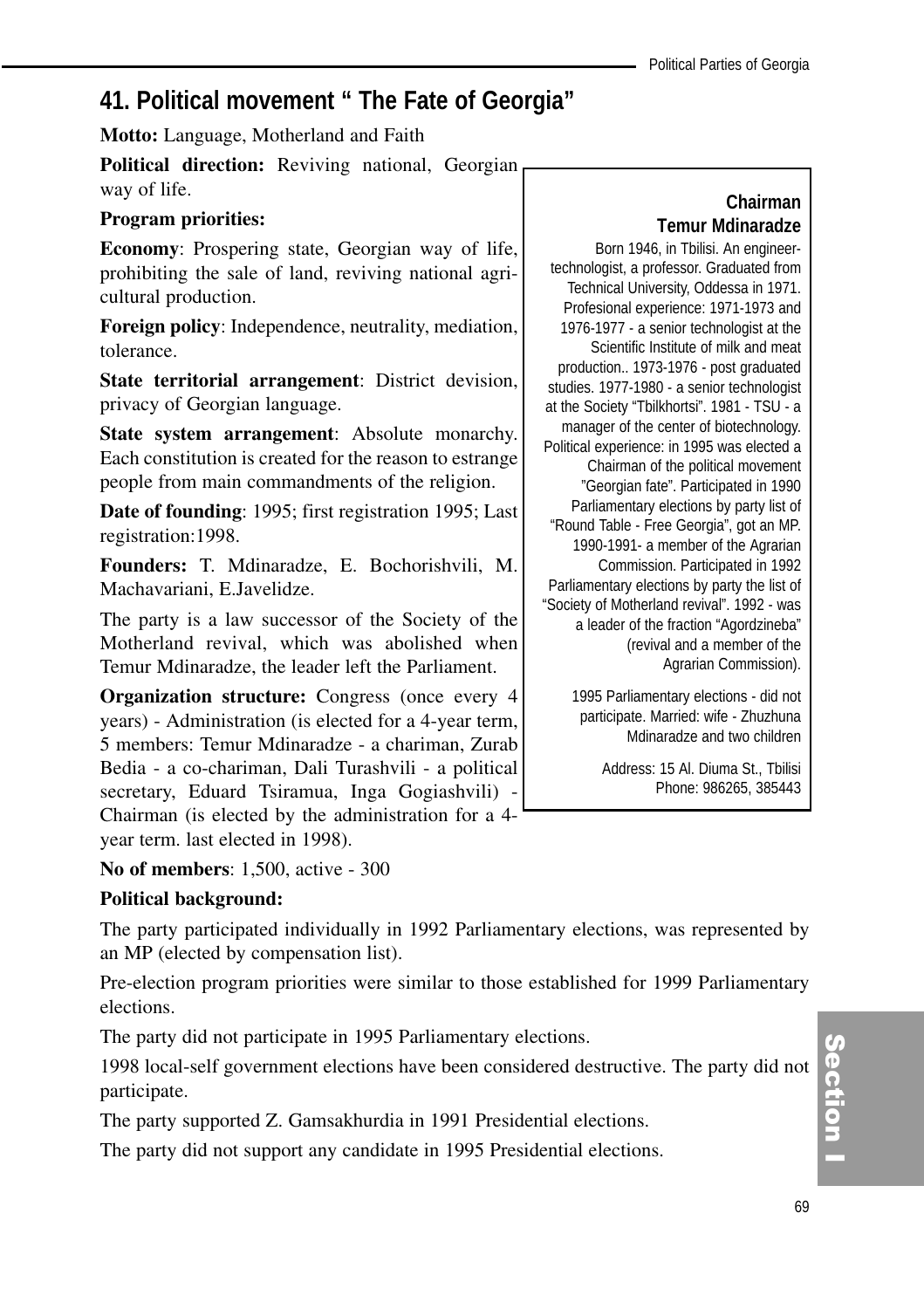## 41. Political movement " The Fate of Georgia"

**Motto:** Language, Motherland and Faith

**Political direction:** Reviving national, Georgian way of life.

**Program priorities:**

**Economy**: Prospering state, Georgian way of life, prohibiting the sale of land, reviving national agricultural production.

**Foreign policy**: Independence, neutrality, mediation, tolerance.

**State territorial arrangement**: District devision, privacy of Georgian language.

**State system arrangement**: Absolute monarchy. Each constitution is created for the reason to estrange people from main commandments of the religion.

**Date of founding**: 1995; first registration 1995; Last registration:1998.

**Founders:** T. Mdinaradze, E. Bochorishvili, M. Machavariani, E.Javelidze.

The party is a law successor of the Society of the Motherland revival, which was abolished when Temur Mdinaradze, the leader left the Parliament.

**Organization structure:** Congress (once every 4 years) - Administration (is elected for a 4-year term, 5 members: Temur Mdinaradze - a chariman, Zurab Bedia - a co-chariman, Dali Turashvili - a political secretary, Eduard Tsiramua, Inga Gogiashvili) - Chairman (is elected by the administration for a 4-year term. last elected in 1998).

**No of members**: 1,500, active - 300

**Political background:**

The party participated individually in 1992 Parliamentary elections, was represented by an MP (elected by compensation list).

Pre-election program priorities were similar to those established for 1999 Parliamentary elections.

The party did not participate in 1995 Parliamentary elections.

1998 local-self government elections have been considered destructive. The party did not participate.

The party supported Z. Gamsakhurdia in 1991 Presidential elections.

The party did not support any candidate in 1995 Presidential elections.

---

**Chairman**
**Temur Mdinaradze**

Born 1946, in Tbilisi. An engineer-technologist, a professor. Graduated from Technical University, Oddessa in 1971. Profesional experience: 1971-1973 and 1976-1977 - a senior technologist at the Scientific Institute of milk and meat production.. 1973-1976 - post graduated studies. 1977-1980 - a senior technologist at the Society "Tbilkhortsi". 1981 - TSU - a manager of the center of biotechnology. Political experience: in 1995 was elected a Chairman of the political movement "Georgian fate". Participated in 1990 Parliamentary elections by party list of "Round Table - Free Georgia", got an MP. 1990-1991- a member of the Agrarian Commission. Participated in 1992 Parliamentary elections by party the list of "Society of Motherland revival". 1992 - was a leader of the fraction "Agordzineba" (revival and a member of the Agrarian Commission).

1995 Parliamentary elections - did not participate. Married: wife - Zhuzhuna Mdinaradze and two children

Address: 15 Al. Diuma St., Tbilisi
Phone: 986265, 385443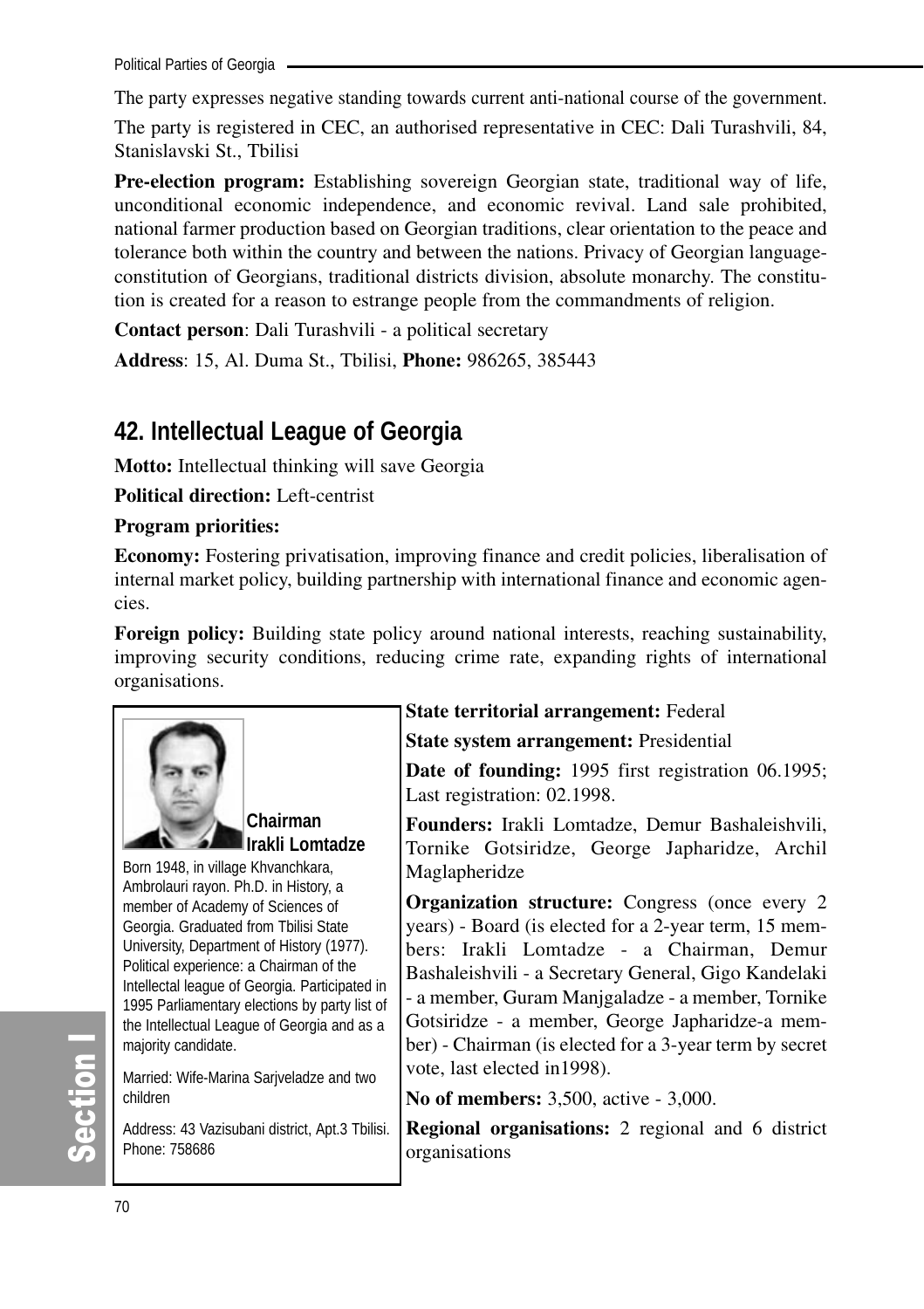The party expresses negative standing towards current anti-national course of the government.

The party is registered in CEC, an authorised representative in CEC: Dali Turashvili, 84, Stanislavski St., Tbilisi

**Pre-election program:** Establishing sovereign Georgian state, traditional way of life, unconditional economic independence, and economic revival. Land sale prohibited, national farmer production based on Georgian traditions, clear orientation to the peace and tolerance both within the country and between the nations. Privacy of Georgian language-constitution of Georgians, traditional districts division, absolute monarchy. The constitution is created for a reason to estrange people from the commandments of religion.

**Contact person**: Dali Turashvili - a political secretary

**Address**: 15, Al. Duma St., Tbilisi, **Phone:** 986265, 385443

## 42. Intellectual League of Georgia

**Motto:** Intellectual thinking will save Georgia

**Political direction:** Left-centrist

**Program priorities:**

**Economy:** Fostering privatisation, improving finance and credit policies, liberalisation of internal market policy, building partnership with international finance and economic agencies.

**Foreign policy:** Building state policy around national interests, reaching sustainability, improving security conditions, reducing crime rate, expanding rights of international organisations.

**Chairman Irakli Lomtadze**

Born 1948, in village Khvanchkara, Ambrolauri rayon. Ph.D. in History, a member of Academy of Sciences of Georgia. Graduated from Tbilisi State University, Department of History (1977). Political experience: a Chairman of the Intellectual league of Georgia. Participated in 1995 Parliamentary elections by party list of the Intellectual League of Georgia and as a majority candidate.

Married: Wife-Marina Sarjveladze and two children

Address: 43 Vazisubani district, Apt.3 Tbilisi. Phone: 758686

**State territorial arrangement:** Federal

**State system arrangement:** Presidential

**Date of founding:** 1995 first registration 06.1995; Last registration: 02.1998.

**Founders:** Irakli Lomtadze, Demur Bashaleishvili, Tornike Gotsiridze, George Japharidze, Archil Maglapheridze

**Organization structure:** Congress (once every 2 years) - Board (is elected for a 2-year term, 15 members: Irakli Lomtadze - a Chairman, Demur Bashaleishvili - a Secretary General, Gigo Kandelaki - a member, Guram Manjgaladze - a member, Tornike Gotsiridze - a member, George Japharidze-a member) - Chairman (is elected for a 3-year term by secret vote, last elected in1998).

**No of members:** 3,500, active - 3,000.

**Regional organisations:** 2 regional and 6 district organisations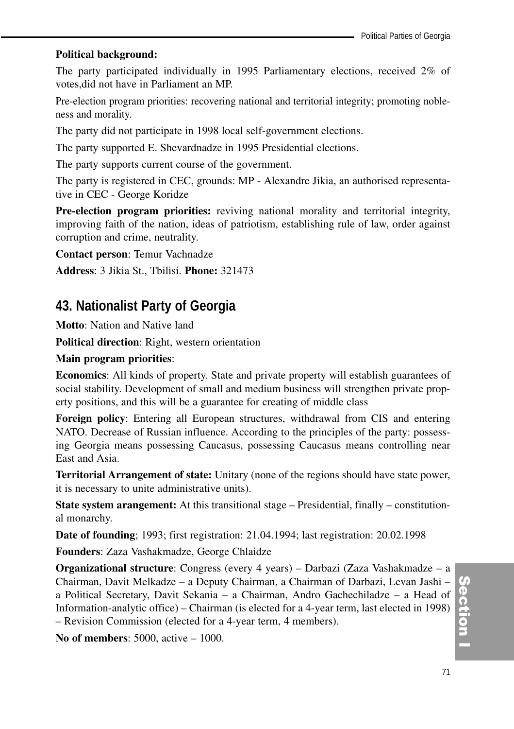**Political background:**

The party participated individually in 1995 Parliamentary elections, received 2% of votes,did not have in Parliament an MP.

Pre-election program priorities: recovering national and territorial integrity; promoting nobleness and morality.

The party did not participate in 1998 local self-government elections.

The party supported E. Shevardnadze in 1995 Presidential elections.

The party supports current course of the government.

The party is registered in CEC, grounds: MP - Alexandre Jikia, an authorised representative in CEC - George Koridze

**Pre-election program priorities:** reviving national morality and territorial integrity, improving faith of the nation, ideas of patriotism, establishing rule of law, order against corruption and crime, neutrality.

**Contact person**: Temur Vachnadze

**Address**: 3 Jikia St., Tbilisi. **Phone:** 321473

## 43. Nationalist Party of Georgia

**Motto**: Nation and Native land

**Political direction**: Right, western orientation

**Main program priorities**:

**Economics**: All kinds of property. State and private property will establish guarantees of social stability. Development of small and medium business will strengthen private property positions, and this will be a guarantee for creating of middle class

**Foreign policy**: Entering all European structures, withdrawal from CIS and entering NATO. Decrease of Russian influence. According to the principles of the party: possessing Georgia means possessing Caucasus, possessing Caucasus means controlling near East and Asia.

**Territorial Arrangement of state:** Unitary (none of the regions should have state power, it is necessary to unite administrative units).

**State system arangement:** At this transitional stage – Presidential, finally – constitutional monarchy.

**Date of founding**; 1993; first registration: 21.04.1994; last registration: 20.02.1998

**Founders**: Zaza Vashakmadze, George Chlaidze

**Organizational structure**: Congress (every 4 years) – Darbazi (Zaza Vashakmadze – a Chairman, Davit Melkadze – a Deputy Chairman, a Chairman of Darbazi, Levan Jashi – a Political Secretary, Davit Sekania – a Chairman, Andro Gachechiladze – a Head of Information-analytic office) – Chairman (is elected for a 4-year term, last elected in 1998) – Revision Commission (elected for a 4-year term, 4 members).

**No of members**: 5000, active – 1000.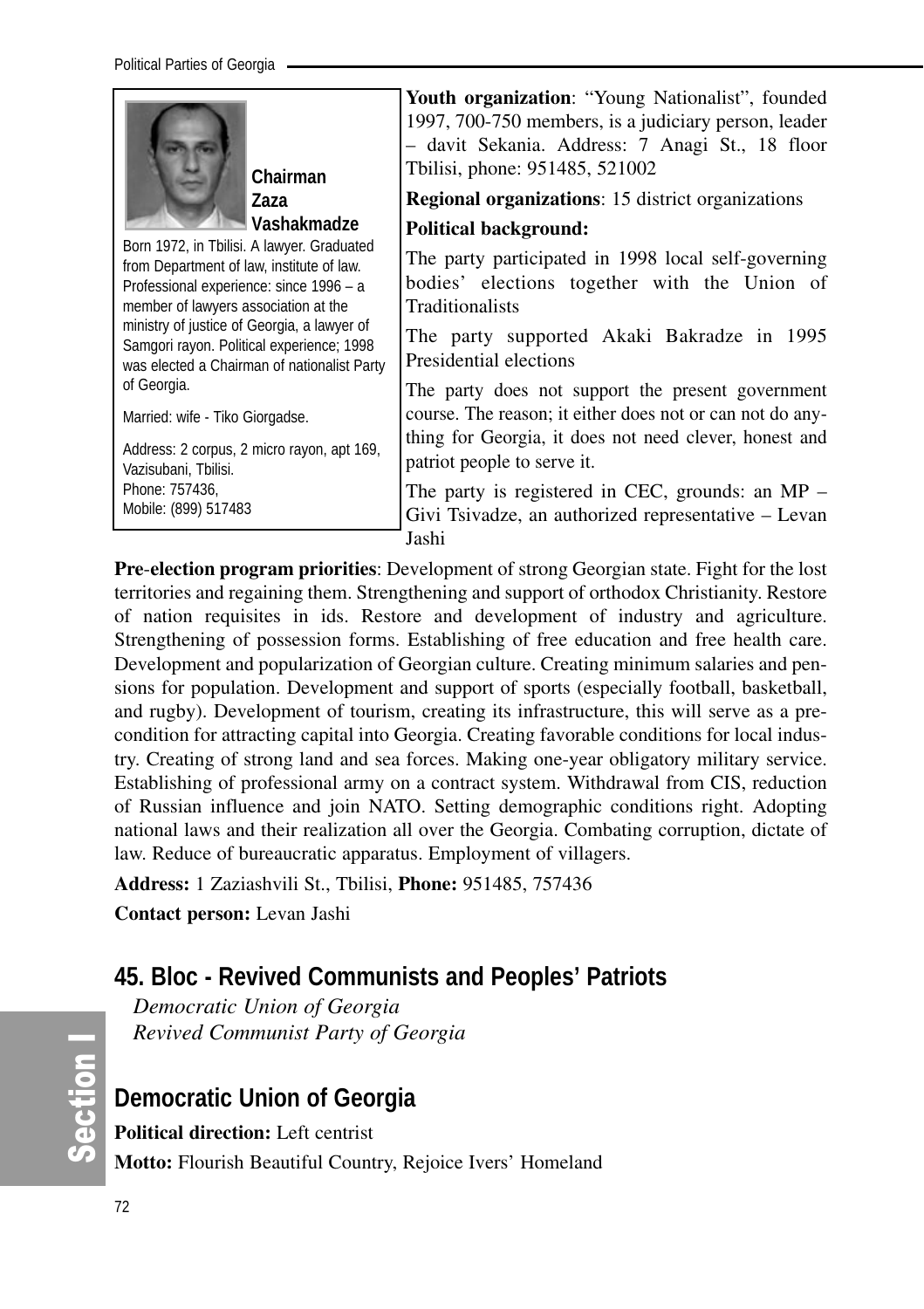**Chairman Zaza Vashakmadze**

Born 1972, in Tbilisi. A lawyer. Graduated from Department of law, institute of law. Professional experience: since 1996 – a member of lawyers association at the ministry of justice of Georgia, a lawyer of Samgori rayon. Political experience; 1998 was elected a Chairman of nationalist Party of Georgia.

Married: wife - Tiko Giorgadse.

Address: 2 corpus, 2 micro rayon, apt 169, Vazisubani, Tbilisi.
Phone: 757436,
Mobile: (899) 517483

**Youth organization**: "Young Nationalist", founded 1997, 700-750 members, is a judiciary person, leader – davit Sekania. Address: 7 Anagi St., 18 floor Tbilisi, phone: 951485, 521002

**Regional organizations**: 15 district organizations

**Political background:**

The party participated in 1998 local self-governing bodies' elections together with the Union of Traditionalists

The party supported Akaki Bakradze in 1995 Presidential elections

The party does not support the present government course. The reason; it either does not or can not do anything for Georgia, it does not need clever, honest and patriot people to serve it.

The party is registered in CEC, grounds: an MP – Givi Tsivadze, an authorized representative – Levan Jashi

**Pre-election program priorities**: Development of strong Georgian state. Fight for the lost territories and regaining them. Strengthening and support of orthodox Christianity. Restore of nation requisites in ids. Restore and development of industry and agriculture. Strengthening of possession forms. Establishing of free education and free health care. Development and popularization of Georgian culture. Creating minimum salaries and pensions for population. Development and support of sports (especially football, basketball, and rugby). Development of tourism, creating its infrastructure, this will serve as a precondition for attracting capital into Georgia. Creating favorable conditions for local industry. Creating of strong land and sea forces. Making one-year obligatory military service. Establishing of professional army on a contract system. Withdrawal from CIS, reduction of Russian influence and join NATO. Setting demographic conditions right. Adopting national laws and their realization all over the Georgia. Combating corruption, dictate of law. Reduce of bureaucratic apparatus. Employment of villagers.

**Address:** 1 Zaziashvili St., Tbilisi, **Phone:** 951485, 757436

**Contact person:** Levan Jashi

## 45. Bloc - Revived Communists and Peoples' Patriots

*Democratic Union of Georgia*
*Revived Communist Party of Georgia*

## Democratic Union of Georgia

**Political direction:** Left centrist

**Motto:** Flourish Beautiful Country, Rejoice Ivers' Homeland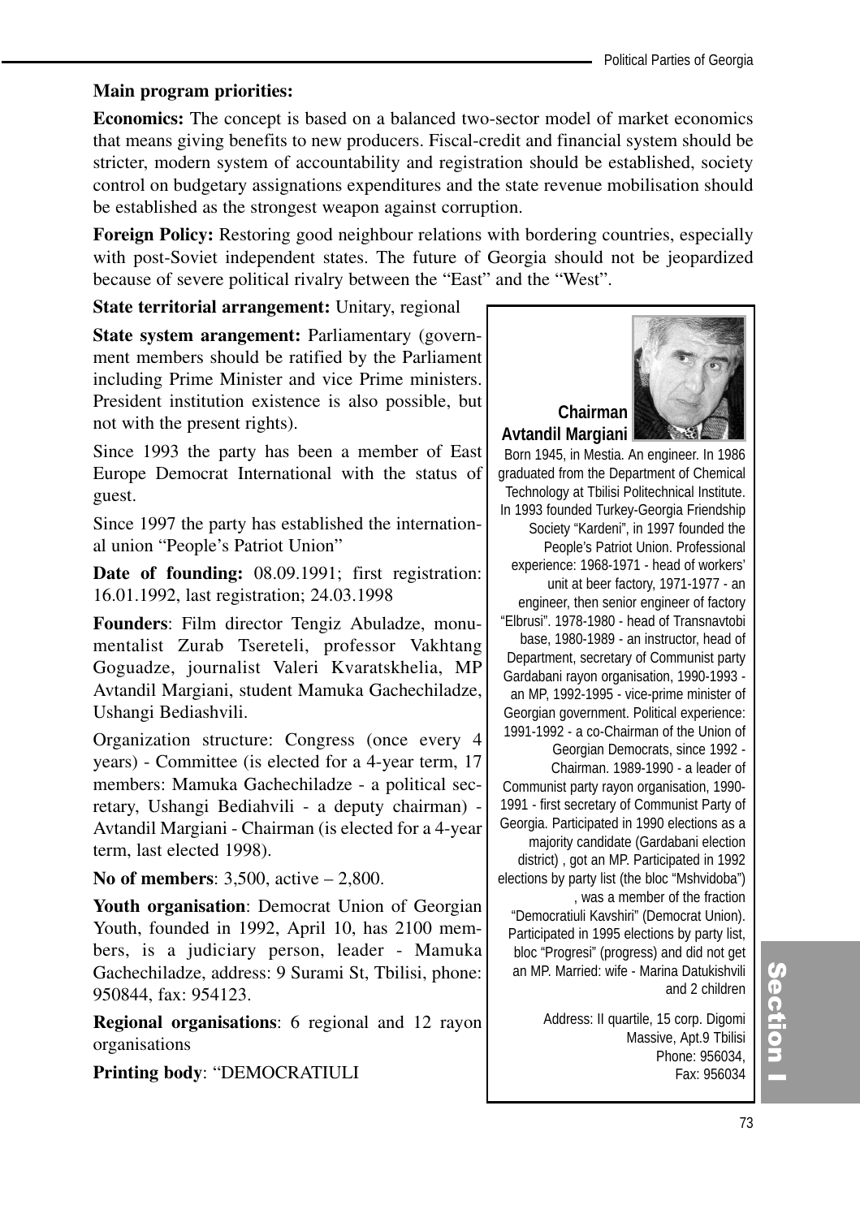**Main program priorities:**

**Economics:** The concept is based on a balanced two-sector model of market economics that means giving benefits to new producers. Fiscal-credit and financial system should be stricter, modern system of accountability and registration should be established, society control on budgetary assignations expenditures and the state revenue mobilisation should be established as the strongest weapon against corruption.

**Foreign Policy:** Restoring good neighbour relations with bordering countries, especially with post-Soviet independent states. The future of Georgia should not be jeopardized because of severe political rivalry between the "East" and the "West".

**State territorial arrangement:** Unitary, regional

**State system arangement:** Parliamentary (government members should be ratified by the Parliament including Prime Minister and vice Prime ministers. President institution existence is also possible, but not with the present rights).

Since 1993 the party has been a member of East Europe Democrat International with the status of guest.

Since 1997 the party has established the international union "People's Patriot Union"

**Date of founding:** 08.09.1991; first registration: 16.01.1992, last registration; 24.03.1998

**Founders**: Film director Tengiz Abuladze, monumentalist Zurab Tsereteli, professor Vakhtang Goguadze, journalist Valeri Kvaratskhelia, MP Avtandil Margiani, student Mamuka Gachechiladze, Ushangi Bediashvili.

Organization structure: Congress (once every 4 years) - Committee (is elected for a 4-year term, 17 members: Mamuka Gachechiladze - a political secretary, Ushangi Bediahvili - a deputy chairman) - Avtandil Margiani - Chairman (is elected for a 4-year term, last elected 1998).

**No of members**: 3,500, active – 2,800.

**Youth organisation**: Democrat Union of Georgian Youth, founded in 1992, April 10, has 2100 members, is a judiciary person, leader - Mamuka Gachechiladze, address: 9 Surami St, Tbilisi, phone: 950844, fax: 954123.

**Regional organisations**: 6 regional and 12 rayon organisations

**Printing body**: "DEMOCRATIULI

**Chairman Avtandil Margiani**

Born 1945, in Mestia. An engineer. In 1986 graduated from the Department of Chemical Technology at Tbilisi Politechnical Institute. In 1993 founded Turkey-Georgia Friendship Society "Kardeni", in 1997 founded the People's Patriot Union. Professional experience: 1968-1971 - head of workers' unit at beer factory, 1971-1977 - an engineer, then senior engineer of factory "Elbrusi". 1978-1980 - head of Transnavtobi base, 1980-1989 - an instructor, head of Department, secretary of Communist party Gardabani rayon organisation, 1990-1993 - an MP, 1992-1995 - vice-prime minister of Georgian government. Political experience: 1991-1992 - a co-Chairman of the Union of Georgian Democrats, since 1992 - Chairman. 1989-1990 - a leader of Communist party rayon organisation, 1990-1991 - first secretary of Communist Party of Georgia. Participated in 1990 elections as a majority candidate (Gardabani election district) , got an MP. Participated in 1992 elections by party list (the bloc "Mshvidoba") , was a member of the fraction "Democratiuli Kavshiri" (Democrat Union). Participated in 1995 elections by party list, bloc "Progresi" (progress) and did not get an MP. Married: wife - Marina Datukishvili and 2 children

Address: II quartile, 15 corp. Digomi Massive, Apt.9 Tbilisi
Phone: 956034,
Fax: 956034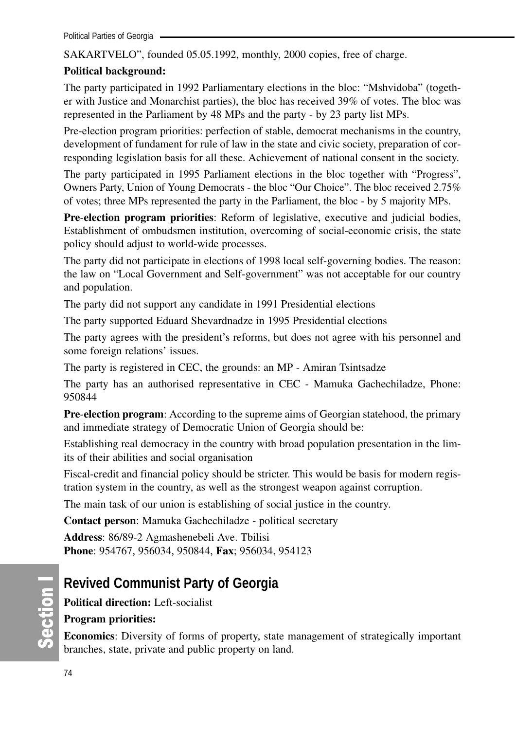SAKARTVELO", founded 05.05.1992, monthly, 2000 copies, free of charge.

**Political background:**

The party participated in 1992 Parliamentary elections in the bloc: "Mshvidoba" (together with Justice and Monarchist parties), the bloc has received 39% of votes. The bloc was represented in the Parliament by 48 MPs and the party - by 23 party list MPs.

Pre-election program priorities: perfection of stable, democrat mechanisms in the country, development of fundament for rule of law in the state and civic society, preparation of corresponding legislation basis for all these. Achievement of national consent in the society.

The party participated in 1995 Parliament elections in the bloc together with "Progress", Owners Party, Union of Young Democrats - the bloc "Our Choice". The bloc received 2.75% of votes; three MPs represented the party in the Parliament, the bloc - by 5 majority MPs.

**Pre-election program priorities**: Reform of legislative, executive and judicial bodies, Establishment of ombudsmen institution, overcoming of social-economic crisis, the state policy should adjust to world-wide processes.

The party did not participate in elections of 1998 local self-governing bodies. The reason: the law on "Local Government and Self-government" was not acceptable for our country and population.

The party did not support any candidate in 1991 Presidential elections

The party supported Eduard Shevardnadze in 1995 Presidential elections

The party agrees with the president's reforms, but does not agree with his personnel and some foreign relations' issues.

The party is registered in CEC, the grounds: an MP - Amiran Tsintsadze

The party has an authorised representative in CEC - Mamuka Gachechiladze, Phone: 950844

**Pre-election program**: According to the supreme aims of Georgian statehood, the primary and immediate strategy of Democratic Union of Georgia should be:

Establishing real democracy in the country with broad population presentation in the limits of their abilities and social organisation

Fiscal-credit and financial policy should be stricter. This would be basis for modern registration system in the country, as well as the strongest weapon against corruption.

The main task of our union is establishing of social justice in the country.

**Contact person**: Mamuka Gachechiladze - political secretary

**Address**: 86/89-2 Agmashenebeli Ave. Tbilisi
**Phone**: 954767, 956034, 950844, **Fax**; 956034, 954123

## Revived Communist Party of Georgia

**Political direction:** Left-socialist

**Program priorities:**

**Economics**: Diversity of forms of property, state management of strategically important branches, state, private and public property on land.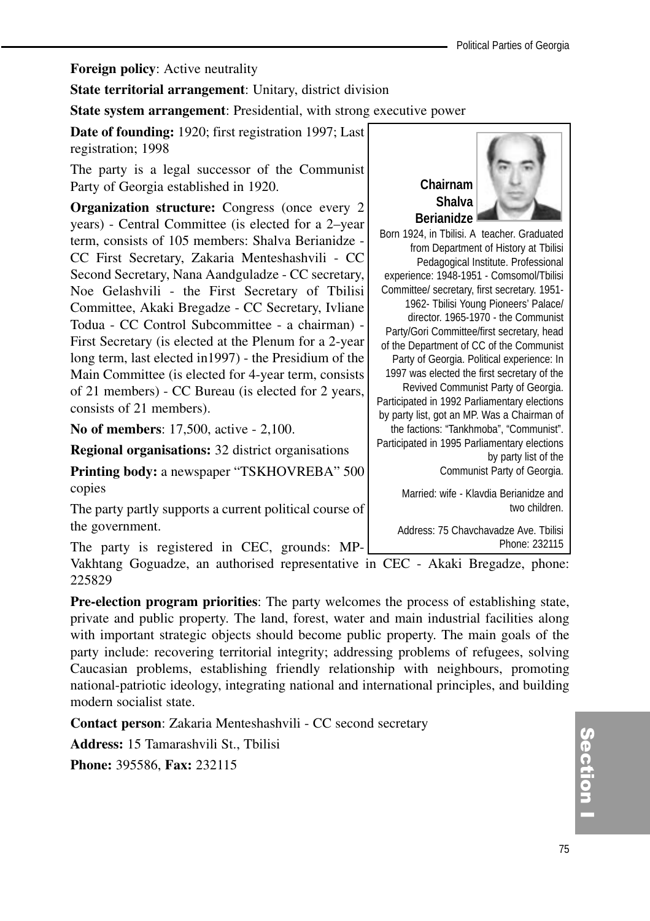**Foreign policy**: Active neutrality

**State territorial arrangement**: Unitary, district division

**State system arrangement**: Presidential, with strong executive power

**Date of founding:** 1920; first registration 1997; Last registration; 1998

The party is a legal successor of the Communist Party of Georgia established in 1920.

**Organization structure:** Congress (once every 2 years) - Central Committee (is elected for a 2–year term, consists of 105 members: Shalva Berianidze - CC First Secretary, Zakaria Menteshashvili - CC Second Secretary, Nana Aandguladze - CC secretary, Noe Gelashvili - the First Secretary of Tbilisi Committee, Akaki Bregadze - CC Secretary, Ivliane Todua - CC Control Subcommittee - a chairman) - First Secretary (is elected at the Plenum for a 2-year long term, last elected in1997) - the Presidium of the Main Committee (is elected for 4-year term, consists of 21 members) - CC Bureau (is elected for 2 years, consists of 21 members).

**No of members**: 17,500, active - 2,100.

**Regional organisations:** 32 district organisations

**Printing body:** a newspaper "TSKHOVREBA" 500 copies

The party partly supports a current political course of the government.

The party is registered in CEC, grounds: MP-Vakhtang Goguadze, an authorised representative in CEC - Akaki Bregadze, phone: 225829

**Chairnam Shalva Berianidze**

Born 1924, in Tbilisi. A teacher. Graduated from Department of History at Tbilisi Pedagogical Institute. Professional experience: 1948-1951 - Comsomol/Tbilisi Committee/ secretary, first secretary. 1951-1962- Tbilisi Young Pioneers' Palace/ director. 1965-1970 - the Communist Party/Gori Committee/first secretary, head of the Department of CC of the Communist Party of Georgia. Political experience: In 1997 was elected the first secretary of the Revived Communist Party of Georgia. Participated in 1992 Parliamentary elections by party list, got an MP. Was a Chairman of the factions: "Tankhmoba", "Communist". Participated in 1995 Parliamentary elections by party list of the Communist Party of Georgia.

Married: wife - Klavdia Berianidze and two children.

Address: 75 Chavchavadze Ave. Tbilisi Phone: 232115

**Pre-election program priorities**: The party welcomes the process of establishing state, private and public property. The land, forest, water and main industrial facilities along with important strategic objects should become public property. The main goals of the party include: recovering territorial integrity; addressing problems of refugees, solving Caucasian problems, establishing friendly relationship with neighbours, promoting national-patriotic ideology, integrating national and international principles, and building modern socialist state.

**Contact person**: Zakaria Menteshashvili - CC second secretary

**Address:** 15 Tamarashvili St., Tbilisi

**Phone:** 395586, **Fax:** 232115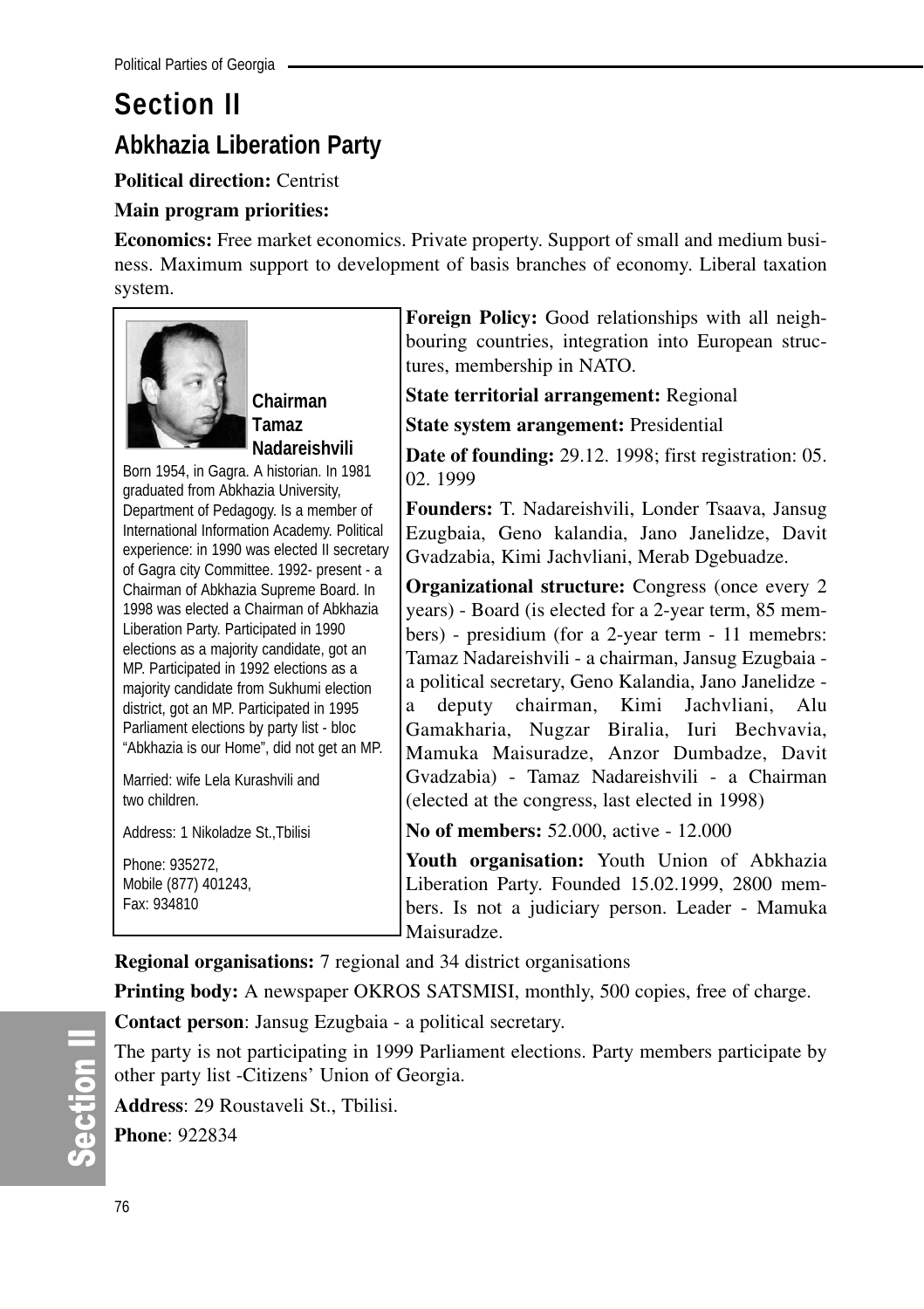# Section II

## Abkhazia Liberation Party

**Political direction:** Centrist

**Main program priorities:**

**Economics:** Free market economics. Private property. Support of small and medium business. Maximum support to development of basis branches of economy. Liberal taxation system.

**Chairman Tamaz Nadareishvili**

Born 1954, in Gagra. A historian. In 1981 graduated from Abkhazia University, Department of Pedagogy. Is a member of International Information Academy. Political experience: in 1990 was elected II secretary of Gagra city Committee. 1992- present - a Chairman of Abkhazia Supreme Board. In 1998 was elected a Chairman of Abkhazia Liberation Party. Participated in 1990 elections as a majority candidate, got an MP. Participated in 1992 elections as a majority candidate from Sukhumi election district, got an MP. Participated in 1995 Parliament elections by party list - bloc "Abkhazia is our Home", did not get an MP.

Married: wife Lela Kurashvili and two children.

Address: 1 Nikoladze St.,Tbilisi

Phone: 935272,
Mobile (877) 401243,
Fax: 934810

**Foreign Policy:** Good relationships with all neighbouring countries, integration into European structures, membership in NATO.

**State territorial arrangement:** Regional

**State system arangement:** Presidential

**Date of founding:** 29.12. 1998; first registration: 05. 02. 1999

**Founders:** T. Nadareishvili, Londer Tsaava, Jansug Ezugbaia, Geno kalandia, Jano Janelidze, Davit Gvadzabia, Kimi Jachvliani, Merab Dgebuadze.

**Organizational structure:** Congress (once every 2 years) - Board (is elected for a 2-year term, 85 members) - presidium (for a 2-year term - 11 memebrs: Tamaz Nadareishvili - a chairman, Jansug Ezugbaia - a political secretary, Geno Kalandia, Jano Janelidze - a deputy chairman, Kimi Jachvliani, Alu Gamakharia, Nugzar Biralia, Iuri Bechvavia, Mamuka Maisuradze, Anzor Dumbadze, Davit Gvadzabia) - Tamaz Nadareishvili - a Chairman (elected at the congress, last elected in 1998)

**No of members:** 52.000, active - 12.000

**Youth organisation:** Youth Union of Abkhazia Liberation Party. Founded 15.02.1999, 2800 members. Is not a judiciary person. Leader - Mamuka Maisuradze.

**Regional organisations:** 7 regional and 34 district organisations

**Printing body:** A newspaper OKROS SATSMISI, monthly, 500 copies, free of charge.

**Contact person**: Jansug Ezugbaia - a political secretary.

The party is not participating in 1999 Parliament elections. Party members participate by other party list -Citizens' Union of Georgia.

**Address**: 29 Roustaveli St., Tbilisi.

**Phone**: 922834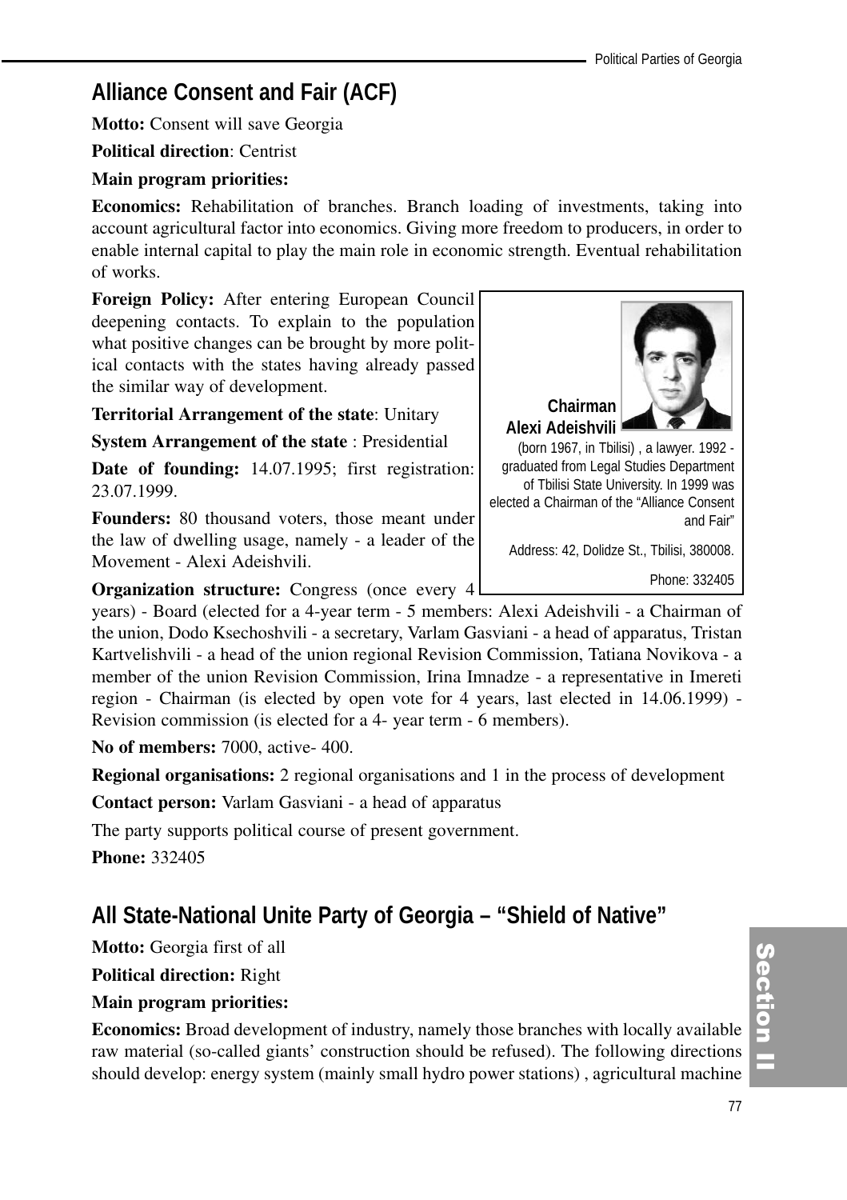## Alliance Consent and Fair (ACF)

**Motto:** Consent will save Georgia

**Political direction**: Centrist

**Main program priorities:**

**Economics:** Rehabilitation of branches. Branch loading of investments, taking into account agricultural factor into economics. Giving more freedom to producers, in order to enable internal capital to play the main role in economic strength. Eventual rehabilitation of works.

**Foreign Policy:** After entering European Council deepening contacts. To explain to the population what positive changes can be brought by more political contacts with the states having already passed the similar way of development.

**Territorial Arrangement of the state**: Unitary

**System Arrangement of the state** : Presidential

**Date of founding:** 14.07.1995; first registration: 23.07.1999.

**Founders:** 80 thousand voters, those meant under the law of dwelling usage, namely - a leader of the Movement - Alexi Adeishvili.

**Organization structure:** Congress (once every 4 years) - Board (elected for a 4-year term - 5 members: Alexi Adeishvili - a Chairman of the union, Dodo Ksechoshvili - a secretary, Varlam Gasviani - a head of apparatus, Tristan Kartvelishvili - a head of the union regional Revision Commission, Tatiana Novikova - a member of the union Revision Commission, Irina Imnadze - a representative in Imereti region - Chairman (is elected by open vote for 4 years, last elected in 14.06.1999) - Revision commission (is elected for a 4- year term - 6 members).

**No of members:** 7000, active- 400.

**Regional organisations:** 2 regional organisations and 1 in the process of development

**Contact person:** Varlam Gasviani - a head of apparatus

The party supports political course of present government.

**Phone:** 332405

**Chairman Alexi Adeishvili**

(born 1967, in Tbilisi) , a lawyer. 1992 - graduated from Legal Studies Department of Tbilisi State University. In 1999 was elected a Chairman of the "Alliance Consent and Fair"

Address: 42, Dolidze St., Tbilisi, 380008.

Phone: 332405

## All State-National Unite Party of Georgia – "Shield of Native"

**Motto:** Georgia first of all

**Political direction:** Right

**Main program priorities:**

**Economics:** Broad development of industry, namely those branches with locally available raw material (so-called giants' construction should be refused). The following directions should develop: energy system (mainly small hydro power stations) , agricultural machine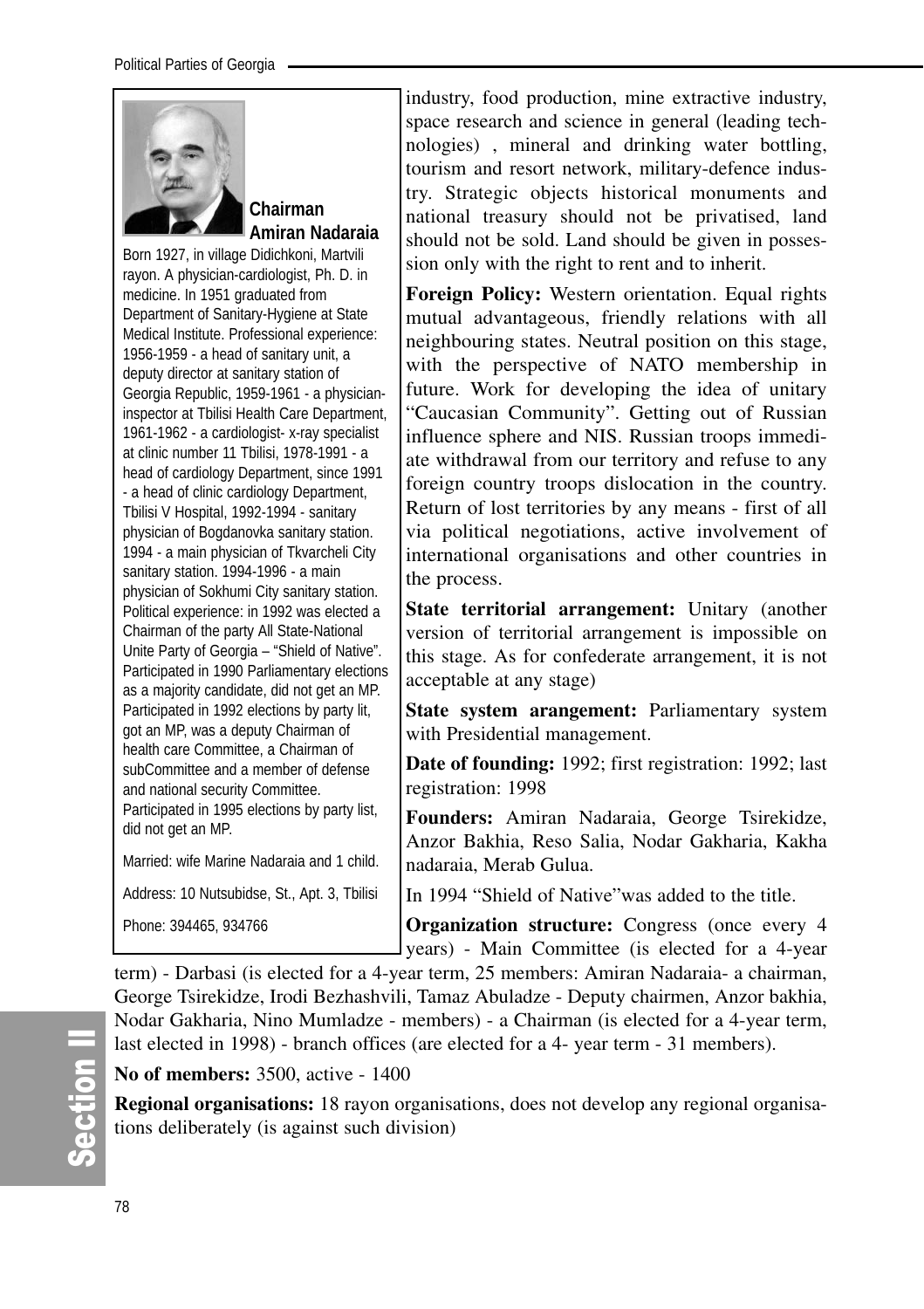**Chairman**
**Amiran Nadaraia**

Born 1927, in village Didichkoni, Martvili rayon. A physician-cardiologist, Ph. D. in medicine. In 1951 graduated from Department of Sanitary-Hygiene at State Medical Institute. Professional experience: 1956-1959 - a head of sanitary unit, a deputy director at sanitary station of Georgia Republic, 1959-1961 - a physician-inspector at Tbilisi Health Care Department, 1961-1962 - a cardiologist- x-ray specialist at clinic number 11 Tbilisi, 1978-1991 - a head of cardiology Department, since 1991 - a head of clinic cardiology Department, Tbilisi V Hospital, 1992-1994 - sanitary physician of Bogdanovka sanitary station. 1994 - a main physician of Tkvarcheli City sanitary station. 1994-1996 - a main physician of Sokhumi City sanitary station. Political experience: in 1992 was elected a Chairman of the party All State-National Unite Party of Georgia – "Shield of Native". Participated in 1990 Parliamentary elections as a majority candidate, did not get an MP. Participated in 1992 elections by party lit, got an MP, was a deputy Chairman of health care Committee, a Chairman of subCommittee and a member of defense and national security Committee. Participated in 1995 elections by party list, did not get an MP.

Married: wife Marine Nadaraia and 1 child.

Address: 10 Nutsubidse, St., Apt. 3, Tbilisi

Phone: 394465, 934766

industry, food production, mine extractive industry, space research and science in general (leading technologies) , mineral and drinking water bottling, tourism and resort network, military-defence industry. Strategic objects historical monuments and national treasury should not be privatised, land should not be sold. Land should be given in possession only with the right to rent and to inherit.

**Foreign Policy:** Western orientation. Equal rights mutual advantageous, friendly relations with all neighbouring states. Neutral position on this stage, with the perspective of NATO membership in future. Work for developing the idea of unitary "Caucasian Community". Getting out of Russian influence sphere and NIS. Russian troops immediate withdrawal from our territory and refuse to any foreign country troops dislocation in the country. Return of lost territories by any means - first of all via political negotiations, active involvement of international organisations and other countries in the process.

**State territorial arrangement:** Unitary (another version of territorial arrangement is impossible on this stage. As for confederate arrangement, it is not acceptable at any stage)

**State system arrangement:** Parliamentary system with Presidential management.

**Date of founding:** 1992; first registration: 1992; last registration: 1998

**Founders:** Amiran Nadaraia, George Tsirekidze, Anzor Bakhia, Reso Salia, Nodar Gakharia, Kakha nadaraia, Merab Gulua.

In 1994 "Shield of Native"was added to the title.

**Organization structure:** Congress (once every 4 years) - Main Committee (is elected for a 4-year term) - Darbasi (is elected for a 4-year term, 25 members: Amiran Nadaraia- a chairman, George Tsirekidze, Irodi Bezhashvili, Tamaz Abuladze - Deputy chairmen, Anzor bakhia, Nodar Gakharia, Nino Mumladze - members) - a Chairman (is elected for a 4-year term, last elected in 1998) - branch offices (are elected for a 4- year term - 31 members).

**No of members:** 3500, active - 1400

**Regional organisations:** 18 rayon organisations, does not develop any regional organisations deliberately (is against such division)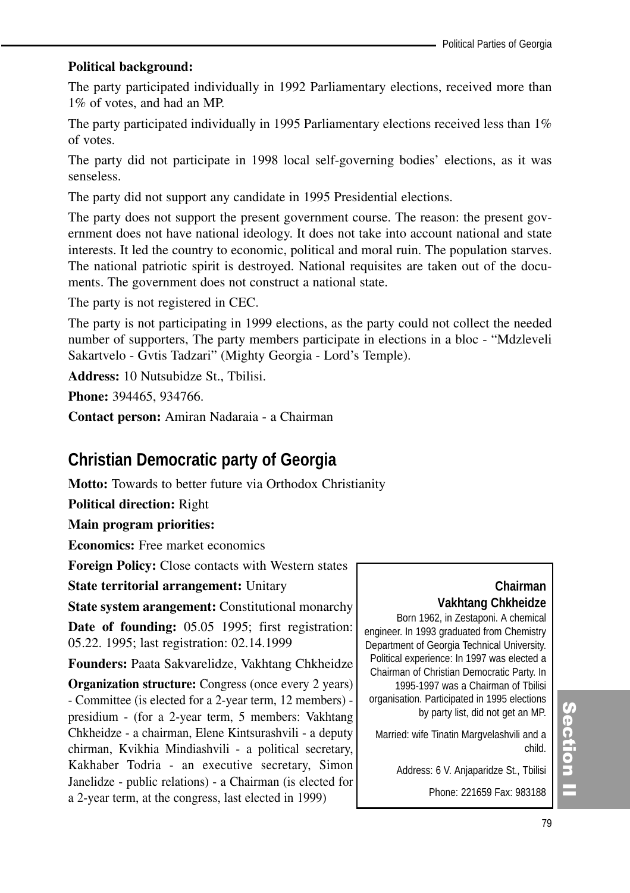**Political background:**

The party participated individually in 1992 Parliamentary elections, received more than 1% of votes, and had an MP.

The party participated individually in 1995 Parliamentary elections received less than 1% of votes.

The party did not participate in 1998 local self-governing bodies' elections, as it was senseless.

The party did not support any candidate in 1995 Presidential elections.

The party does not support the present government course. The reason: the present government does not have national ideology. It does not take into account national and state interests. It led the country to economic, political and moral ruin. The population starves. The national patriotic spirit is destroyed. National requisites are taken out of the documents. The government does not construct a national state.

The party is not registered in CEC.

The party is not participating in 1999 elections, as the party could not collect the needed number of supporters, The party members participate in elections in a bloc - "Mdzleveli Sakartvelo - Gvtis Tadzari" (Mighty Georgia - Lord's Temple).

**Address:** 10 Nutsubidze St., Tbilisi.

**Phone:** 394465, 934766.

**Contact person:** Amiran Nadaraia - a Chairman

## Christian Democratic party of Georgia

**Motto:** Towards to better future via Orthodox Christianity

**Political direction:** Right

**Main program priorities:**

**Economics:** Free market economics

**Foreign Policy:** Close contacts with Western states

**State territorial arrangement:** Unitary

**State system arangement:** Constitutional monarchy

**Date of founding:** 05.05 1995; first registration: 05.22. 1995; last registration: 02.14.1999

**Founders:** Paata Sakvarelidze, Vakhtang Chkheidze

**Organization structure:** Congress (once every 2 years) - Committee (is elected for a 2-year term, 12 members) - presidium - (for a 2-year term, 5 members: Vakhtang Chkheidze - a chairman, Elene Kintsurashvili - a deputy chirman, Kvikhia Mindiashvili - a political secretary, Kakhaber Todria - an executive secretary, Simon Janelidze - public relations) - a Chairman (is elected for a 2-year term, at the congress, last elected in 1999)

**Chairman**
**Vakhtang Chkheidze**

Born 1962, in Zestaponi. A chemical engineer. In 1993 graduated from Chemistry Department of Georgia Technical University. Political experience: In 1997 was elected a Chairman of Christian Democratic Party. In 1995-1997 was a Chairman of Tbilisi organisation. Participated in 1995 elections by party list, did not get an MP.

Married: wife Tinatin Margvelashvili and a child.

Address: 6 V. Anjaparidze St., Tbilisi

Phone: 221659 Fax: 983188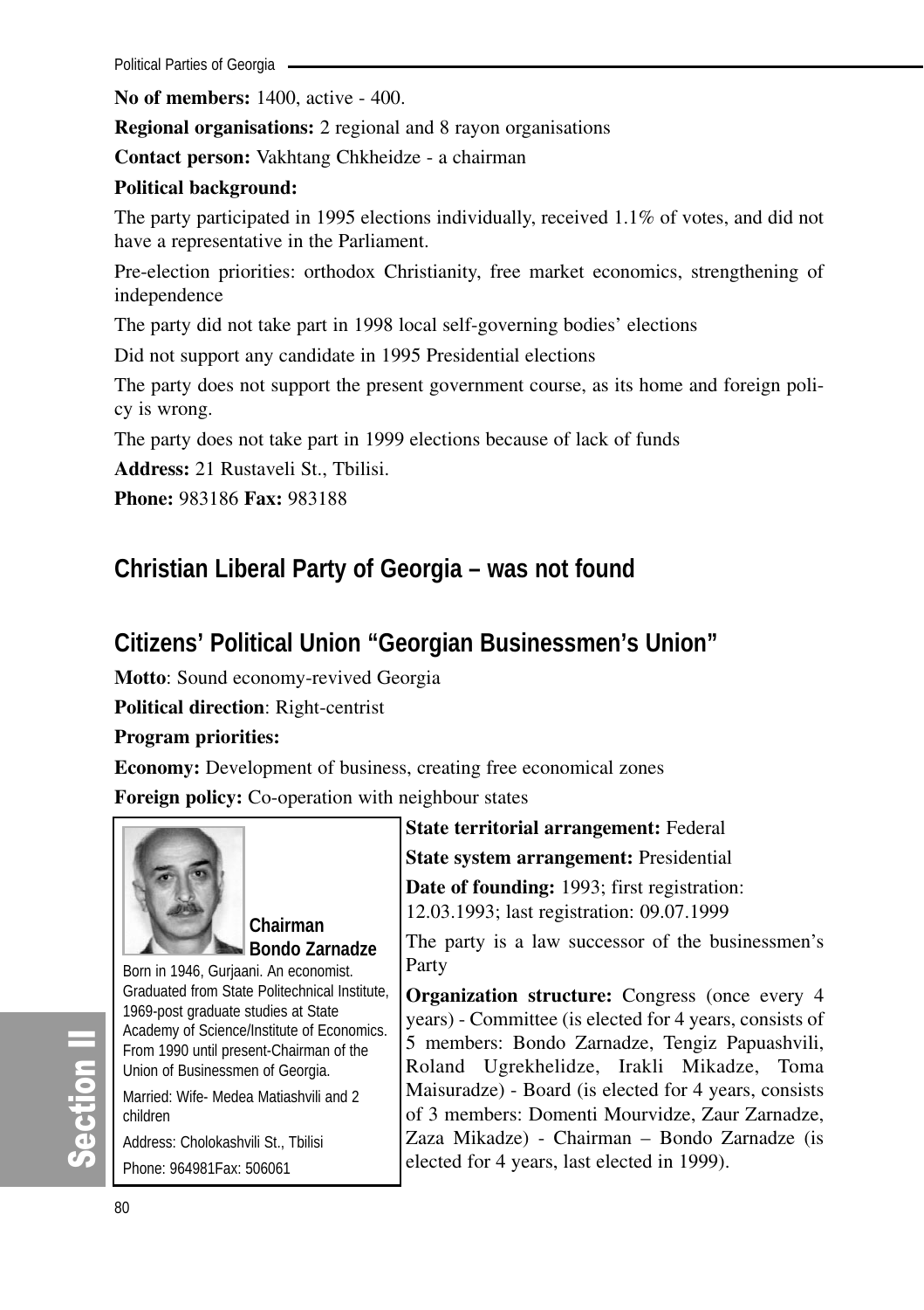**No of members:** 1400, active - 400.

**Regional organisations:** 2 regional and 8 rayon organisations

**Contact person:** Vakhtang Chkheidze - a chairman

**Political background:**

The party participated in 1995 elections individually, received 1.1% of votes, and did not have a representative in the Parliament.

Pre-election priorities: orthodox Christianity, free market economics, strengthening of independence

The party did not take part in 1998 local self-governing bodies' elections

Did not support any candidate in 1995 Presidential elections

The party does not support the present government course, as its home and foreign policy is wrong.

The party does not take part in 1999 elections because of lack of funds

**Address:** 21 Rustaveli St., Tbilisi.

**Phone:** 983186 **Fax:** 983188

## Christian Liberal Party of Georgia – was not found

## Citizens' Political Union "Georgian Businessmen's Union"

**Motto**: Sound economy-revived Georgia

**Political direction**: Right-centrist

**Program priorities:**

**Economy:** Development of business, creating free economical zones

**Foreign policy:** Co-operation with neighbour states

**State territorial arrangement:** Federal

**State system arrangement:** Presidential

**Date of founding:** 1993; first registration: 12.03.1993; last registration: 09.07.1999

The party is a law successor of the businessmen's Party

**Organization structure:** Congress (once every 4 years) - Committee (is elected for 4 years, consists of 5 members: Bondo Zarnadze, Tengiz Papuashvili, Roland Ugrekhelidze, Irakli Mikadze, Toma Maisuradze) - Board (is elected for 4 years, consists of 3 members: Domenti Mourvidze, Zaur Zarnadze, Zaza Mikadze) - Chairman – Bondo Zarnadze (is elected for 4 years, last elected in 1999).

**Chairman Bondo Zarnadze**

Born in 1946, Gurjaani. An economist. Graduated from State Politechnical Institute, 1969-post graduate studies at State Academy of Science/Institute of Economics. From 1990 until present-Chairman of the Union of Businessmen of Georgia.

Married: Wife- Medea Matiashvili and 2 children

Address: Cholokashvili St., Tbilisi

Phone: 964981Fax: 506061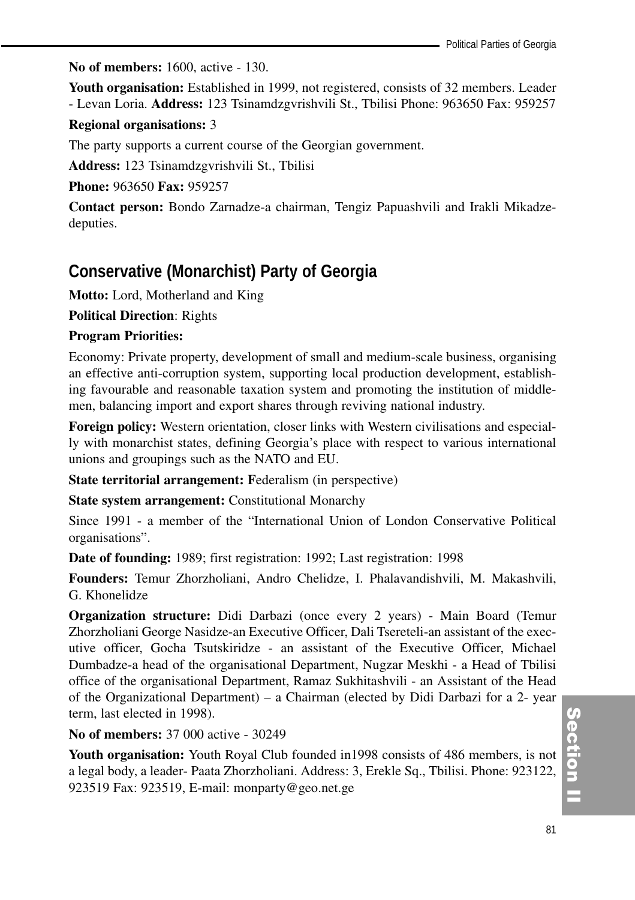**No of members:** 1600, active - 130.

**Youth organisation:** Established in 1999, not registered, consists of 32 members. Leader - Levan Loria. **Address:** 123 Tsinamdzgvrishvili St., Tbilisi Phone: 963650 Fax: 959257

**Regional organisations:** 3

The party supports a current course of the Georgian government.

**Address:** 123 Tsinamdzgvrishvili St., Tbilisi

**Phone:** 963650 **Fax:** 959257

**Contact person:** Bondo Zarnadze-a chairman, Tengiz Papuashvili and Irakli Mikadze-deputies.

## Conservative (Monarchist) Party of Georgia

**Motto:** Lord, Motherland and King

**Political Direction**: Rights

**Program Priorities:**

Economy: Private property, development of small and medium-scale business, organising an effective anti-corruption system, supporting local production development, establishing favourable and reasonable taxation system and promoting the institution of middlemen, balancing import and export shares through reviving national industry.

**Foreign policy:** Western orientation, closer links with Western civilisations and especially with monarchist states, defining Georgia's place with respect to various international unions and groupings such as the NATO and EU.

**State territorial arrangement: F**ederalism (in perspective)

**State system arrangement:** Constitutional Monarchy

Since 1991 - a member of the "International Union of London Conservative Political organisations".

**Date of founding:** 1989; first registration: 1992; Last registration: 1998

**Founders:** Temur Zhorzholiani, Andro Chelidze, I. Phalavandishvili, M. Makashvili, G. Khonelidze

**Organization structure:** Didi Darbazi (once every 2 years) - Main Board (Temur Zhorzholiani George Nasidze-an Executive Officer, Dali Tsereteli-an assistant of the executive officer, Gocha Tsutskiridze - an assistant of the Executive Officer, Michael Dumbadze-a head of the organisational Department, Nugzar Meskhi - a Head of Tbilisi office of the organisational Department, Ramaz Sukhitashvili - an Assistant of the Head of the Organizational Department) – a Chairman (elected by Didi Darbazi for a 2- year term, last elected in 1998).

**No of members:** 37 000 active - 30249

**Youth organisation:** Youth Royal Club founded in1998 consists of 486 members, is not a legal body, a leader- Paata Zhorzholiani. Address: 3, Erekle Sq., Tbilisi. Phone: 923122, 923519 Fax: 923519, E-mail: monparty@geo.net.ge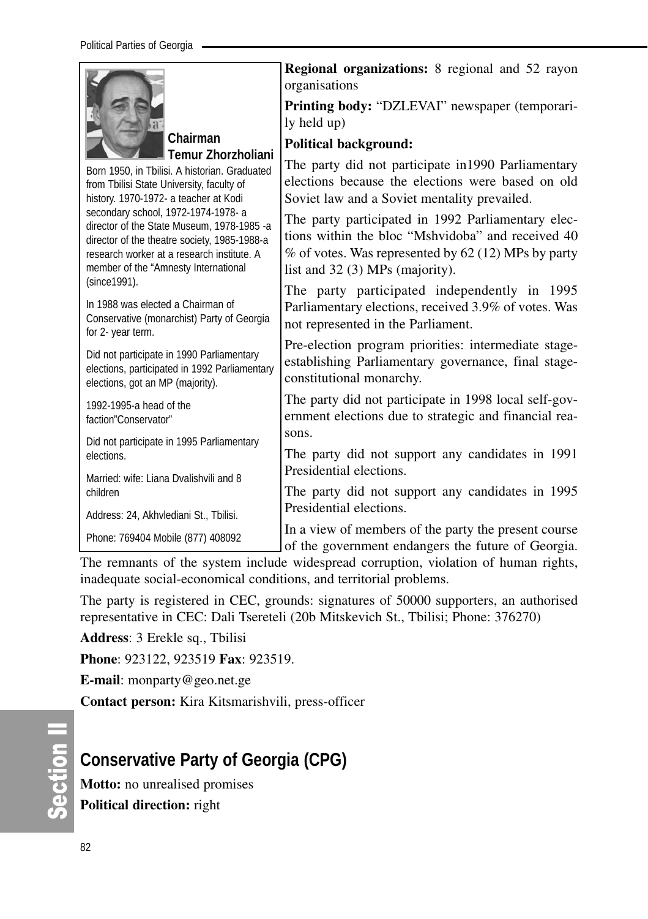**Chairman Temur Zhorzholiani**

Born 1950, in Tbilisi. A historian. Graduated from Tbilisi State University, faculty of history. 1970-1972- a teacher at Kodi secondary school, 1972-1974-1978- a director of the State Museum, 1978-1985 -a director of the theatre society, 1985-1988-a research worker at a research institute. A member of the "Amnesty International (since1991).

In 1988 was elected a Chairman of Conservative (monarchist) Party of Georgia for 2- year term.

Did not participate in 1990 Parliamentary elections, participated in 1992 Parliamentary elections, got an MP (majority).

1992-1995-a head of the faction"Conservator"

Did not participate in 1995 Parliamentary elections.

Married: wife: Liana Dvalishvili and 8 children

Address: 24, Akhvlediani St., Tbilisi.

Phone: 769404 Mobile (877) 408092

**Regional organizations:** 8 regional and 52 rayon organisations

**Printing body:** "DZLEVAI" newspaper (temporarily held up)

**Political background:**

The party did not participate in1990 Parliamentary elections because the elections were based on old Soviet law and a Soviet mentality prevailed.

The party participated in 1992 Parliamentary elections within the bloc "Mshvidoba" and received 40 % of votes. Was represented by 62 (12) MPs by party list and 32 (3) MPs (majority).

The party participated independently in 1995 Parliamentary elections, received 3.9% of votes. Was not represented in the Parliament.

Pre-election program priorities: intermediate stage-establishing Parliamentary governance, final stage-constitutional monarchy.

The party did not participate in 1998 local self-government elections due to strategic and financial reasons.

The party did not support any candidates in 1991 Presidential elections.

The party did not support any candidates in 1995 Presidential elections.

In a view of members of the party the present course of the government endangers the future of Georgia. The remnants of the system include widespread corruption, violation of human rights, inadequate social-economical conditions, and territorial problems.

The party is registered in CEC, grounds: signatures of 50000 supporters, an authorised representative in CEC: Dali Tsereteli (20b Mitskevich St., Tbilisi; Phone: 376270)

**Address**: 3 Erekle sq., Tbilisi

**Phone**: 923122, 923519 **Fax**: 923519.

**E-mail**: monparty@geo.net.ge

**Contact person:** Kira Kitsmarishvili, press-officer

## Conservative Party of Georgia (CPG)

**Motto:** no unrealised promises

**Political direction:** right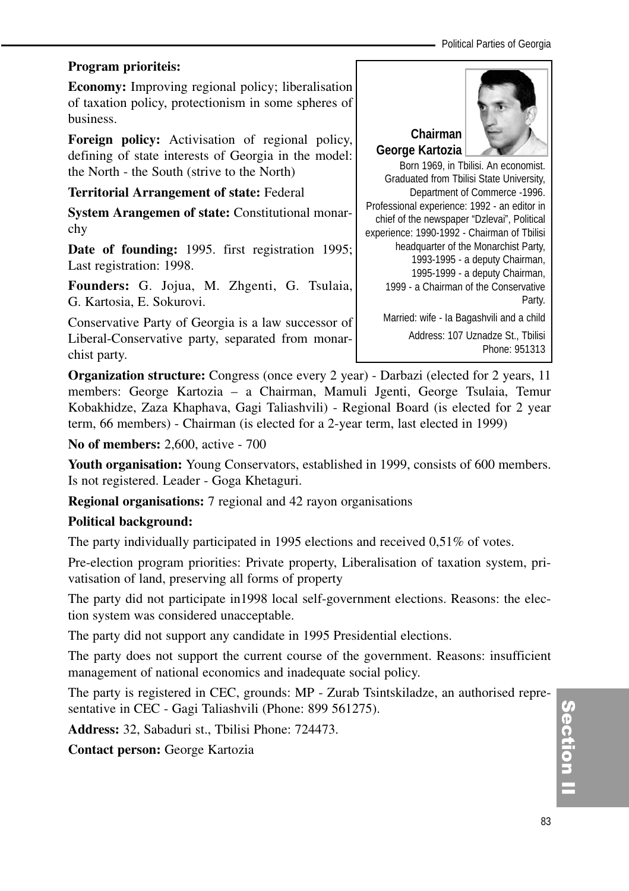**Program prioriteis:**

**Economy:** Improving regional policy; liberalisation of taxation policy, protectionism in some spheres of business.

**Foreign policy:** Activisation of regional policy, defining of state interests of Georgia in the model: the North - the South (strive to the North)

**Territorial Arrangement of state:** Federal

**System Arangemen of state:** Constitutional monarchy

**Date of founding:** 1995. first registration 1995; Last registration: 1998.

**Founders:** G. Jojua, M. Zhgenti, G. Tsulaia, G. Kartosia, E. Sokurovi.

Conservative Party of Georgia is a law successor of Liberal-Conservative party, separated from monarchist party.

**Chairman George Kartozia**

Born 1969, in Tbilisi. An economist. Graduated from Tbilisi State University, Department of Commerce -1996. Professional experience: 1992 - an editor in chief of the newspaper "Dzlevai", Political experience: 1990-1992 - Chairman of Tbilisi headquarter of the Monarchist Party, 1993-1995 - a deputy Chairman, 1995-1999 - a deputy Chairman, 1999 - a Chairman of the Conservative Party.

Married: wife - Ia Bagashvili and a child

Address: 107 Uznadze St., Tbilisi Phone: 951313

**Organization structure:** Congress (once every 2 year) - Darbazi (elected for 2 years, 11 members: George Kartozia – a Chairman, Mamuli Jgenti, George Tsulaia, Temur Kobakhidze, Zaza Khaphava, Gagi Taliashvili) - Regional Board (is elected for 2 year term, 66 members) - Chairman (is elected for a 2-year term, last elected in 1999)

**No of members:** 2,600, active - 700

**Youth organisation:** Young Conservators, established in 1999, consists of 600 members. Is not registered. Leader - Goga Khetaguri.

**Regional organisations:** 7 regional and 42 rayon organisations

**Political background:**

The party individually participated in 1995 elections and received 0,51% of votes.

Pre-election program priorities: Private property, Liberalisation of taxation system, privatisation of land, preserving all forms of property

The party did not participate in1998 local self-government elections. Reasons: the election system was considered unacceptable.

The party did not support any candidate in 1995 Presidential elections.

The party does not support the current course of the government. Reasons: insufficient management of national economics and inadequate social policy.

The party is registered in CEC, grounds: MP - Zurab Tsintskiladze, an authorised representative in CEC - Gagi Taliashvili (Phone: 899 561275).

**Address:** 32, Sabaduri st., Tbilisi Phone: 724473.

**Contact person:** George Kartozia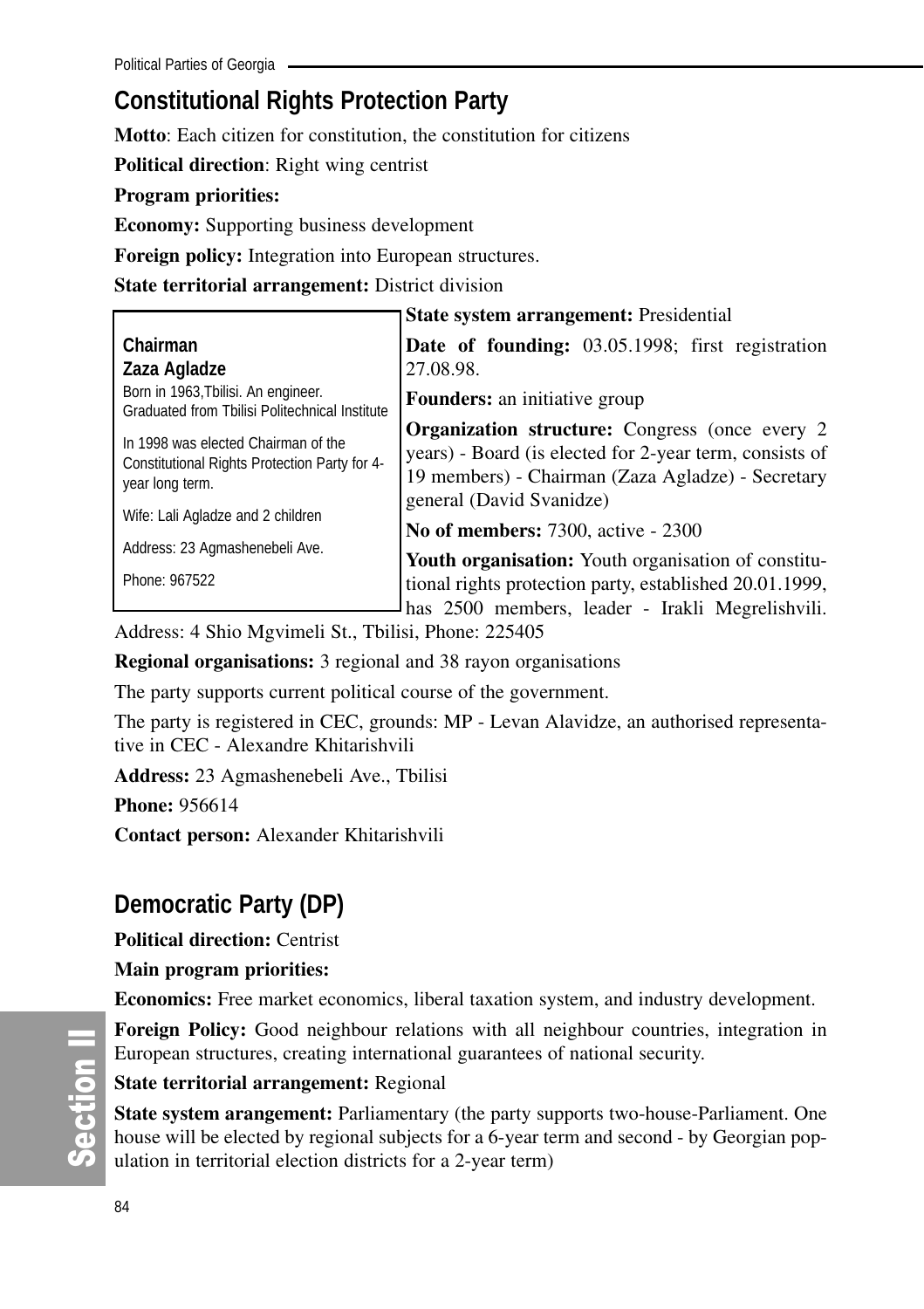## Constitutional Rights Protection Party

**Motto**: Each citizen for constitution, the constitution for citizens

**Political direction**: Right wing centrist

**Program priorities:**

**Economy:** Supporting business development

**Foreign policy:** Integration into European structures.

**State territorial arrangement:** District division

**State system arrangement:** Presidential

**Date of founding:** 03.05.1998; first registration 27.08.98.

**Founders:** an initiative group

**Organization structure:** Congress (once every 2 years) - Board (is elected for 2-year term, consists of 19 members) - Chairman (Zaza Agladze) - Secretary general (David Svanidze)

**No of members:** 7300, active - 2300

**Youth organisation:** Youth organisation of constitutional rights protection party, established 20.01.1999, has 2500 members, leader - Irakli Megrelishvili. Address: 4 Shio Mgvimeli St., Tbilisi, Phone: 225405

> **Chairman**
> **Zaza Agladze**
> Born in 1963,Tbilisi. An engineer. Graduated from Tbilisi Politechnical Institute
>
> In 1998 was elected Chairman of the Constitutional Rights Protection Party for 4-year long term.
>
> Wife: Lali Agladze and 2 children
>
> Address: 23 Agmashenebeli Ave.
>
> Phone: 967522

**Regional organisations:** 3 regional and 38 rayon organisations

The party supports current political course of the government.

The party is registered in CEC, grounds: MP - Levan Alavidze, an authorised representative in CEC - Alexandre Khitarishvili

**Address:** 23 Agmashenebeli Ave., Tbilisi

**Phone:** 956614

**Contact person:** Alexander Khitarishvili

## Democratic Party (DP)

**Political direction:** Centrist

**Main program priorities:**

**Economics:** Free market economics, liberal taxation system, and industry development.

**Foreign Policy:** Good neighbour relations with all neighbour countries, integration in European structures, creating international guarantees of national security.

**State territorial arrangement:** Regional

**State system arangement:** Parliamentary (the party supports two-house-Parliament. One house will be elected by regional subjects for a 6-year term and second - by Georgian population in territorial election districts for a 2-year term)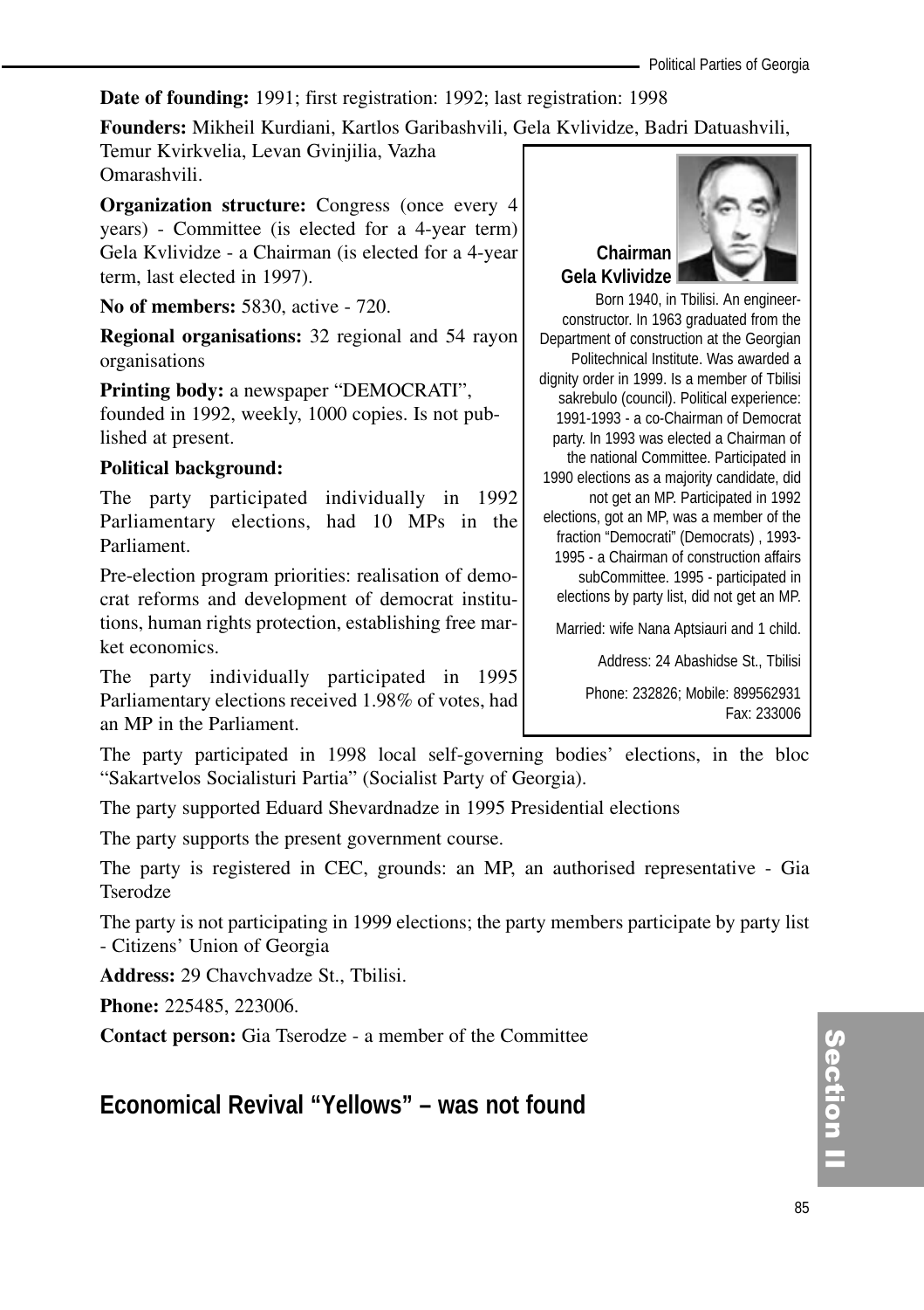**Date of founding:** 1991; first registration: 1992; last registration: 1998

**Founders:** Mikheil Kurdiani, Kartlos Garibashvili, Gela Kvlividze, Badri Datuashvili, Temur Kvirkvelia, Levan Gvinjilia, Vazha Omarashvili.

**Organization structure:** Congress (once every 4 years) - Committee (is elected for a 4-year term) Gela Kvlividze - a Chairman (is elected for a 4-year term, last elected in 1997).

**No of members:** 5830, active - 720.

**Regional organisations:** 32 regional and 54 rayon organisations

**Printing body:** a newspaper "DEMOCRATI", founded in 1992, weekly, 1000 copies. Is not published at present.

**Political background:**

The party participated individually in 1992 Parliamentary elections, had 10 MPs in the Parliament.

Pre-election program priorities: realisation of democrat reforms and development of democrat institutions, human rights protection, establishing free market economics.

The party individually participated in 1995 Parliamentary elections received 1.98% of votes, had an MP in the Parliament.

**Chairman Gela Kvlividze**

Born 1940, in Tbilisi. An engineer-constructor. In 1963 graduated from the Department of construction at the Georgian Politechnical Institute. Was awarded a dignity order in 1999. Is a member of Tbilisi sakrebulo (council). Political experience: 1991-1993 - a co-Chairman of Democrat party. In 1993 was elected a Chairman of the national Committee. Participated in 1990 elections as a majority candidate, did not get an MP. Participated in 1992 elections, got an MP, was a member of the fraction "Democrati" (Democrats) , 1993-1995 - a Chairman of construction affairs subCommittee. 1995 - participated in elections by party list, did not get an MP.

Married: wife Nana Aptsiauri and 1 child.

Address: 24 Abashidse St., Tbilisi

Phone: 232826; Mobile: 899562931
Fax: 233006

The party participated in 1998 local self-governing bodies' elections, in the bloc "Sakartvelos Socialisturi Partia" (Socialist Party of Georgia).

The party supported Eduard Shevardnadze in 1995 Presidential elections

The party supports the present government course.

The party is registered in CEC, grounds: an MP, an authorised representative - Gia Tserodze

The party is not participating in 1999 elections; the party members participate by party list - Citizens' Union of Georgia

**Address:** 29 Chavchvadze St., Tbilisi.

**Phone:** 225485, 223006.

**Contact person:** Gia Tserodze - a member of the Committee

## Economical Revival "Yellows" – was not found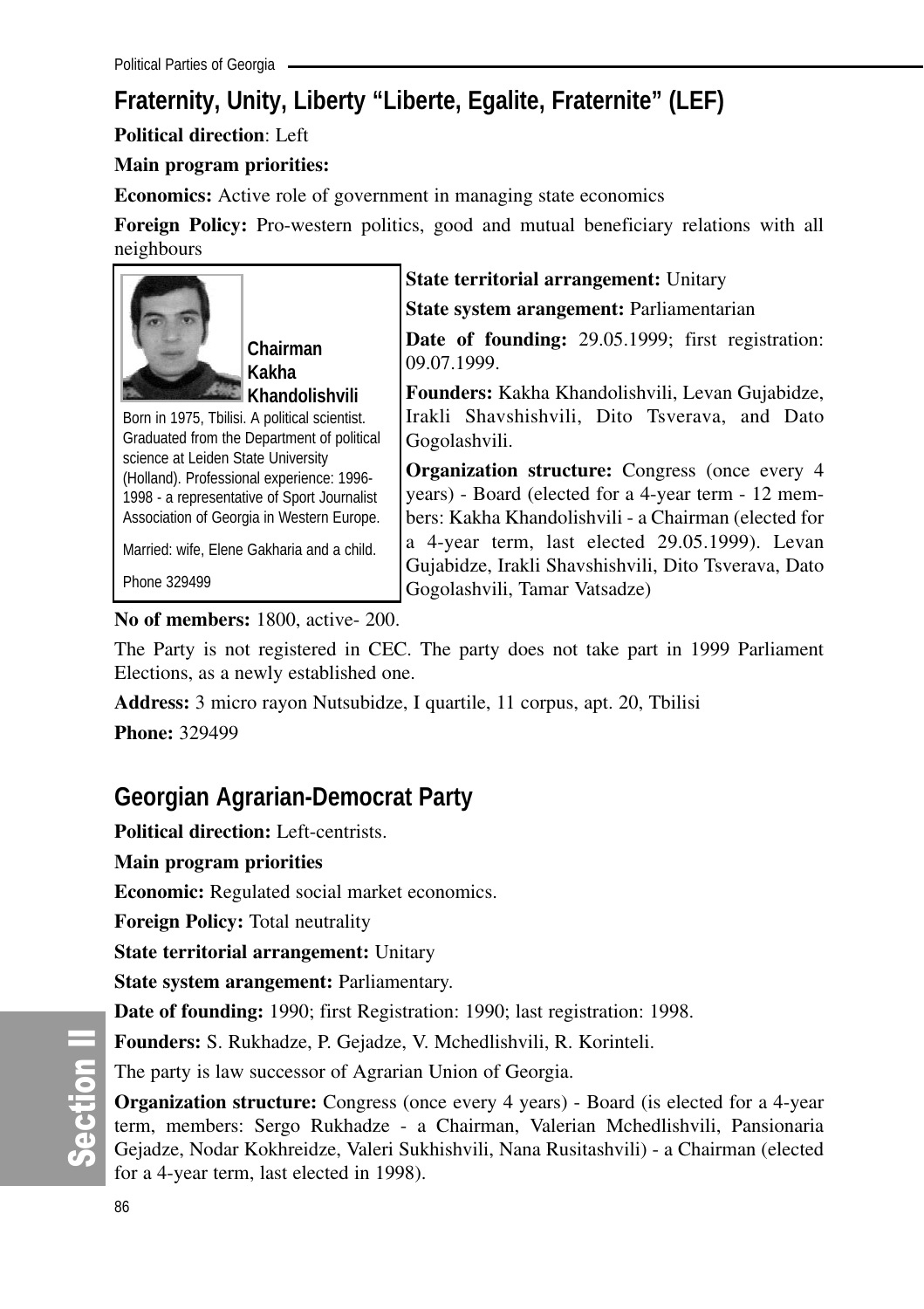## Fraternity, Unity, Liberty "Liberte, Egalite, Fraternite" (LEF)

**Political direction**: Left

**Main program priorities:**

**Economics:** Active role of government in managing state economics

**Foreign Policy:** Pro-western politics, good and mutual beneficiary relations with all neighbours

**Chairman Kakha Khandolishvili**

Born in 1975, Tbilisi. A political scientist. Graduated from the Department of political science at Leiden State University (Holland). Professional experience: 1996-1998 - a representative of Sport Journalist Association of Georgia in Western Europe.

Married: wife, Elene Gakharia and a child.

Phone 329499

**State territorial arrangement:** Unitary

**State system arangement:** Parliamentarian

**Date of founding:** 29.05.1999; first registration: 09.07.1999.

**Founders:** Kakha Khandolishvili, Levan Gujabidze, Irakli Shavshishvili, Dito Tsverava, and Dato Gogolashvili.

**Organization structure:** Congress (once every 4 years) - Board (elected for a 4-year term - 12 members: Kakha Khandolishvili - a Chairman (elected for a 4-year term, last elected 29.05.1999). Levan Gujabidze, Irakli Shavshishvili, Dito Tsverava, Dato Gogolashvili, Tamar Vatsadze)

**No of members:** 1800, active- 200.

The Party is not registered in CEC. The party does not take part in 1999 Parliament Elections, as a newly established one.

**Address:** 3 micro rayon Nutsubidze, I quartile, 11 corpus, apt. 20, Tbilisi

**Phone:** 329499

## Georgian Agrarian-Democrat Party

**Political direction:** Left-centrists.

**Main program priorities**

**Economic:** Regulated social market economics.

**Foreign Policy:** Total neutrality

**State territorial arrangement:** Unitary

**State system arangement:** Parliamentary.

**Date of founding:** 1990; first Registration: 1990; last registration: 1998.

**Founders:** S. Rukhadze, P. Gejadze, V. Mchedlishvili, R. Korinteli.

The party is law successor of Agrarian Union of Georgia.

**Organization structure:** Congress (once every 4 years) - Board (is elected for a 4-year term, members: Sergo Rukhadze - a Chairman, Valerian Mchedlishvili, Pansionaria Gejadze, Nodar Kokhreidze, Valeri Sukhishvili, Nana Rusitashvili) - a Chairman (elected for a 4-year term, last elected in 1998).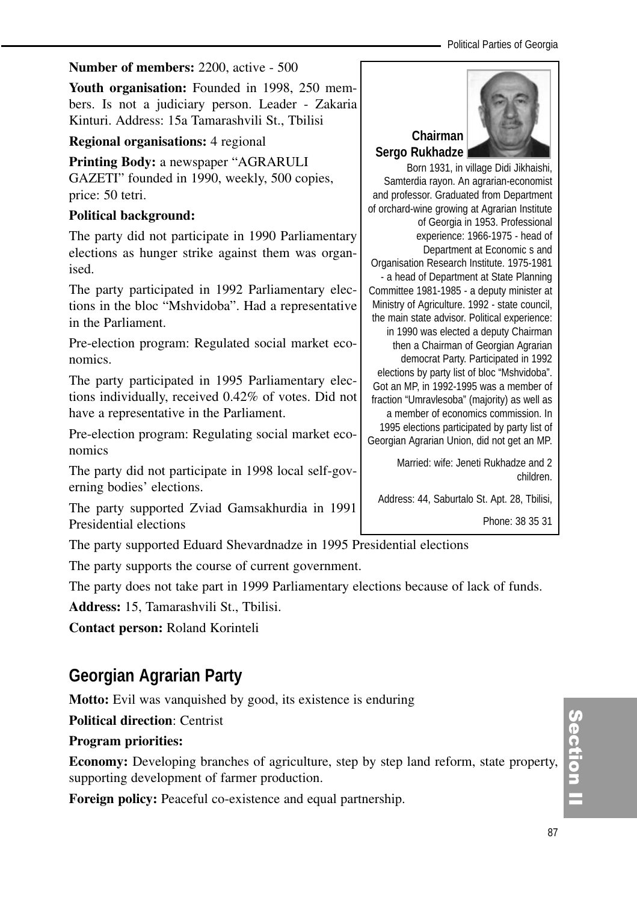**Number of members:** 2200, active - 500

**Youth organisation:** Founded in 1998, 250 members. Is not a judiciary person. Leader - Zakaria Kinturi. Address: 15a Tamarashvili St., Tbilisi

**Regional organisations:** 4 regional

**Printing Body:** a newspaper "AGRARULI GAZETI" founded in 1990, weekly, 500 copies, price: 50 tetri.

**Political background:**

The party did not participate in 1990 Parliamentary elections as hunger strike against them was organised.

The party participated in 1992 Parliamentary elections in the bloc "Mshvidoba". Had a representative in the Parliament.

Pre-election program: Regulated social market economics.

The party participated in 1995 Parliamentary elections individually, received 0.42% of votes. Did not have a representative in the Parliament.

Pre-election program: Regulating social market economics

The party did not participate in 1998 local self-governing bodies' elections.

The party supported Zviad Gamsakhurdia in 1991 Presidential elections

The party supported Eduard Shevardnadze in 1995 Presidential elections

The party supports the course of current government.

The party does not take part in 1999 Parliamentary elections because of lack of funds.

**Address:** 15, Tamarashvili St., Tbilisi.

**Contact person:** Roland Korinteli

**Chairman Sergo Rukhadze**

Born 1931, in village Didi Jikhaishi, Samterdia rayon. An agrarian-economist and professor. Graduated from Department of orchard-wine growing at Agrarian Institute of Georgia in 1953. Professional experience: 1966-1975 - head of Department at Economic s and Organisation Research Institute. 1975-1981 - a head of Department at State Planning Committee 1981-1985 - a deputy minister at Ministry of Agriculture. 1992 - state council, the main state advisor. Political experience: in 1990 was elected a deputy Chairman then a Chairman of Georgian Agrarian democrat Party. Participated in 1992 elections by party list of bloc "Mshvidoba". Got an MP, in 1992-1995 was a member of fraction "Umravlesoba" (majority) as well as a member of economics commission. In 1995 elections participated by party list of Georgian Agrarian Union, did not get an MP.

Married: wife: Jeneti Rukhadze and 2 children.

Address: 44, Saburtalo St. Apt. 28, Tbilisi,

Phone: 38 35 31

## Georgian Agrarian Party

**Motto:** Evil was vanquished by good, its existence is enduring

**Political direction**: Centrist

**Program priorities:**

**Economy:** Developing branches of agriculture, step by step land reform, state property, supporting development of farmer production.

**Foreign policy:** Peaceful co-existence and equal partnership.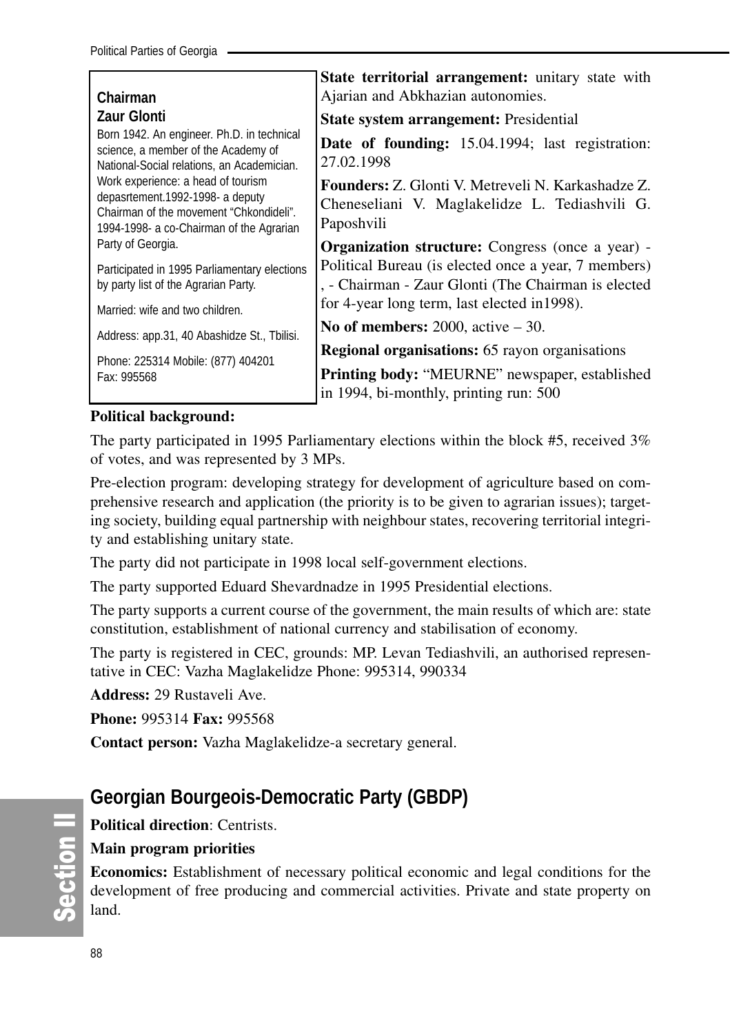**Chairman**
**Zaur Glonti**

Born 1942. An engineer. Ph.D. in technical science, a member of the Academy of National-Social relations, an Academician. Work experience: a head of tourism depasrtement.1992-1998- a deputy Chairman of the movement “Chkondideli”. 1994-1998- a co-Chairman of the Agrarian Party of Georgia.

Participated in 1995 Parliamentary elections by party list of the Agrarian Party.

Married: wife and two children.

Address: app.31, 40 Abashidze St., Tbilisi.

Phone: 225314 Mobile: (877) 404201
Fax: 995568

**State territorial arrangement:** unitary state with Ajarian and Abkhazian autonomies.

**State system arrangement:** Presidential

**Date of founding:** 15.04.1994; last registration: 27.02.1998

**Founders:** Z. Glonti V. Metreveli N. Karkashadze Z. Cheneseliani V. Maglakelidze L. Tediashvili G. Paposhvili

**Organization structure:** Congress (once a year) - Political Bureau (is elected once a year, 7 members) , - Chairman - Zaur Glonti (The Chairman is elected for 4-year long term, last elected in1998).

**No of members:** 2000, active – 30.

**Regional organisations:** 65 rayon organisations

**Printing body:** “MEURNE” newspaper, established in 1994, bi-monthly, printing run: 500

**Political background:**

The party participated in 1995 Parliamentary elections within the block #5, received 3% of votes, and was represented by 3 MPs.

Pre-election program: developing strategy for development of agriculture based on comprehensive research and application (the priority is to be given to agrarian issues); targeting society, building equal partnership with neighbour states, recovering territorial integrity and establishing unitary state.

The party did not participate in 1998 local self-government elections.

The party supported Eduard Shevardnadze in 1995 Presidential elections.

The party supports a current course of the government, the main results of which are: state constitution, establishment of national currency and stabilisation of economy.

The party is registered in CEC, grounds: MP. Levan Tediashvili, an authorised representative in CEC: Vazha Maglakelidze Phone: 995314, 990334

**Address:** 29 Rustaveli Ave.

**Phone:** 995314 **Fax:** 995568

**Contact person:** Vazha Maglakelidze-a secretary general.

## Georgian Bourgeois-Democratic Party (GBDP)

**Political direction**: Centrists.

**Main program priorities**

**Economics:** Establishment of necessary political economic and legal conditions for the development of free producing and commercial activities. Private and state property on land.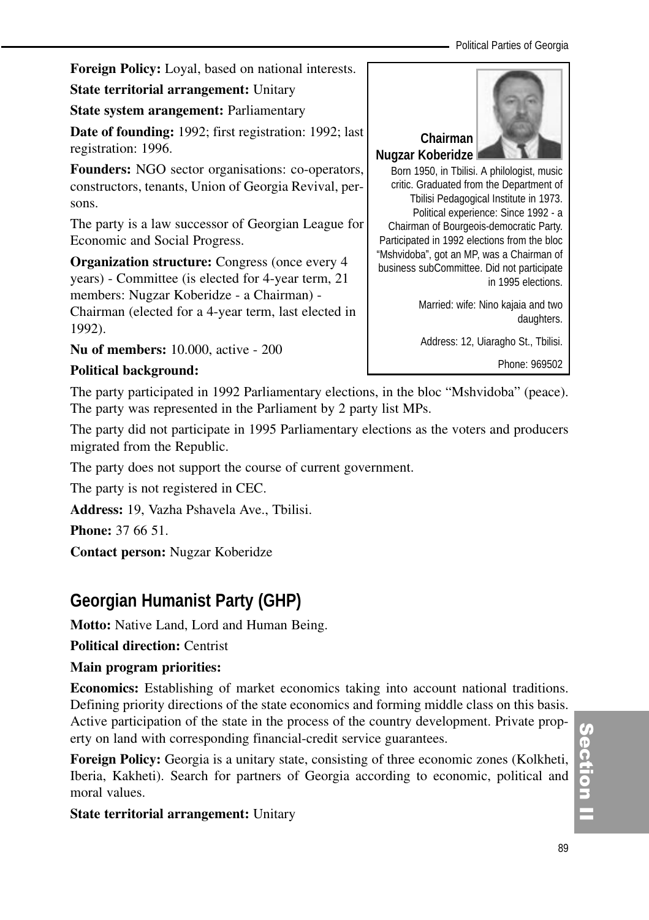**Foreign Policy:** Loyal, based on national interests.

**State territorial arrangement:** Unitary

**State system arrangement:** Parliamentary

**Date of founding:** 1992; first registration: 1992; last registration: 1996.

**Founders:** NGO sector organisations: co-operators, constructors, tenants, Union of Georgia Revival, persons.

The party is a law successor of Georgian League for Economic and Social Progress.

**Organization structure:** Congress (once every 4 years) - Committee (is elected for 4-year term, 21 members: Nugzar Koberidze - a Chairman) - Chairman (elected for a 4-year term, last elected in 1992).

**Nu of members:** 10.000, active - 200

**Chairman Nugzar Koberidze**

Born 1950, in Tbilisi. A philologist, music critic. Graduated from the Department of Tbilisi Pedagogical Institute in 1973. Political experience: Since 1992 - a Chairman of Bourgeois-democratic Party. Participated in 1992 elections from the bloc "Mshvidoba", got an MP, was a Chairman of business subCommittee. Did not participate in 1995 elections.

Married: wife: Nino kajaia and two daughters.

Address: 12, Uiaragho St., Tbilisi.

Phone: 969502

**Political background:**

The party participated in 1992 Parliamentary elections, in the bloc "Mshvidoba" (peace). The party was represented in the Parliament by 2 party list MPs.

The party did not participate in 1995 Parliamentary elections as the voters and producers migrated from the Republic.

The party does not support the course of current government.

The party is not registered in CEC.

**Address:** 19, Vazha Pshavela Ave., Tbilisi.

**Phone:** 37 66 51.

**Contact person:** Nugzar Koberidze

## Georgian Humanist Party (GHP)

**Motto:** Native Land, Lord and Human Being.

**Political direction:** Centrist

**Main program priorities:**

**Economics:** Establishing of market economics taking into account national traditions. Defining priority directions of the state economics and forming middle class on this basis. Active participation of the state in the process of the country development. Private property on land with corresponding financial-credit service guarantees.

**Foreign Policy:** Georgia is a unitary state, consisting of three economic zones (Kolkheti, Iberia, Kakheti). Search for partners of Georgia according to economic, political and moral values.

**State territorial arrangement:** Unitary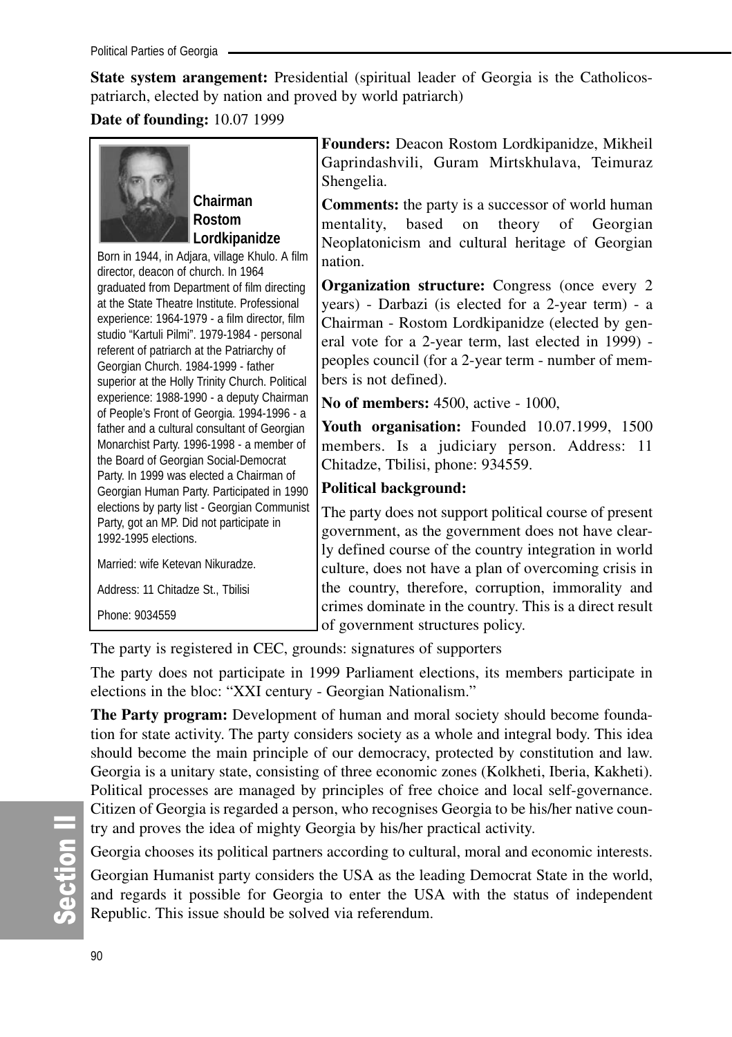**State system arangement:** Presidential (spiritual leader of Georgia is the Catholicos-patriarch, elected by nation and proved by world patriarch)

**Date of founding:** 10.07 1999

**Chairman Rostom Lordkipanidze**

Born in 1944, in Adjara, village Khulo. A film director, deacon of church. In 1964 graduated from Department of film directing at the State Theatre Institute. Professional experience: 1964-1979 - a film director, film studio "Kartuli Pilmi". 1979-1984 - personal referent of patriarch at the Patriarchy of Georgian Church. 1984-1999 - father superior at the Holly Trinity Church. Political experience: 1988-1990 - a deputy Chairman of People's Front of Georgia. 1994-1996 - a father and a cultural consultant of Georgian Monarchist Party. 1996-1998 - a member of the Board of Georgian Social-Democrat Party. In 1999 was elected a Chairman of Georgian Human Party. Participated in 1990 elections by party list - Georgian Communist Party, got an MP. Did not participate in 1992-1995 elections.

Married: wife Ketevan Nikuradze.

Address: 11 Chitadze St., Tbilisi

Phone: 9034559

**Founders:** Deacon Rostom Lordkipanidze, Mikheil Gaprindashvili, Guram Mirtskhulava, Teimuraz Shengelia.

**Comments:** the party is a successor of world human mentality, based on theory of Georgian Neoplatonicism and cultural heritage of Georgian nation.

**Organization structure:** Congress (once every 2 years) - Darbazi (is elected for a 2-year term) - a Chairman - Rostom Lordkipanidze (elected by general vote for a 2-year term, last elected in 1999) - peoples council (for a 2-year term - number of members is not defined).

**No of members:** 4500, active - 1000,

**Youth organisation:** Founded 10.07.1999, 1500 members. Is a judiciary person. Address: 11 Chitadze, Tbilisi, phone: 934559.

**Political background:**

The party does not support political course of present government, as the government does not have clearly defined course of the country integration in world culture, does not have a plan of overcoming crisis in the country, therefore, corruption, immorality and crimes dominate in the country. This is a direct result of government structures policy.

The party is registered in CEC, grounds: signatures of supporters

The party does not participate in 1999 Parliament elections, its members participate in elections in the bloc: "XXI century - Georgian Nationalism."

**The Party program:** Development of human and moral society should become foundation for state activity. The party considers society as a whole and integral body. This idea should become the main principle of our democracy, protected by constitution and law. Georgia is a unitary state, consisting of three economic zones (Kolkheti, Iberia, Kakheti). Political processes are managed by principles of free choice and local self-governance. Citizen of Georgia is regarded a person, who recognises Georgia to be his/her native country and proves the idea of mighty Georgia by his/her practical activity.

Georgia chooses its political partners according to cultural, moral and economic interests.

Georgian Humanist party considers the USA as the leading Democrat State in the world, and regards it possible for Georgia to enter the USA with the status of independent Republic. This issue should be solved via referendum.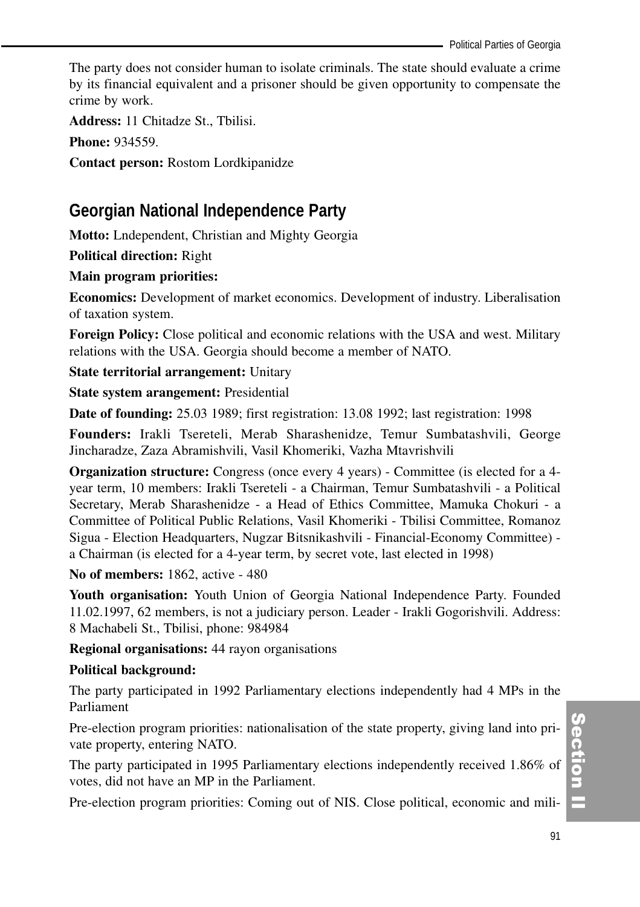The party does not consider human to isolate criminals. The state should evaluate a crime by its financial equivalent and a prisoner should be given opportunity to compensate the crime by work.

**Address:** 11 Chitadze St., Tbilisi.

**Phone:** 934559.

**Contact person:** Rostom Lordkipanidze

## Georgian National Independence Party

**Motto:** Lndependent, Christian and Mighty Georgia

**Political direction:** Right

**Main program priorities:**

**Economics:** Development of market economics. Development of industry. Liberalisation of taxation system.

**Foreign Policy:** Close political and economic relations with the USA and west. Military relations with the USA. Georgia should become a member of NATO.

**State territorial arrangement:** Unitary

**State system arangement:** Presidential

**Date of founding:** 25.03 1989; first registration: 13.08 1992; last registration: 1998

**Founders:** Irakli Tsereteli, Merab Sharashenidze, Temur Sumbatashvili, George Jincharadze, Zaza Abramishvili, Vasil Khomeriki, Vazha Mtavrishvili

**Organization structure:** Congress (once every 4 years) - Committee (is elected for a 4-year term, 10 members: Irakli Tsereteli - a Chairman, Temur Sumbatashvili - a Political Secretary, Merab Sharashenidze - a Head of Ethics Committee, Mamuka Chokuri - a Committee of Political Public Relations, Vasil Khomeriki - Tbilisi Committee, Romanoz Sigua - Election Headquarters, Nugzar Bitsnikashvili - Financial-Economy Committee) - a Chairman (is elected for a 4-year term, by secret vote, last elected in 1998)

**No of members:** 1862, active - 480

**Youth organisation:** Youth Union of Georgia National Independence Party. Founded 11.02.1997, 62 members, is not a judiciary person. Leader - Irakli Gogorishvili. Address: 8 Machabeli St., Tbilisi, phone: 984984

**Regional organisations:** 44 rayon organisations

**Political background:**

The party participated in 1992 Parliamentary elections independently had 4 MPs in the Parliament

Pre-election program priorities: nationalisation of the state property, giving land into private property, entering NATO.

The party participated in 1995 Parliamentary elections independently received 1.86% of votes, did not have an MP in the Parliament.

Pre-election program priorities: Coming out of NIS. Close political, economic and mili-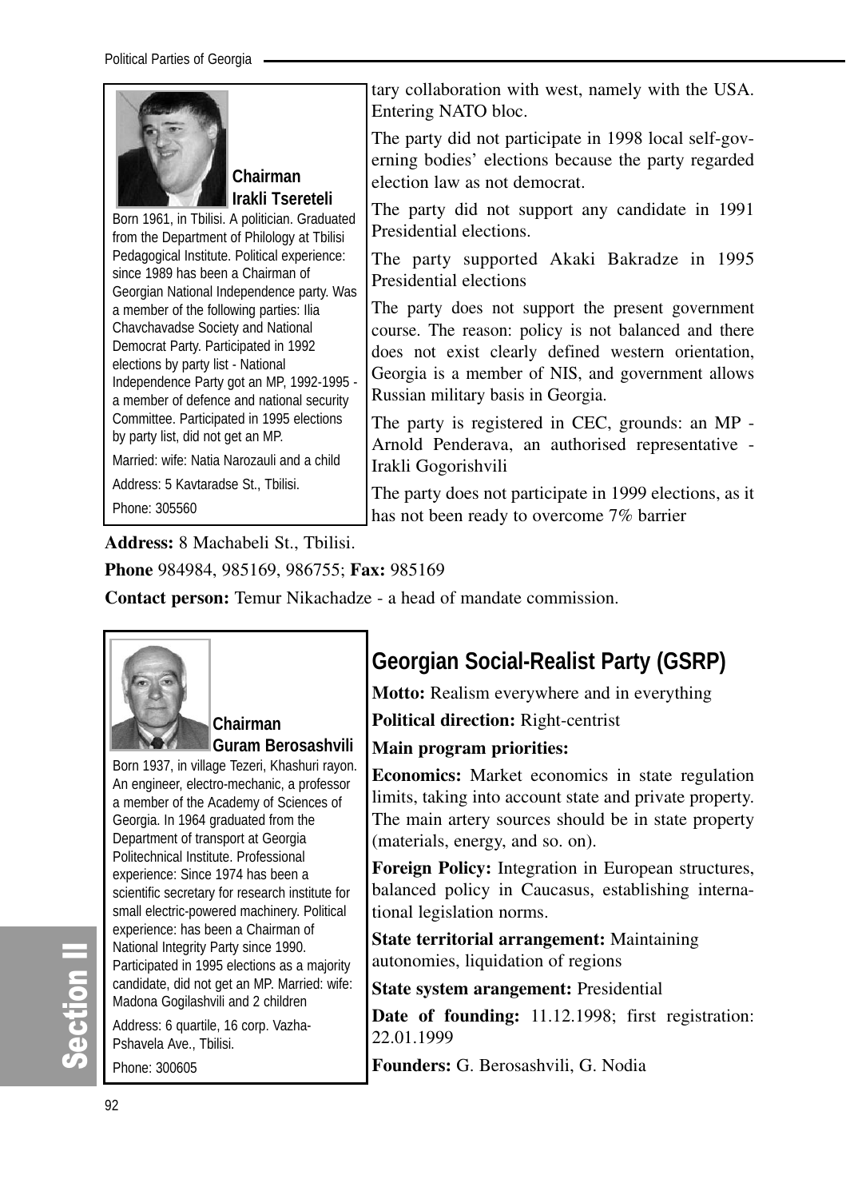**Chairman**
**Irakli Tsereteli**

Born 1961, in Tbilisi. A politician. Graduated from the Department of Philology at Tbilisi Pedagogical Institute. Political experience: since 1989 has been a Chairman of Georgian National Independence party. Was a member of the following parties: Ilia Chavchavadse Society and National Democrat Party. Participated in 1992 elections by party list - National Independence Party got an MP, 1992-1995 - a member of defence and national security Committee. Participated in 1995 elections by party list, did not get an MP.

Married: wife: Natia Narozauli and a child

Address: 5 Kavtaradse St., Tbilisi.

Phone: 305560

tary collaboration with west, namely with the USA. Entering NATO bloc.

The party did not participate in 1998 local self-governing bodies' elections because the party regarded election law as not democrat.

The party did not support any candidate in 1991 Presidential elections.

The party supported Akaki Bakradze in 1995 Presidential elections

The party does not support the present government course. The reason: policy is not balanced and there does not exist clearly defined western orientation, Georgia is a member of NIS, and government allows Russian military basis in Georgia.

The party is registered in CEC, grounds: an MP - Arnold Penderava, an authorised representative - Irakli Gogorishvili

The party does not participate in 1999 elections, as it has not been ready to overcome 7% barrier

**Address:** 8 Machabeli St., Tbilisi.

**Phone** 984984, 985169, 986755; **Fax:** 985169

**Contact person:** Temur Nikachadze - a head of mandate commission.

**Chairman**
**Guram Berosashvili**

Born 1937, in village Tezeri, Khashuri rayon. An engineer, electro-mechanic, a professor a member of the Academy of Sciences of Georgia. In 1964 graduated from the Department of transport at Georgia Politechnical Institute. Professional experience: Since 1974 has been a scientific secretary for research institute for small electric-powered machinery. Political experience: has been a Chairman of National Integrity Party since 1990. Participated in 1995 elections as a majority candidate, did not get an MP. Married: wife: Madona Gogilashvili and 2 children

Address: 6 quartile, 16 corp. Vazha-Pshavela Ave., Tbilisi.

Phone: 300605

## Georgian Social-Realist Party (GSRP)

**Motto:** Realism everywhere and in everything

**Political direction:** Right-centrist

**Main program priorities:**

**Economics:** Market economics in state regulation limits, taking into account state and private property. The main artery sources should be in state property (materials, energy, and so. on).

**Foreign Policy:** Integration in European structures, balanced policy in Caucasus, establishing international legislation norms.

**State territorial arrangement:** Maintaining autonomies, liquidation of regions

**State system arangement:** Presidential

**Date of founding:** 11.12.1998; first registration: 22.01.1999

**Founders:** G. Berosashvili, G. Nodia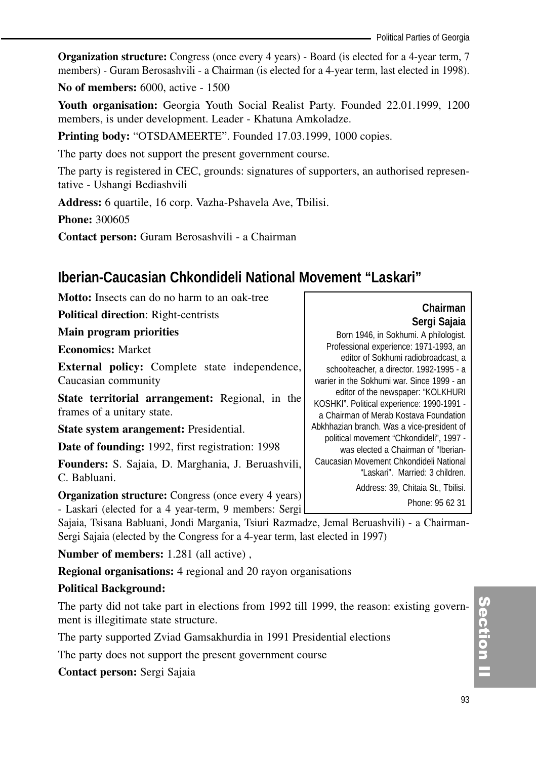**Organization structure:** Congress (once every 4 years) - Board (is elected for a 4-year term, 7 members) - Guram Berosashvili - a Chairman (is elected for a 4-year term, last elected in 1998).

**No of members:** 6000, active - 1500

**Youth organisation:** Georgia Youth Social Realist Party. Founded 22.01.1999, 1200 members, is under development. Leader - Khatuna Amkoladze.

**Printing body:** "OTSDAMEERTE". Founded 17.03.1999, 1000 copies.

The party does not support the present government course.

The party is registered in CEC, grounds: signatures of supporters, an authorised representative - Ushangi Bediashvili

**Address:** 6 quartile, 16 corp. Vazha-Pshavela Ave, Tbilisi.

**Phone:** 300605

**Contact person:** Guram Berosashvili - a Chairman

## Iberian-Caucasian Chkondideli National Movement "Laskari"

**Motto:** Insects can do no harm to an oak-tree

**Political direction**: Right-centrists

**Main program priorities**

**Economics:** Market

**External policy:** Complete state independence, Caucasian community

**State territorial arrangement:** Regional, in the frames of a unitary state.

**State system arangement:** Presidential.

**Date of founding:** 1992, first registration: 1998

**Founders:** S. Sajaia, D. Marghania, J. Beruashvili, C. Babluani.

**Organization structure:** Congress (once every 4 years) - Laskari (elected for a 4 year-term, 9 members: Sergi Sajaia, Tsisana Babluani, Jondi Margania, Tsiuri Razmadze, Jemal Beruashvili) - a Chairman- Sergi Sajaia (elected by the Congress for a 4-year term, last elected in 1997)

**Number of members:** 1.281 (all active) ,

**Regional organisations:** 4 regional and 20 rayon organisations

**Political Background:**

The party did not take part in elections from 1992 till 1999, the reason: existing government is illegitimate state structure.

The party supported Zviad Gamsakhurdia in 1991 Presidential elections

The party does not support the present government course

**Contact person:** Sergi Sajaia

**Chairman**
**Sergi Sajaia**

Born 1946, in Sokhumi. A philologist. Professional experience: 1971-1993, an editor of Sokhumi radiobroadcast, a schoolteacher, a director. 1992-1995 - a warier in the Sokhumi war. Since 1999 - an editor of the newspaper: "KOLKHURI KOSHKI". Political experience: 1990-1991 - a Chairman of Merab Kostava Foundation Abkhhazian branch. Was a vice-president of political movement "Chkondideli", 1997 - was elected a Chairman of "Iberian-Caucasian Movement Chkondideli National "Laskari". Married: 3 children.

Address: 39, Chitaia St., Tbilisi.

Phone: 95 62 31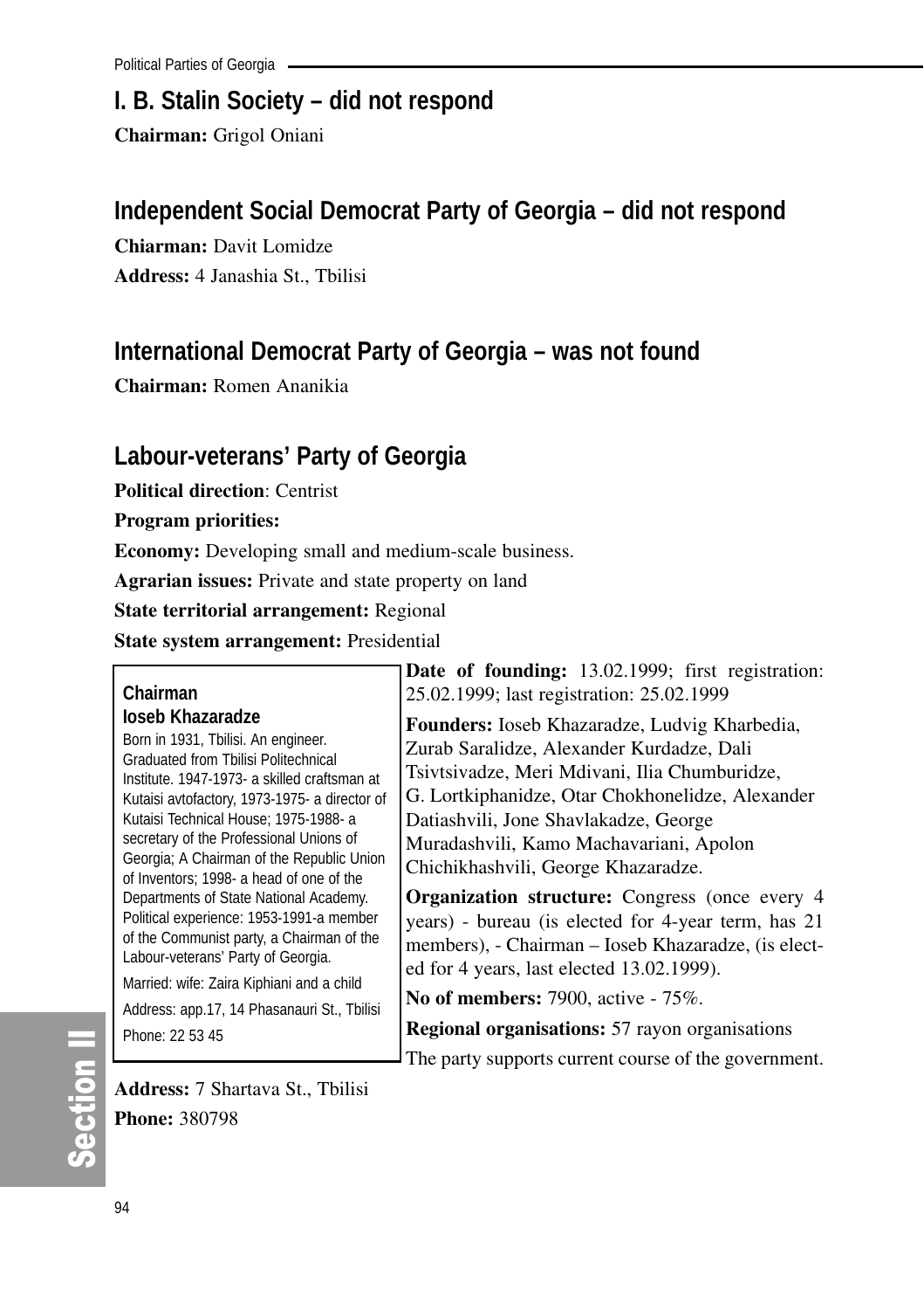## I. B. Stalin Society – did not respond

**Chairman:** Grigol Oniani

## Independent Social Democrat Party of Georgia – did not respond

**Chiarman:** Davit Lomidze

**Address:** 4 Janashia St., Tbilisi

## International Democrat Party of Georgia – was not found

**Chairman:** Romen Ananikia

## Labour-veterans' Party of Georgia

**Political direction**: Centrist

**Program priorities:**

**Economy:** Developing small and medium-scale business.

**Agrarian issues:** Private and state property on land

**State territorial arrangement:** Regional

**State system arrangement:** Presidential

**Chairman**
**Ioseb Khazaradze**
Born in 1931, Tbilisi. An engineer. Graduated from Tbilisi Politechnical Institute. 1947-1973- a skilled craftsman at Kutaisi avtofactory, 1973-1975- a director of Kutaisi Technical House; 1975-1988- a secretary of the Professional Unions of Georgia; A Chairman of the Republic Union of Inventors; 1998- a head of one of the Departments of State National Academy. Political experience: 1953-1991-a member of the Communist party, a Chairman of the Labour-veterans' Party of Georgia.
Married: wife: Zaira Kiphiani and a child
Address: app.17, 14 Phasanauri St., Tbilisi
Phone: 22 53 45

**Date of founding:** 13.02.1999; first registration: 25.02.1999; last registration: 25.02.1999

**Founders:** Ioseb Khazaradze, Ludvig Kharbedia, Zurab Saralidze, Alexander Kurdadze, Dali Tsivtsivadze, Meri Mdivani, Ilia Chumburidze, G. Lortkiphanidze, Otar Chokhonelidze, Alexander Datiashvili, Jone Shavlakadze, George Muradashvili, Kamo Machavariani, Apolon Chichikhashvili, George Khazaradze.

**Organization structure:** Congress (once every 4 years) - bureau (is elected for 4-year term, has 21 members), - Chairman – Ioseb Khazaradze, (is elected for 4 years, last elected 13.02.1999).

**No of members:** 7900, active - 75%.

**Regional organisations:** 57 rayon organisations

The party supports current course of the government.

**Address:** 7 Shartava St., Tbilisi

**Phone:** 380798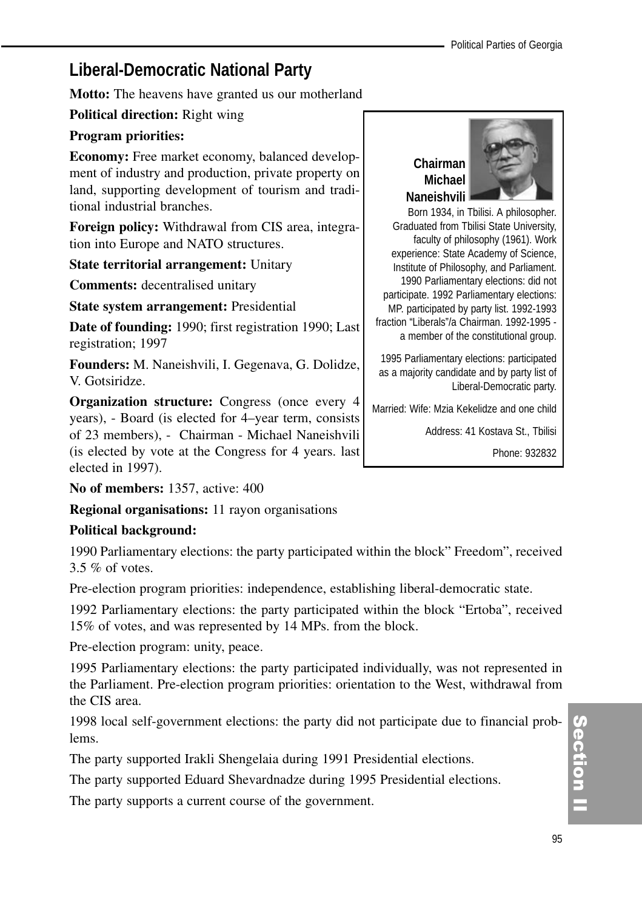## Liberal-Democratic National Party

**Motto:** The heavens have granted us our motherland

**Political direction:** Right wing

**Program priorities:**

**Economy:** Free market economy, balanced development of industry and production, private property on land, supporting development of tourism and traditional industrial branches.

**Foreign policy:** Withdrawal from CIS area, integration into Europe and NATO structures.

**State territorial arrangement:** Unitary

**Comments:** decentralised unitary

**State system arrangement:** Presidential

**Date of founding:** 1990; first registration 1990; Last registration; 1997

**Founders:** M. Naneishvili, I. Gegenava, G. Dolidze, V. Gotsiridze.

**Organization structure:** Congress (once every 4 years), - Board (is elected for 4–year term, consists of 23 members), - Chairman - Michael Naneishvili (is elected by vote at the Congress for 4 years. last elected in 1997).

**No of members:** 1357, active: 400

**Regional organisations:** 11 rayon organisations

**Political background:**

1990 Parliamentary elections: the party participated within the block" Freedom", received 3.5 % of votes.

Pre-election program priorities: independence, establishing liberal-democratic state.

1992 Parliamentary elections: the party participated within the block "Ertoba", received 15% of votes, and was represented by 14 MPs. from the block.

Pre-election program: unity, peace.

1995 Parliamentary elections: the party participated individually, was not represented in the Parliament. Pre-election program priorities: orientation to the West, withdrawal from the CIS area.

1998 local self-government elections: the party did not participate due to financial problems.

The party supported Irakli Shengelaia during 1991 Presidential elections.

The party supported Eduard Shevardnadze during 1995 Presidential elections.

The party supports a current course of the government.

**Chairman Michael Naneishvili**

Born 1934, in Tbilisi. A philosopher. Graduated from Tbilisi State University, faculty of philosophy (1961). Work experience: State Academy of Science, Institute of Philosophy, and Parliament. 1990 Parliamentary elections: did not participate. 1992 Parliamentary elections: MP. participated by party list. 1992-1993 fraction "Liberals"/a Chairman. 1992-1995 - a member of the constitutional group.

1995 Parliamentary elections: participated as a majority candidate and by party list of Liberal-Democratic party.

Married: Wife: Mzia Kekelidze and one child

Address: 41 Kostava St., Tbilisi

Phone: 932832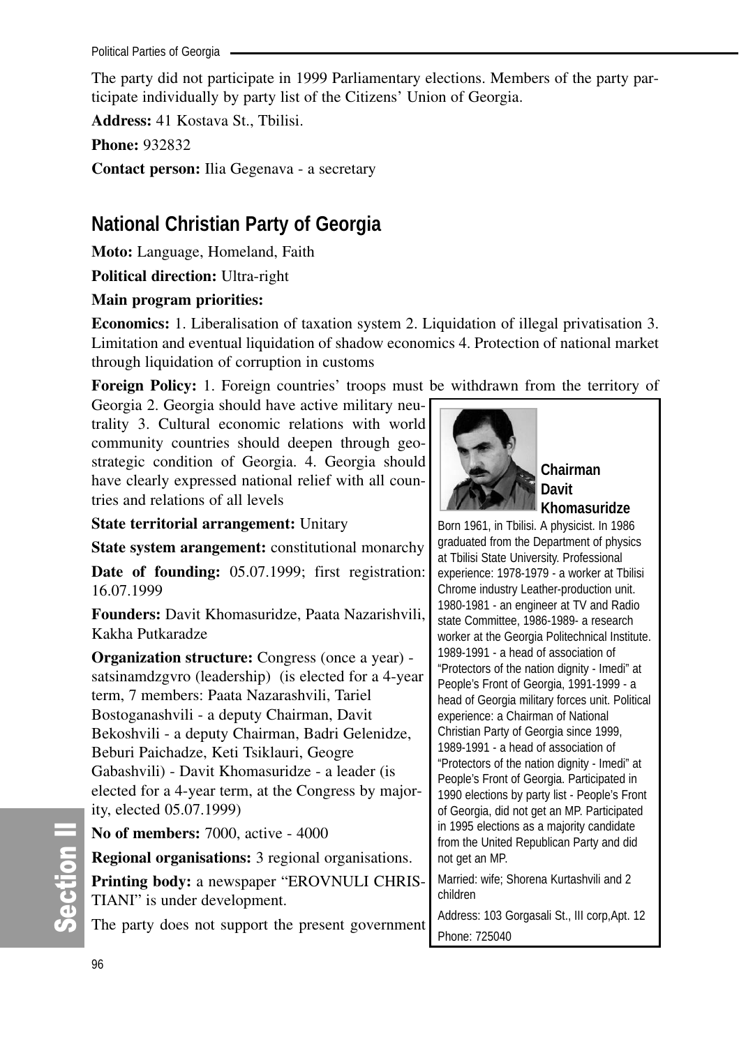The party did not participate in 1999 Parliamentary elections. Members of the party participate individually by party list of the Citizens' Union of Georgia.

**Address:** 41 Kostava St., Tbilisi.

**Phone:** 932832

**Contact person:** Ilia Gegenava - a secretary

## National Christian Party of Georgia

**Moto:** Language, Homeland, Faith

**Political direction:** Ultra-right

**Main program priorities:**

**Economics:** 1. Liberalisation of taxation system 2. Liquidation of illegal privatisation 3. Limitation and eventual liquidation of shadow economics 4. Protection of national market through liquidation of corruption in customs

**Foreign Policy:** 1. Foreign countries' troops must be withdrawn from the territory of Georgia 2. Georgia should have active military neutrality 3. Cultural economic relations with world community countries should deepen through geostrategic condition of Georgia. 4. Georgia should have clearly expressed national relief with all countries and relations of all levels

**State territorial arrangement:** Unitary

**State system arangement:** constitutional monarchy

**Date of founding:** 05.07.1999; first registration: 16.07.1999

**Founders:** Davit Khomasuridze, Paata Nazarishvili, Kakha Putkaradze

**Organization structure:** Congress (once a year) - satsinamdzgvro (leadership) (is elected for a 4-year term, 7 members: Paata Nazarashvili, Tariel Bostoganashvili - a deputy Chairman, Davit Bekoshvili - a deputy Chairman, Badri Gelenidze, Beburi Paichadze, Keti Tsiklauri, Geogre Gabashvili) - Davit Khomasuridze - a leader (is elected for a 4-year term, at the Congress by majority, elected 05.07.1999)

**No of members:** 7000, active - 4000

**Regional organisations:** 3 regional organisations.

**Printing body:** a newspaper "EROVNULI CHRISTIANI" is under development.

The party does not support the present government

**Chairman Davit Khomasuridze**

Born 1961, in Tbilisi. A physicist. In 1986 graduated from the Department of physics at Tbilisi State University. Professional experience: 1978-1979 - a worker at Tbilisi Chrome industry Leather-production unit. 1980-1981 - an engineer at TV and Radio state Committee, 1986-1989- a research worker at the Georgia Politechnical Institute. 1989-1991 - a head of association of "Protectors of the nation dignity - Imedi" at People's Front of Georgia, 1991-1999 - a head of Georgia military forces unit. Political experience: a Chairman of National Christian Party of Georgia since 1999, 1989-1991 - a head of association of "Protectors of the nation dignity - Imedi" at People's Front of Georgia. Participated in 1990 elections by party list - People's Front of Georgia, did not get an MP. Participated in 1995 elections as a majority candidate from the United Republican Party and did not get an MP.

Married: wife; Shorena Kurtashvili and 2 children

Address: 103 Gorgasali St., III corp,Apt. 12

Phone: 725040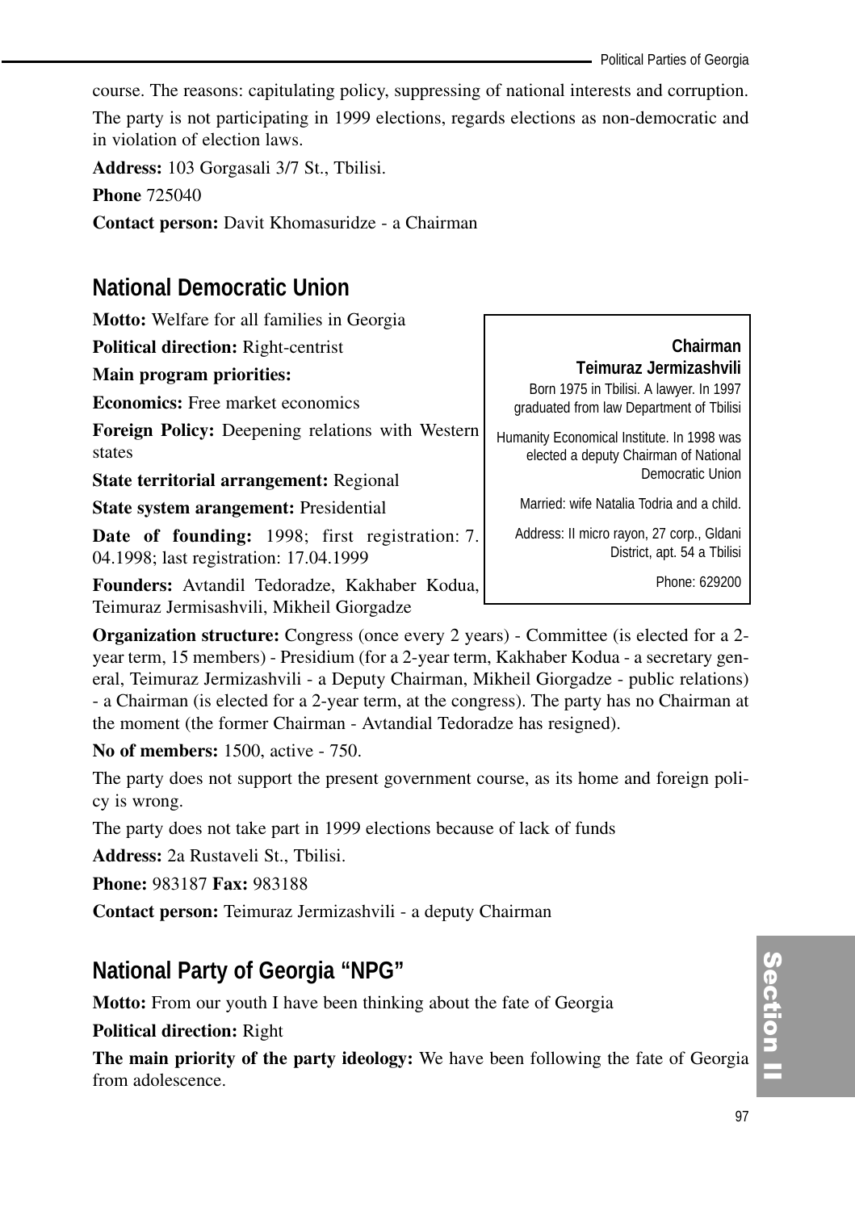course. The reasons: capitulating policy, suppressing of national interests and corruption.

The party is not participating in 1999 elections, regards elections as non-democratic and in violation of election laws.

**Address:** 103 Gorgasali 3/7 St., Tbilisi.

**Phone** 725040

**Contact person:** Davit Khomasuridze - a Chairman

## National Democratic Union

**Motto:** Welfare for all families in Georgia

**Political direction:** Right-centrist

**Main program priorities:**

**Economics:** Free market economics

**Foreign Policy:** Deepening relations with Western states

**State territorial arrangement:** Regional

**State system arangement:** Presidential

**Date of founding:** 1998; first registration: 7. 04.1998; last registration: 17.04.1999

**Founders:** Avtandil Tedoradze, Kakhaber Kodua, Teimuraz Jermisashvili, Mikheil Giorgadze

> **Chairman**
> **Teimuraz Jermizashvili**
>
> Born 1975 in Tbilisi. A lawyer. In 1997 graduated from law Department of Tbilisi Humanity Economical Institute. In 1998 was elected a deputy Chairman of National Democratic Union
>
> Married: wife Natalia Todria and a child.
>
> Address: II micro rayon, 27 corp., Gldani District, apt. 54 a Tbilisi
>
> Phone: 629200

**Organization structure:** Congress (once every 2 years) - Committee (is elected for a 2-year term, 15 members) - Presidium (for a 2-year term, Kakhaber Kodua - a secretary general, Teimuraz Jermizashvili - a Deputy Chairman, Mikheil Giorgadze - public relations) - a Chairman (is elected for a 2-year term, at the congress). The party has no Chairman at the moment (the former Chairman - Avtandial Tedoradze has resigned).

**No of members:** 1500, active - 750.

The party does not support the present government course, as its home and foreign policy is wrong.

The party does not take part in 1999 elections because of lack of funds

**Address:** 2a Rustaveli St., Tbilisi.

**Phone:** 983187 **Fax:** 983188

**Contact person:** Teimuraz Jermizashvili - a deputy Chairman

## National Party of Georgia "NPG"

**Motto:** From our youth I have been thinking about the fate of Georgia

**Political direction:** Right

**The main priority of the party ideology:** We have been following the fate of Georgia from adolescence.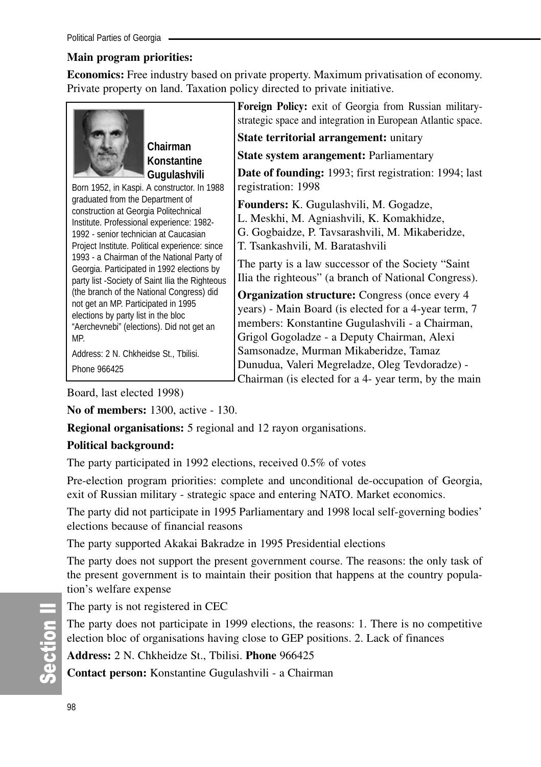**Main program priorities:**

**Economics:** Free industry based on private property. Maximum privatisation of economy. Private property on land. Taxation policy directed to private initiative.

**Chairman Konstantine Gugulashvili**

Born 1952, in Kaspi. A constructor. In 1988 graduated from the Department of construction at Georgia Politechnical Institute. Professional experience: 1982-1992 - senior technician at Caucasian Project Institute. Political experience: since 1993 - a Chairman of the National Party of Georgia. Participated in 1992 elections by party list -Society of Saint Ilia the Righteous (the branch of the National Congress) did not get an MP. Participated in 1995 elections by party list in the bloc "Aerchevnebi" (elections). Did not get an MP.

Address: 2 N. Chkheidse St., Tbilisi.

Phone 966425

**Foreign Policy:** exit of Georgia from Russian military-strategic space and integration in European Atlantic space.

**State territorial arrangement:** unitary

**State system arangement:** Parliamentary

**Date of founding:** 1993; first registration: 1994; last registration: 1998

**Founders:** K. Gugulashvili, M. Gogadze, L. Meskhi, M. Agniashvili, K. Komakhidze, G. Gogbaidze, P. Tavsarashvili, M. Mikaberidze, T. Tsankashvili, M. Baratashvili

The party is a law successor of the Society "Saint Ilia the righteous" (a branch of National Congress).

**Organization structure:** Congress (once every 4 years) - Main Board (is elected for a 4-year term, 7 members: Konstantine Gugulashvili - a Chairman, Grigol Gogoladze - a Deputy Chairman, Alexi Samsonadze, Murman Mikaberidze, Tamaz Dunudua, Valeri Megreladze, Oleg Tevdoradze) - Chairman (is elected for a 4- year term, by the main Board, last elected 1998)

**No of members:** 1300, active - 130.

**Regional organisations:** 5 regional and 12 rayon organisations.

**Political background:**

The party participated in 1992 elections, received 0.5% of votes

Pre-election program priorities: complete and unconditional de-occupation of Georgia, exit of Russian military - strategic space and entering NATO. Market economics.

The party did not participate in 1995 Parliamentary and 1998 local self-governing bodies' elections because of financial reasons

The party supported Akakai Bakradze in 1995 Presidential elections

The party does not support the present government course. The reasons: the only task of the present government is to maintain their position that happens at the country population's welfare expense

The party is not registered in CEC

The party does not participate in 1999 elections, the reasons: 1. There is no competitive election bloc of organisations having close to GEP positions. 2. Lack of finances

**Address:** 2 N. Chkheidze St., Tbilisi. **Phone** 966425

**Contact person:** Konstantine Gugulashvili - a Chairman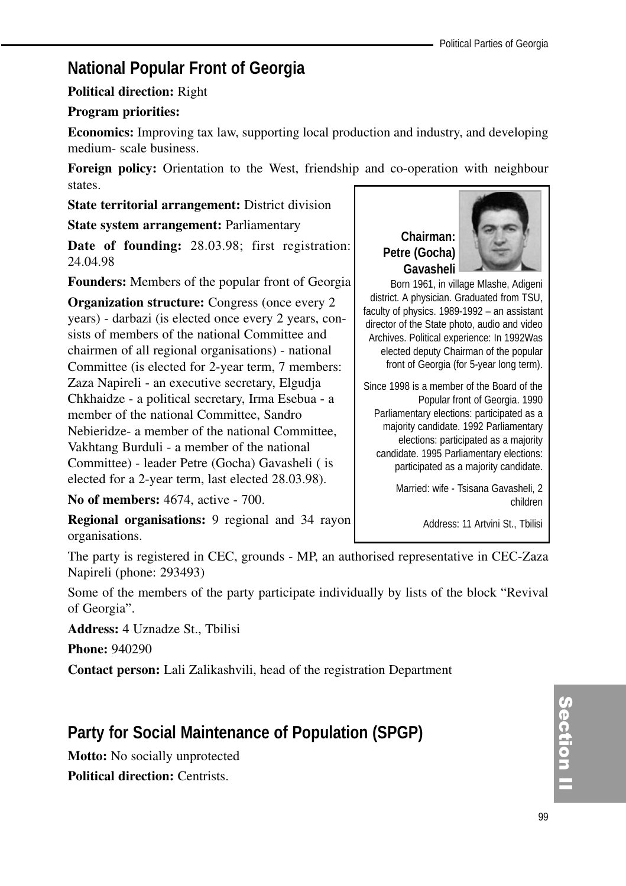## National Popular Front of Georgia

**Political direction:** Right

**Program priorities:**

**Economics:** Improving tax law, supporting local production and industry, and developing medium- scale business.

**Foreign policy:** Orientation to the West, friendship and co-operation with neighbour states.

**State territorial arrangement:** District division

**State system arrangement:** Parliamentary

**Date of founding:** 28.03.98; first registration: 24.04.98

**Founders:** Members of the popular front of Georgia

**Organization structure:** Congress (once every 2 years) - darbazi (is elected once every 2 years, consists of members of the national Committee and chairmen of all regional organisations) - national Committee (is elected for 2-year term, 7 members: Zaza Napireli - an executive secretary, Elgudja Chkhaidze - a political secretary, Irma Esebua - a member of the national Committee, Sandro Nebieridze- a member of the national Committee, Vakhtang Burduli - a member of the national Committee) - leader Petre (Gocha) Gavasheli ( is elected for a 2-year term, last elected 28.03.98).

**No of members:** 4674, active - 700.

**Regional organisations:** 9 regional and 34 rayon organisations.

**Chairman: Petre (Gocha) Gavasheli**

Born 1961, in village Mlashe, Adigeni district. A physician. Graduated from TSU, faculty of physics. 1989-1992 – an assistant director of the State photo, audio and video Archives. Political experience: In 1992Was elected deputy Chairman of the popular front of Georgia (for 5-year long term).

Since 1998 is a member of the Board of the Popular front of Georgia. 1990 Parliamentary elections: participated as a majority candidate. 1992 Parliamentary elections: participated as a majority candidate. 1995 Parliamentary elections: participated as a majority candidate.

Married: wife - Tsisana Gavasheli, 2 children

Address: 11 Artvini St., Tbilisi

The party is registered in CEC, grounds - MP, an authorised representative in CEC-Zaza Napireli (phone: 293493)

Some of the members of the party participate individually by lists of the block "Revival of Georgia".

**Address:** 4 Uznadze St., Tbilisi

**Phone:** 940290

**Contact person:** Lali Zalikashvili, head of the registration Department

## Party for Social Maintenance of Population (SPGP)

**Motto:** No socially unprotected

**Political direction:** Centrists.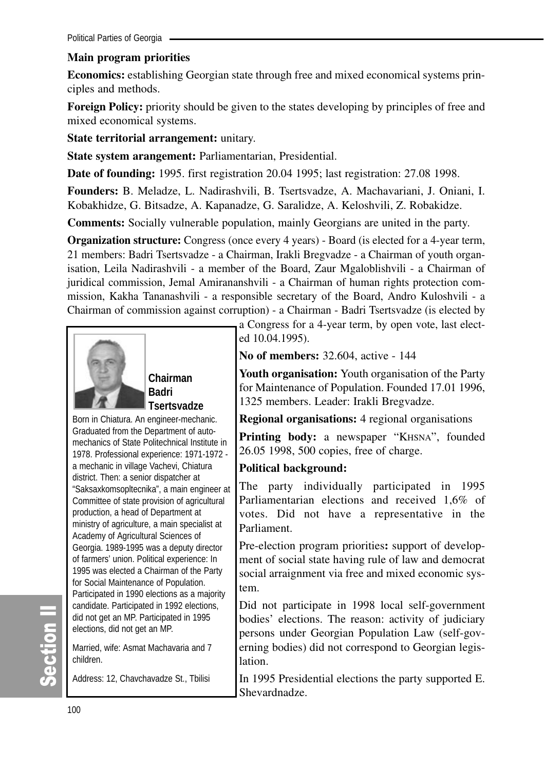**Main program priorities**

**Economics:** establishing Georgian state through free and mixed economical systems principles and methods.

**Foreign Policy:** priority should be given to the states developing by principles of free and mixed economical systems.

**State territorial arrangement:** unitary.

**State system arangement:** Parliamentarian, Presidential.

**Date of founding:** 1995. first registration 20.04 1995; last registration: 27.08 1998.

**Founders:** B. Meladze, L. Nadirashvili, B. Tsertsvadze, A. Machavariani, J. Oniani, I. Kobakhidze, G. Bitsadze, A. Kapanadze, G. Saralidze, A. Keloshvili, Z. Robakidze.

**Comments:** Socially vulnerable population, mainly Georgians are united in the party.

**Organization structure:** Congress (once every 4 years) - Board (is elected for a 4-year term, 21 members: Badri Tsertsvadze - a Chairman, Irakli Bregvadze - a Chairman of youth organisation, Leila Nadirashvili - a member of the Board, Zaur Mgaloblishvili - a Chairman of juridical commission, Jemal Amirananshvili - a Chairman of human rights protection commission, Kakha Tananashvili - a responsible secretary of the Board, Andro Kuloshvili - a Chairman of commission against corruption) - a Chairman - Badri Tsertsvadze (is elected by a Congress for a 4-year term, by open vote, last elected 10.04.1995).

**No of members:** 32.604, active - 144

**Youth organisation:** Youth organisation of the Party for Maintenance of Population. Founded 17.01 1996, 1325 members. Leader: Irakli Bregvadze.

**Regional organisations:** 4 regional organisations

**Printing body:** a newspaper "KHSNA", founded 26.05 1998, 500 copies, free of charge.

**Political background:**

The party individually participated in 1995 Parliamentarian elections and received 1,6% of votes. Did not have a representative in the Parliament.

Pre-election program priorities**:** support of development of social state having rule of law and democrat social arraignment via free and mixed economic system.

Did not participate in 1998 local self-government bodies' elections. The reason: activity of judiciary persons under Georgian Population Law (self-governing bodies) did not correspond to Georgian legislation.

In 1995 Presidential elections the party supported E. Shevardnadze.

**Chairman Badri Tsertsvadze**

Born in Chiatura. An engineer-mechanic. Graduated from the Department of automechanics of State Politechnical Institute in 1978. Professional experience: 1971-1972 - a mechanic in village Vachevi, Chiatura district. Then: a senior dispatcher at "Saksaxkomsopltecnika", a main engineer at Committee of state provision of agricultural production, a head of Department at ministry of agriculture, a main specialist at Academy of Agricultural Sciences of Georgia. 1989-1995 was a deputy director of farmers' union. Political experience: In 1995 was elected a Chairman of the Party for Social Maintenance of Population. Participated in 1990 elections as a majority candidate. Participated in 1992 elections, did not get an MP. Participated in 1995 elections, did not get an MP.

Married, wife: Asmat Machavaria and 7 children.

Address: 12, Chavchavadze St., Tbilisi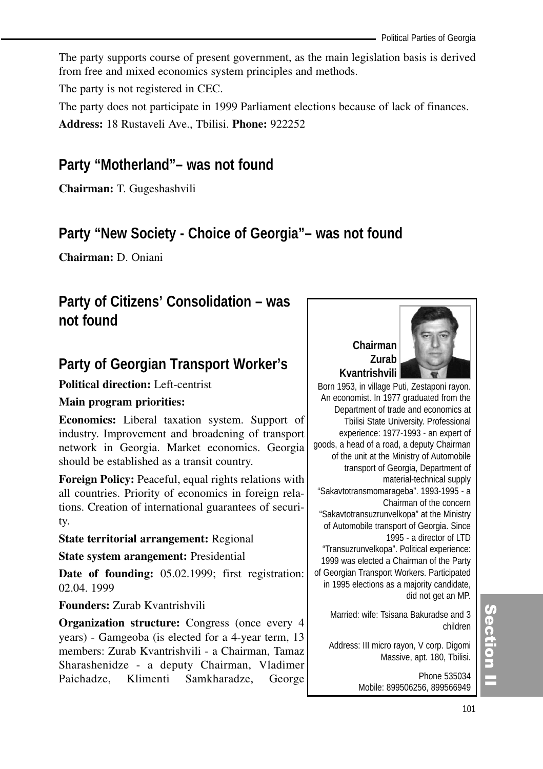The party supports course of present government, as the main legislation basis is derived from free and mixed economics system principles and methods.

The party is not registered in CEC.

The party does not participate in 1999 Parliament elections because of lack of finances.

**Address:** 18 Rustaveli Ave., Tbilisi. **Phone:** 922252

## Party "Motherland"– was not found

**Chairman:** T. Gugeshashvili

## Party "New Society - Choice of Georgia"– was not found

**Chairman:** D. Oniani

## Party of Citizens' Consolidation – was not found

## Party of Georgian Transport Worker's

**Political direction:** Left-centrist

**Main program priorities:**

**Economics:** Liberal taxation system. Support of industry. Improvement and broadening of transport network in Georgia. Market economics. Georgia should be established as a transit country.

**Foreign Policy:** Peaceful, equal rights relations with all countries. Priority of economics in foreign relations. Creation of international guarantees of security.

**State territorial arrangement:** Regional

**State system arangement:** Presidential

**Date of founding:** 05.02.1999; first registration: 02.04. 1999

**Founders:** Zurab Kvantrishvili

**Organization structure:** Congress (once every 4 years) - Gamgeoba (is elected for a 4-year term, 13 members: Zurab Kvantrishvili - a Chairman, Tamaz Sharashenidze - a deputy Chairman, Vladimer Paichadze, Klimenti Samkharadze, George

**Chairman Zurab Kvantrishvili**

Born 1953, in village Puti, Zestaponi rayon. An economist. In 1977 graduated from the Department of trade and economics at Tbilisi State University. Professional experience: 1977-1993 - an expert of goods, a head of a road, a deputy Chairman of the unit at the Ministry of Automobile transport of Georgia, Department of material-technical supply "Sakavtotransmomarageba". 1993-1995 - a Chairman of the concern "Sakavtotransuzrunvelkopa" at the Ministry of Automobile transport of Georgia. Since 1995 - a director of LTD "Transuzrunvelkopa". Political experience: 1999 was elected a Chairman of the Party of Georgian Transport Workers. Participated in 1995 elections as a majority candidate, did not get an MP.

Married: wife: Tsisana Bakuradse and 3 children

Address: III micro rayon, V corp. Digomi Massive, apt. 180, Tbilisi.

Phone 535034
Mobile: 899506256, 899566949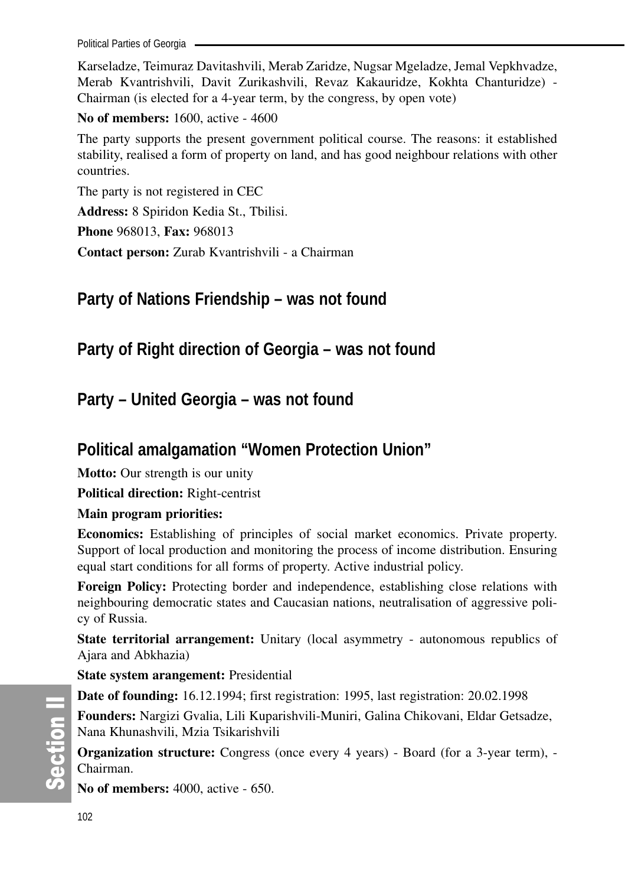Karseladze, Teimuraz Davitashvili, Merab Zaridze, Nugsar Mgeladze, Jemal Vepkhvadze, Merab Kvantrishvili, Davit Zurikashvili, Revaz Kakauridze, Kokhta Chanturidze) - Chairman (is elected for a 4-year term, by the congress, by open vote)

**No of members:** 1600, active - 4600

The party supports the present government political course. The reasons: it established stability, realised a form of property on land, and has good neighbour relations with other countries.

The party is not registered in CEC

**Address:** 8 Spiridon Kedia St., Tbilisi.

**Phone** 968013, **Fax:** 968013

**Contact person:** Zurab Kvantrishvili - a Chairman

## Party of Nations Friendship – was not found

## Party of Right direction of Georgia – was not found

## Party – United Georgia – was not found

## Political amalgamation "Women Protection Union"

**Motto:** Our strength is our unity

**Political direction:** Right-centrist

**Main program priorities:**

**Economics:** Establishing of principles of social market economics. Private property. Support of local production and monitoring the process of income distribution. Ensuring equal start conditions for all forms of property. Active industrial policy.

**Foreign Policy:** Protecting border and independence, establishing close relations with neighbouring democratic states and Caucasian nations, neutralisation of aggressive policy of Russia.

**State territorial arrangement:** Unitary (local asymmetry - autonomous republics of Ajara and Abkhazia)

**State system arangement:** Presidential

**Date of founding:** 16.12.1994; first registration: 1995, last registration: 20.02.1998

**Founders:** Nargizi Gvalia, Lili Kuparishvili-Muniri, Galina Chikovani, Eldar Getsadze, Nana Khunashvili, Mzia Tsikarishvili

**Organization structure:** Congress (once every 4 years) - Board (for a 3-year term), - Chairman.

**No of members:** 4000, active - 650.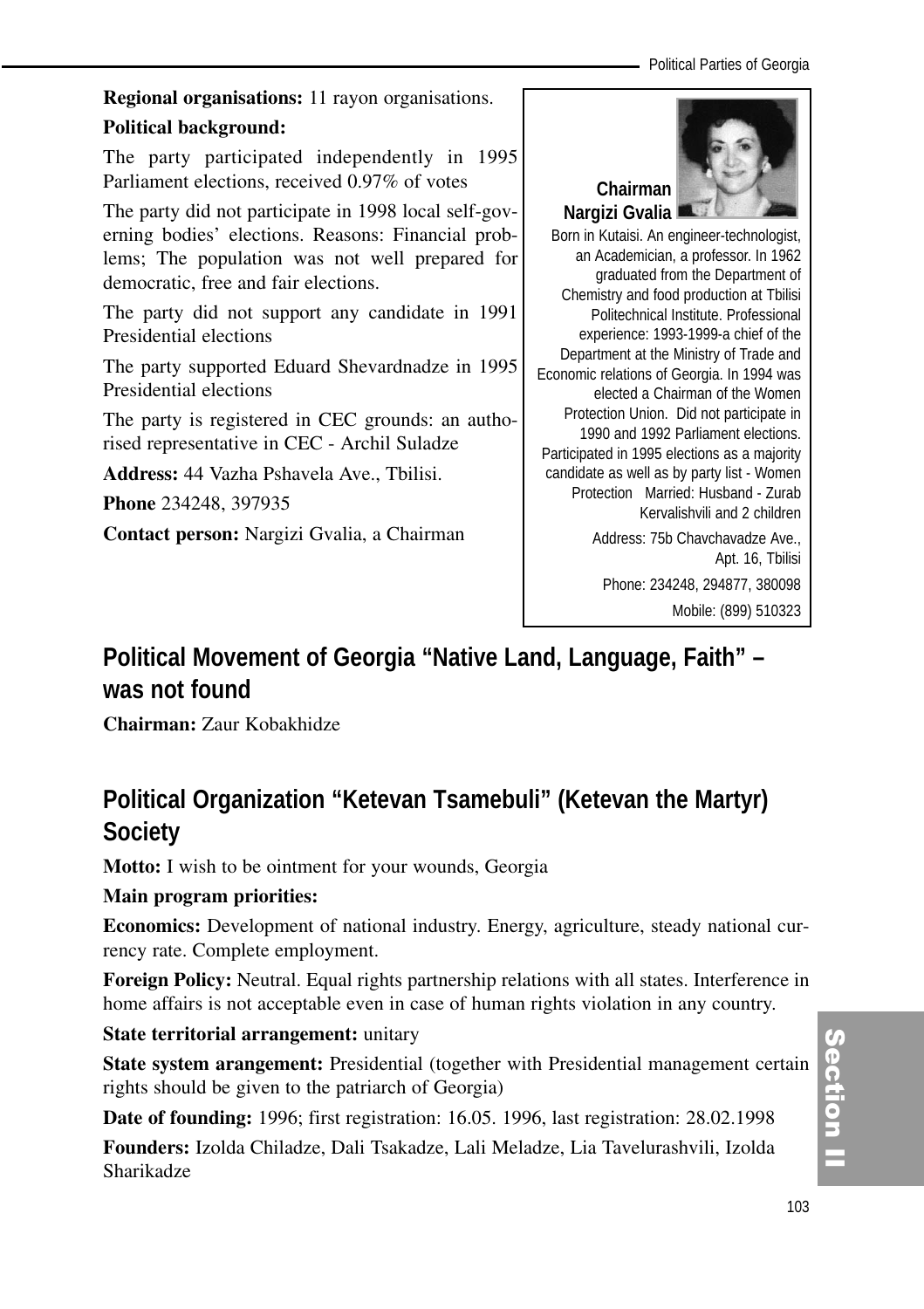**Regional organisations:** 11 rayon organisations.

**Political background:**

The party participated independently in 1995 Parliament elections, received 0.97% of votes

The party did not participate in 1998 local self-governing bodies' elections. Reasons: Financial problems; The population was not well prepared for democratic, free and fair elections.

The party did not support any candidate in 1991 Presidential elections

The party supported Eduard Shevardnadze in 1995 Presidential elections

The party is registered in CEC grounds: an authorised representative in CEC - Archil Suladze

**Address:** 44 Vazha Pshavela Ave., Tbilisi.

**Phone** 234248, 397935

**Contact person:** Nargizi Gvalia, a Chairman

**Chairman Nargizi Gvalia**

Born in Kutaisi. An engineer-technologist, an Academician, a professor. In 1962 graduated from the Department of Chemistry and food production at Tbilisi Politechnical Institute. Professional experience: 1993-1999-a chief of the Department at the Ministry of Trade and Economic relations of Georgia. In 1994 was elected a Chairman of the Women Protection Union. Did not participate in 1990 and 1992 Parliament elections. Participated in 1995 elections as a majority candidate as well as by party list - Women Protection Married: Husband - Zurab Kervalishvili and 2 children

Address: 75b Chavchavadze Ave., Apt. 16, Tbilisi

Phone: 234248, 294877, 380098

Mobile: (899) 510323

## Political Movement of Georgia "Native Land, Language, Faith" – was not found

**Chairman:** Zaur Kobakhidze

## Political Organization "Ketevan Tsamebuli" (Ketevan the Martyr) Society

**Motto:** I wish to be ointment for your wounds, Georgia

**Main program priorities:**

**Economics:** Development of national industry. Energy, agriculture, steady national currency rate. Complete employment.

**Foreign Policy:** Neutral. Equal rights partnership relations with all states. Interference in home affairs is not acceptable even in case of human rights violation in any country.

**State territorial arrangement:** unitary

**State system arangement:** Presidential (together with Presidential management certain rights should be given to the patriarch of Georgia)

**Date of founding:** 1996; first registration: 16.05. 1996, last registration: 28.02.1998

**Founders:** Izolda Chiladze, Dali Tsakadze, Lali Meladze, Lia Tavelurashvili, Izolda Sharikadze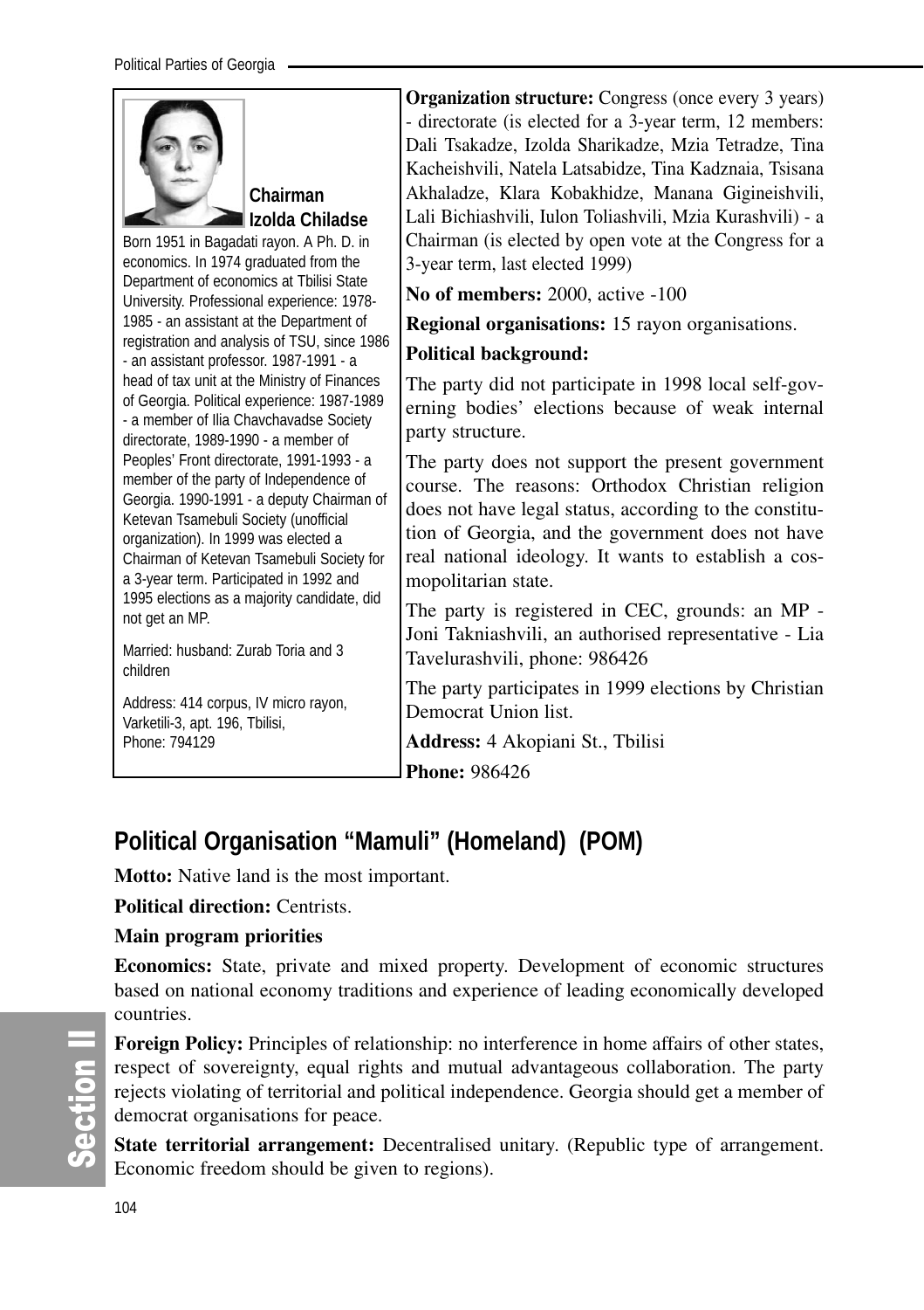**Chairman**
**Izolda Chiladse**

Born 1951 in Bagadati rayon. A Ph. D. in economics. In 1974 graduated from the Department of economics at Tbilisi State University. Professional experience: 1978-1985 - an assistant at the Department of registration and analysis of TSU, since 1986 - an assistant professor. 1987-1991 - a head of tax unit at the Ministry of Finances of Georgia. Political experience: 1987-1989 - a member of Ilia Chavchavadse Society directorate, 1989-1990 - a member of Peoples' Front directorate, 1991-1993 - a member of the party of Independence of Georgia. 1990-1991 - a deputy Chairman of Ketevan Tsamebuli Society (unofficial organization). In 1999 was elected a Chairman of Ketevan Tsamebuli Society for a 3-year term. Participated in 1992 and 1995 elections as a majority candidate, did not get an MP.

Married: husband: Zurab Toria and 3 children

Address: 414 corpus, IV micro rayon, Varketili-3, apt. 196, Tbilisi,
Phone: 794129

**Organization structure:** Congress (once every 3 years) - directorate (is elected for a 3-year term, 12 members: Dali Tsakadze, Izolda Sharikadze, Mzia Tetradze, Tina Kacheishvili, Natela Latsabidze, Tina Kadznaia, Tsisana Akhaladze, Klara Kobakhidze, Manana Gigineishvili, Lali Bichiashvili, Iulon Toliashvili, Mzia Kurashvili) - a Chairman (is elected by open vote at the Congress for a 3-year term, last elected 1999)

**No of members:** 2000, active -100

**Regional organisations:** 15 rayon organisations.

**Political background:**

The party did not participate in 1998 local self-governing bodies' elections because of weak internal party structure.

The party does not support the present government course. The reasons: Orthodox Christian religion does not have legal status, according to the constitution of Georgia, and the government does not have real national ideology. It wants to establish a cosmopolitarian state.

The party is registered in CEC, grounds: an MP - Joni Takniashvili, an authorised representative - Lia Tavelurashvili, phone: 986426

The party participates in 1999 elections by Christian Democrat Union list.

**Address:** 4 Akopiani St., Tbilisi

**Phone:** 986426

## Political Organisation "Mamuli" (Homeland) (POM)

**Motto:** Native land is the most important.

**Political direction:** Centrists.

**Main program priorities**

**Economics:** State, private and mixed property. Development of economic structures based on national economy traditions and experience of leading economically developed countries.

**Foreign Policy:** Principles of relationship: no interference in home affairs of other states, respect of sovereignty, equal rights and mutual advantageous collaboration. The party rejects violating of territorial and political independence. Georgia should get a member of democrat organisations for peace.

**State territorial arrangement:** Decentralised unitary. (Republic type of arrangement. Economic freedom should be given to regions).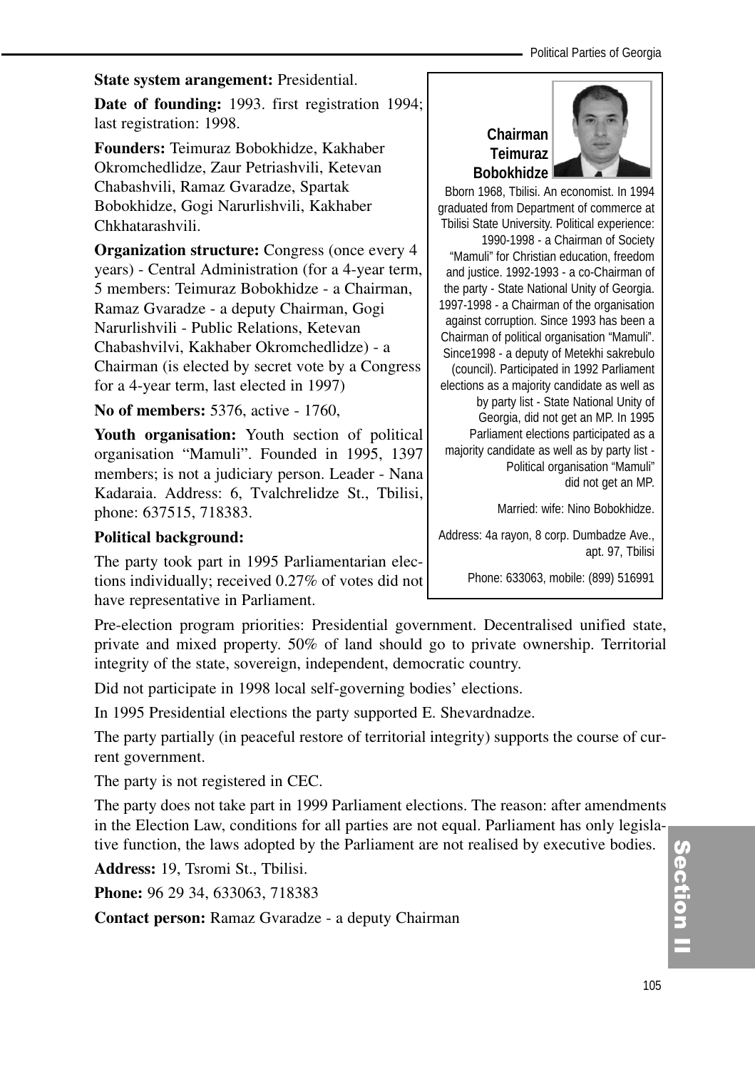**State system arangement:** Presidential.

**Date of founding:** 1993. first registration 1994; last registration: 1998.

**Founders:** Teimuraz Bobokhidze, Kakhaber Okromchedlidze, Zaur Petriashvili, Ketevan Chabashvili, Ramaz Gvaradze, Spartak Bobokhidze, Gogi Narurlishvili, Kakhaber Chkhatarashvili.

**Organization structure:** Congress (once every 4 years) - Central Administration (for a 4-year term, 5 members: Teimuraz Bobokhidze - a Chairman, Ramaz Gvaradze - a deputy Chairman, Gogi Narurlishvili - Public Relations, Ketevan Chabashvilvi, Kakhaber Okromchedlidze) - a Chairman (is elected by secret vote by a Congress for a 4-year term, last elected in 1997)

**No of members:** 5376, active - 1760,

**Youth organisation:** Youth section of political organisation "Mamuli". Founded in 1995, 1397 members; is not a judiciary person. Leader - Nana Kadaraia. Address: 6, Tvalchrelidze St., Tbilisi, phone: 637515, 718383.

**Political background:**

The party took part in 1995 Parliamentarian elections individually; received 0.27% of votes did not have representative in Parliament.

**Chairman Teimuraz Bobokhidze**

Bborn 1968, Tbilisi. An economist. In 1994 graduated from Department of commerce at Tbilisi State University. Political experience: 1990-1998 - a Chairman of Society "Mamuli" for Christian education, freedom and justice. 1992-1993 - a co-Chairman of the party - State National Unity of Georgia. 1997-1998 - a Chairman of the organisation against corruption. Since 1993 has been a Chairman of political organisation "Mamuli". Since1998 - a deputy of Metekhi sakrebulo (council). Participated in 1992 Parliament elections as a majority candidate as well as by party list - State National Unity of Georgia, did not get an MP. In 1995 Parliament elections participated as a majority candidate as well as by party list - Political organisation "Mamuli" did not get an MP.

Married: wife: Nino Bobokhidze.

Address: 4a rayon, 8 corp. Dumbadze Ave., apt. 97, Tbilisi

Phone: 633063, mobile: (899) 516991

Pre-election program priorities: Presidential government. Decentralised unified state, private and mixed property. 50% of land should go to private ownership. Territorial integrity of the state, sovereign, independent, democratic country.

Did not participate in 1998 local self-governing bodies' elections.

In 1995 Presidential elections the party supported E. Shevardnadze.

The party partially (in peaceful restore of territorial integrity) supports the course of current government.

The party is not registered in CEC.

The party does not take part in 1999 Parliament elections. The reason: after amendments in the Election Law, conditions for all parties are not equal. Parliament has only legislative function, the laws adopted by the Parliament are not realised by executive bodies.

**Address:** 19, Tsromi St., Tbilisi.

**Phone:** 96 29 34, 633063, 718383

**Contact person:** Ramaz Gvaradze - a deputy Chairman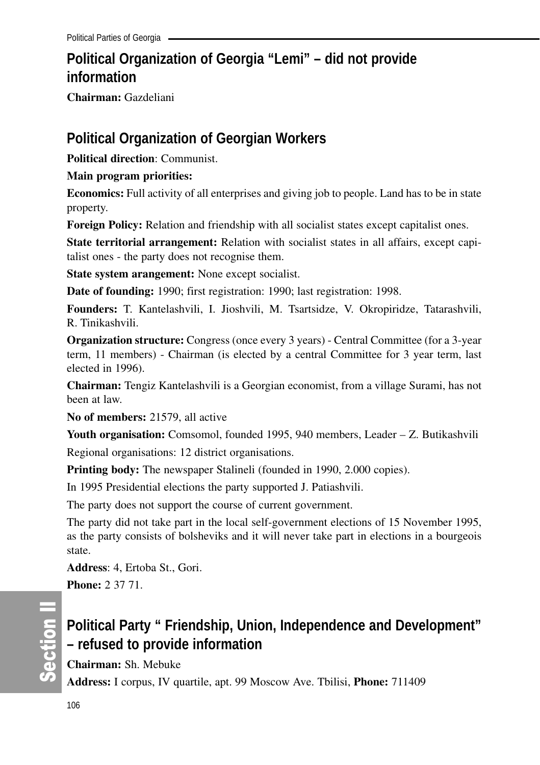## Political Organization of Georgia "Lemi" – did not provide information

**Chairman:** Gazdeliani

## Political Organization of Georgian Workers

**Political direction**: Communist.

**Main program priorities:**

**Economics:** Full activity of all enterprises and giving job to people. Land has to be in state property.

**Foreign Policy:** Relation and friendship with all socialist states except capitalist ones.

**State territorial arrangement:** Relation with socialist states in all affairs, except capitalist ones - the party does not recognise them.

**State system arangement:** None except socialist.

**Date of founding:** 1990; first registration: 1990; last registration: 1998.

**Founders:** T. Kantelashvili, I. Jioshvili, M. Tsartsidze, V. Okropiridze, Tatarashvili, R. Tinikashvili.

**Organization structure:** Congress (once every 3 years) - Central Committee (for a 3-year term, 11 members) - Chairman (is elected by a central Committee for 3 year term, last elected in 1996).

**Chairman:** Tengiz Kantelashvili is a Georgian economist, from a village Surami, has not been at law.

**No of members:** 21579, all active

**Youth organisation:** Comsomol, founded 1995, 940 members, Leader – Z. Butikashvili

Regional organisations: 12 district organisations.

**Printing body:** The newspaper Stalineli (founded in 1990, 2.000 copies).

In 1995 Presidential elections the party supported J. Patiashvili.

The party does not support the course of current government.

The party did not take part in the local self-government elections of 15 November 1995, as the party consists of bolsheviks and it will never take part in elections in a bourgeois state.

**Address**: 4, Ertoba St., Gori.

**Phone:** 2 37 71.

## Political Party " Friendship, Union, Independence and Development" – refused to provide information

**Chairman:** Sh. Mebuke

**Address:** I corpus, IV quartile, apt. 99 Moscow Ave. Tbilisi, **Phone:** 711409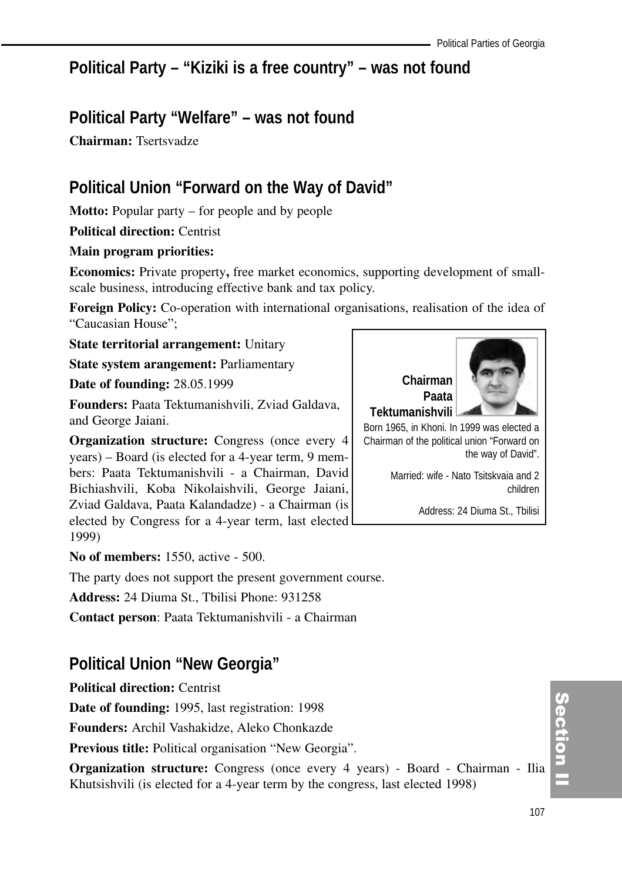## Political Party – "Kiziki is a free country" – was not found

## Political Party "Welfare" – was not found

**Chairman:** Tsertsvadze

## Political Union "Forward on the Way of David"

**Motto:** Popular party – for people and by people

**Political direction:** Centrist

**Main program priorities:**

**Economics:** Private property**,** free market economics, supporting development of small-scale business, introducing effective bank and tax policy.

**Foreign Policy:** Co-operation with international organisations, realisation of the idea of "Caucasian House";

**State territorial arrangement:** Unitary

**State system arangement:** Parliamentary

**Date of founding:** 28.05.1999

**Founders:** Paata Tektumanishvili, Zviad Galdava, and George Jaiani.

**Organization structure:** Congress (once every 4 years) – Board (is elected for a 4-year term, 9 members: Paata Tektumanishvili - a Chairman, David Bichiashvili, Koba Nikolaishvili, George Jaiani, Zviad Galdava, Paata Kalandadze) - a Chairman (is elected by Congress for a 4-year term, last elected 1999)

**Chairman Paata Tektumanishvili**

Born 1965, in Khoni. In 1999 was elected a Chairman of the political union "Forward on the way of David".

Married: wife - Nato Tsitskvaia and 2 children

Address: 24 Diuma St., Tbilisi

**No of members:** 1550, active - 500.

The party does not support the present government course.

**Address:** 24 Diuma St., Tbilisi Phone: 931258

**Contact person**: Paata Tektumanishvili - a Chairman

## Political Union "New Georgia"

**Political direction:** Centrist

**Date of founding:** 1995, last registration: 1998

**Founders:** Archil Vashakidze, Aleko Chonkazde

**Previous title:** Political organisation "New Georgia".

**Organization structure:** Congress (once every 4 years) - Board - Chairman - Ilia Khutsishvili (is elected for a 4-year term by the congress, last elected 1998)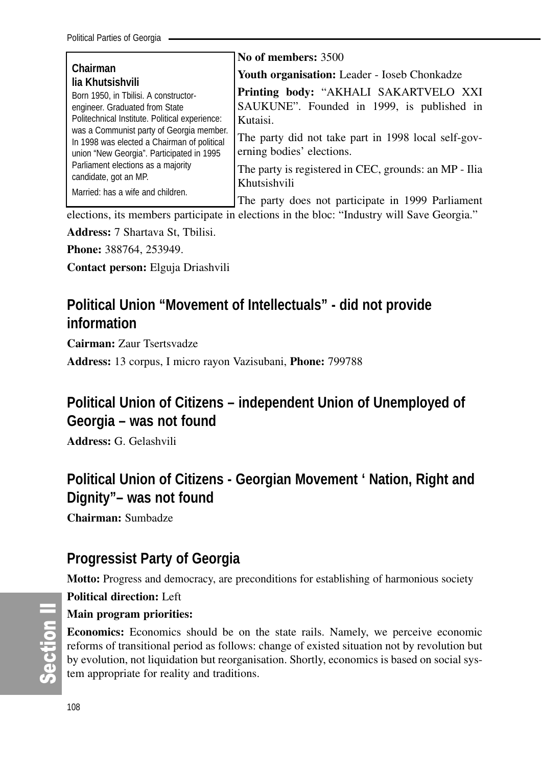**Chairman**
**Iia Khutsishvili**
Born 1950, in Tbilisi. A constructor-engineer. Graduated from State Politechnical Institute. Political experience: was a Communist party of Georgia member. In 1998 was elected a Chairman of political union "New Georgia". Participated in 1995 Parliament elections as a majority candidate, got an MP.
Married: has a wife and children.

**No of members:** 3500

**Youth organisation:** Leader - Ioseb Chonkadze

**Printing body:** "AKHALI SAKARTVELO XXI SAUKUNE". Founded in 1999, is published in Kutaisi.

The party did not take part in 1998 local self-governing bodies' elections.

The party is registered in CEC, grounds: an MP - Ilia Khutsishvili

The party does not participate in 1999 Parliament elections, its members participate in elections in the bloc: "Industry will Save Georgia."

**Address:** 7 Shartava St, Tbilisi.

**Phone:** 388764, 253949.

**Contact person:** Elguja Driashvili

## Political Union "Movement of Intellectuals" - did not provide information

**Cairman:** Zaur Tsertsvadze

**Address:** 13 corpus, I micro rayon Vazisubani, **Phone:** 799788

## Political Union of Citizens – independent Union of Unemployed of Georgia – was not found

**Address:** G. Gelashvili

## Political Union of Citizens - Georgian Movement ' Nation, Right and Dignity"– was not found

**Chairman:** Sumbadze

## Progressist Party of Georgia

**Motto:** Progress and democracy, are preconditions for establishing of harmonious society

**Political direction:** Left

**Main program priorities:**

**Economics:** Economics should be on the state rails. Namely, we perceive economic reforms of transitional period as follows: change of existed situation not by revolution but by evolution, not liquidation but reorganisation. Shortly, economics is based on social system appropriate for reality and traditions.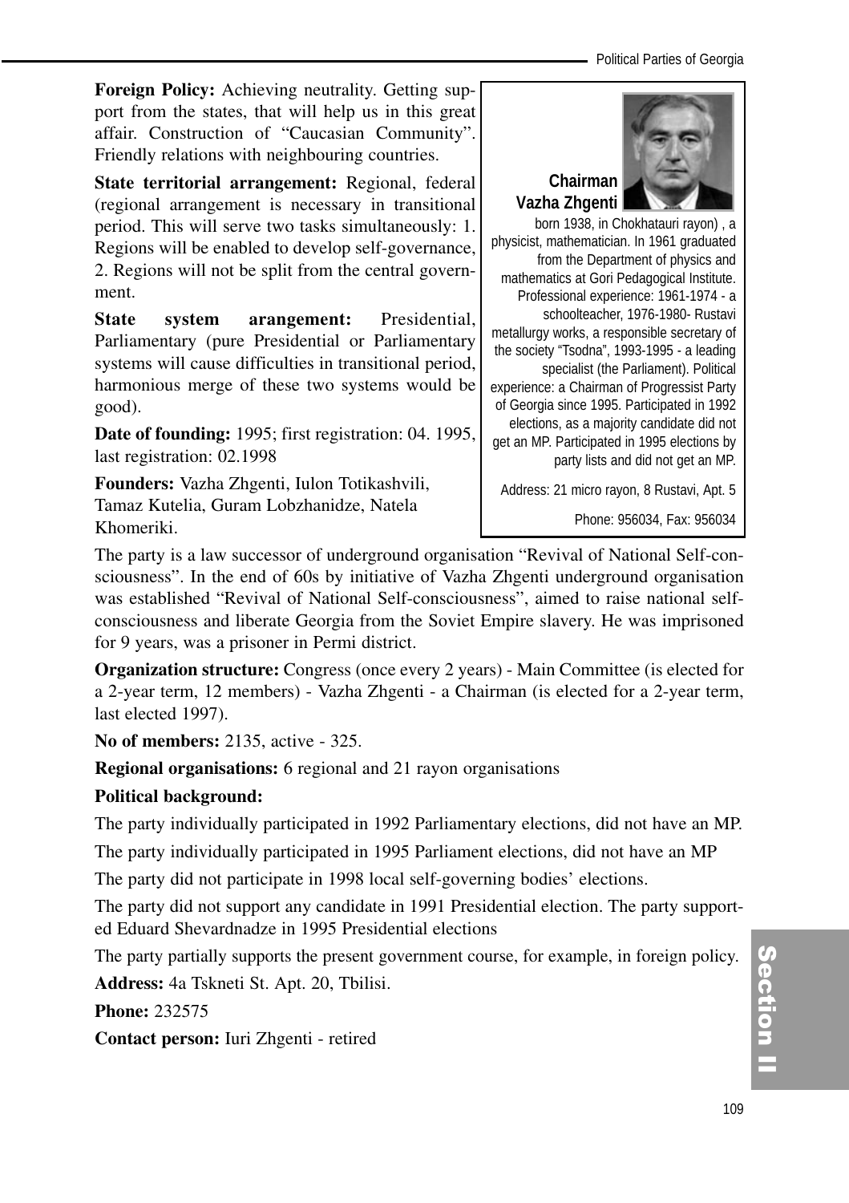**Foreign Policy:** Achieving neutrality. Getting support from the states, that will help us in this great affair. Construction of "Caucasian Community". Friendly relations with neighbouring countries.

**State territorial arrangement:** Regional, federal (regional arrangement is necessary in transitional period. This will serve two tasks simultaneously: 1. Regions will be enabled to develop self-governance, 2. Regions will not be split from the central government.

**State system arangement:** Presidential, Parliamentary (pure Presidential or Parliamentary systems will cause difficulties in transitional period, harmonious merge of these two systems would be good).

**Date of founding:** 1995; first registration: 04. 1995, last registration: 02.1998

**Founders:** Vazha Zhgenti, Iulon Totikashvili, Tamaz Kutelia, Guram Lobzhanidze, Natela Khomeriki.

**Chairman Vazha Zhgenti**

born 1938, in Chokhatauri rayon) , a physicist, mathematician. In 1961 graduated from the Department of physics and mathematics at Gori Pedagogical Institute. Professional experience: 1961-1974 - a schoolteacher, 1976-1980- Rustavi metallurgy works, a responsible secretary of the society "Tsodna", 1993-1995 - a leading specialist (the Parliament). Political experience: a Chairman of Progressist Party of Georgia since 1995. Participated in 1992 elections, as a majority candidate did not get an MP. Participated in 1995 elections by party lists and did not get an MP.

Address: 21 micro rayon, 8 Rustavi, Apt. 5

Phone: 956034, Fax: 956034

The party is a law successor of underground organisation "Revival of National Self-consciousness". In the end of 60s by initiative of Vazha Zhgenti underground organisation was established "Revival of National Self-consciousness", aimed to raise national self-consciousness and liberate Georgia from the Soviet Empire slavery. He was imprisoned for 9 years, was a prisoner in Permi district.

**Organization structure:** Congress (once every 2 years) - Main Committee (is elected for a 2-year term, 12 members) - Vazha Zhgenti - a Chairman (is elected for a 2-year term, last elected 1997).

**No of members:** 2135, active - 325.

**Regional organisations:** 6 regional and 21 rayon organisations

**Political background:**

The party individually participated in 1992 Parliamentary elections, did not have an MP.

The party individually participated in 1995 Parliament elections, did not have an MP

The party did not participate in 1998 local self-governing bodies' elections.

The party did not support any candidate in 1991 Presidential election. The party supported Eduard Shevardnadze in 1995 Presidential elections

The party partially supports the present government course, for example, in foreign policy.

**Address:** 4a Tskneti St. Apt. 20, Tbilisi.

**Phone:** 232575

**Contact person:** Iuri Zhgenti - retired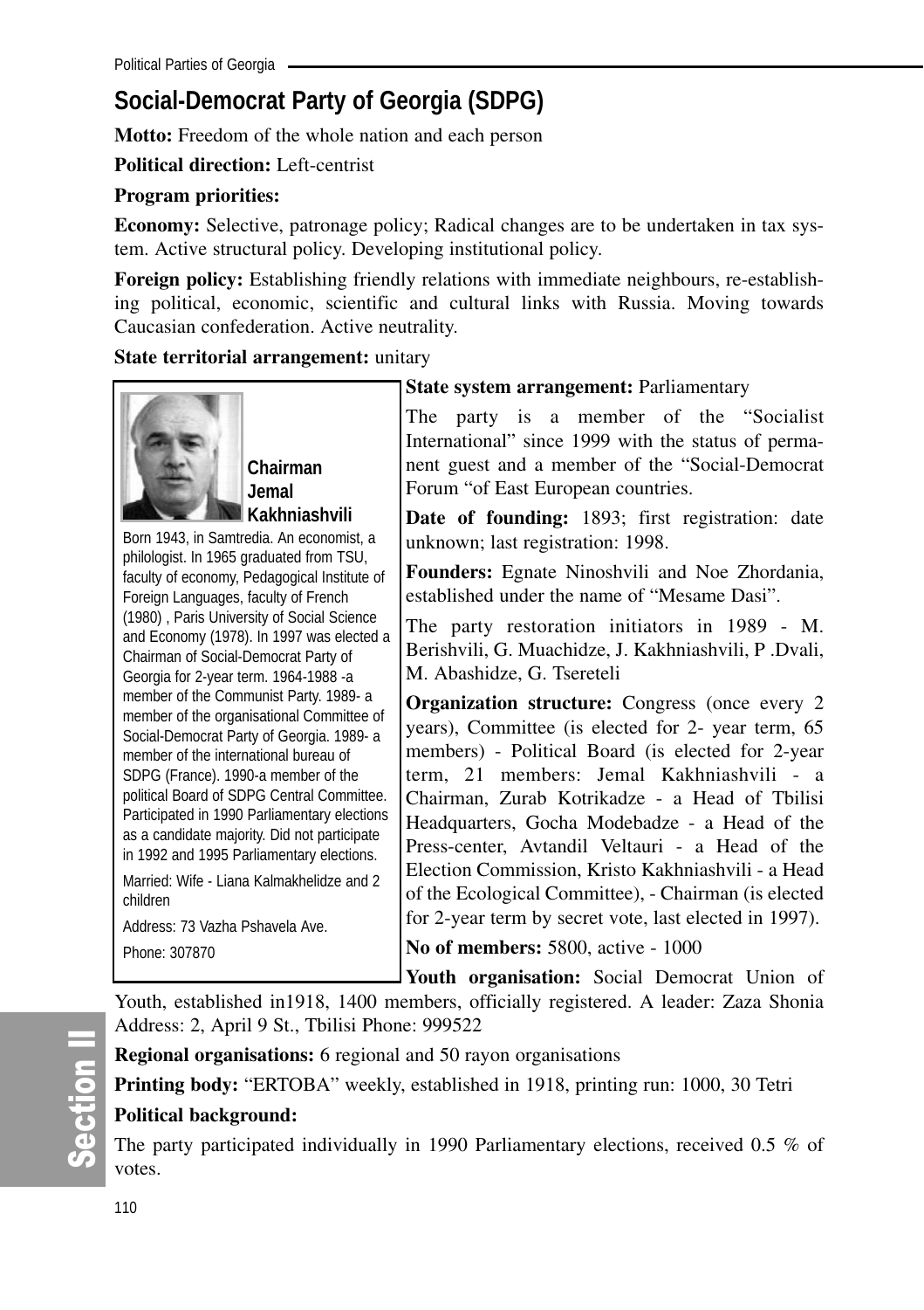## Social-Democrat Party of Georgia (SDPG)

**Motto:** Freedom of the whole nation and each person

**Political direction:** Left-centrist

**Program priorities:**

**Economy:** Selective, patronage policy; Radical changes are to be undertaken in tax system. Active structural policy. Developing institutional policy.

**Foreign policy:** Establishing friendly relations with immediate neighbours, re-establishing political, economic, scientific and cultural links with Russia. Moving towards Caucasian confederation. Active neutrality.

**State territorial arrangement:** unitary

**Chairman Jemal Kakhniashvili**

Born 1943, in Samtredia. An economist, a philologist. In 1965 graduated from TSU, faculty of economy, Pedagogical Institute of Foreign Languages, faculty of French (1980) , Paris University of Social Science and Economy (1978). In 1997 was elected a Chairman of Social-Democrat Party of Georgia for 2-year term. 1964-1988 -a member of the Communist Party. 1989- a member of the organisational Committee of Social-Democrat Party of Georgia. 1989- a member of the international bureau of SDPG (France). 1990-a member of the political Board of SDPG Central Committee. Participated in 1990 Parliamentary elections as a candidate majority. Did not participate in 1992 and 1995 Parliamentary elections.

Married: Wife - Liana Kalmakhelidze and 2 children

Address: 73 Vazha Pshavela Ave.

Phone: 307870

**State system arrangement:** Parliamentary

The party is a member of the "Socialist International" since 1999 with the status of permanent guest and a member of the "Social-Democrat Forum "of East European countries.

**Date of founding:** 1893; first registration: date unknown; last registration: 1998.

**Founders:** Egnate Ninoshvili and Noe Zhordania, established under the name of "Mesame Dasi".

The party restoration initiators in 1989 - M. Berishvili, G. Muachidze, J. Kakhniashvili, P .Dvali, M. Abashidze, G. Tsereteli

**Organization structure:** Congress (once every 2 years), Committee (is elected for 2- year term, 65 members) - Political Board (is elected for 2-year term, 21 members: Jemal Kakhniashvili - a Chairman, Zurab Kotrikadze - a Head of Tbilisi Headquarters, Gocha Modebadze - a Head of the Press-center, Avtandil Veltauri - a Head of the Election Commission, Kristo Kakhniashvili - a Head of the Ecological Committee), - Chairman (is elected for 2-year term by secret vote, last elected in 1997).

**No of members:** 5800, active - 1000

**Youth organisation:** Social Democrat Union of Youth, established in1918, 1400 members, officially registered. A leader: Zaza Shonia Address: 2, April 9 St., Tbilisi Phone: 999522

**Regional organisations:** 6 regional and 50 rayon organisations

**Printing body:** "ERTOBA" weekly, established in 1918, printing run: 1000, 30 Tetri

**Political background:**

The party participated individually in 1990 Parliamentary elections, received 0.5 % of votes.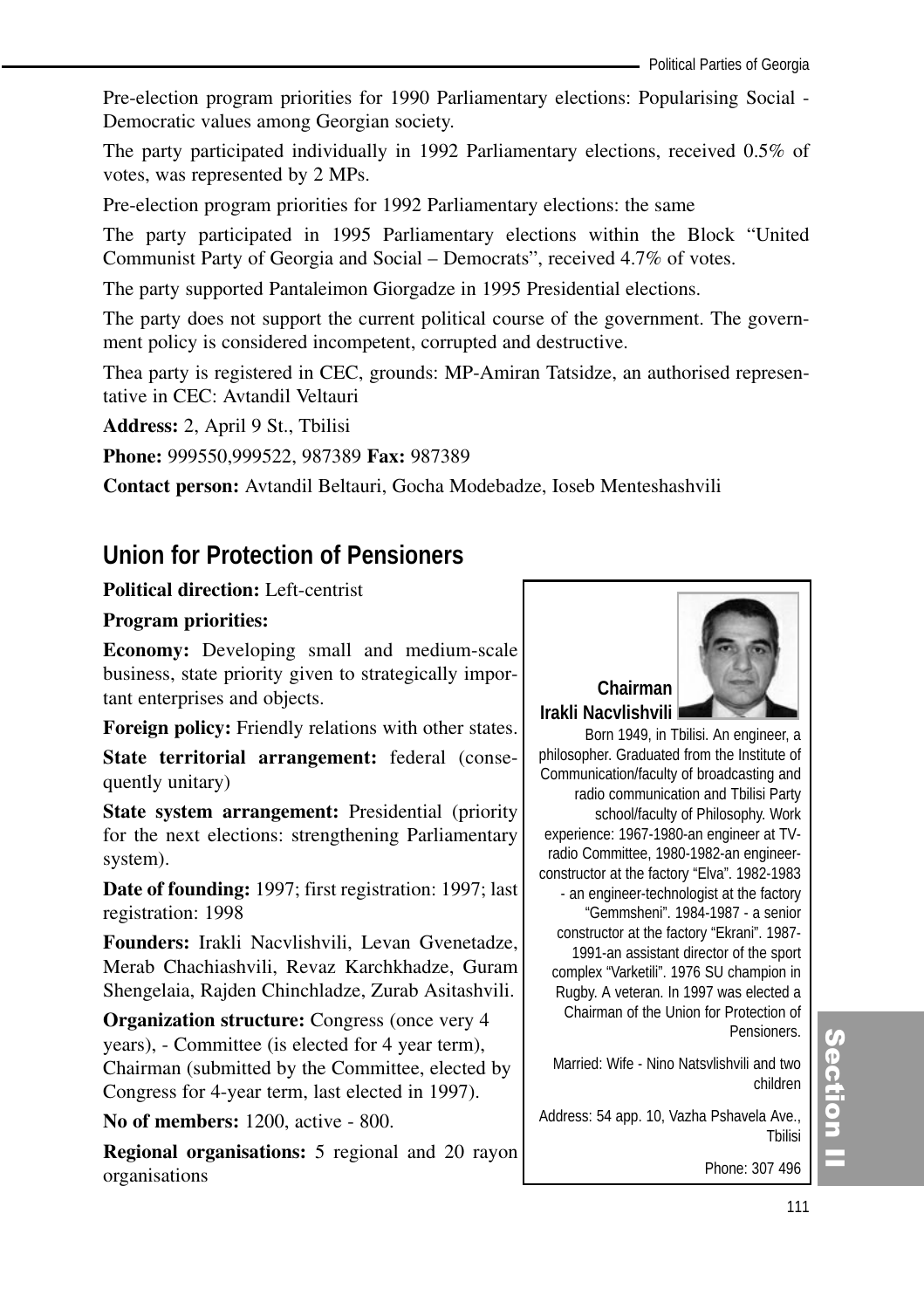Pre-election program priorities for 1990 Parliamentary elections: Popularising Social - Democratic values among Georgian society.

The party participated individually in 1992 Parliamentary elections, received 0.5% of votes, was represented by 2 MPs.

Pre-election program priorities for 1992 Parliamentary elections: the same

The party participated in 1995 Parliamentary elections within the Block "United Communist Party of Georgia and Social – Democrats", received 4.7% of votes.

The party supported Pantaleimon Giorgadze in 1995 Presidential elections.

The party does not support the current political course of the government. The government policy is considered incompetent, corrupted and destructive.

Thea party is registered in CEC, grounds: MP-Amiran Tatsidze, an authorised representative in CEC: Avtandil Veltauri

**Address:** 2, April 9 St., Tbilisi

**Phone:** 999550,999522, 987389 **Fax:** 987389

**Contact person:** Avtandil Beltauri, Gocha Modebadze, Ioseb Menteshashvili

## Union for Protection of Pensioners

**Political direction:** Left-centrist

**Program priorities:**

**Economy:** Developing small and medium-scale business, state priority given to strategically important enterprises and objects.

**Foreign policy:** Friendly relations with other states.

**State territorial arrangement:** federal (consequently unitary)

**State system arrangement:** Presidential (priority for the next elections: strengthening Parliamentary system).

**Date of founding:** 1997; first registration: 1997; last registration: 1998

**Founders:** Irakli Nacvlishvili, Levan Gvenetadze, Merab Chachiashvili, Revaz Karchkhadze, Guram Shengelaia, Rajden Chinchladze, Zurab Asitashvili.

**Organization structure:** Congress (once very 4 years), - Committee (is elected for 4 year term), Chairman (submitted by the Committee, elected by Congress for 4-year term, last elected in 1997).

**No of members:** 1200, active - 800.

**Regional organisations:** 5 regional and 20 rayon organisations

**Chairman**
**Irakli Nacvlishvili**

Born 1949, in Tbilisi. An engineer, a philosopher. Graduated from the Institute of Communication/faculty of broadcasting and radio communication and Tbilisi Party school/faculty of Philosophy. Work experience: 1967-1980-an engineer at TV-radio Committee, 1980-1982-an engineer-constructor at the factory "Elva". 1982-1983 - an engineer-technologist at the factory "Gemmsheni". 1984-1987 - a senior constructor at the factory "Ekrani". 1987-1991-an assistant director of the sport complex "Varketili". 1976 SU champion in Rugby. A veteran. In 1997 was elected a Chairman of the Union for Protection of Pensioners.

Married: Wife - Nino Natsvlishvili and two children

Address: 54 app. 10, Vazha Pshavela Ave., Tbilisi

Phone: 307 496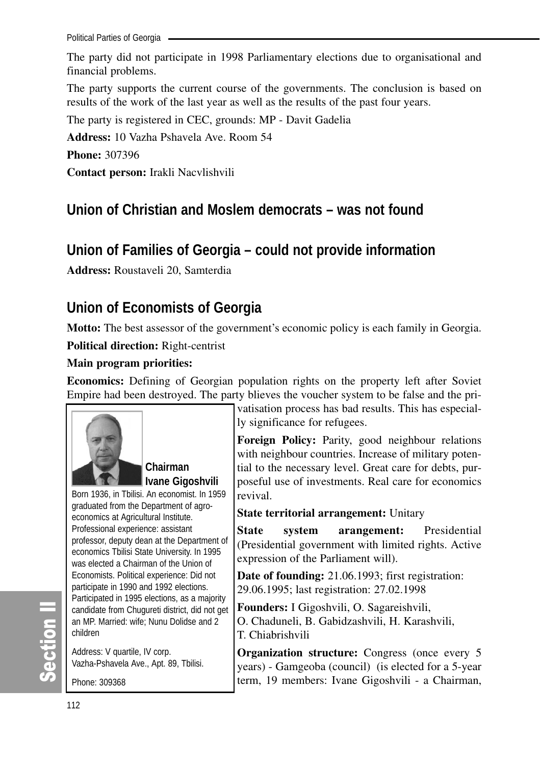The party did not participate in 1998 Parliamentary elections due to organisational and financial problems.

The party supports the current course of the governments. The conclusion is based on results of the work of the last year as well as the results of the past four years.

The party is registered in CEC, grounds: MP - Davit Gadelia

**Address:** 10 Vazha Pshavela Ave. Room 54

**Phone:** 307396

**Contact person:** Irakli Nacvlishvili

## Union of Christian and Moslem democrats – was not found

## Union of Families of Georgia – could not provide information

**Address:** Roustaveli 20, Samterdia

## Union of Economists of Georgia

**Motto:** The best assessor of the government's economic policy is each family in Georgia.

**Political direction:** Right-centrist

**Main program priorities:**

**Economics:** Defining of Georgian population rights on the property left after Soviet Empire had been destroyed. The party blieves the voucher system to be false and the privatisation process has bad results. This has especially significance for refugees.

**Foreign Policy:** Parity, good neighbour relations with neighbour countries. Increase of military potential to the necessary level. Great care for debts, purposeful use of investments. Real care for economics revival.

**State territorial arrangement:** Unitary

**State system arangement:** Presidential (Presidential government with limited rights. Active expression of the Parliament will).

**Date of founding:** 21.06.1993; first registration: 29.06.1995; last registration: 27.02.1998

**Founders:** I Gigoshvili, O. Sagareishvili, O. Chaduneli, B. Gabidzashvili, H. Karashvili, T. Chiabrishvili

**Organization structure:** Congress (once every 5 years) - Gamgeoba (council) (is elected for a 5-year term, 19 members: Ivane Gigoshvili - a Chairman,

**Chairman Ivane Gigoshvili**

Born 1936, in Tbilisi. An economist. In 1959 graduated from the Department of agro-economics at Agricultural Institute. Professional experience: assistant professor, deputy dean at the Department of economics Tbilisi State University. In 1995 was elected a Chairman of the Union of Economists. Political experience: Did not participate in 1990 and 1992 elections. Participated in 1995 elections, as a majority candidate from Chugureti district, did not get an MP. Married: wife; Nunu Dolidse and 2 children

Address: V quartile, IV corp. Vazha-Pshavela Ave., Apt. 89, Tbilisi.

Phone: 309368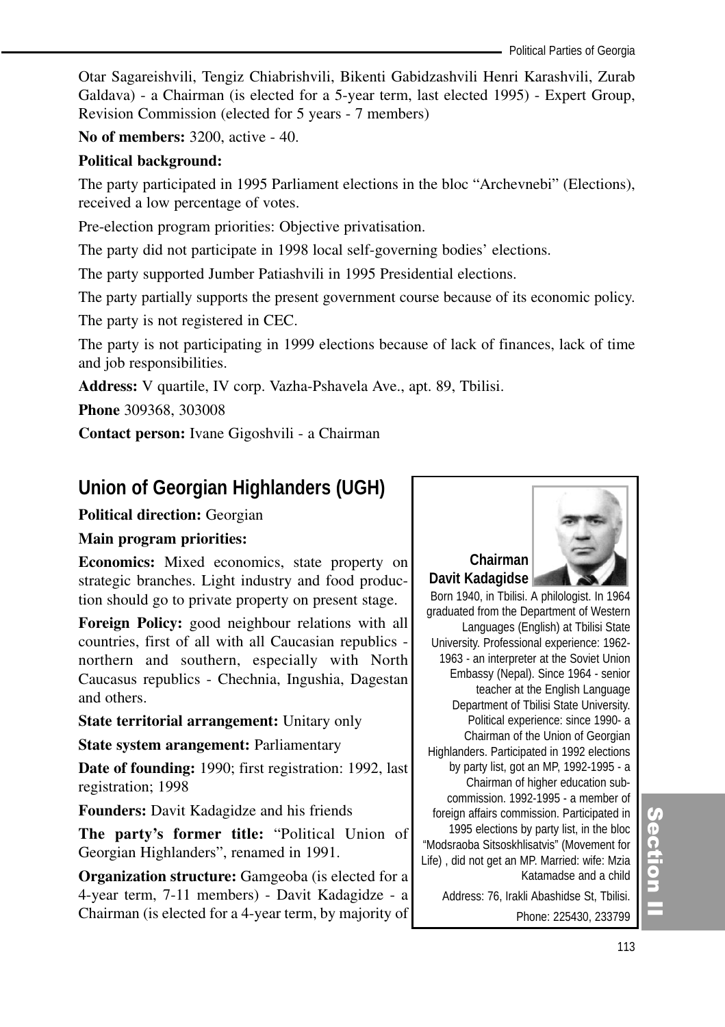Otar Sagareishvili, Tengiz Chiabrishvili, Bikenti Gabidzashvili Henri Karashvili, Zurab Galdava) - a Chairman (is elected for a 5-year term, last elected 1995) - Expert Group, Revision Commission (elected for 5 years - 7 members)

**No of members:** 3200, active - 40.

**Political background:**

The party participated in 1995 Parliament elections in the bloc "Archevnebi" (Elections), received a low percentage of votes.

Pre-election program priorities: Objective privatisation.

The party did not participate in 1998 local self-governing bodies' elections.

The party supported Jumber Patiashvili in 1995 Presidential elections.

The party partially supports the present government course because of its economic policy.

The party is not registered in CEC.

The party is not participating in 1999 elections because of lack of finances, lack of time and job responsibilities.

**Address:** V quartile, IV corp. Vazha-Pshavela Ave., apt. 89, Tbilisi.

**Phone** 309368, 303008

**Contact person:** Ivane Gigoshvili - a Chairman

## Union of Georgian Highlanders (UGH)

**Political direction:** Georgian

**Main program priorities:**

**Economics:** Mixed economics, state property on strategic branches. Light industry and food production should go to private property on present stage.

**Foreign Policy:** good neighbour relations with all countries, first of all with all Caucasian republics - northern and southern, especially with North Caucasus republics - Chechnia, Ingushia, Dagestan and others.

**State territorial arrangement:** Unitary only

**State system arangement:** Parliamentary

**Date of founding:** 1990; first registration: 1992, last registration; 1998

**Founders:** Davit Kadagidze and his friends

**The party's former title:** "Political Union of Georgian Highlanders", renamed in 1991.

**Organization structure:** Gamgeoba (is elected for a 4-year term, 7-11 members) - Davit Kadagidze - a Chairman (is elected for a 4-year term, by majority of

**Chairman Davit Kadagidse**

Born 1940, in Tbilisi. A philologist. In 1964 graduated from the Department of Western Languages (English) at Tbilisi State University. Professional experience: 1962-1963 - an interpreter at the Soviet Union Embassy (Nepal). Since 1964 - senior teacher at the English Language Department of Tbilisi State University. Political experience: since 1990- a Chairman of the Union of Georgian Highlanders. Participated in 1992 elections by party list, got an MP, 1992-1995 - a Chairman of higher education sub-commission. 1992-1995 - a member of foreign affairs commission. Participated in 1995 elections by party list, in the bloc "Modsraoba Sitsoskhlisatvis" (Movement for Life) , did not get an MP. Married: wife: Mzia Katamadse and a child

Address: 76, Irakli Abashidse St, Tbilisi.

Phone: 225430, 233799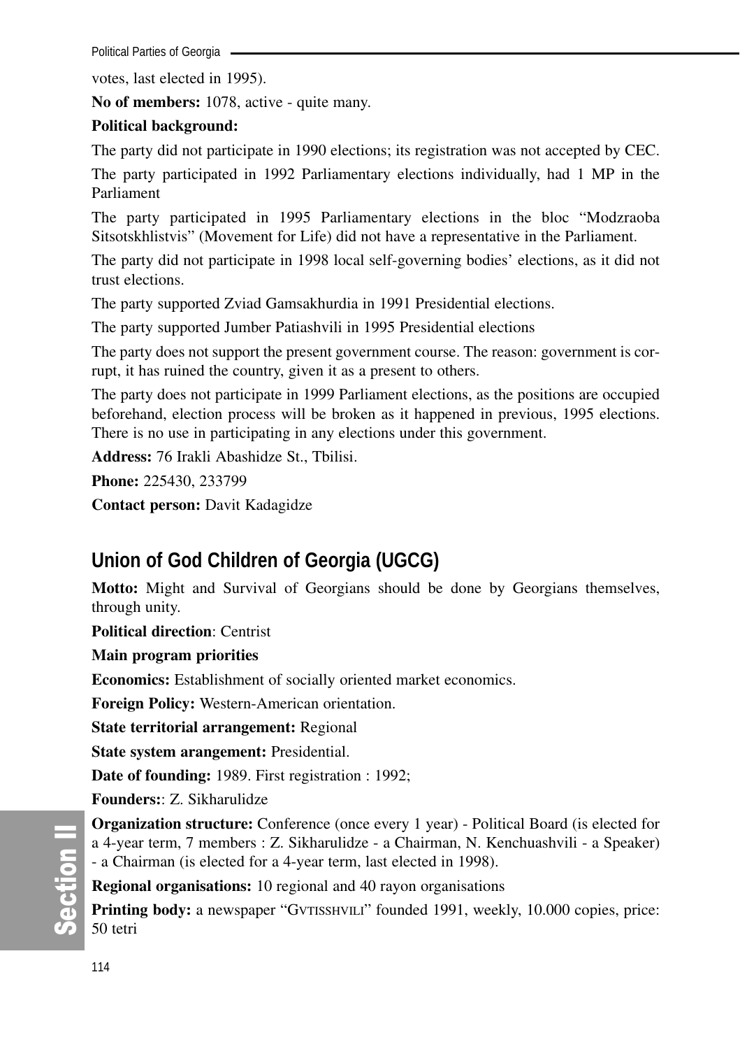votes, last elected in 1995).

**No of members:** 1078, active - quite many.

**Political background:**

The party did not participate in 1990 elections; its registration was not accepted by CEC.

The party participated in 1992 Parliamentary elections individually, had 1 MP in the Parliament

The party participated in 1995 Parliamentary elections in the bloc "Modzraoba Sitsotskhlistvis" (Movement for Life) did not have a representative in the Parliament.

The party did not participate in 1998 local self-governing bodies' elections, as it did not trust elections.

The party supported Zviad Gamsakhurdia in 1991 Presidential elections.

The party supported Jumber Patiashvili in 1995 Presidential elections

The party does not support the present government course. The reason: government is corrupt, it has ruined the country, given it as a present to others.

The party does not participate in 1999 Parliament elections, as the positions are occupied beforehand, election process will be broken as it happened in previous, 1995 elections. There is no use in participating in any elections under this government.

**Address:** 76 Irakli Abashidze St., Tbilisi.

**Phone:** 225430, 233799

**Contact person:** Davit Kadagidze

## Union of God Children of Georgia (UGCG)

**Motto:** Might and Survival of Georgians should be done by Georgians themselves, through unity.

**Political direction**: Centrist

**Main program priorities**

**Economics:** Establishment of socially oriented market economics.

**Foreign Policy:** Western-American orientation.

**State territorial arrangement:** Regional

**State system arangement:** Presidential.

**Date of founding:** 1989. First registration : 1992;

**Founders:**: Z. Sikharulidze

**Organization structure:** Conference (once every 1 year) - Political Board (is elected for a 4-year term, 7 members : Z. Sikharulidze - a Chairman, N. Kenchuashvili - a Speaker) - a Chairman (is elected for a 4-year term, last elected in 1998).

**Regional organisations:** 10 regional and 40 rayon organisations

**Printing body:** a newspaper "GVTISSHVILI" founded 1991, weekly, 10.000 copies, price: 50 tetri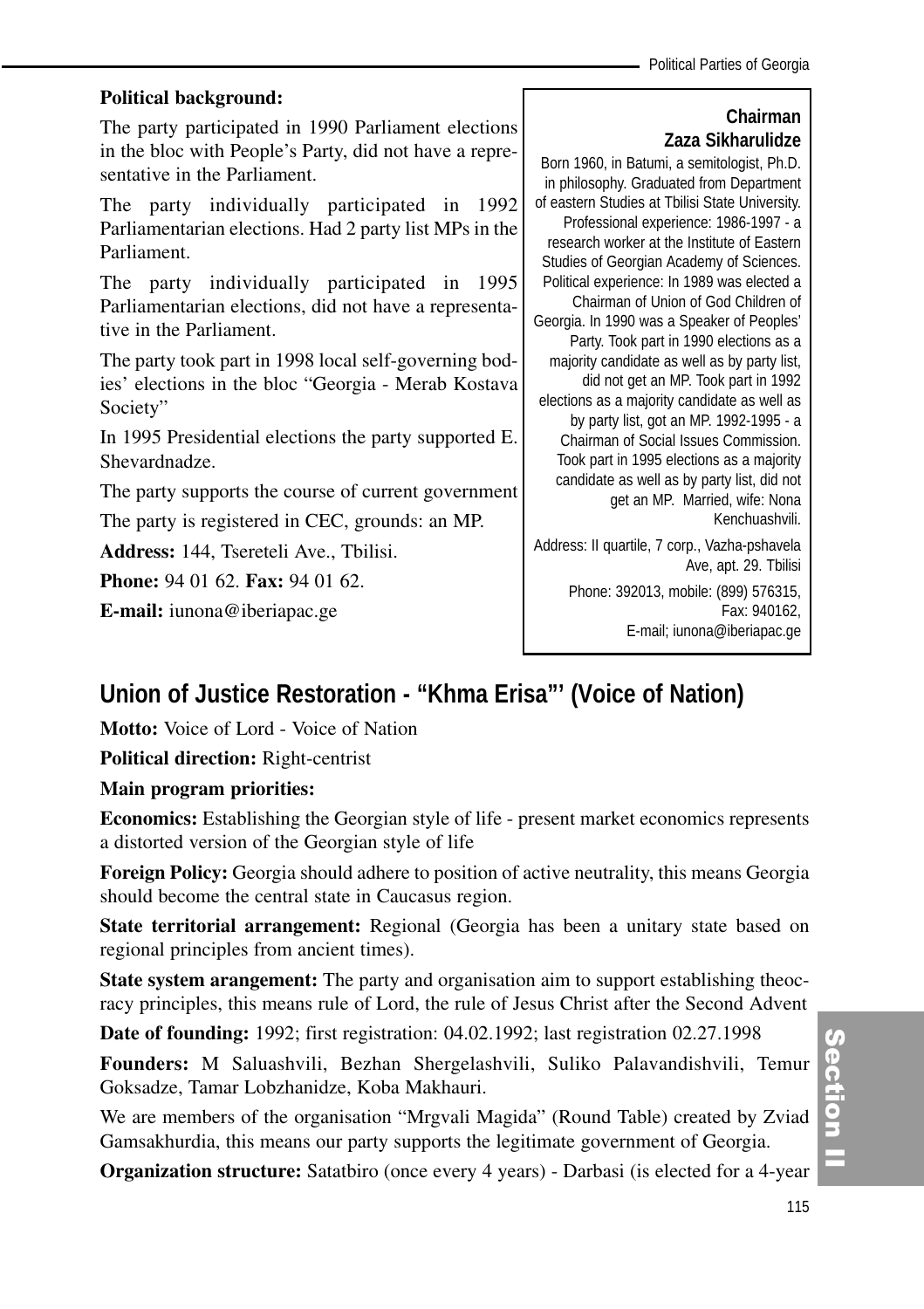**Political background:**

The party participated in 1990 Parliament elections in the bloc with People's Party, did not have a representative in the Parliament.

The party individually participated in 1992 Parliamentarian elections. Had 2 party list MPs in the Parliament.

The party individually participated in 1995 Parliamentarian elections, did not have a representative in the Parliament.

The party took part in 1998 local self-governing bodies' elections in the bloc "Georgia - Merab Kostava Society"

In 1995 Presidential elections the party supported E. Shevardnadze.

The party supports the course of current government

The party is registered in CEC, grounds: an MP.

**Address:** 144, Tsereteli Ave., Tbilisi.

**Phone:** 94 01 62. **Fax:** 94 01 62.

**E-mail:** iunona@iberiapac.ge

**Chairman**
**Zaza Sikharulidze**

Born 1960, in Batumi, a semitologist, Ph.D. in philosophy. Graduated from Department of eastern Studies at Tbilisi State University. Professional experience: 1986-1997 - a research worker at the Institute of Eastern Studies of Georgian Academy of Sciences. Political experience: In 1989 was elected a Chairman of Union of God Children of Georgia. In 1990 was a Speaker of Peoples' Party. Took part in 1990 elections as a majority candidate as well as by party list, did not get an MP. Took part in 1992 elections as a majority candidate as well as by party list, got an MP. 1992-1995 - a Chairman of Social Issues Commission. Took part in 1995 elections as a majority candidate as well as by party list, did not get an MP. Married, wife: Nona Kenchuashvili.

Address: II quartile, 7 corp., Vazha-pshavela Ave, apt. 29. Tbilisi

Phone: 392013, mobile: (899) 576315, Fax: 940162, E-mail; iunona@iberiapac.ge

## Union of Justice Restoration - "Khma Erisa"' (Voice of Nation)

**Motto:** Voice of Lord - Voice of Nation

**Political direction:** Right-centrist

**Main program priorities:**

**Economics:** Establishing the Georgian style of life - present market economics represents a distorted version of the Georgian style of life

**Foreign Policy:** Georgia should adhere to position of active neutrality, this means Georgia should become the central state in Caucasus region.

**State territorial arrangement:** Regional (Georgia has been a unitary state based on regional principles from ancient times).

**State system arangement:** The party and organisation aim to support establishing theocracy principles, this means rule of Lord, the rule of Jesus Christ after the Second Advent

**Date of founding:** 1992; first registration: 04.02.1992; last registration 02.27.1998

**Founders:** M Saluashvili, Bezhan Shergelashvili, Suliko Palavandishvili, Temur Goksadze, Tamar Lobzhanidze, Koba Makhauri.

We are members of the organisation "Mrgvali Magida" (Round Table) created by Zviad Gamsakhurdia, this means our party supports the legitimate government of Georgia.

**Organization structure:** Satatbiro (once every 4 years) - Darbasi (is elected for a 4-year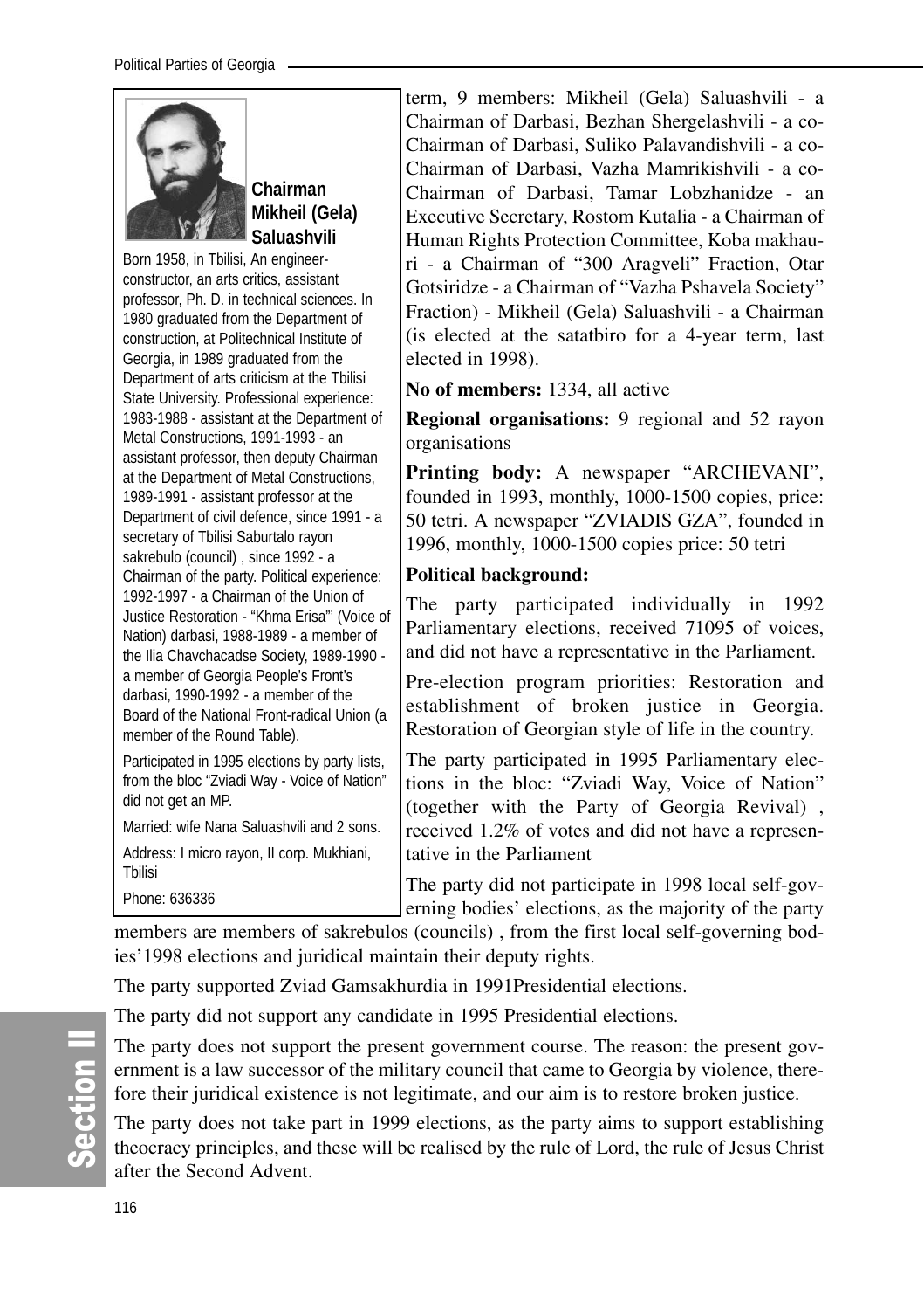**Chairman Mikheil (Gela) Saluashvili**

Born 1958, in Tbilisi, An engineer-constructor, an arts critics, assistant professor, Ph. D. in technical sciences. In 1980 graduated from the Department of construction, at Politechnical Institute of Georgia, in 1989 graduated from the Department of arts criticism at the Tbilisi State University. Professional experience: 1983-1988 - assistant at the Department of Metal Constructions, 1991-1993 - an assistant professor, then deputy Chairman at the Department of Metal Constructions, 1989-1991 - assistant professor at the Department of civil defence, since 1991 - a secretary of Tbilisi Saburtalo rayon sakrebulo (council) , since 1992 - a Chairman of the party. Political experience: 1992-1997 - a Chairman of the Union of Justice Restoration - "Khma Erisa"' (Voice of Nation) darbasi, 1988-1989 - a member of the Ilia Chavchacadse Society, 1989-1990 - a member of Georgia People's Front's darbasi, 1990-1992 - a member of the Board of the National Front-radical Union (a member of the Round Table).

Participated in 1995 elections by party lists, from the bloc "Zviadi Way - Voice of Nation" did not get an MP.

Married: wife Nana Saluashvili and 2 sons.

Address: I micro rayon, II corp. Mukhiani, Tbilisi

Phone: 636336

term, 9 members: Mikheil (Gela) Saluashvili - a Chairman of Darbasi, Bezhan Shergelashvili - a co-Chairman of Darbasi, Suliko Palavandishvili - a co-Chairman of Darbasi, Vazha Mamrikishvili - a co-Chairman of Darbasi, Tamar Lobzhanidze - an Executive Secretary, Rostom Kutalia - a Chairman of Human Rights Protection Committee, Koba makhauri - a Chairman of "300 Aragveli" Fraction, Otar Gotsiridze - a Chairman of "Vazha Pshavela Society" Fraction) - Mikheil (Gela) Saluashvili - a Chairman (is elected at the satatbiro for a 4-year term, last elected in 1998).

**No of members:** 1334, all active

**Regional organisations:** 9 regional and 52 rayon organisations

**Printing body:** A newspaper "ARCHEVANI", founded in 1993, monthly, 1000-1500 copies, price: 50 tetri. A newspaper "ZVIADIS GZA", founded in 1996, monthly, 1000-1500 copies price: 50 tetri

**Political background:**

The party participated individually in 1992 Parliamentary elections, received 71095 of voices, and did not have a representative in the Parliament.

Pre-election program priorities: Restoration and establishment of broken justice in Georgia. Restoration of Georgian style of life in the country.

The party participated in 1995 Parliamentary elections in the bloc: "Zviadi Way, Voice of Nation" (together with the Party of Georgia Revival) , received 1.2% of votes and did not have a representative in the Parliament

The party did not participate in 1998 local self-governing bodies' elections, as the majority of the party members are members of sakrebulos (councils) , from the first local self-governing bodies'1998 elections and juridical maintain their deputy rights.

The party supported Zviad Gamsakhurdia in 1991Presidential elections.

The party did not support any candidate in 1995 Presidential elections.

The party does not support the present government course. The reason: the present government is a law successor of the military council that came to Georgia by violence, therefore their juridical existence is not legitimate, and our aim is to restore broken justice.

The party does not take part in 1999 elections, as the party aims to support establishing theocracy principles, and these will be realised by the rule of Lord, the rule of Jesus Christ after the Second Advent.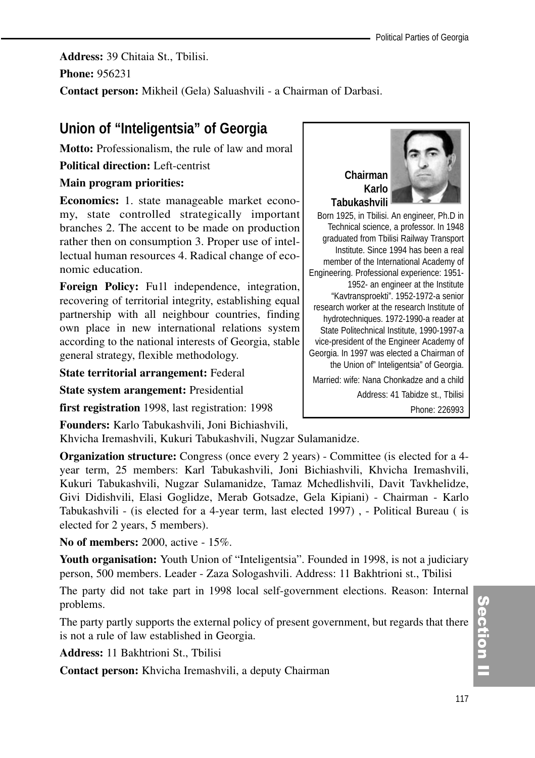**Address:** 39 Chitaia St., Tbilisi.

**Phone:** 956231

**Contact person:** Mikheil (Gela) Saluashvili - a Chairman of Darbasi.

## Union of "Inteligentsia" of Georgia

**Motto:** Professionalism, the rule of law and moral

**Political direction:** Left-centrist

**Main program priorities:**

**Economics:** 1. state manageable market economy, state controlled strategically important branches 2. The accent to be made on production rather then on consumption 3. Proper use of intellectual human resources 4. Radical change of economic education.

**Foreign Policy:** Fu11 independence, integration, recovering of territorial integrity, establishing equal partnership with all neighbour countries, finding own place in new international relations system according to the national interests of Georgia, stable general strategy, flexible methodology.

**State territorial arrangement:** Federal

**State system arangement:** Presidential

**first registration** 1998, last registration: 1998

**Founders:** Karlo Tabukashvili, Joni Bichiashvili, Khvicha Iremashvili, Kukuri Tabukashvili, Nugzar Sulamanidze.

**Organization structure:** Congress (once every 2 years) - Committee (is elected for a 4-year term, 25 members: Karl Tabukashvili, Joni Bichiashvili, Khvicha Iremashvili, Kukuri Tabukashvili, Nugzar Sulamanidze, Tamaz Mchedlishvili, Davit Tavkhelidze, Givi Didishvili, Elasi Goglidze, Merab Gotsadze, Gela Kipiani) - Chairman - Karlo Tabukashvili - (is elected for a 4-year term, last elected 1997) , - Political Bureau ( is elected for 2 years, 5 members).

**No of members:** 2000, active - 15%.

**Youth organisation:** Youth Union of "Inteligentsia". Founded in 1998, is not a judiciary person, 500 members. Leader - Zaza Sologashvili. Address: 11 Bakhtrioni st., Tbilisi

The party did not take part in 1998 local self-government elections. Reason: Internal problems.

The party partly supports the external policy of present government, but regards that there is not a rule of law established in Georgia.

**Address:** 11 Bakhtrioni St., Tbilisi

**Contact person:** Khvicha Iremashvili, a deputy Chairman

**Chairman Karlo Tabukashvili**

Born 1925, in Tbilisi. An engineer, Ph.D in Technical science, a professor. In 1948 graduated from Tbilisi Railway Transport Institute. Since 1994 has been a real member of the International Academy of Engineering. Professional experience: 1951-1952- an engineer at the Institute "Kavtransproekti". 1952-1972-a senior research worker at the research Institute of hydrotechniques. 1972-1990-a reader at State Politechnical Institute, 1990-1997-a vice-president of the Engineer Academy of Georgia. In 1997 was elected a Chairman of the Union of" Inteligentsia" of Georgia.

Married: wife: Nana Chonkadze and a child

Address: 41 Tabidze st., Tbilisi

Phone: 226993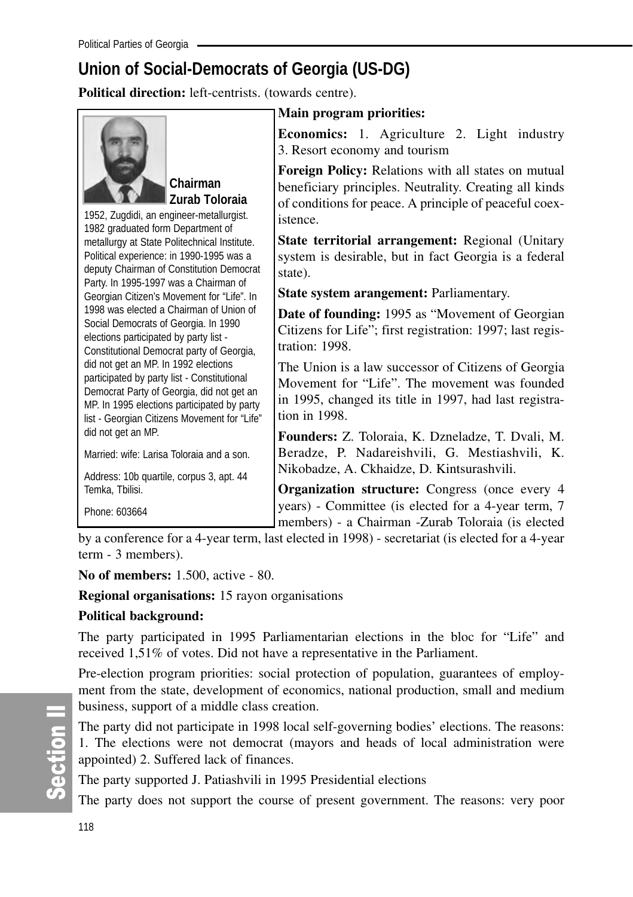## Union of Social-Democrats of Georgia (US-DG)

**Political direction:** left-centrists. (towards centre).

**Chairman Zurab Toloraia**

1952, Zugdidi, an engineer-metallurgist. 1982 graduated form Department of metallurgy at State Politechnical Institute. Political experience: in 1990-1995 was a deputy Chairman of Constitution Democrat Party. In 1995-1997 was a Chairman of Georgian Citizen's Movement for "Life". In 1998 was elected a Chairman of Union of Social Democrats of Georgia. In 1990 elections participated by party list - Constitutional Democrat party of Georgia, did not get an MP. In 1992 elections participated by party list - Constitutional Democrat Party of Georgia, did not get an MP. In 1995 elections participated by party list - Georgian Citizens Movement for "Life" did not get an MP.

Married: wife: Larisa Toloraia and a son.

Address: 10b quartile, corpus 3, apt. 44 Temka, Tbilisi.

Phone: 603664

**Main program priorities:**

**Economics:** 1. Agriculture 2. Light industry 3. Resort economy and tourism

**Foreign Policy:** Relations with all states on mutual beneficiary principles. Neutrality. Creating all kinds of conditions for peace. A principle of peaceful coexistence.

**State territorial arrangement:** Regional (Unitary system is desirable, but in fact Georgia is a federal state).

**State system arangement:** Parliamentary.

**Date of founding:** 1995 as "Movement of Georgian Citizens for Life"; first registration: 1997; last registration: 1998.

The Union is a law successor of Citizens of Georgia Movement for "Life". The movement was founded in 1995, changed its title in 1997, had last registration in 1998.

**Founders:** Z. Toloraia, K. Dzneladze, T. Dvali, M. Beradze, P. Nadareishvili, G. Mestiashvili, K. Nikobadze, A. Ckhaidze, D. Kintsurashvili.

**Organization structure:** Congress (once every 4 years) - Committee (is elected for a 4-year term, 7 members) - a Chairman -Zurab Toloraia (is elected by a conference for a 4-year term, last elected in 1998) - secretariat (is elected for a 4-year term - 3 members).

**No of members:** 1.500, active - 80.

**Regional organisations:** 15 rayon organisations

**Political background:**

The party participated in 1995 Parliamentarian elections in the bloc for "Life" and received 1,51% of votes. Did not have a representative in the Parliament.

Pre-election program priorities: social protection of population, guarantees of employment from the state, development of economics, national production, small and medium business, support of a middle class creation.

The party did not participate in 1998 local self-governing bodies' elections. The reasons: 1. The elections were not democrat (mayors and heads of local administration were appointed) 2. Suffered lack of finances.

The party supported J. Patiashvili in 1995 Presidential elections

The party does not support the course of present government. The reasons: very poor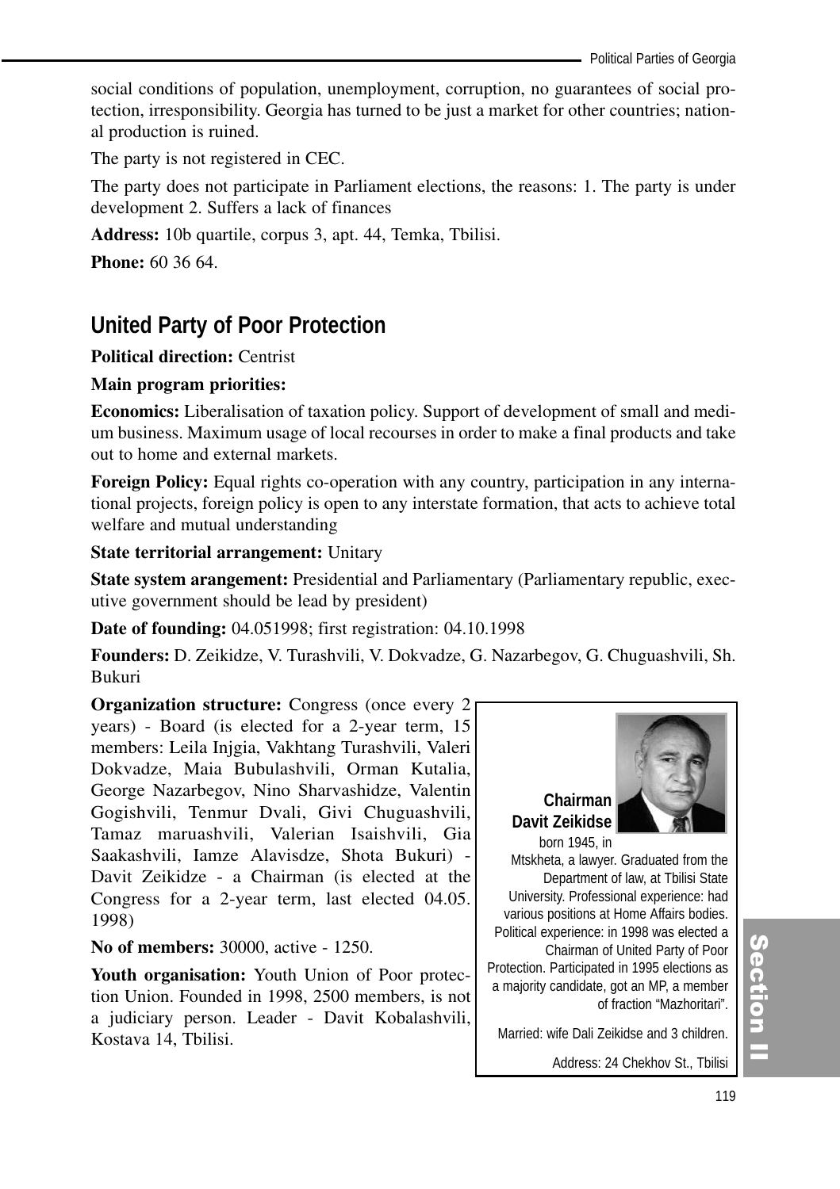social conditions of population, unemployment, corruption, no guarantees of social protection, irresponsibility. Georgia has turned to be just a market for other countries; national production is ruined.

The party is not registered in CEC.

The party does not participate in Parliament elections, the reasons: 1. The party is under development 2. Suffers a lack of finances

**Address:** 10b quartile, corpus 3, apt. 44, Temka, Tbilisi.

**Phone:** 60 36 64.

## United Party of Poor Protection

**Political direction:** Centrist

**Main program priorities:**

**Economics:** Liberalisation of taxation policy. Support of development of small and medium business. Maximum usage of local recourses in order to make a final products and take out to home and external markets.

**Foreign Policy:** Equal rights co-operation with any country, participation in any international projects, foreign policy is open to any interstate formation, that acts to achieve total welfare and mutual understanding

**State territorial arrangement:** Unitary

**State system arangement:** Presidential and Parliamentary (Parliamentary republic, executive government should be lead by president)

**Date of founding:** 04.051998; first registration: 04.10.1998

**Founders:** D. Zeikidze, V. Turashvili, V. Dokvadze, G. Nazarbegov, G. Chuguashvili, Sh. Bukuri

**Organization structure:** Congress (once every 2 years) - Board (is elected for a 2-year term, 15 members: Leila Injgia, Vakhtang Turashvili, Valeri Dokvadze, Maia Bubulashvili, Orman Kutalia, George Nazarbegov, Nino Sharvashidze, Valentin Gogishvili, Tenmur Dvali, Givi Chuguashvili, Tamaz maruashvili, Valerian Isaishvili, Gia Saakashvili, Iamze Alavisdze, Shota Bukuri) - Davit Zeikidze - a Chairman (is elected at the Congress for a 2-year term, last elected 04.05. 1998)

**No of members:** 30000, active - 1250.

**Youth organisation:** Youth Union of Poor protection Union. Founded in 1998, 2500 members, is not a judiciary person. Leader - Davit Kobalashvili, Kostava 14, Tbilisi.

**Chairman Davit Zeikidse**

born 1945, in Mtskheta, a lawyer. Graduated from the Department of law, at Tbilisi State University. Professional experience: had various positions at Home Affairs bodies. Political experience: in 1998 was elected a Chairman of United Party of Poor Protection. Participated in 1995 elections as a majority candidate, got an MP, a member of fraction "Mazhoritari".

Married: wife Dali Zeikidse and 3 children.

Address: 24 Chekhov St., Tbilisi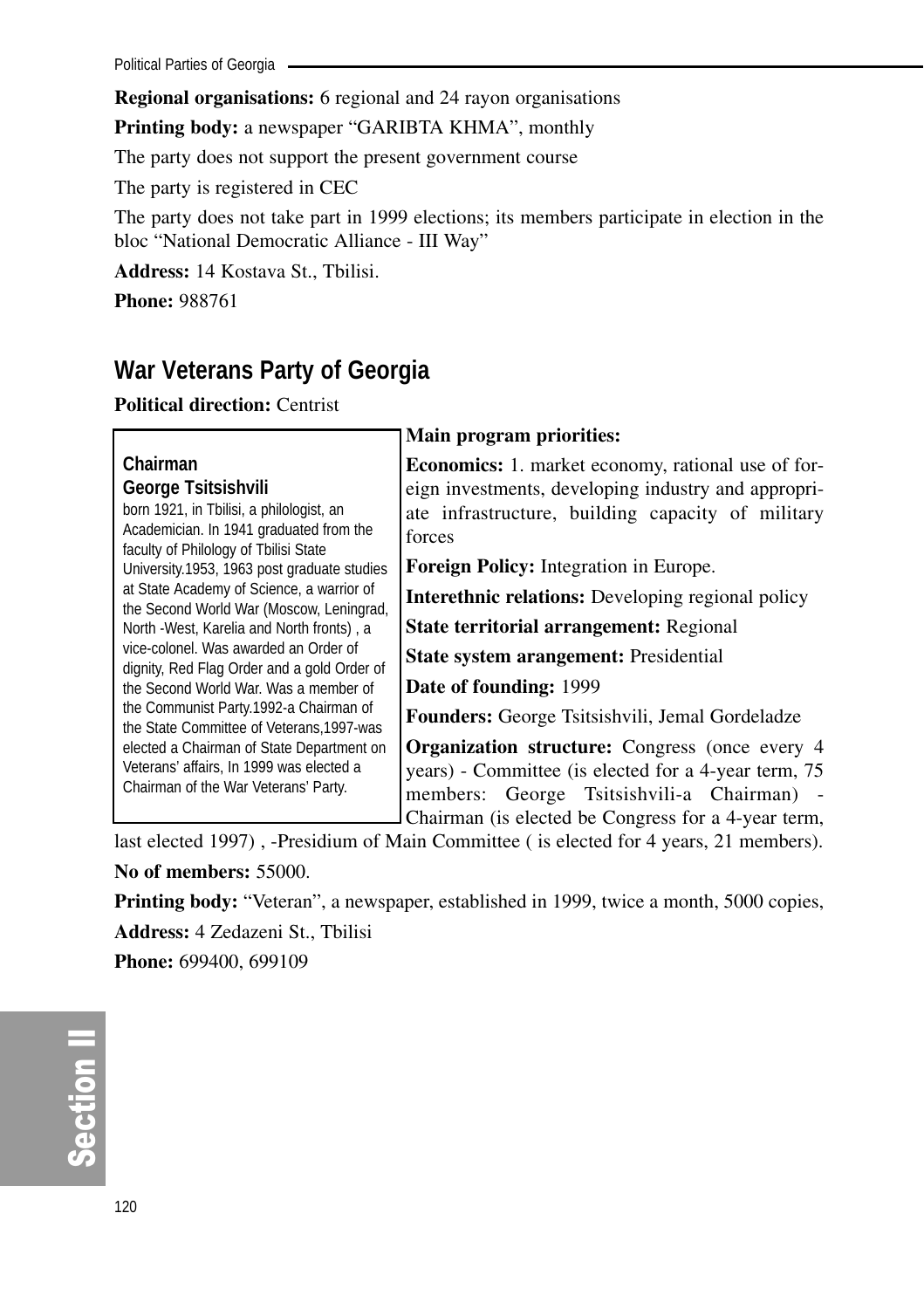**Regional organisations:** 6 regional and 24 rayon organisations

**Printing body:** a newspaper "GARIBTA KHMA", monthly

The party does not support the present government course

The party is registered in CEC

The party does not take part in 1999 elections; its members participate in election in the bloc "National Democratic Alliance - III Way"

**Address:** 14 Kostava St., Tbilisi.

**Phone:** 988761

## War Veterans Party of Georgia

**Political direction:** Centrist

**Chairman**
**George Tsitsishvili**
born 1921, in Tbilisi, a philologist, an Academician. In 1941 graduated from the faculty of Philology of Tbilisi State University.1953, 1963 post graduate studies at State Academy of Science, a warrior of the Second World War (Moscow, Leningrad, North -West, Karelia and North fronts) , a vice-colonel. Was awarded an Order of dignity, Red Flag Order and a gold Order of the Second World War. Was a member of the Communist Party.1992-a Chairman of the State Committee of Veterans,1997-was elected a Chairman of State Department on Veterans' affairs, In 1999 was elected a Chairman of the War Veterans' Party.

**Main program priorities:**

**Economics:** 1. market economy, rational use of foreign investments, developing industry and appropriate infrastructure, building capacity of military forces

**Foreign Policy:** Integration in Europe.

**Interethnic relations:** Developing regional policy

**State territorial arrangement:** Regional

**State system arangement:** Presidential

**Date of founding:** 1999

**Founders:** George Tsitsishvili, Jemal Gordeladze

**Organization structure:** Congress (once every 4 years) - Committee (is elected for a 4-year term, 75 members: George Tsitsishvili-a Chairman) - Chairman (is elected be Congress for a 4-year term, last elected 1997) , -Presidium of Main Committee ( is elected for 4 years, 21 members).

**No of members:** 55000.

**Printing body:** "Veteran", a newspaper, established in 1999, twice a month, 5000 copies,

**Address:** 4 Zedazeni St., Tbilisi

**Phone:** 699400, 699109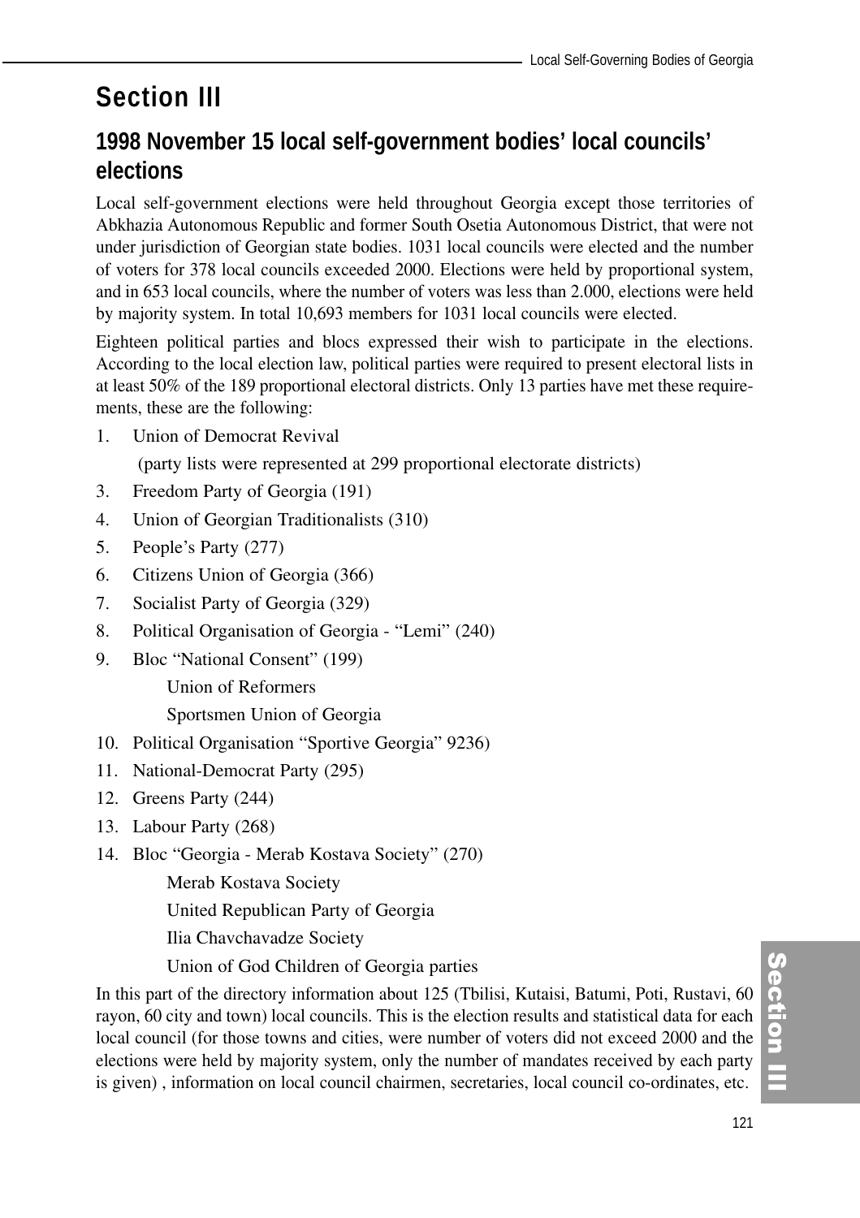# Section III

## 1998 November 15 local self-government bodies' local councils' elections

Local self-government elections were held throughout Georgia except those territories of Abkhazia Autonomous Republic and former South Osetia Autonomous District, that were not under jurisdiction of Georgian state bodies. 1031 local councils were elected and the number of voters for 378 local councils exceeded 2000. Elections were held by proportional system, and in 653 local councils, where the number of voters was less than 2.000, elections were held by majority system. In total 10,693 members for 1031 local councils were elected.

Eighteen political parties and blocs expressed their wish to participate in the elections. According to the local election law, political parties were required to present electoral lists in at least 50% of the 189 proportional electoral districts. Only 13 parties have met these requirements, these are the following:

1. Union of Democrat Revival

   (party lists were represented at 299 proportional electorate districts)

3. Freedom Party of Georgia (191)
4. Union of Georgian Traditionalists (310)
5. People's Party (277)
6. Citizens Union of Georgia (366)
7. Socialist Party of Georgia (329)
8. Political Organisation of Georgia - "Lemi" (240)
9. Bloc "National Consent" (199)

   Union of Reformers

   Sportsmen Union of Georgia

10. Political Organisation "Sportive Georgia" 9236)
11. National-Democrat Party (295)
12. Greens Party (244)
13. Labour Party (268)
14. Bloc "Georgia - Merab Kostava Society" (270)

   Merab Kostava Society

   United Republican Party of Georgia

   Ilia Chavchavadze Society

   Union of God Children of Georgia parties

In this part of the directory information about 125 (Tbilisi, Kutaisi, Batumi, Poti, Rustavi, 60 rayon, 60 city and town) local councils. This is the election results and statistical data for each local council (for those towns and cities, were number of voters did not exceed 2000 and the elections were held by majority system, only the number of mandates received by each party is given) , information on local council chairmen, secretaries, local council co-ordinates, etc.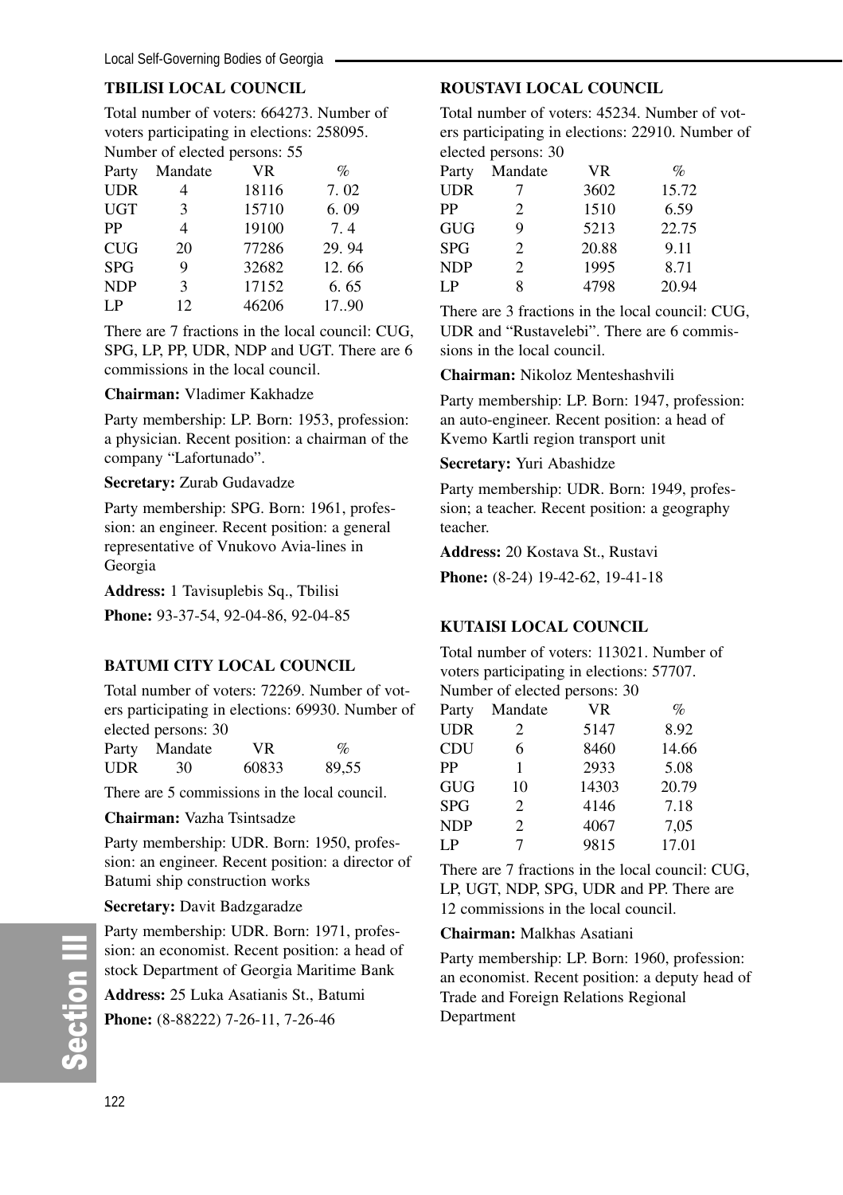### TBILISI LOCAL COUNCIL

Total number of voters: 664273. Number of voters participating in elections: 258095. Number of elected persons: 55

| Party | Mandate | VR | % |
|---|---|---|---|
| UDR | 4 | 18116 | 7. 02 |
| UGT | 3 | 15710 | 6. 09 |
| PP | 4 | 19100 | 7. 4 |
| CUG | 20 | 77286 | 29. 94 |
| SPG | 9 | 32682 | 12. 66 |
| NDP | 3 | 17152 | 6. 65 |
| LP | 12 | 46206 | 17..90 |

There are 7 fractions in the local council: CUG, SPG, LP, PP, UDR, NDP and UGT. There are 6 commissions in the local council.

**Chairman:** Vladimer Kakhadze

Party membership: LP. Born: 1953, profession: a physician. Recent position: a chairman of the company "Lafortunado".

**Secretary:** Zurab Gudavadze

Party membership: SPG. Born: 1961, profession: an engineer. Recent position: a general representative of Vnukovo Avia-lines in Georgia

**Address:** 1 Tavisuplebis Sq., Tbilisi

**Phone:** 93-37-54, 92-04-86, 92-04-85

### BATUMI CITY LOCAL COUNCIL

Total number of voters: 72269. Number of voters participating in elections: 69930. Number of elected persons: 30

| Party | Mandate | VR | % |
|---|---|---|---|
| UDR | 30 | 60833 | 89,55 |

There are 5 commissions in the local council.

**Chairman:** Vazha Tsintsadze

Party membership: UDR. Born: 1950, profession: an engineer. Recent position: a director of Batumi ship construction works

**Secretary:** Davit Badzgaradze

Party membership: UDR. Born: 1971, profession: an economist. Recent position: a head of stock Department of Georgia Maritime Bank

**Address:** 25 Luka Asatianis St., Batumi

**Phone:** (8-88222) 7-26-11, 7-26-46

### ROUSTAVI LOCAL COUNCIL

Total number of voters: 45234. Number of voters participating in elections: 22910. Number of elected persons: 30

| Party | Mandate | VR | % |
|---|---|---|---|
| UDR | 7 | 3602 | 15.72 |
| PP | 2 | 1510 | 6.59 |
| GUG | 9 | 5213 | 22.75 |
| SPG | 2 | 20.88 | 9.11 |
| NDP | 2 | 1995 | 8.71 |
| LP | 8 | 4798 | 20.94 |

There are 3 fractions in the local council: CUG, UDR and "Rustavelebi". There are 6 commissions in the local council.

**Chairman:** Nikoloz Menteshashvili

Party membership: LP. Born: 1947, profession: an auto-engineer. Recent position: a head of Kvemo Kartli region transport unit

**Secretary:** Yuri Abashidze

Party membership: UDR. Born: 1949, profession; a teacher. Recent position: a geography teacher.

**Address:** 20 Kostava St., Rustavi

**Phone:** (8-24) 19-42-62, 19-41-18

### KUTAISI LOCAL COUNCIL

Total number of voters: 113021. Number of voters participating in elections: 57707. Number of elected persons: 30

| Party | Mandate | VR | % |
|---|---|---|---|
| UDR | 2 | 5147 | 8.92 |
| CDU | 6 | 8460 | 14.66 |
| PP | 1 | 2933 | 5.08 |
| GUG | 10 | 14303 | 20.79 |
| SPG | 2 | 4146 | 7.18 |
| NDP | 2 | 4067 | 7,05 |
| LP | 7 | 9815 | 17.01 |

There are 7 fractions in the local council: CUG, LP, UGT, NDP, SPG, UDR and PP. There are 12 commissions in the local council.

**Chairman:** Malkhas Asatiani

Party membership: LP. Born: 1960, profession: an economist. Recent position: a deputy head of Trade and Foreign Relations Regional Department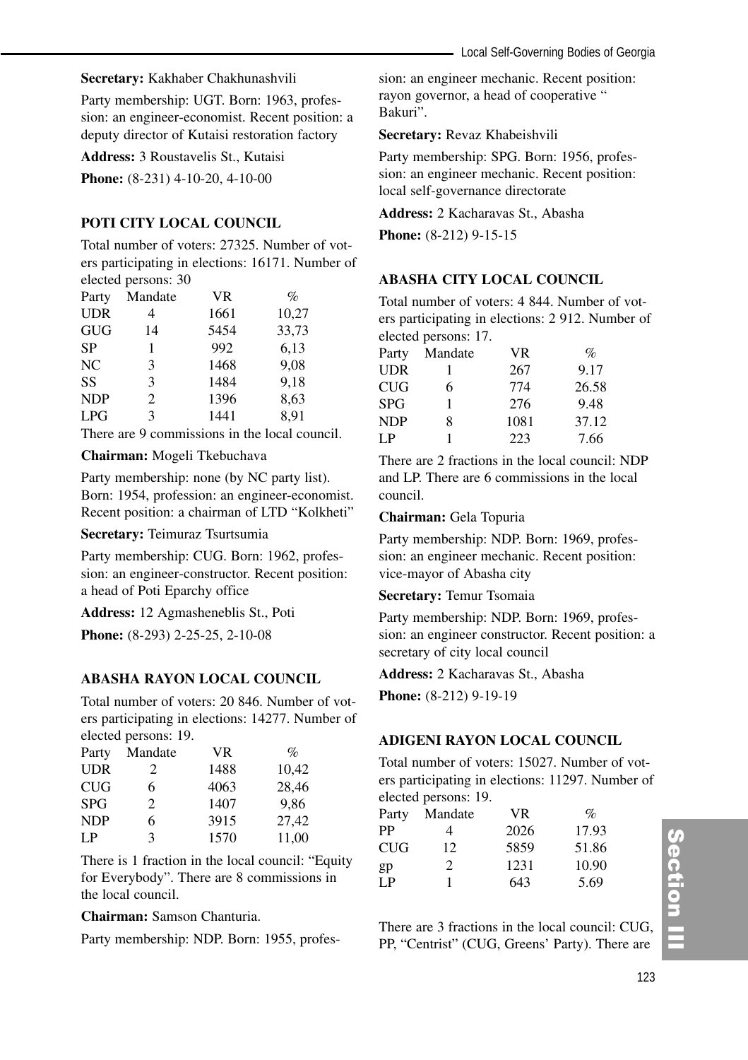**Secretary:** Kakhaber Chakhunashvili

Party membership: UGT. Born: 1963, profession: an engineer-economist. Recent position: a deputy director of Kutaisi restoration factory

**Address:** 3 Roustavelis St., Kutaisi

**Phone:** (8-231) 4-10-20, 4-10-00

### POTI CITY LOCAL COUNCIL

Total number of voters: 27325. Number of voters participating in elections: 16171. Number of elected persons: 30

| Party | Mandate | VR | % |
|---|---|---|---|
| UDR | 4 | 1661 | 10,27 |
| GUG | 14 | 5454 | 33,73 |
| SP | 1 | 992 | 6,13 |
| NC | 3 | 1468 | 9,08 |
| SS | 3 | 1484 | 9,18 |
| NDP | 2 | 1396 | 8,63 |
| LPG | 3 | 1441 | 8,91 |

There are 9 commissions in the local council.

**Chairman:** Mogeli Tkebuchava

Party membership: none (by NC party list). Born: 1954, profession: an engineer-economist. Recent position: a chairman of LTD "Kolkheti"

**Secretary:** Teimuraz Tsurtsumia

Party membership: CUG. Born: 1962, profession: an engineer-constructor. Recent position: a head of Poti Eparchy office

**Address:** 12 Agmasheneblis St., Poti

**Phone:** (8-293) 2-25-25, 2-10-08

### ABASHA RAYON LOCAL COUNCIL

Total number of voters: 20 846. Number of voters participating in elections: 14277. Number of elected persons: 19.

| Party | Mandate | VR | % |
|---|---|---|---|
| UDR | 2 | 1488 | 10,42 |
| CUG | 6 | 4063 | 28,46 |
| SPG | 2 | 1407 | 9,86 |
| NDP | 6 | 3915 | 27,42 |
| LP | 3 | 1570 | 11,00 |

There is 1 fraction in the local council: "Equity for Everybody". There are 8 commissions in the local council.

**Chairman:** Samson Chanturia.

Party membership: NDP. Born: 1955, profession: an engineer mechanic. Recent position: rayon governor, a head of cooperative " Bakuri".

**Secretary:** Revaz Khabeishvili

Party membership: SPG. Born: 1956, profession: an engineer mechanic. Recent position: local self-governance directorate

**Address:** 2 Kacharavas St., Abasha

**Phone:** (8-212) 9-15-15

### ABASHA CITY LOCAL COUNCIL

Total number of voters: 4 844. Number of voters participating in elections: 2 912. Number of elected persons: 17.

| Party | Mandate | VR | % |
|---|---|---|---|
| UDR | 1 | 267 | 9.17 |
| CUG | 6 | 774 | 26.58 |
| SPG | 1 | 276 | 9.48 |
| NDP | 8 | 1081 | 37.12 |
| LP | 1 | 223 | 7.66 |

There are 2 fractions in the local council: NDP and LP. There are 6 commissions in the local council.

**Chairman:** Gela Topuria

Party membership: NDP. Born: 1969, profession: an engineer mechanic. Recent position: vice-mayor of Abasha city

**Secretary:** Temur Tsomaia

Party membership: NDP. Born: 1969, profession: an engineer constructor. Recent position: a secretary of city local council

**Address:** 2 Kacharavas St., Abasha

**Phone:** (8-212) 9-19-19

### ADIGENI RAYON LOCAL COUNCIL

Total number of voters: 15027. Number of voters participating in elections: 11297. Number of elected persons: 19.

| Party | Mandate | VR | % |
|---|---|---|---|
| PP | 4 | 2026 | 17.93 |
| CUG | 12 | 5859 | 51.86 |
| gp | 2 | 1231 | 10.90 |
| LP | 1 | 643 | 5.69 |

There are 3 fractions in the local council: CUG, PP, "Centrist" (CUG, Greens' Party). There are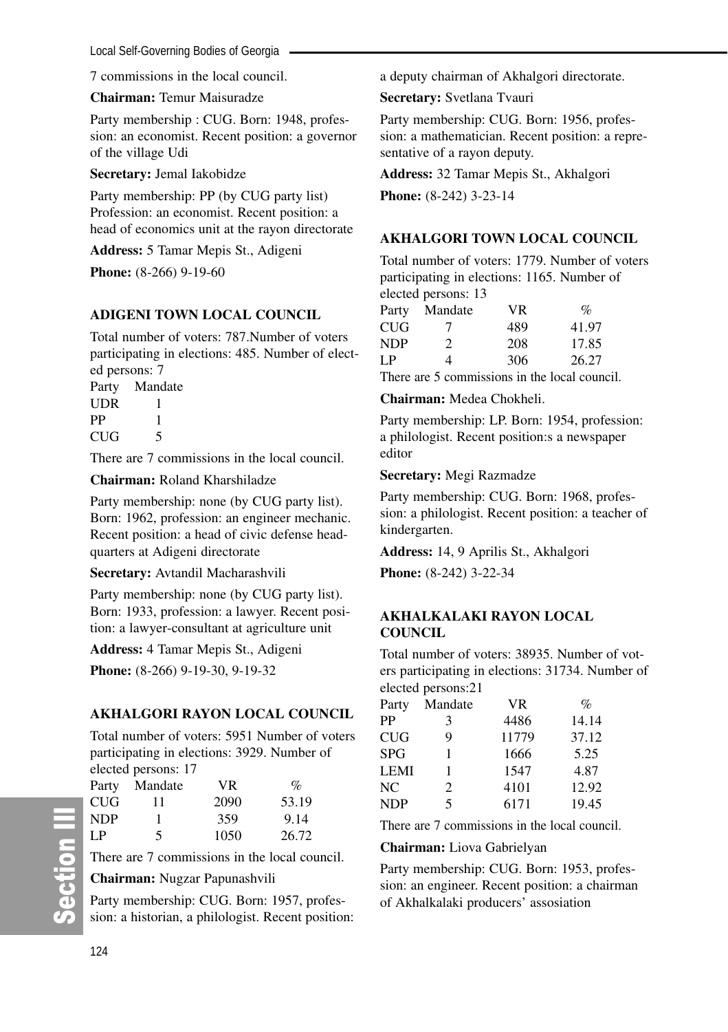7 commissions in the local council.

**Chairman:** Temur Maisuradze

Party membership : CUG. Born: 1948, profession: an economist. Recent position: a governor of the village Udi

**Secretary:** Jemal Iakobidze

Party membership: PP (by CUG party list) Profession: an economist. Recent position: a head of economics unit at the rayon directorate

**Address:** 5 Tamar Mepis St., Adigeni

**Phone:** (8-266) 9-19-60

### ADIGENI TOWN LOCAL COUNCIL

Total number of voters: 787.Number of voters participating in elections: 485. Number of elected persons: 7

| Party | Mandate |
|---|---|
| UDR | 1 |
| PP | 1 |
| CUG | 5 |

There are 7 commissions in the local council.

**Chairman:** Roland Kharshiladze

Party membership: none (by CUG party list). Born: 1962, profession: an engineer mechanic. Recent position: a head of civic defense headquarters at Adigeni directorate

**Secretary:** Avtandil Macharashvili

Party membership: none (by CUG party list). Born: 1933, profession: a lawyer. Recent position: a lawyer-consultant at agriculture unit

**Address:** 4 Tamar Mepis St., Adigeni

**Phone:** (8-266) 9-19-30, 9-19-32

### AKHALGORI RAYON LOCAL COUNCIL

Total number of voters: 5951 Number of voters participating in elections: 3929. Number of elected persons: 17

| Party | Mandate | VR | % |
|---|---|---|---|
| CUG | 11 | 2090 | 53.19 |
| NDP | 1 | 359 | 9.14 |
| LP | 5 | 1050 | 26.72 |

There are 7 commissions in the local council.

**Chairman:** Nugzar Papunashvili

Party membership: CUG. Born: 1957, profession: a historian, a philologist. Recent position: a deputy chairman of Akhalgori directorate.

**Secretary:** Svetlana Tvauri

Party membership: CUG. Born: 1956, profession: a mathematician. Recent position: a representative of a rayon deputy.

**Address:** 32 Tamar Mepis St., Akhalgori

**Phone:** (8-242) 3-23-14

### AKHALGORI TOWN LOCAL COUNCIL

Total number of voters: 1779. Number of voters participating in elections: 1165. Number of elected persons: 13

| Party | Mandate | VR | % |
|---|---|---|---|
| CUG | 7 | 489 | 41.97 |
| NDP | 2 | 208 | 17.85 |
| LP | 4 | 306 | 26.27 |

There are 5 commissions in the local council.

**Chairman:** Medea Chokheli.

Party membership: LP. Born: 1954, profession: a philologist. Recent position:s a newspaper editor

**Secretary:** Megi Razmadze

Party membership: CUG. Born: 1968, profession: a philologist. Recent position: a teacher of kindergarten.

**Address:** 14, 9 Aprilis St., Akhalgori

**Phone:** (8-242) 3-22-34

### AKHALKALAKI RAYON LOCAL COUNCIL

Total number of voters: 38935. Number of voters participating in elections: 31734. Number of elected persons:21

| Party | Mandate | VR | % |
|---|---|---|---|
| PP | 3 | 4486 | 14.14 |
| CUG | 9 | 11779 | 37.12 |
| SPG | 1 | 1666 | 5.25 |
| LEMI | 1 | 1547 | 4.87 |
| NC | 2 | 4101 | 12.92 |
| NDP | 5 | 6171 | 19.45 |

There are 7 commissions in the local council.

**Chairman:** Liova Gabrielyan

Party membership: CUG. Born: 1953, profession: an engineer. Recent position: a chairman of Akhalkalaki producers' assosiation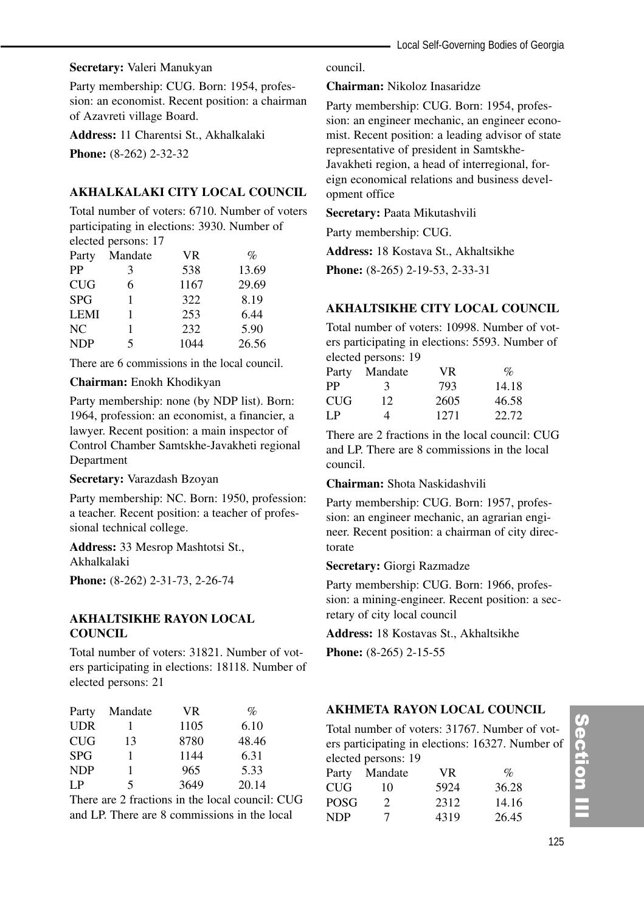**Secretary:** Valeri Manukyan

Party membership: CUG. Born: 1954, profession: an economist. Recent position: a chairman of Azavreti village Board.

**Address:** 11 Charentsi St., Akhalkalaki

**Phone:** (8-262) 2-32-32

### AKHALKALAKI CITY LOCAL COUNCIL

Total number of voters: 6710. Number of voters participating in elections: 3930. Number of elected persons: 17

| Party | Mandate | VR | % |
|---|---|---|---|
| PP | 3 | 538 | 13.69 |
| CUG | 6 | 1167 | 29.69 |
| SPG | 1 | 322 | 8.19 |
| LEMI | 1 | 253 | 6.44 |
| NC | 1 | 232 | 5.90 |
| NDP | 5 | 1044 | 26.56 |

There are 6 commissions in the local council.

**Chairman:** Enokh Khodikyan

Party membership: none (by NDP list). Born: 1964, profession: an economist, a financier, a lawyer. Recent position: a main inspector of Control Chamber Samtskhe-Javakheti regional Department

**Secretary:** Varazdash Bzoyan

Party membership: NC. Born: 1950, profession: a teacher. Recent position: a teacher of professional technical college.

**Address:** 33 Mesrop Mashtotsi St., Akhalkalaki

**Phone:** (8-262) 2-31-73, 2-26-74

### AKHALTSIKHE RAYON LOCAL COUNCIL

Total number of voters: 31821. Number of voters participating in elections: 18118. Number of elected persons: 21

| Party | Mandate | VR | % |
|---|---|---|---|
| UDR | 1 | 1105 | 6.10 |
| CUG | 13 | 8780 | 48.46 |
| SPG | 1 | 1144 | 6.31 |
| NDP | 1 | 965 | 5.33 |
| LP | 5 | 3649 | 20.14 |

There are 2 fractions in the local council: CUG and LP. There are 8 commissions in the local council.

**Chairman:** Nikoloz Inasaridze

Party membership: CUG. Born: 1954, profession: an engineer mechanic, an engineer economist. Recent position: a leading advisor of state representative of president in Samtskhe-Javakheti region, a head of interregional, foreign economical relations and business development office

**Secretary:** Paata Mikutashvili

Party membership: CUG.

**Address:** 18 Kostava St., Akhaltsikhe

**Phone:** (8-265) 2-19-53, 2-33-31

### AKHALTSIKHE CITY LOCAL COUNCIL

Total number of voters: 10998. Number of voters participating in elections: 5593. Number of elected persons: 19

| Party | Mandate | VR | % |
|---|---|---|---|
| PP | 3 | 793 | 14.18 |
| CUG | 12 | 2605 | 46.58 |
| LP | 4 | 1271 | 22.72 |

There are 2 fractions in the local council: CUG and LP. There are 8 commissions in the local council.

**Chairman:** Shota Naskidashvili

Party membership: CUG. Born: 1957, profession: an engineer mechanic, an agrarian engineer. Recent position: a chairman of city directorate

**Secretary:** Giorgi Razmadze

Party membership: CUG. Born: 1966, profession: a mining-engineer. Recent position: a secretary of city local council

**Address:** 18 Kostavas St., Akhaltsikhe

**Phone:** (8-265) 2-15-55

### AKHMETA RAYON LOCAL COUNCIL

Total number of voters: 31767. Number of voters participating in elections: 16327. Number of elected persons: 19

| Party | Mandate | VR | % |
|---|---|---|---|
| CUG | 10 | 5924 | 36.28 |
| POSG | 2 | 2312 | 14.16 |
| NDP | 7 | 4319 | 26.45 |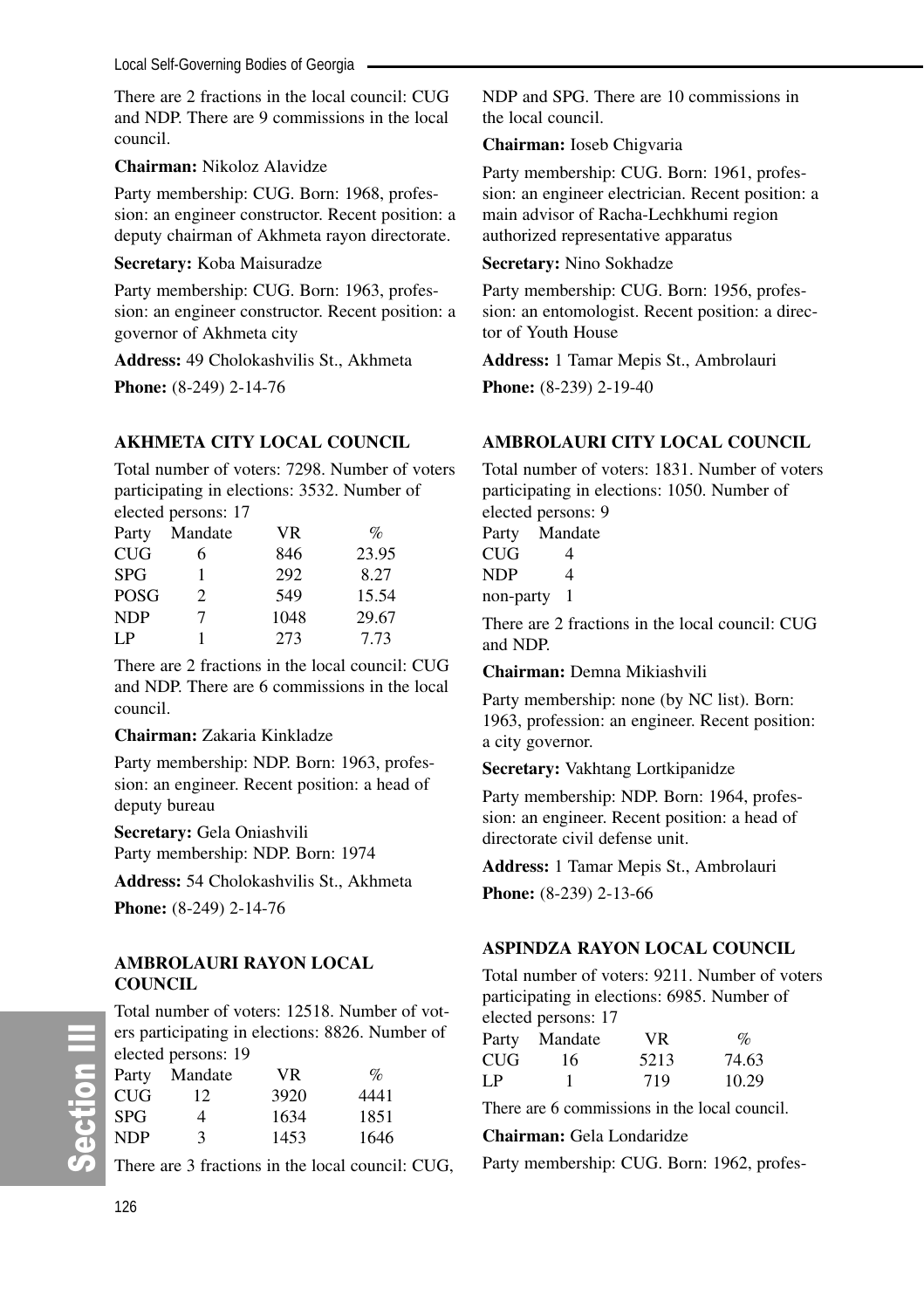There are 2 fractions in the local council: CUG and NDP. There are 9 commissions in the local council.

**Chairman:** Nikoloz Alavidze

Party membership: CUG. Born: 1968, profession: an engineer constructor. Recent position: a deputy chairman of Akhmeta rayon directorate.

**Secretary:** Koba Maisuradze

Party membership: CUG. Born: 1963, profession: an engineer constructor. Recent position: a governor of Akhmeta city

**Address:** 49 Cholokashvilis St., Akhmeta

**Phone:** (8-249) 2-14-76

### AKHMETA CITY LOCAL COUNCIL

Total number of voters: 7298. Number of voters participating in elections: 3532. Number of elected persons: 17

| Party | Mandate | VR | % |
|---|---|---|---|
| CUG | 6 | 846 | 23.95 |
| SPG | 1 | 292 | 8.27 |
| POSG | 2 | 549 | 15.54 |
| NDP | 7 | 1048 | 29.67 |
| LP | 1 | 273 | 7.73 |

There are 2 fractions in the local council: CUG and NDP. There are 6 commissions in the local council.

**Chairman:** Zakaria Kinkladze

Party membership: NDP. Born: 1963, profession: an engineer. Recent position: a head of deputy bureau

**Secretary:** Gela Oniashvili
Party membership: NDP. Born: 1974

**Address:** 54 Cholokashvilis St., Akhmeta

**Phone:** (8-249) 2-14-76

### AMBROLAURI RAYON LOCAL COUNCIL

Total number of voters: 12518. Number of voters participating in elections: 8826. Number of elected persons: 19

| Party | Mandate | VR | % |
|---|---|---|---|
| CUG | 12 | 3920 | 4441 |
| SPG | 4 | 1634 | 1851 |
| NDP | 3 | 1453 | 1646 |

There are 3 fractions in the local council: CUG, NDP and SPG. There are 10 commissions in the local council.

**Chairman:** Ioseb Chigvaria

Party membership: CUG. Born: 1961, profession: an engineer electrician. Recent position: a main advisor of Racha-Lechkhumi region authorized representative apparatus

**Secretary:** Nino Sokhadze

Party membership: CUG. Born: 1956, profession: an entomologist. Recent position: a director of Youth House

**Address:** 1 Tamar Mepis St., Ambrolauri

**Phone:** (8-239) 2-19-40

### AMBROLAURI CITY LOCAL COUNCIL

Total number of voters: 1831. Number of voters participating in elections: 1050. Number of elected persons: 9

| Party | Mandate |
|---|---|
| CUG | 4 |
| NDP | 4 |
| non-party | 1 |

There are 2 fractions in the local council: CUG and NDP.

**Chairman:** Demna Mikiashvili

Party membership: none (by NC list). Born: 1963, profession: an engineer. Recent position: a city governor.

**Secretary:** Vakhtang Lortkipanidze

Party membership: NDP. Born: 1964, profession: an engineer. Recent position: a head of directorate civil defense unit.

**Address:** 1 Tamar Mepis St., Ambrolauri

**Phone:** (8-239) 2-13-66

### ASPINDZA RAYON LOCAL COUNCIL

Total number of voters: 9211. Number of voters participating in elections: 6985. Number of elected persons: 17

| Party | Mandate | VR | % |
|---|---|---|---|
| CUG | 16 | 5213 | 74.63 |
| LP | 1 | 719 | 10.29 |

There are 6 commissions in the local council.

**Chairman:** Gela Londaridze

Party membership: CUG. Born: 1962, profes-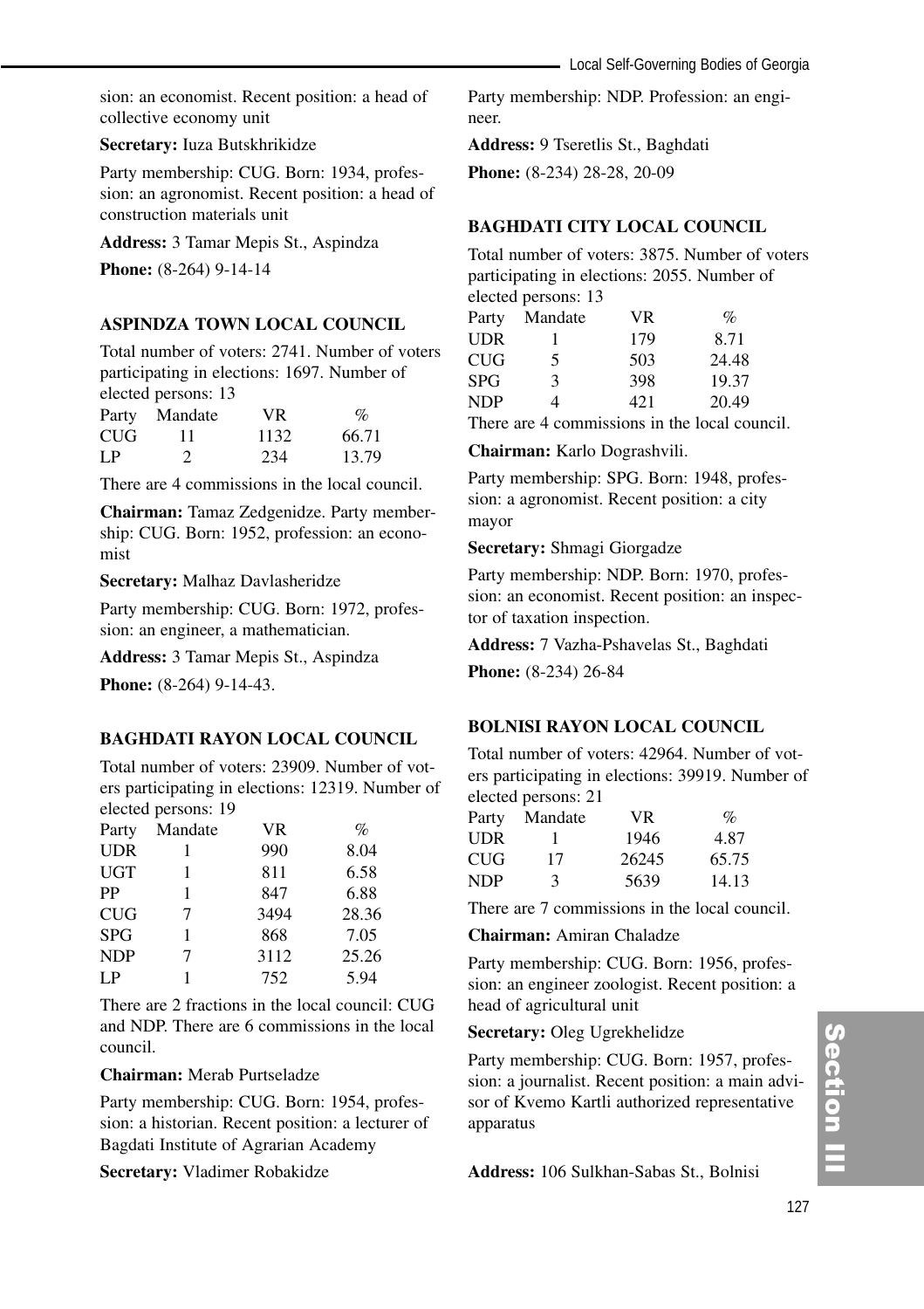sion: an economist. Recent position: a head of collective economy unit

**Secretary:** Iuza Butskhrikidze

Party membership: CUG. Born: 1934, profession: an agronomist. Recent position: a head of construction materials unit

**Address:** 3 Tamar Mepis St., Aspindza

**Phone:** (8-264) 9-14-14

### ASPINDZA TOWN LOCAL COUNCIL

Total number of voters: 2741. Number of voters participating in elections: 1697. Number of elected persons: 13

| Party | Mandate | VR | % |
|---|---|---|---|
| CUG | 11 | 1132 | 66.71 |
| LP | 2 | 234 | 13.79 |

There are 4 commissions in the local council.

**Chairman:** Tamaz Zedgenidze. Party membership: CUG. Born: 1952, profession: an economist

**Secretary:** Malhaz Davlasheridze

Party membership: CUG. Born: 1972, profession: an engineer, a mathematician.

**Address:** 3 Tamar Mepis St., Aspindza

**Phone:** (8-264) 9-14-43.

### BAGHDATI RAYON LOCAL COUNCIL

Total number of voters: 23909. Number of voters participating in elections: 12319. Number of elected persons: 19

| Party | Mandate | VR | % |
|---|---|---|---|
| UDR | 1 | 990 | 8.04 |
| UGT | 1 | 811 | 6.58 |
| PP | 1 | 847 | 6.88 |
| CUG | 7 | 3494 | 28.36 |
| SPG | 1 | 868 | 7.05 |
| NDP | 7 | 3112 | 25.26 |
| LP | 1 | 752 | 5.94 |

There are 2 fractions in the local council: CUG and NDP. There are 6 commissions in the local council.

**Chairman:** Merab Purtseladze

Party membership: CUG. Born: 1954, profession: a historian. Recent position: a lecturer of Bagdati Institute of Agrarian Academy

**Secretary:** Vladimer Robakidze

Party membership: NDP. Profession: an engineer.

**Address:** 9 Tseretlis St., Baghdati

**Phone:** (8-234) 28-28, 20-09

### BAGHDATI CITY LOCAL COUNCIL

Total number of voters: 3875. Number of voters participating in elections: 2055. Number of elected persons: 13

| Party | Mandate | VR | % |
|---|---|---|---|
| UDR | 1 | 179 | 8.71 |
| CUG | 5 | 503 | 24.48 |
| SPG | 3 | 398 | 19.37 |
| NDP | 4 | 421 | 20.49 |

There are 4 commissions in the local council.

**Chairman:** Karlo Dograshvili.

Party membership: SPG. Born: 1948, profession: a agronomist. Recent position: a city mayor

**Secretary:** Shmagi Giorgadze

Party membership: NDP. Born: 1970, profession: an economist. Recent position: an inspector of taxation inspection.

**Address:** 7 Vazha-Pshavelas St., Baghdati

**Phone:** (8-234) 26-84

### BOLNISI RAYON LOCAL COUNCIL

Total number of voters: 42964. Number of voters participating in elections: 39919. Number of elected persons: 21

| Party | Mandate | VR | % |
|---|---|---|---|
| UDR | 1 | 1946 | 4.87 |
| CUG | 17 | 26245 | 65.75 |
| NDP | 3 | 5639 | 14.13 |

There are 7 commissions in the local council.

**Chairman:** Amiran Chaladze

Party membership: CUG. Born: 1956, profession: an engineer zoologist. Recent position: a head of agricultural unit

**Secretary:** Oleg Ugrekhelidze

Party membership: CUG. Born: 1957, profession: a journalist. Recent position: a main advisor of Kvemo Kartli authorized representative apparatus

**Address:** 106 Sulkhan-Sabas St., Bolnisi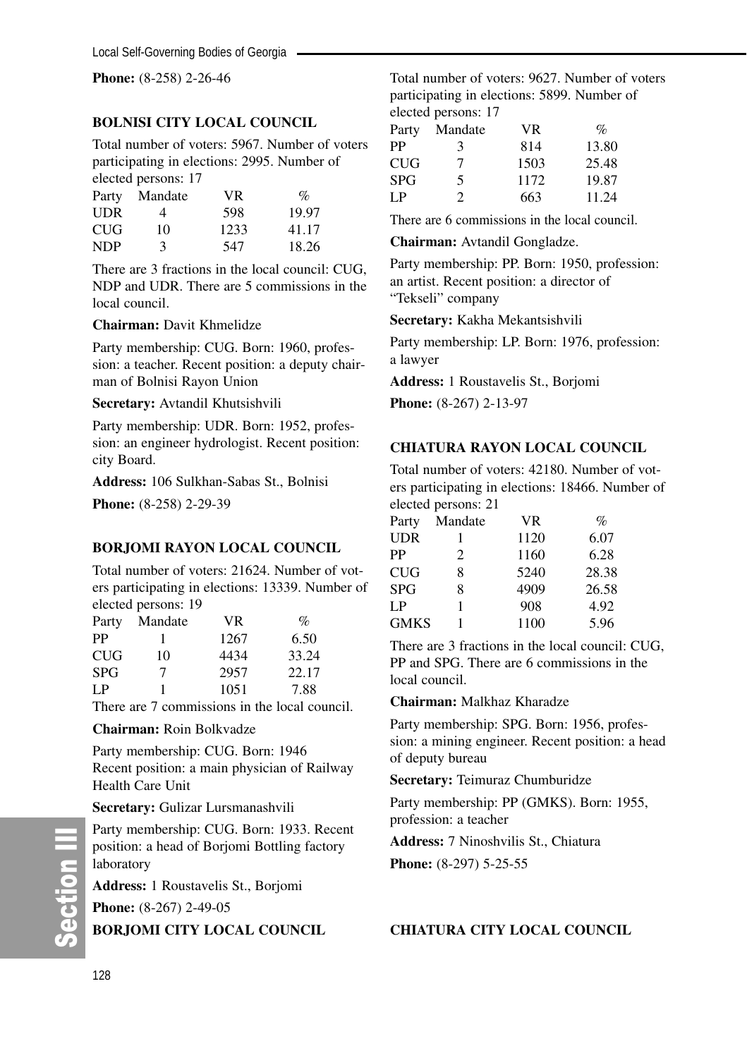**Phone:** (8-258) 2-26-46

### BOLNISI CITY LOCAL COUNCIL

Total number of voters: 5967. Number of voters participating in elections: 2995. Number of elected persons: 17

| Party | Mandate | VR | % |
|---|---|---|---|
| UDR | 4 | 598 | 19.97 |
| CUG | 10 | 1233 | 41.17 |
| NDP | 3 | 547 | 18.26 |

There are 3 fractions in the local council: CUG, NDP and UDR. There are 5 commissions in the local council.

**Chairman:** Davit Khmelidze

Party membership: CUG. Born: 1960, profession: a teacher. Recent position: a deputy chairman of Bolnisi Rayon Union

**Secretary:** Avtandil Khutsishvili

Party membership: UDR. Born: 1952, profession: an engineer hydrologist. Recent position: city Board.

**Address:** 106 Sulkhan-Sabas St., Bolnisi

**Phone:** (8-258) 2-29-39

### BORJOMI RAYON LOCAL COUNCIL

Total number of voters: 21624. Number of voters participating in elections: 13339. Number of elected persons: 19

| Party | Mandate | VR | % |
|---|---|---|---|
| PP | 1 | 1267 | 6.50 |
| CUG | 10 | 4434 | 33.24 |
| SPG | 7 | 2957 | 22.17 |
| LP | 1 | 1051 | 7.88 |

There are 7 commissions in the local council.

**Chairman:** Roin Bolkvadze

Party membership: CUG. Born: 1946
Recent position: a main physician of Railway Health Care Unit

**Secretary:** Gulizar Lursmanashvili

Party membership: CUG. Born: 1933. Recent position: a head of Borjomi Bottling factory laboratory

**Address:** 1 Roustavelis St., Borjomi

**Phone:** (8-267) 2-49-05

### BORJOMI CITY LOCAL COUNCIL

Total number of voters: 9627. Number of voters participating in elections: 5899. Number of elected persons: 17

| Party | Mandate | VR | % |
|---|---|---|---|
| PP | 3 | 814 | 13.80 |
| CUG | 7 | 1503 | 25.48 |
| SPG | 5 | 1172 | 19.87 |
| LP | 2 | 663 | 11.24 |

There are 6 commissions in the local council.

**Chairman:** Avtandil Gongladze.

Party membership: PP. Born: 1950, profession: an artist. Recent position: a director of "Tekseli" company

**Secretary:** Kakha Mekantsishvili

Party membership: LP. Born: 1976, profession: a lawyer

**Address:** 1 Roustavelis St., Borjomi

**Phone:** (8-267) 2-13-97

### CHIATURA RAYON LOCAL COUNCIL

Total number of voters: 42180. Number of voters participating in elections: 18466. Number of elected persons: 21

| Party | Mandate | VR | % |
|---|---|---|---|
| UDR | 1 | 1120 | 6.07 |
| PP | 2 | 1160 | 6.28 |
| CUG | 8 | 5240 | 28.38 |
| SPG | 8 | 4909 | 26.58 |
| LP | 1 | 908 | 4.92 |
| GMKS | 1 | 1100 | 5.96 |

There are 3 fractions in the local council: CUG, PP and SPG. There are 6 commissions in the local council.

**Chairman:** Malkhaz Kharadze

Party membership: SPG. Born: 1956, profession: a mining engineer. Recent position: a head of deputy bureau

**Secretary:** Teimuraz Chumburidze

Party membership: PP (GMKS). Born: 1955, profession: a teacher

**Address:** 7 Ninoshvilis St., Chiatura

**Phone:** (8-297) 5-25-55

### CHIATURA CITY LOCAL COUNCIL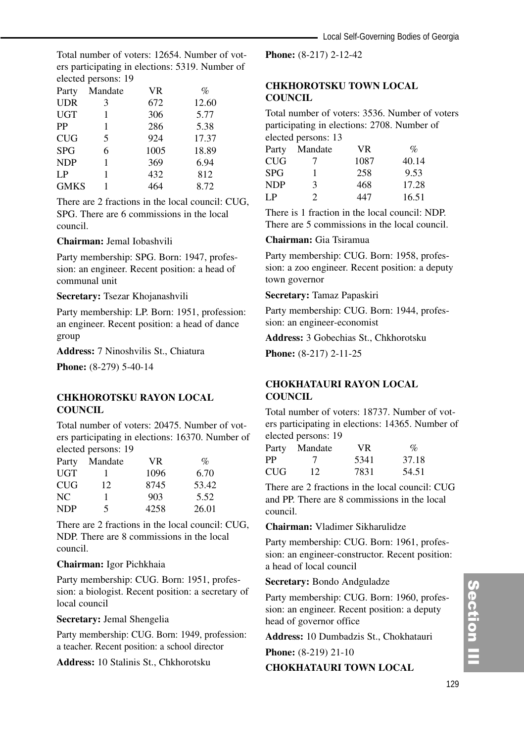Total number of voters: 12654. Number of voters participating in elections: 5319. Number of elected persons: 19

| Party | Mandate | VR | % |
|---|---|---|---|
| UDR | 3 | 672 | 12.60 |
| UGT | 1 | 306 | 5.77 |
| PP | 1 | 286 | 5.38 |
| CUG | 5 | 924 | 17.37 |
| SPG | 6 | 1005 | 18.89 |
| NDP | 1 | 369 | 6.94 |
| LP | 1 | 432 | 812 |
| GMKS | 1 | 464 | 8.72 |

There are 2 fractions in the local council: CUG, SPG. There are 6 commissions in the local council.

**Chairman:** Jemal Iobashvili

Party membership: SPG. Born: 1947, profession: an engineer. Recent position: a head of communal unit

**Secretary:** Tsezar Khojanashvili

Party membership: LP. Born: 1951, profession: an engineer. Recent position: a head of dance group

**Address:** 7 Ninoshvilis St., Chiatura

**Phone:** (8-279) 5-40-14

### CHKHOROTSKU RAYON LOCAL COUNCIL

Total number of voters: 20475. Number of voters participating in elections: 16370. Number of elected persons: 19

| Party | Mandate | VR | % |
|---|---|---|---|
| UGT | 1 | 1096 | 6.70 |
| CUG | 12 | 8745 | 53.42 |
| NC | 1 | 903 | 5.52 |
| NDP | 5 | 4258 | 26.01 |

There are 2 fractions in the local council: CUG, NDP. There are 8 commissions in the local council.

**Chairman:** Igor Pichkhaia

Party membership: CUG. Born: 1951, profession: a biologist. Recent position: a secretary of local council

**Secretary:** Jemal Shengelia

Party membership: CUG. Born: 1949, profession: a teacher. Recent position: a school director

**Address:** 10 Stalinis St., Chkhorotsku

**Phone:** (8-217) 2-12-42

### CHKHOROTSKU TOWN LOCAL COUNCIL

Total number of voters: 3536. Number of voters participating in elections: 2708. Number of elected persons: 13

| Party | Mandate | VR | % |
|---|---|---|---|
| CUG | 7 | 1087 | 40.14 |
| SPG | 1 | 258 | 9.53 |
| NDP | 3 | 468 | 17.28 |
| LP | 2 | 447 | 16.51 |

There is 1 fraction in the local council: NDP. There are 5 commissions in the local council.

**Chairman:** Gia Tsiramua

Party membership: CUG. Born: 1958, profession: a zoo engineer. Recent position: a deputy town governor

**Secretary:** Tamaz Papaskiri

Party membership: CUG. Born: 1944, profession: an engineer-economist

**Address:** 3 Gobechias St., Chkhorotsku

**Phone:** (8-217) 2-11-25

### CHOKHATAURI RAYON LOCAL COUNCIL

Total number of voters: 18737. Number of voters participating in elections: 14365. Number of elected persons: 19

| Party | Mandate | VR | % |
|---|---|---|---|
| PP | 7 | 5341 | 37.18 |
| CUG | 12 | 7831 | 54.51 |

There are 2 fractions in the local council: CUG and PP. There are 8 commissions in the local council.

**Chairman:** Vladimer Sikharulidze

Party membership: CUG. Born: 1961, profession: an engineer-constructor. Recent position: a head of local council

**Secretary:** Bondo Andguladze

Party membership: CUG. Born: 1960, profession: an engineer. Recent position: a deputy head of governor office

**Address:** 10 Dumbadzis St., Chokhatauri

**Phone:** (8-219) 21-10

### CHOKHATAURI TOWN LOCAL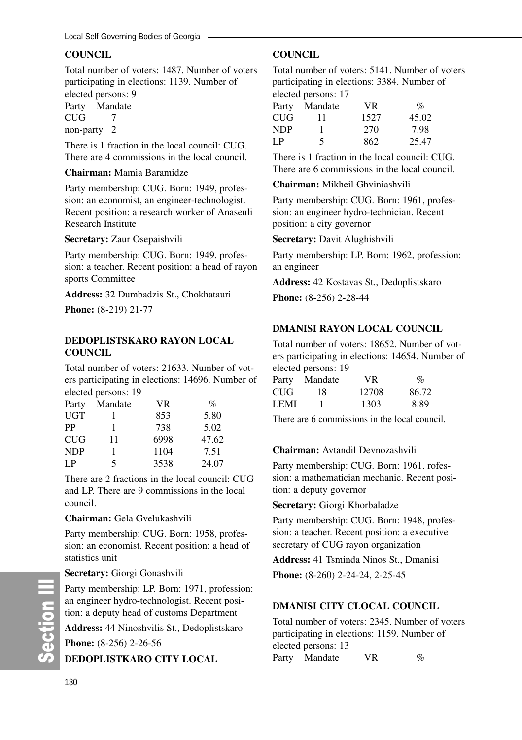**COUNCIL**

Total number of voters: 1487. Number of voters participating in elections: 1139. Number of elected persons: 9

| Party | Mandate |
|---|---|
| CUG | 7 |
| non-party | 2 |

There is 1 fraction in the local council: CUG. There are 4 commissions in the local council.

**Chairman:** Mamia Baramidze

Party membership: CUG. Born: 1949, profession: an economist, an engineer-technologist. Recent position: a research worker of Anaseuli Research Institute

**Secretary:** Zaur Osepaishvili

Party membership: CUG. Born: 1949, profession: a teacher. Recent position: a head of rayon sports Committee

**Address:** 32 Dumbadzis St., Chokhatauri

**Phone:** (8-219) 21-77

### DEDOPLISTSKARO RAYON LOCAL COUNCIL

Total number of voters: 21633. Number of voters participating in elections: 14696. Number of elected persons: 19

| Party | Mandate | VR | % |
|---|---|---|---|
| UGT | 1 | 853 | 5.80 |
| PP | 1 | 738 | 5.02 |
| CUG | 11 | 6998 | 47.62 |
| NDP | 1 | 1104 | 7.51 |
| LP | 5 | 3538 | 24.07 |

There are 2 fractions in the local council: CUG and LP. There are 9 commissions in the local council.

**Chairman:** Gela Gvelukashvili

Party membership: CUG. Born: 1958, profession: an economist. Recent position: a head of statistics unit

**Secretary:** Giorgi Gonashvili

Party membership: LP. Born: 1971, profession: an engineer hydro-technologist. Recent position: a deputy head of customs Department

**Address:** 44 Ninoshvilis St., Dedoplistskaro

**Phone:** (8-256) 2-26-56

### DEDOPLISTKARO CITY LOCAL COUNCIL

Total number of voters: 5141. Number of voters participating in elections: 3384. Number of elected persons: 17

| Party | Mandate | VR | % |
|---|---|---|---|
| CUG | 11 | 1527 | 45.02 |
| NDP | 1 | 270 | 7.98 |
| LP | 5 | 862 | 25.47 |

There is 1 fraction in the local council: CUG. There are 6 commissions in the local council.

**Chairman:** Mikheil Ghviniashvili

Party membership: CUG. Born: 1961, profession: an engineer hydro-technician. Recent position: a city governor

**Secretary:** Davit Alughishvili

Party membership: LP. Born: 1962, profession: an engineer

**Address:** 42 Kostavas St., Dedoplistskaro

**Phone:** (8-256) 2-28-44

### DMANISI RAYON LOCAL COUNCIL

Total number of voters: 18652. Number of voters participating in elections: 14654. Number of elected persons: 19

| Party | Mandate | VR | % |
|---|---|---|---|
| CUG | 18 | 12708 | 86.72 |
| LEMI | 1 | 1303 | 8.89 |

There are 6 commissions in the local council.

**Chairman:** Avtandil Devnozashvili

Party membership: CUG. Born: 1961. rofession: a mathematician mechanic. Recent position: a deputy governor

**Secretary:** Giorgi Khorbaladze

Party membership: CUG. Born: 1948, profession: a teacher. Recent position: a executive secretary of CUG rayon organization

**Address:** 41 Tsminda Ninos St., Dmanisi

**Phone:** (8-260) 2-24-24, 2-25-45

### DMANISI CITY CLOCAL COUNCIL

Total number of voters: 2345. Number of voters participating in elections: 1159. Number of elected persons: 13

| Party | Mandate | VR | % |
|---|---|---|---|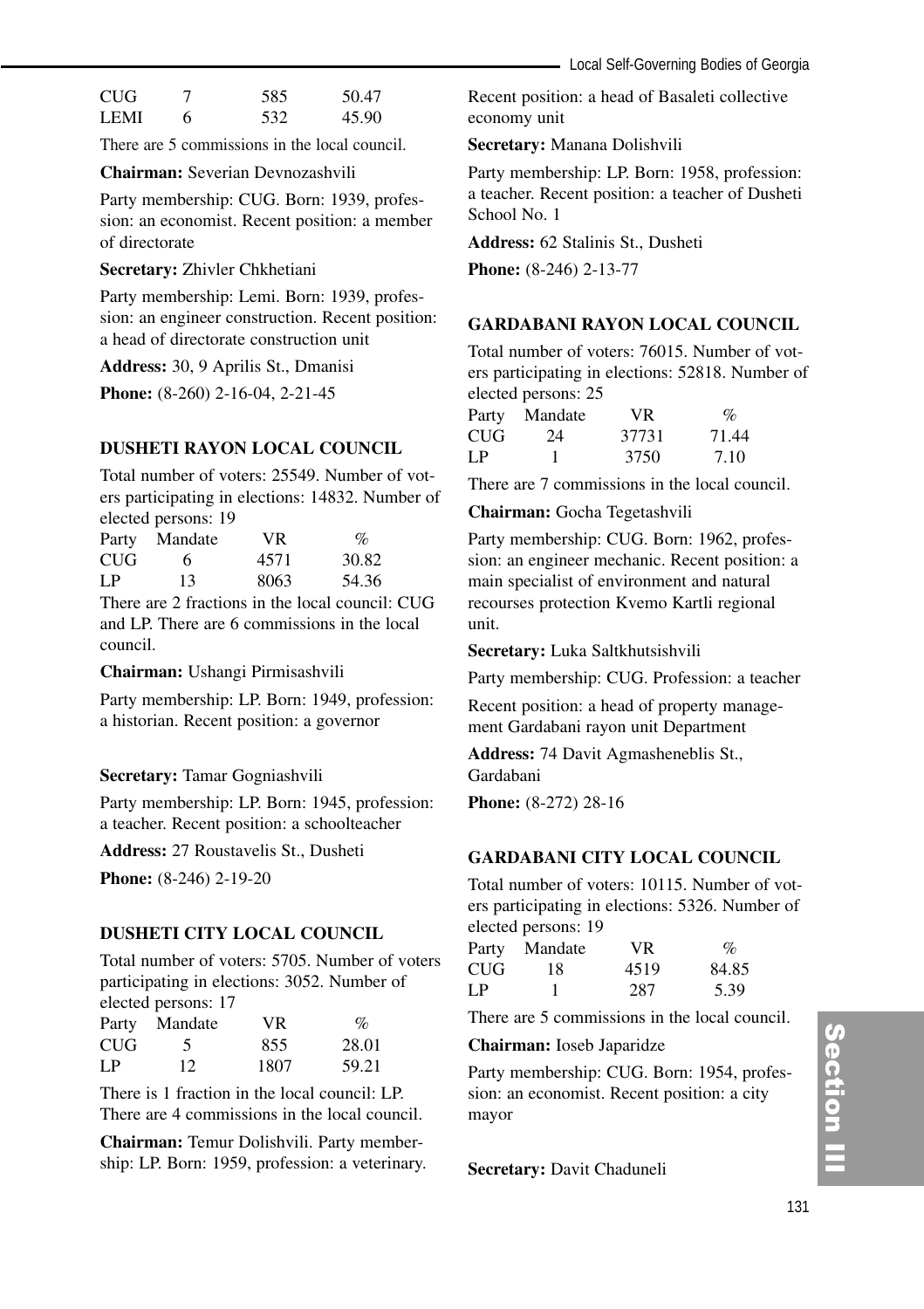| CUG | 7 | 585 | 50.47 |
|---|---|---|---|
| LEMI | 6 | 532 | 45.90 |

There are 5 commissions in the local council.

**Chairman:** Severian Devnozashvili

Party membership: CUG. Born: 1939, profession: an economist. Recent position: a member of directorate

**Secretary:** Zhivler Chkhetiani

Party membership: Lemi. Born: 1939, profession: an engineer construction. Recent position: a head of directorate construction unit

**Address:** 30, 9 Aprilis St., Dmanisi

**Phone:** (8-260) 2-16-04, 2-21-45

### DUSHETI RAYON LOCAL COUNCIL

Total number of voters: 25549. Number of voters participating in elections: 14832. Number of elected persons: 19

| Party | Mandate | VR | % |
|---|---|---|---|
| CUG | 6 | 4571 | 30.82 |
| LP | 13 | 8063 | 54.36 |

There are 2 fractions in the local council: CUG and LP. There are 6 commissions in the local council.

**Chairman:** Ushangi Pirmisashvili

Party membership: LP. Born: 1949, profession: a historian. Recent position: a governor

**Secretary:** Tamar Gogniashvili

Party membership: LP. Born: 1945, profession: a teacher. Recent position: a schoolteacher

**Address:** 27 Roustavelis St., Dusheti

**Phone:** (8-246) 2-19-20

### DUSHETI CITY LOCAL COUNCIL

Total number of voters: 5705. Number of voters participating in elections: 3052. Number of elected persons: 17

| Party | Mandate | VR | % |
|---|---|---|---|
| CUG | 5 | 855 | 28.01 |
| LP | 12 | 1807 | 59.21 |

There is 1 fraction in the local council: LP. There are 4 commissions in the local council.

**Chairman:** Temur Dolishvili. Party membership: LP. Born: 1959, profession: a veterinary. Recent position: a head of Basaleti collective economy unit

**Secretary:** Manana Dolishvili

Party membership: LP. Born: 1958, profession: a teacher. Recent position: a teacher of Dusheti School No. 1

**Address:** 62 Stalinis St., Dusheti

**Phone:** (8-246) 2-13-77

### GARDABANI RAYON LOCAL COUNCIL

Total number of voters: 76015. Number of voters participating in elections: 52818. Number of elected persons: 25

| Party | Mandate | VR | % |
|---|---|---|---|
| CUG | 24 | 37731 | 71.44 |
| LP | 1 | 3750 | 7.10 |

There are 7 commissions in the local council.

**Chairman:** Gocha Tegetashvili

Party membership: CUG. Born: 1962, profession: an engineer mechanic. Recent position: a main specialist of environment and natural recourses protection Kvemo Kartli regional unit.

**Secretary:** Luka Saltkhutsishvili

Party membership: CUG. Profession: a teacher

Recent position: a head of property management Gardabani rayon unit Department

**Address:** 74 Davit Agmasheneblis St., Gardabani

**Phone:** (8-272) 28-16

### GARDABANI CITY LOCAL COUNCIL

Total number of voters: 10115. Number of voters participating in elections: 5326. Number of elected persons: 19

| Party | Mandate | VR | % |
|---|---|---|---|
| CUG | 18 | 4519 | 84.85 |
| LP | 1 | 287 | 5.39 |

There are 5 commissions in the local council.

**Chairman:** Ioseb Japaridze

Party membership: CUG. Born: 1954, profession: an economist. Recent position: a city mayor

**Secretary:** Davit Chaduneli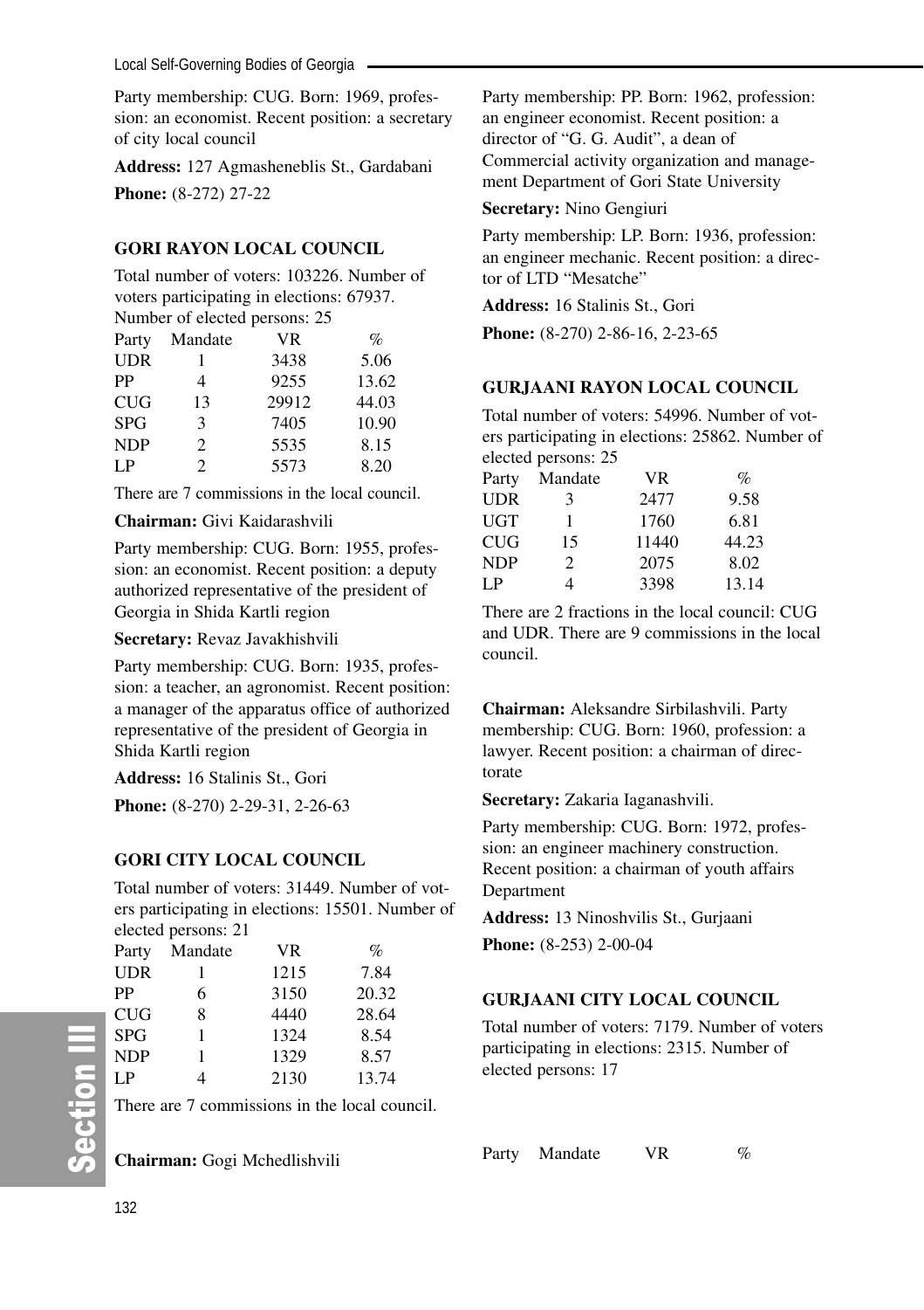Party membership: CUG. Born: 1969, profession: an economist. Recent position: a secretary of city local council

**Address:** 127 Agmasheneblis St., Gardabani

**Phone:** (8-272) 27-22

### GORI RAYON LOCAL COUNCIL

Total number of voters: 103226. Number of voters participating in elections: 67937. Number of elected persons: 25

| Party | Mandate | VR | % |
|---|---|---|---|
| UDR | 1 | 3438 | 5.06 |
| PP | 4 | 9255 | 13.62 |
| CUG | 13 | 29912 | 44.03 |
| SPG | 3 | 7405 | 10.90 |
| NDP | 2 | 5535 | 8.15 |
| LP | 2 | 5573 | 8.20 |

There are 7 commissions in the local council.

**Chairman:** Givi Kaidarashvili

Party membership: CUG. Born: 1955, profession: an economist. Recent position: a deputy authorized representative of the president of Georgia in Shida Kartli region

**Secretary:** Revaz Javakhishvili

Party membership: CUG. Born: 1935, profession: a teacher, an agronomist. Recent position: a manager of the apparatus office of authorized representative of the president of Georgia in Shida Kartli region

**Address:** 16 Stalinis St., Gori

**Phone:** (8-270) 2-29-31, 2-26-63

### GORI CITY LOCAL COUNCIL

Total number of voters: 31449. Number of voters participating in elections: 15501. Number of elected persons: 21

| Party | Mandate | VR | % |
|---|---|---|---|
| UDR | 1 | 1215 | 7.84 |
| PP | 6 | 3150 | 20.32 |
| CUG | 8 | 4440 | 28.64 |
| SPG | 1 | 1324 | 8.54 |
| NDP | 1 | 1329 | 8.57 |
| LP | 4 | 2130 | 13.74 |

There are 7 commissions in the local council.

**Chairman:** Gogi Mchedlishvili

Party membership: PP. Born: 1962, profession: an engineer economist. Recent position: a director of "G. G. Audit", a dean of Commercial activity organization and management Department of Gori State University

**Secretary:** Nino Gengiuri

Party membership: LP. Born: 1936, profession: an engineer mechanic. Recent position: a director of LTD "Mesatche"

**Address:** 16 Stalinis St., Gori

**Phone:** (8-270) 2-86-16, 2-23-65

### GURJAANI RAYON LOCAL COUNCIL

Total number of voters: 54996. Number of voters participating in elections: 25862. Number of elected persons: 25

| Party | Mandate | VR | % |
|---|---|---|---|
| UDR | 3 | 2477 | 9.58 |
| UGT | 1 | 1760 | 6.81 |
| CUG | 15 | 11440 | 44.23 |
| NDP | 2 | 2075 | 8.02 |
| LP | 4 | 3398 | 13.14 |

There are 2 fractions in the local council: CUG and UDR. There are 9 commissions in the local council.

**Chairman:** Aleksandre Sirbilashvili. Party membership: CUG. Born: 1960, profession: a lawyer. Recent position: a chairman of directorate

**Secretary:** Zakaria Iaganashvili.

Party membership: CUG. Born: 1972, profession: an engineer machinery construction. Recent position: a chairman of youth affairs Department

**Address:** 13 Ninoshvilis St., Gurjaani

**Phone:** (8-253) 2-00-04

### GURJAANI CITY LOCAL COUNCIL

Total number of voters: 7179. Number of voters participating in elections: 2315. Number of elected persons: 17

| Party | Mandate | VR | % |
|---|---|---|---|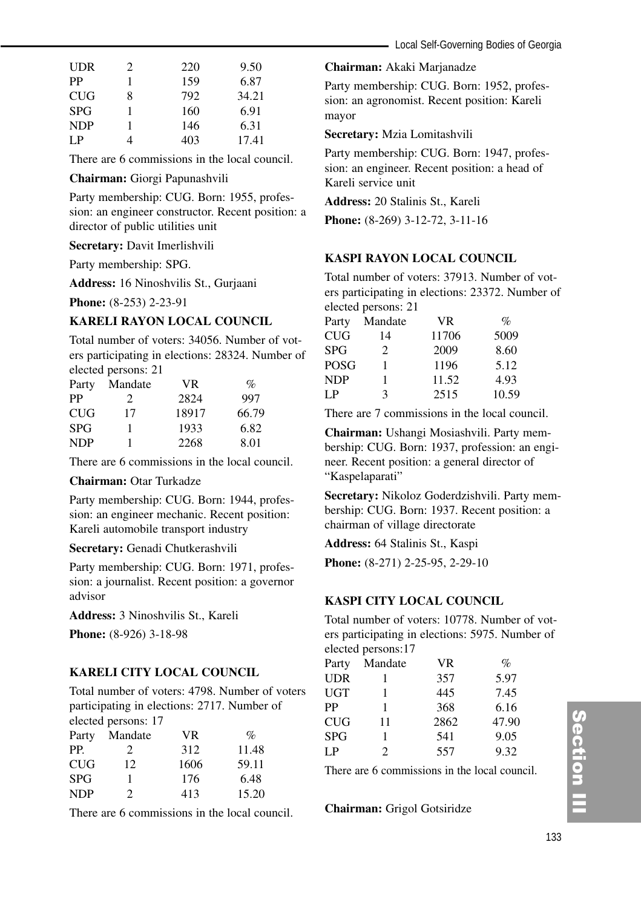| | | | |
|---|---|---|---|
| UDR | 2 | 220 | 9.50 |
| PP | 1 | 159 | 6.87 |
| CUG | 8 | 792 | 34.21 |
| SPG | 1 | 160 | 6.91 |
| NDP | 1 | 146 | 6.31 |
| LP | 4 | 403 | 17.41 |

There are 6 commissions in the local council.

**Chairman:** Giorgi Papunashvili

Party membership: CUG. Born: 1955, profession: an engineer constructor. Recent position: a director of public utilities unit

**Secretary:** Davit Imerlishvili

Party membership: SPG.

**Address:** 16 Ninoshvilis St., Gurjaani

**Phone:** (8-253) 2-23-91

## KARELI RAYON LOCAL COUNCIL

Total number of voters: 34056. Number of voters participating in elections: 28324. Number of elected persons: 21

| Party | Mandate | VR | % |
|---|---|---|---|
| PP | 2 | 2824 | 997 |
| CUG | 17 | 18917 | 66.79 |
| SPG | 1 | 1933 | 6.82 |
| NDP | 1 | 2268 | 8.01 |

There are 6 commissions in the local council.

**Chairman:** Otar Turkadze

Party membership: CUG. Born: 1944, profession: an engineer mechanic. Recent position: Kareli automobile transport industry

**Secretary:** Genadi Chutkerashvili

Party membership: CUG. Born: 1971, profession: a journalist. Recent position: a governor advisor

**Address:** 3 Ninoshvilis St., Kareli

**Phone:** (8-926) 3-18-98

## KARELI CITY LOCAL COUNCIL

Total number of voters: 4798. Number of voters participating in elections: 2717. Number of elected persons: 17

| Party | Mandate | VR | % |
|---|---|---|---|
| PP. | 2 | 312 | 11.48 |
| CUG | 12 | 1606 | 59.11 |
| SPG | 1 | 176 | 6.48 |
| NDP | 2 | 413 | 15.20 |

There are 6 commissions in the local council.

**Chairman:** Akaki Marjanadze

Party membership: CUG. Born: 1952, profession: an agronomist. Recent position: Kareli mayor

**Secretary:** Mzia Lomitashvili

Party membership: CUG. Born: 1947, profession: an engineer. Recent position: a head of Kareli service unit

**Address:** 20 Stalinis St., Kareli

**Phone:** (8-269) 3-12-72, 3-11-16

## KASPI RAYON LOCAL COUNCIL

Total number of voters: 37913. Number of voters participating in elections: 23372. Number of elected persons: 21

| Party | Mandate | VR | % |
|---|---|---|---|
| CUG | 14 | 11706 | 5009 |
| SPG | 2 | 2009 | 8.60 |
| POSG | 1 | 1196 | 5.12 |
| NDP | 1 | 11.52 | 4.93 |
| LP | 3 | 2515 | 10.59 |

There are 7 commissions in the local council.

**Chairman:** Ushangi Mosiashvili. Party membership: CUG. Born: 1937, profession: an engineer. Recent position: a general director of "Kaspelaparati"

**Secretary:** Nikoloz Goderdzishvili. Party membership: CUG. Born: 1937. Recent position: a chairman of village directorate

**Address:** 64 Stalinis St., Kaspi

**Phone:** (8-271) 2-25-95, 2-29-10

## KASPI CITY LOCAL COUNCIL

Total number of voters: 10778. Number of voters participating in elections: 5975. Number of elected persons:17

| Party | Mandate | VR | % |
|---|---|---|---|
| UDR | 1 | 357 | 5.97 |
| UGT | 1 | 445 | 7.45 |
| PP | 1 | 368 | 6.16 |
| CUG | 11 | 2862 | 47.90 |
| SPG | 1 | 541 | 9.05 |
| LP | 2 | 557 | 9.32 |

There are 6 commissions in the local council.

**Chairman:** Grigol Gotsiridze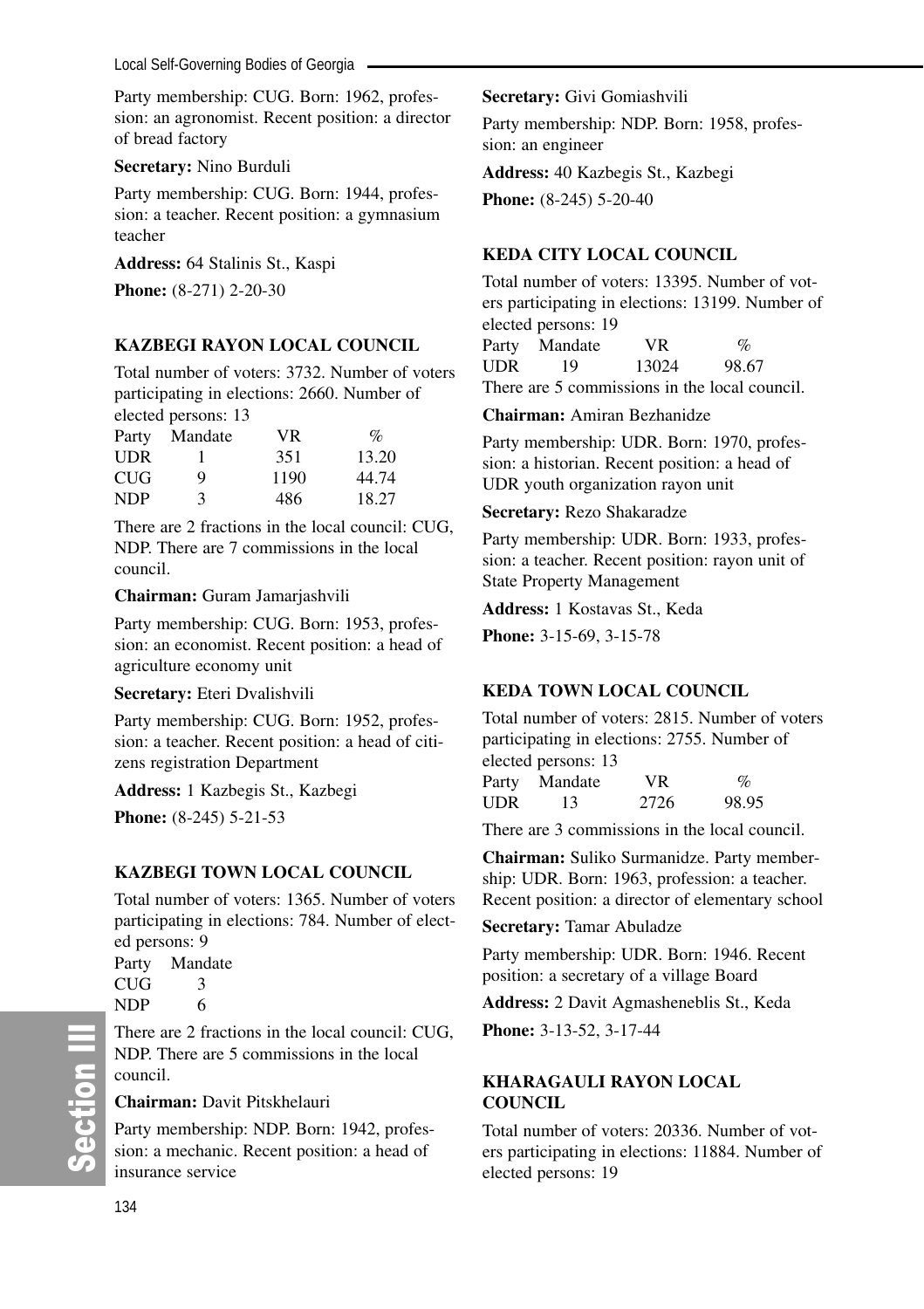Party membership: CUG. Born: 1962, profession: an agronomist. Recent position: a director of bread factory

**Secretary:** Nino Burduli

Party membership: CUG. Born: 1944, profession: a teacher. Recent position: a gymnasium teacher

**Address:** 64 Stalinis St., Kaspi

**Phone:** (8-271) 2-20-30

### KAZBEGI RAYON LOCAL COUNCIL

Total number of voters: 3732. Number of voters participating in elections: 2660. Number of elected persons: 13

| Party | Mandate | VR | % |
|---|---|---|---|
| UDR | 1 | 351 | 13.20 |
| CUG | 9 | 1190 | 44.74 |
| NDP | 3 | 486 | 18.27 |

There are 2 fractions in the local council: CUG, NDP. There are 7 commissions in the local council.

**Chairman:** Guram Jamarjashvili

Party membership: CUG. Born: 1953, profession: an economist. Recent position: a head of agriculture economy unit

**Secretary:** Eteri Dvalishvili

Party membership: CUG. Born: 1952, profession: a teacher. Recent position: a head of citizens registration Department

**Address:** 1 Kazbegis St., Kazbegi

**Phone:** (8-245) 5-21-53

### KAZBEGI TOWN LOCAL COUNCIL

Total number of voters: 1365. Number of voters participating in elections: 784. Number of elected persons: 9

| Party | Mandate |
|---|---|
| CUG | 3 |
| NDP | 6 |

There are 2 fractions in the local council: CUG, NDP. There are 5 commissions in the local council.

**Chairman:** Davit Pitskhelauri

Party membership: NDP. Born: 1942, profession: a mechanic. Recent position: a head of insurance service

**Secretary:** Givi Gomiashvili

Party membership: NDP. Born: 1958, profession: an engineer

**Address:** 40 Kazbegis St., Kazbegi

**Phone:** (8-245) 5-20-40

### KEDA CITY LOCAL COUNCIL

Total number of voters: 13395. Number of voters participating in elections: 13199. Number of elected persons: 19

| Party | Mandate | VR | % |
|---|---|---|---|
| UDR | 19 | 13024 | 98.67 |

There are 5 commissions in the local council.

**Chairman:** Amiran Bezhanidze

Party membership: UDR. Born: 1970, profession: a historian. Recent position: a head of UDR youth organization rayon unit

**Secretary:** Rezo Shakaradze

Party membership: UDR. Born: 1933, profession: a teacher. Recent position: rayon unit of State Property Management

**Address:** 1 Kostavas St., Keda

**Phone:** 3-15-69, 3-15-78

### KEDA TOWN LOCAL COUNCIL

Total number of voters: 2815. Number of voters participating in elections: 2755. Number of elected persons: 13

| Party | Mandate | VR | % |
|---|---|---|---|
| UDR | 13 | 2726 | 98.95 |

There are 3 commissions in the local council.

**Chairman:** Suliko Surmanidze. Party membership: UDR. Born: 1963, profession: a teacher. Recent position: a director of elementary school

**Secretary:** Tamar Abuladze

Party membership: UDR. Born: 1946. Recent position: a secretary of a village Board

**Address:** 2 Davit Agmasheneblis St., Keda

**Phone:** 3-13-52, 3-17-44

### KHARAGAULI RAYON LOCAL COUNCIL

Total number of voters: 20336. Number of voters participating in elections: 11884. Number of elected persons: 19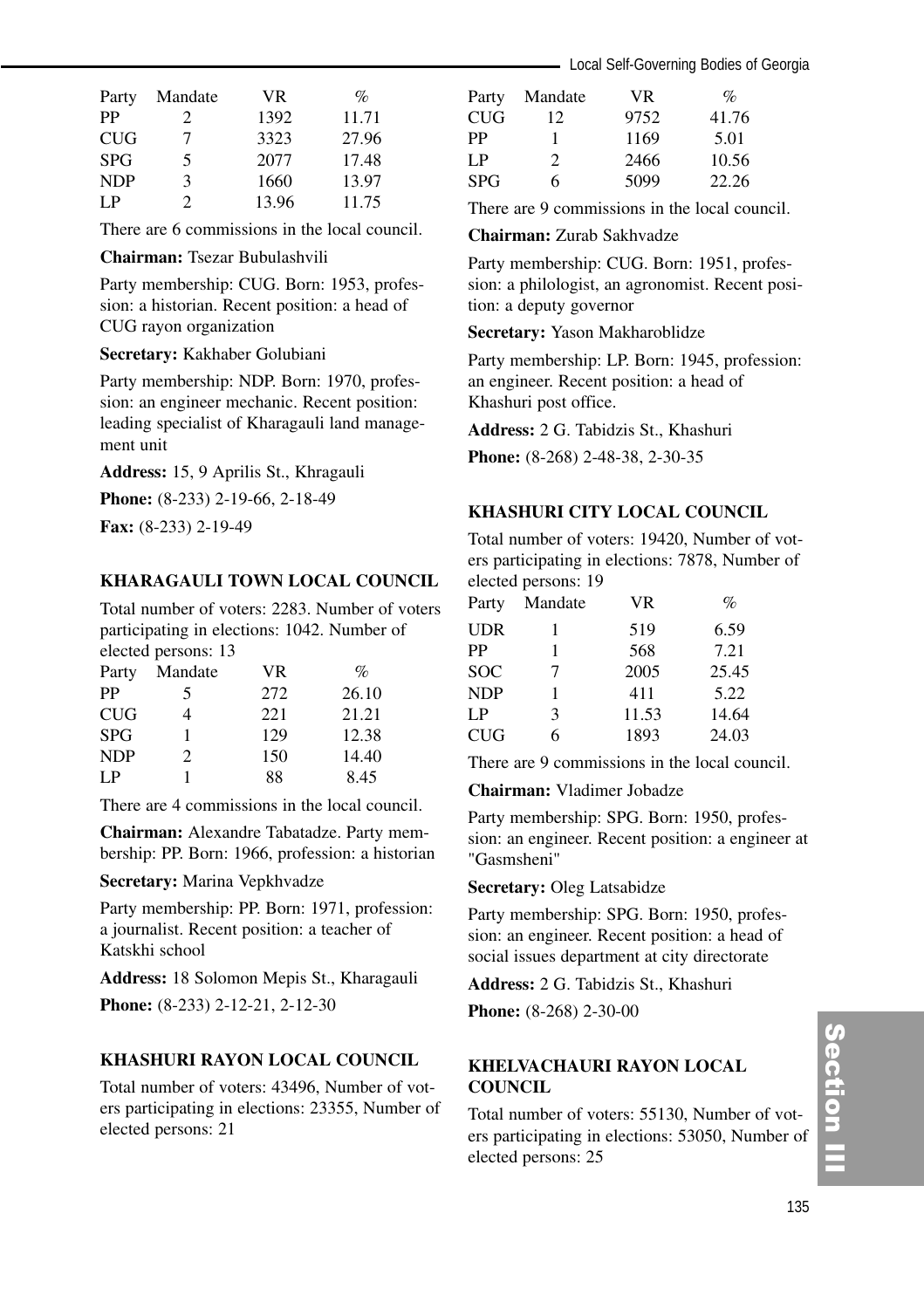| Party | Mandate | VR | % |
|---|---|---|---|
| PP | 2 | 1392 | 11.71 |
| CUG | 7 | 3323 | 27.96 |
| SPG | 5 | 2077 | 17.48 |
| NDP | 3 | 1660 | 13.97 |
| LP | 2 | 13.96 | 11.75 |

There are 6 commissions in the local council.

**Chairman:** Tsezar Bubulashvili

Party membership: CUG. Born: 1953, profession: a historian. Recent position: a head of CUG rayon organization

**Secretary:** Kakhaber Golubiani

Party membership: NDP. Born: 1970, profession: an engineer mechanic. Recent position: leading specialist of Kharagauli land management unit

**Address:** 15, 9 Aprilis St., Khragauli

**Phone:** (8-233) 2-19-66, 2-18-49

**Fax:** (8-233) 2-19-49

### KHARAGAULI TOWN LOCAL COUNCIL

Total number of voters: 2283. Number of voters participating in elections: 1042. Number of elected persons: 13

| Party | Mandate | VR | % |
|---|---|---|---|
| PP | 5 | 272 | 26.10 |
| CUG | 4 | 221 | 21.21 |
| SPG | 1 | 129 | 12.38 |
| NDP | 2 | 150 | 14.40 |
| LP | 1 | 88 | 8.45 |

There are 4 commissions in the local council.

**Chairman:** Alexandre Tabatadze. Party membership: PP. Born: 1966, profession: a historian

**Secretary:** Marina Vepkhvadze

Party membership: PP. Born: 1971, profession: a journalist. Recent position: a teacher of Katskhi school

**Address:** 18 Solomon Mepis St., Kharagauli

**Phone:** (8-233) 2-12-21, 2-12-30

### KHASHURI RAYON LOCAL COUNCIL

Total number of voters: 43496, Number of voters participating in elections: 23355, Number of elected persons: 21

| Party | Mandate | VR | % |
|---|---|---|---|
| CUG | 12 | 9752 | 41.76 |
| PP | 1 | 1169 | 5.01 |
| LP | 2 | 2466 | 10.56 |
| SPG | 6 | 5099 | 22.26 |

There are 9 commissions in the local council.

**Chairman:** Zurab Sakhvadze

Party membership: CUG. Born: 1951, profession: a philologist, an agronomist. Recent position: a deputy governor

**Secretary:** Yason Makharoblidze

Party membership: LP. Born: 1945, profession: an engineer. Recent position: a head of Khashuri post office.

**Address:** 2 G. Tabidzis St., Khashuri

**Phone:** (8-268) 2-48-38, 2-30-35

### KHASHURI CITY LOCAL COUNCIL

Total number of voters: 19420, Number of voters participating in elections: 7878, Number of elected persons: 19

| Party | Mandate | VR | % |
|---|---|---|---|
| UDR | 1 | 519 | 6.59 |
| PP | 1 | 568 | 7.21 |
| SOC | 7 | 2005 | 25.45 |
| NDP | 1 | 411 | 5.22 |
| LP | 3 | 11.53 | 14.64 |
| CUG | 6 | 1893 | 24.03 |

There are 9 commissions in the local council.

**Chairman:** Vladimer Jobadze

Party membership: SPG. Born: 1950, profession: an engineer. Recent position: a engineer at "Gasmsheni"

**Secretary:** Oleg Latsabidze

Party membership: SPG. Born: 1950, profession: an engineer. Recent position: a head of social issues department at city directorate

**Address:** 2 G. Tabidzis St., Khashuri

**Phone:** (8-268) 2-30-00

### KHELVACHAURI RAYON LOCAL COUNCIL

Total number of voters: 55130, Number of voters participating in elections: 53050, Number of elected persons: 25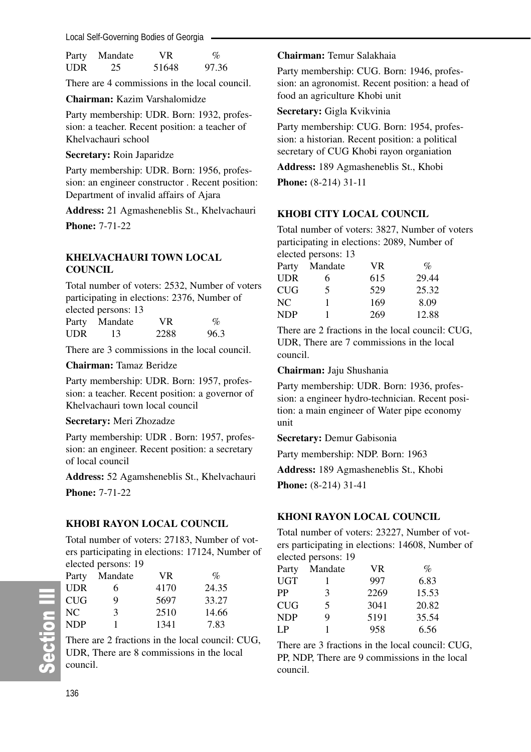| Party | Mandate | VR | % |
|---|---|---|---|
| UDR | 25 | 51648 | 97.36 |

There are 4 commissions in the local council.

**Chairman:** Kazim Varshalomidze

Party membership: UDR. Born: 1932, profession: a teacher. Recent position: a teacher of Khelvachauri school

**Secretary:** Roin Japaridze

Party membership: UDR. Born: 1956, profession: an engineer constructor . Recent position: Department of invalid affairs of Ajara

**Address:** 21 Agmasheneblis St., Khelvachauri

**Phone:** 7-71-22

### KHELVACHAURI TOWN LOCAL COUNCIL

Total number of voters: 2532, Number of voters participating in elections: 2376, Number of elected persons: 13

| Party | Mandate | VR | % |
|---|---|---|---|
| UDR | 13 | 2288 | 96.3 |

There are 3 commissions in the local council.

**Chairman:** Tamaz Beridze

Party membership: UDR. Born: 1957, profession: a teacher. Recent position: a governor of Khelvachauri town local council

**Secretary:** Meri Zhozadze

Party membership: UDR . Born: 1957, profession: an engineer. Recent position: a secretary of local council

**Address:** 52 Agamsheneblis St., Khelvachauri

**Phone:** 7-71-22

### KHOBI RAYON LOCAL COUNCIL

Total number of voters: 27183, Number of voters participating in elections: 17124, Number of elected persons: 19

| Party | Mandate | VR | % |
|---|---|---|---|
| UDR | 6 | 4170 | 24.35 |
| CUG | 9 | 5697 | 33.27 |
| NC | 3 | 2510 | 14.66 |
| NDP | 1 | 1341 | 7.83 |

There are 2 fractions in the local council: CUG, UDR, There are 8 commissions in the local council.

**Chairman:** Temur Salakhaia

Party membership: CUG. Born: 1946, profession: an agronomist. Recent position: a head of food an agriculture Khobi unit

**Secretary:** Gigla Kvikvinia

Party membership: CUG. Born: 1954, profession: a historian. Recent position: a political secretary of CUG Khobi rayon organiation

**Address:** 189 Agmasheneblis St., Khobi

**Phone:** (8-214) 31-11

### KHOBI CITY LOCAL COUNCIL

Total number of voters: 3827, Number of voters participating in elections: 2089, Number of elected persons: 13

| Party | Mandate | VR | % |
|---|---|---|---|
| UDR | 6 | 615 | 29.44 |
| CUG | 5 | 529 | 25.32 |
| NC | 1 | 169 | 8.09 |
| NDP | 1 | 269 | 12.88 |

There are 2 fractions in the local council: CUG, UDR, There are 7 commissions in the local council.

**Chairman:** Jaju Shushania

Party membership: UDR. Born: 1936, profession: a engineer hydro-technician. Recent position: a main engineer of Water pipe economy unit

**Secretary:** Demur Gabisonia

Party membership: NDP. Born: 1963

**Address:** 189 Agmasheneblis St., Khobi

**Phone:** (8-214) 31-41

### KHONI RAYON LOCAL COUNCIL

Total number of voters: 23227, Number of voters participating in elections: 14608, Number of elected persons: 19

| Party | Mandate | VR | % |
|---|---|---|---|
| UGT | 1 | 997 | 6.83 |
| PP | 3 | 2269 | 15.53 |
| CUG | 5 | 3041 | 20.82 |
| NDP | 9 | 5191 | 35.54 |
| LP | 1 | 958 | 6.56 |

There are 3 fractions in the local council: CUG, PP, NDP, There are 9 commissions in the local council.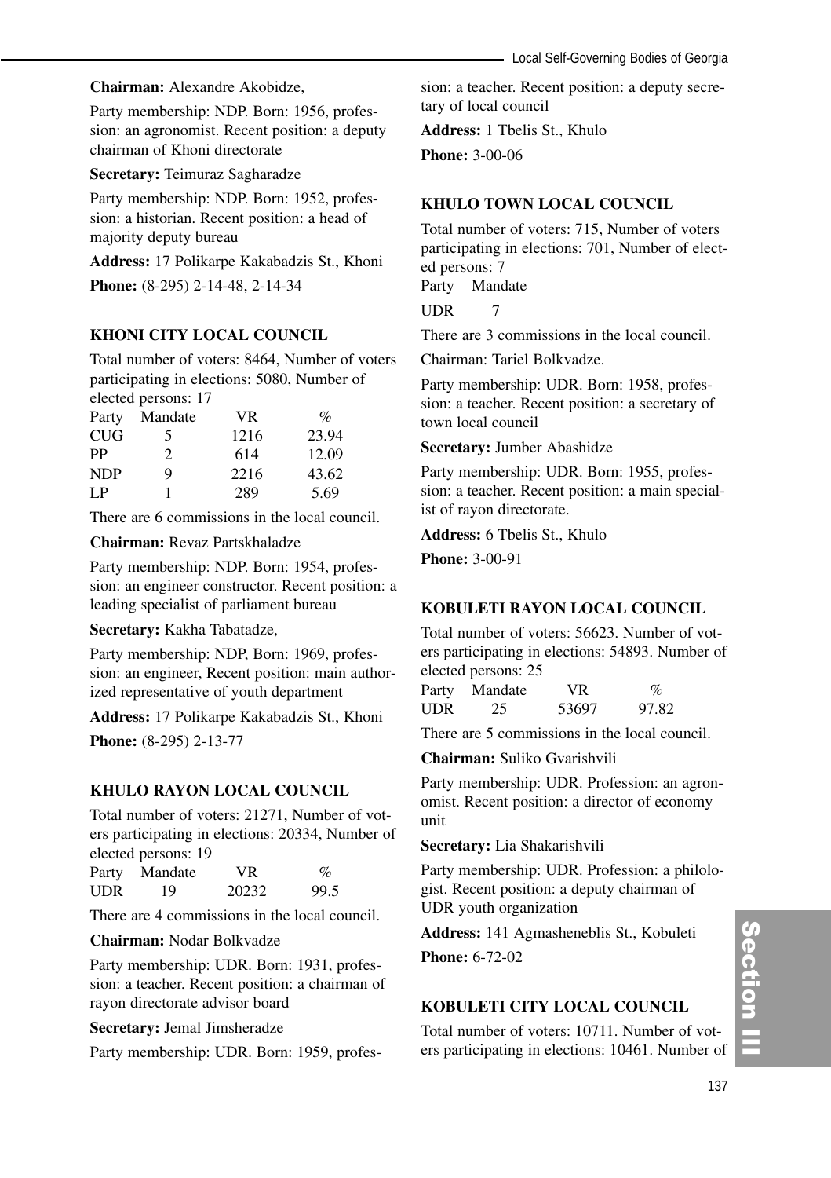**Chairman:** Alexandre Akobidze,

Party membership: NDP. Born: 1956, profession: an agronomist. Recent position: a deputy chairman of Khoni directorate

**Secretary:** Teimuraz Sagharadze

Party membership: NDP. Born: 1952, profession: a historian. Recent position: a head of majority deputy bureau

**Address:** 17 Polikarpe Kakabadzis St., Khoni

**Phone:** (8-295) 2-14-48, 2-14-34

### KHONI CITY LOCAL COUNCIL

Total number of voters: 8464, Number of voters participating in elections: 5080, Number of elected persons: 17

| Party | Mandate | VR | % |
|---|---|---|---|
| CUG | 5 | 1216 | 23.94 |
| PP | 2 | 614 | 12.09 |
| NDP | 9 | 2216 | 43.62 |
| LP | 1 | 289 | 5.69 |

There are 6 commissions in the local council.

**Chairman:** Revaz Partskhaladze

Party membership: NDP. Born: 1954, profession: an engineer constructor. Recent position: a leading specialist of parliament bureau

**Secretary:** Kakha Tabatadze,

Party membership: NDP, Born: 1969, profession: an engineer, Recent position: main authorized representative of youth department

**Address:** 17 Polikarpe Kakabadzis St., Khoni

**Phone:** (8-295) 2-13-77

### KHULO RAYON LOCAL COUNCIL

Total number of voters: 21271, Number of voters participating in elections: 20334, Number of elected persons: 19

| Party | Mandate | VR | % |
|---|---|---|---|
| UDR | 19 | 20232 | 99.5 |

There are 4 commissions in the local council.

**Chairman:** Nodar Bolkvadze

Party membership: UDR. Born: 1931, profession: a teacher. Recent position: a chairman of rayon directorate advisor board

**Secretary:** Jemal Jimsheradze

Party membership: UDR. Born: 1959, profession: a teacher. Recent position: a deputy secretary of local council

**Address:** 1 Tbelis St., Khulo

**Phone:** 3-00-06

### KHULO TOWN LOCAL COUNCIL

Total number of voters: 715, Number of voters participating in elections: 701, Number of elected persons: 7

| Party | Mandate |
|---|---|
| UDR | 7 |

There are 3 commissions in the local council.

Chairman: Tariel Bolkvadze.

Party membership: UDR. Born: 1958, profession: a teacher. Recent position: a secretary of town local council

**Secretary:** Jumber Abashidze

Party membership: UDR. Born: 1955, profession: a teacher. Recent position: a main specialist of rayon directorate.

**Address:** 6 Tbelis St., Khulo

**Phone:** 3-00-91

### KOBULETI RAYON LOCAL COUNCIL

Total number of voters: 56623. Number of voters participating in elections: 54893. Number of elected persons: 25

| Party | Mandate | VR | % |
|---|---|---|---|
| UDR | 25 | 53697 | 97.82 |

There are 5 commissions in the local council.

**Chairman:** Suliko Gvarishvili

Party membership: UDR. Profession: an agronomist. Recent position: a director of economy unit

**Secretary:** Lia Shakarishvili

Party membership: UDR. Profession: a philologist. Recent position: a deputy chairman of UDR youth organization

**Address:** 141 Agmasheneblis St., Kobuleti

**Phone:** 6-72-02

### KOBULETI CITY LOCAL COUNCIL

Total number of voters: 10711. Number of voters participating in elections: 10461. Number of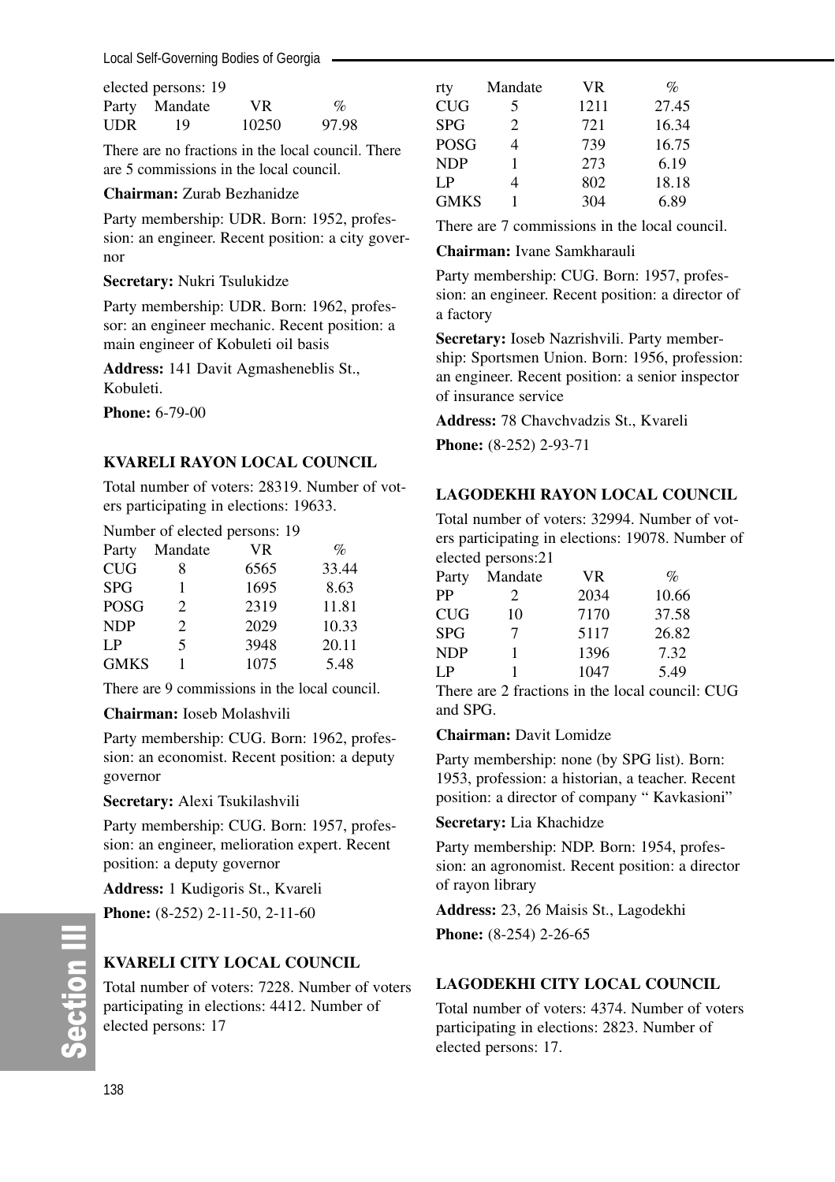elected persons: 19

| Party | Mandate | VR | % |
|---|---|---|---|
| UDR | 19 | 10250 | 97.98 |

There are no fractions in the local council. There are 5 commissions in the local council.

**Chairman:** Zurab Bezhanidze

Party membership: UDR. Born: 1952, profession: an engineer. Recent position: a city governor

**Secretary:** Nukri Tsulukidze

Party membership: UDR. Born: 1962, professor: an engineer mechanic. Recent position: a main engineer of Kobuleti oil basis

**Address:** 141 Davit Agmasheneblis St., Kobuleti.

**Phone:** 6-79-00

### KVARELI RAYON LOCAL COUNCIL

Total number of voters: 28319. Number of voters participating in elections: 19633.

Number of elected persons: 19

| Party | Mandate | VR | % |
|---|---|---|---|
| CUG | 8 | 6565 | 33.44 |
| SPG | 1 | 1695 | 8.63 |
| POSG | 2 | 2319 | 11.81 |
| NDP | 2 | 2029 | 10.33 |
| LP | 5 | 3948 | 20.11 |
| GMKS | 1 | 1075 | 5.48 |

There are 9 commissions in the local council.

**Chairman:** Ioseb Molashvili

Party membership: CUG. Born: 1962, profession: an economist. Recent position: a deputy governor

**Secretary:** Alexi Tsukilashvili

Party membership: CUG. Born: 1957, profession: an engineer, melioration expert. Recent position: a deputy governor

**Address:** 1 Kudigoris St., Kvareli

**Phone:** (8-252) 2-11-50, 2-11-60

### KVARELI CITY LOCAL COUNCIL

Total number of voters: 7228. Number of voters participating in elections: 4412. Number of elected persons: 17

| rty | Mandate | VR | % |
|---|---|---|---|
| CUG | 5 | 1211 | 27.45 |
| SPG | 2 | 721 | 16.34 |
| POSG | 4 | 739 | 16.75 |
| NDP | 1 | 273 | 6.19 |
| LP | 4 | 802 | 18.18 |
| GMKS | 1 | 304 | 6.89 |

There are 7 commissions in the local council.

**Chairman:** Ivane Samkharauli

Party membership: CUG. Born: 1957, profession: an engineer. Recent position: a director of a factory

**Secretary:** Ioseb Nazrishvili. Party membership: Sportsmen Union. Born: 1956, profession: an engineer. Recent position: a senior inspector of insurance service

**Address:** 78 Chavchvadzis St., Kvareli

**Phone:** (8-252) 2-93-71

### LAGODEKHI RAYON LOCAL COUNCIL

Total number of voters: 32994. Number of voters participating in elections: 19078. Number of elected persons:21

| Party | Mandate | VR | % |
|---|---|---|---|
| PP | 2 | 2034 | 10.66 |
| CUG | 10 | 7170 | 37.58 |
| SPG | 7 | 5117 | 26.82 |
| NDP | 1 | 1396 | 7.32 |
| LP | 1 | 1047 | 5.49 |

There are 2 fractions in the local council: CUG and SPG.

**Chairman:** Davit Lomidze

Party membership: none (by SPG list). Born: 1953, profession: a historian, a teacher. Recent position: a director of company " Kavkasioni"

**Secretary:** Lia Khachidze

Party membership: NDP. Born: 1954, profession: an agronomist. Recent position: a director of rayon library

**Address:** 23, 26 Maisis St., Lagodekhi

**Phone:** (8-254) 2-26-65

### LAGODEKHI CITY LOCAL COUNCIL

Total number of voters: 4374. Number of voters participating in elections: 2823. Number of elected persons: 17.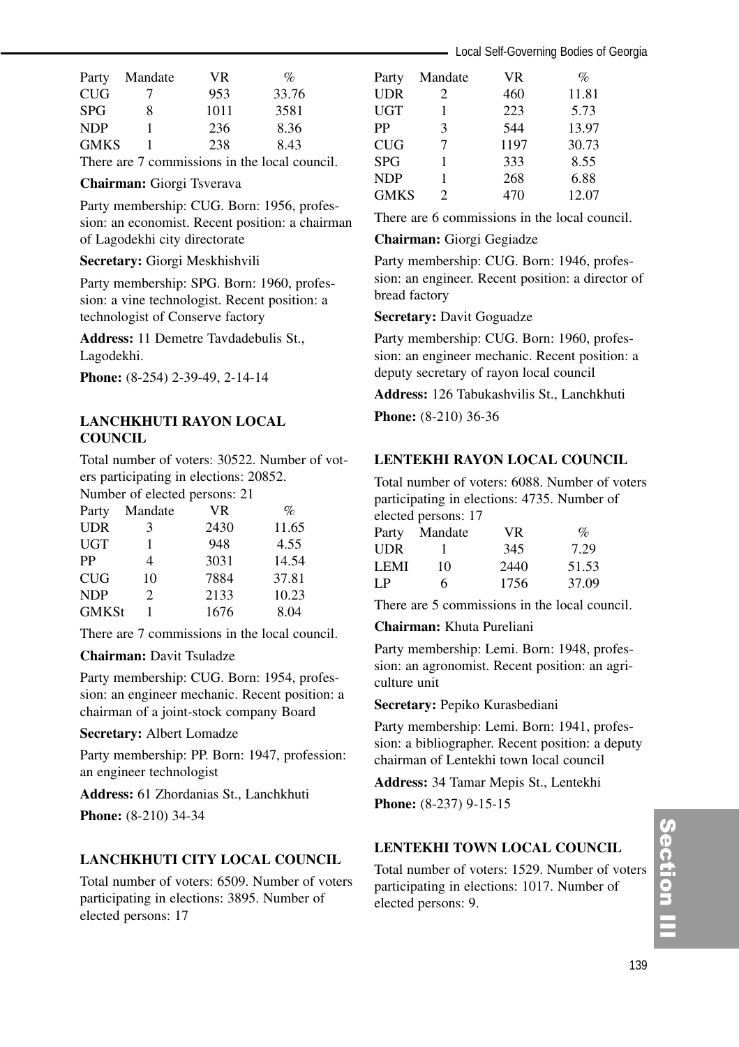| Party | Mandate | VR | % |
|---|---|---|---|
| CUG | 7 | 953 | 33.76 |
| SPG | 8 | 1011 | 3581 |
| NDP | 1 | 236 | 8.36 |
| GMKS | 1 | 238 | 8.43 |

There are 7 commissions in the local council.

**Chairman:** Giorgi Tsverava

Party membership: CUG. Born: 1956, profession: an economist. Recent position: a chairman of Lagodekhi city directorate

**Secretary:** Giorgi Meskhishvili

Party membership: SPG. Born: 1960, profession: a vine technologist. Recent position: a technologist of Conserve factory

**Address:** 11 Demetre Tavdadebulis St., Lagodekhi.

**Phone:** (8-254) 2-39-49, 2-14-14

### LANCHKHUTI RAYON LOCAL COUNCIL

Total number of voters: 30522. Number of voters participating in elections: 20852. Number of elected persons: 21

| Party | Mandate | VR | % |
|---|---|---|---|
| UDR | 3 | 2430 | 11.65 |
| UGT | 1 | 948 | 4.55 |
| PP | 4 | 3031 | 14.54 |
| CUG | 10 | 7884 | 37.81 |
| NDP | 2 | 2133 | 10.23 |
| GMKSt | 1 | 1676 | 8.04 |

There are 7 commissions in the local council.

**Chairman:** Davit Tsuladze

Party membership: CUG. Born: 1954, profession: an engineer mechanic. Recent position: a chairman of a joint-stock company Board

**Secretary:** Albert Lomadze

Party membership: PP. Born: 1947, profession: an engineer technologist

**Address:** 61 Zhordanias St., Lanchkhuti

**Phone:** (8-210) 34-34

### LANCHKHUTI CITY LOCAL COUNCIL

Total number of voters: 6509. Number of voters participating in elections: 3895. Number of elected persons: 17

| Party | Mandate | VR | % |
|---|---|---|---|
| UDR | 2 | 460 | 11.81 |
| UGT | 1 | 223 | 5.73 |
| PP | 3 | 544 | 13.97 |
| CUG | 7 | 1197 | 30.73 |
| SPG | 1 | 333 | 8.55 |
| NDP | 1 | 268 | 6.88 |
| GMKS | 2 | 470 | 12.07 |

There are 6 commissions in the local council.

**Chairman:** Giorgi Gegiadze

Party membership: CUG. Born: 1946, profession: an engineer. Recent position: a director of bread factory

**Secretary:** Davit Goguadze

Party membership: CUG. Born: 1960, profession: an engineer mechanic. Recent position: a deputy secretary of rayon local council

**Address:** 126 Tabukashvilis St., Lanchkhuti

**Phone:** (8-210) 36-36

### LENTEKHI RAYON LOCAL COUNCIL

Total number of voters: 6088. Number of voters participating in elections: 4735. Number of elected persons: 17

| Party | Mandate | VR | % |
|---|---|---|---|
| UDR | 1 | 345 | 7.29 |
| LEMI | 10 | 2440 | 51.53 |
| LP | 6 | 1756 | 37.09 |

There are 5 commissions in the local council.

**Chairman:** Khuta Pureliani

Party membership: Lemi. Born: 1948, profession: an agronomist. Recent position: an agriculture unit

**Secretary:** Pepiko Kurasbediani

Party membership: Lemi. Born: 1941, profession: a bibliographer. Recent position: a deputy chairman of Lentekhi town local council

**Address:** 34 Tamar Mepis St., Lentekhi

**Phone:** (8-237) 9-15-15

### LENTEKHI TOWN LOCAL COUNCIL

Total number of voters: 1529. Number of voters participating in elections: 1017. Number of elected persons: 9.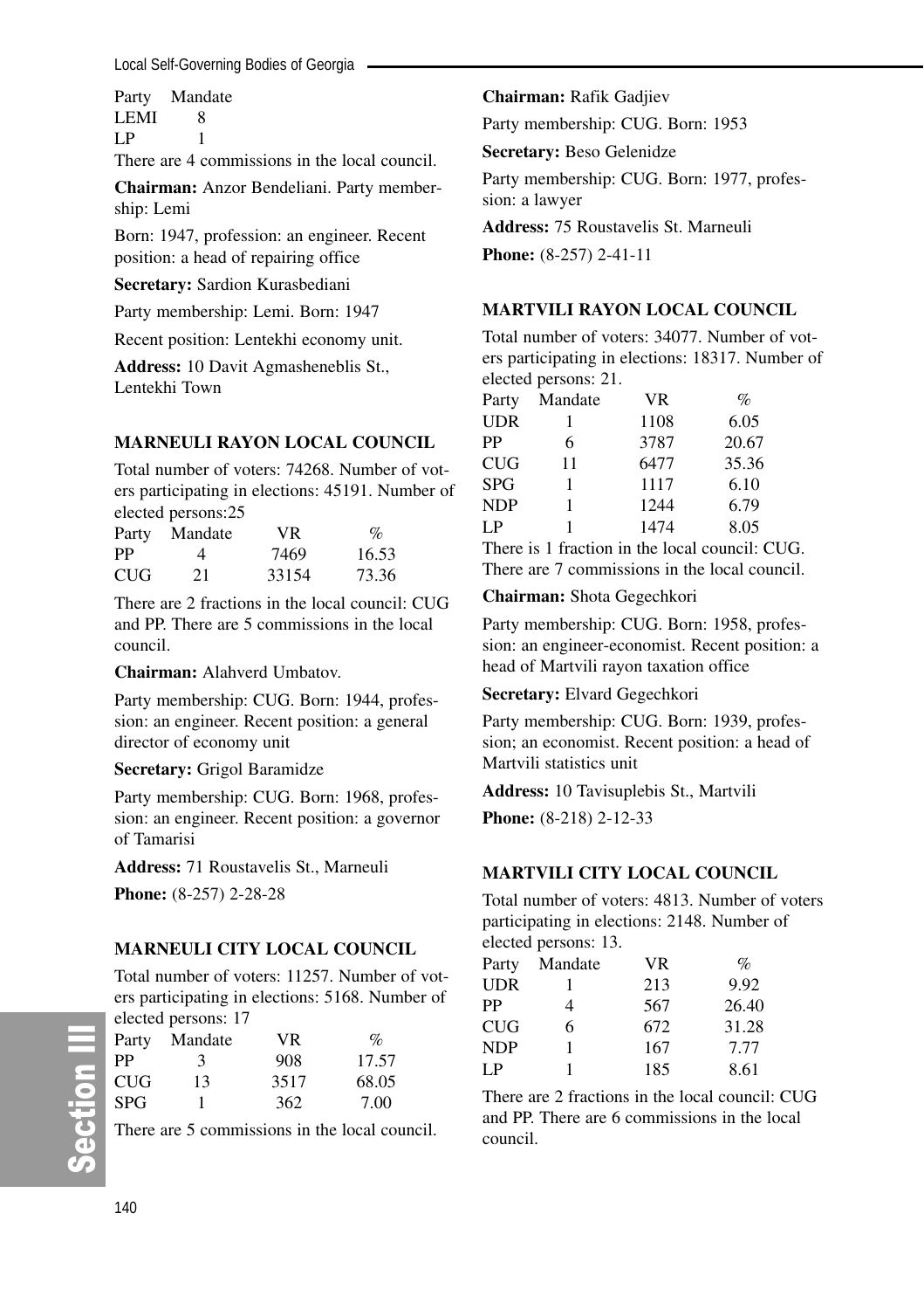| Party | Mandate |
|---|---|
| LEMI | 8 |
| LP | 1 |

There are 4 commissions in the local council.

**Chairman:** Anzor Bendeliani. Party membership: Lemi

Born: 1947, profession: an engineer. Recent position: a head of repairing office

**Secretary:** Sardion Kurasbediani

Party membership: Lemi. Born: 1947

Recent position: Lentekhi economy unit.

**Address:** 10 Davit Agmasheneblis St., Lentekhi Town

### MARNEULI RAYON LOCAL COUNCIL

Total number of voters: 74268. Number of voters participating in elections: 45191. Number of elected persons:25

| Party | Mandate | VR | % |
|---|---|---|---|
| PP | 4 | 7469 | 16.53 |
| CUG | 21 | 33154 | 73.36 |

There are 2 fractions in the local council: CUG and PP. There are 5 commissions in the local council.

**Chairman:** Alahverd Umbatov.

Party membership: CUG. Born: 1944, profession: an engineer. Recent position: a general director of economy unit

**Secretary:** Grigol Baramidze

Party membership: CUG. Born: 1968, profession: an engineer. Recent position: a governor of Tamarisi

**Address:** 71 Roustavelis St., Marneuli

**Phone:** (8-257) 2-28-28

### MARNEULI CITY LOCAL COUNCIL

Total number of voters: 11257. Number of voters participating in elections: 5168. Number of elected persons: 17

| Party | Mandate | VR | % |
|---|---|---|---|
| PP | 3 | 908 | 17.57 |
| CUG | 13 | 3517 | 68.05 |
| SPG | 1 | 362 | 7.00 |

There are 5 commissions in the local council.

**Chairman:** Rafik Gadjiev

Party membership: CUG. Born: 1953

**Secretary:** Beso Gelenidze

Party membership: CUG. Born: 1977, profession: a lawyer

**Address:** 75 Roustavelis St. Marneuli

**Phone:** (8-257) 2-41-11

### MARTVILI RAYON LOCAL COUNCIL

Total number of voters: 34077. Number of voters participating in elections: 18317. Number of elected persons: 21.

| Party | Mandate | VR | % |
|---|---|---|---|
| UDR | 1 | 1108 | 6.05 |
| PP | 6 | 3787 | 20.67 |
| CUG | 11 | 6477 | 35.36 |
| SPG | 1 | 1117 | 6.10 |
| NDP | 1 | 1244 | 6.79 |
| LP | 1 | 1474 | 8.05 |

There is 1 fraction in the local council: CUG. There are 7 commissions in the local council.

**Chairman:** Shota Gegechkori

Party membership: CUG. Born: 1958, profession: an engineer-economist. Recent position: a head of Martvili rayon taxation office

**Secretary:** Elvard Gegechkori

Party membership: CUG. Born: 1939, profession; an economist. Recent position: a head of Martvili statistics unit

**Address:** 10 Tavisuplebis St., Martvili

**Phone:** (8-218) 2-12-33

### MARTVILI CITY LOCAL COUNCIL

Total number of voters: 4813. Number of voters participating in elections: 2148. Number of elected persons: 13.

| Party | Mandate | VR | % |
|---|---|---|---|
| UDR | 1 | 213 | 9.92 |
| PP | 4 | 567 | 26.40 |
| CUG | 6 | 672 | 31.28 |
| NDP | 1 | 167 | 7.77 |
| LP | 1 | 185 | 8.61 |

There are 2 fractions in the local council: CUG and PP. There are 6 commissions in the local council.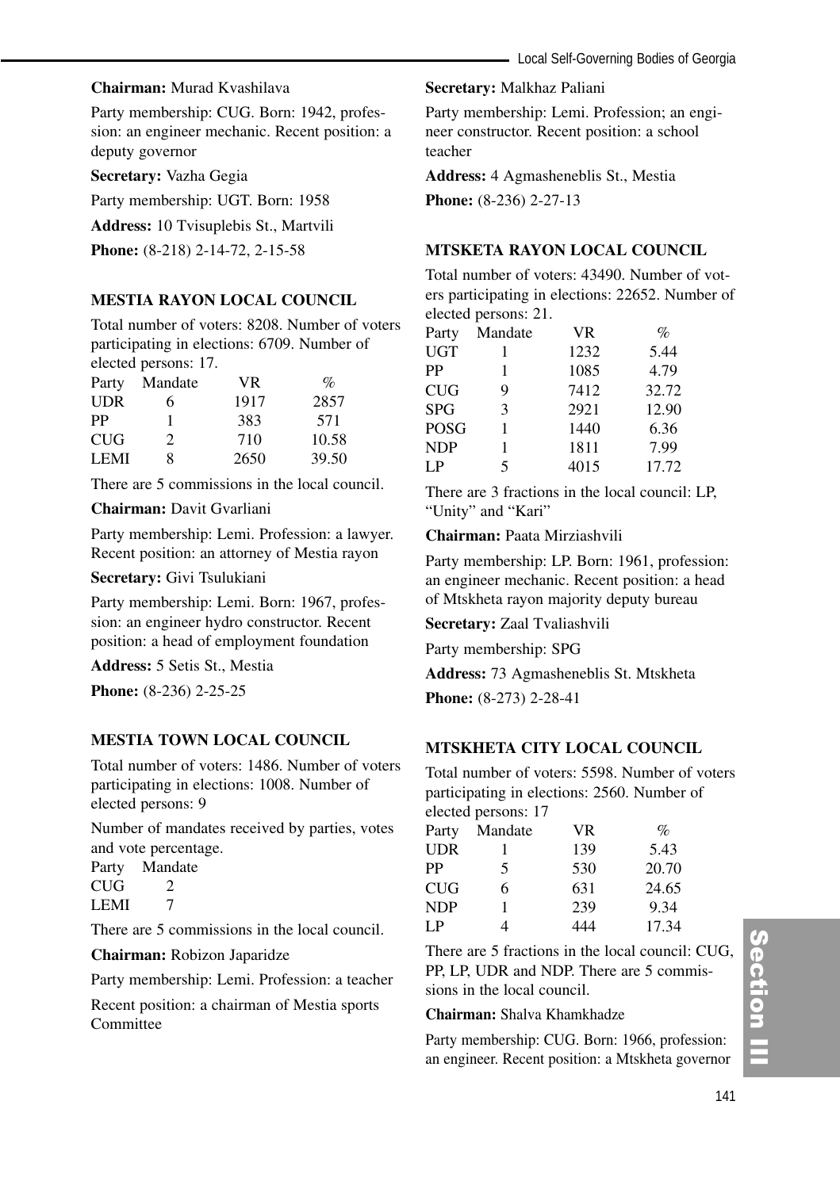**Chairman:** Murad Kvashilava

Party membership: CUG. Born: 1942, profession: an engineer mechanic. Recent position: a deputy governor

**Secretary:** Vazha Gegia

Party membership: UGT. Born: 1958

**Address:** 10 Tvisuplebis St., Martvili

**Phone:** (8-218) 2-14-72, 2-15-58

### MESTIA RAYON LOCAL COUNCIL

Total number of voters: 8208. Number of voters participating in elections: 6709. Number of elected persons: 17.

| Party | Mandate | VR | % |
|---|---|---|---|
| UDR | 6 | 1917 | 2857 |
| PP | 1 | 383 | 571 |
| CUG | 2 | 710 | 10.58 |
| LEMI | 8 | 2650 | 39.50 |

There are 5 commissions in the local council.

**Chairman:** Davit Gvarliani

Party membership: Lemi. Profession: a lawyer. Recent position: an attorney of Mestia rayon

**Secretary:** Givi Tsulukiani

Party membership: Lemi. Born: 1967, profession: an engineer hydro constructor. Recent position: a head of employment foundation

**Address:** 5 Setis St., Mestia

**Phone:** (8-236) 2-25-25

### MESTIA TOWN LOCAL COUNCIL

Total number of voters: 1486. Number of voters participating in elections: 1008. Number of elected persons: 9

Number of mandates received by parties, votes and vote percentage.

| Party | Mandate |
|---|---|
| CUG | 2 |
| LEMI | 7 |

There are 5 commissions in the local council.

**Chairman:** Robizon Japaridze

Party membership: Lemi. Profession: a teacher

Recent position: a chairman of Mestia sports Committee

**Secretary:** Malkhaz Paliani

Party membership: Lemi. Profession; an engineer constructor. Recent position: a school teacher

**Address:** 4 Agmasheneblis St., Mestia

**Phone:** (8-236) 2-27-13

### MTSKETA RAYON LOCAL COUNCIL

Total number of voters: 43490. Number of voters participating in elections: 22652. Number of elected persons: 21.

| Party | Mandate | VR | % |
|---|---|---|---|
| UGT | 1 | 1232 | 5.44 |
| PP | 1 | 1085 | 4.79 |
| CUG | 9 | 7412 | 32.72 |
| SPG | 3 | 2921 | 12.90 |
| POSG | 1 | 1440 | 6.36 |
| NDP | 1 | 1811 | 7.99 |
| LP | 5 | 4015 | 17.72 |

There are 3 fractions in the local council: LP, “Unity” and “Kari”

**Chairman:** Paata Mirziashvili

Party membership: LP. Born: 1961, profession: an engineer mechanic. Recent position: a head of Mtskheta rayon majority deputy bureau

**Secretary:** Zaal Tvaliashvili

Party membership: SPG

**Address:** 73 Agmasheneblis St. Mtskheta

**Phone:** (8-273) 2-28-41

### MTSKHETA CITY LOCAL COUNCIL

Total number of voters: 5598. Number of voters participating in elections: 2560. Number of elected persons: 17

| Party | Mandate | VR | % |
|---|---|---|---|
| UDR | 1 | 139 | 5.43 |
| PP | 5 | 530 | 20.70 |
| CUG | 6 | 631 | 24.65 |
| NDP | 1 | 239 | 9.34 |
| LP | 4 | 444 | 17.34 |

There are 5 fractions in the local council: CUG, PP, LP, UDR and NDP. There are 5 commissions in the local council.

**Chairman:** Shalva Khamkhadze

Party membership: CUG. Born: 1966, profession: an engineer. Recent position: a Mtskheta governor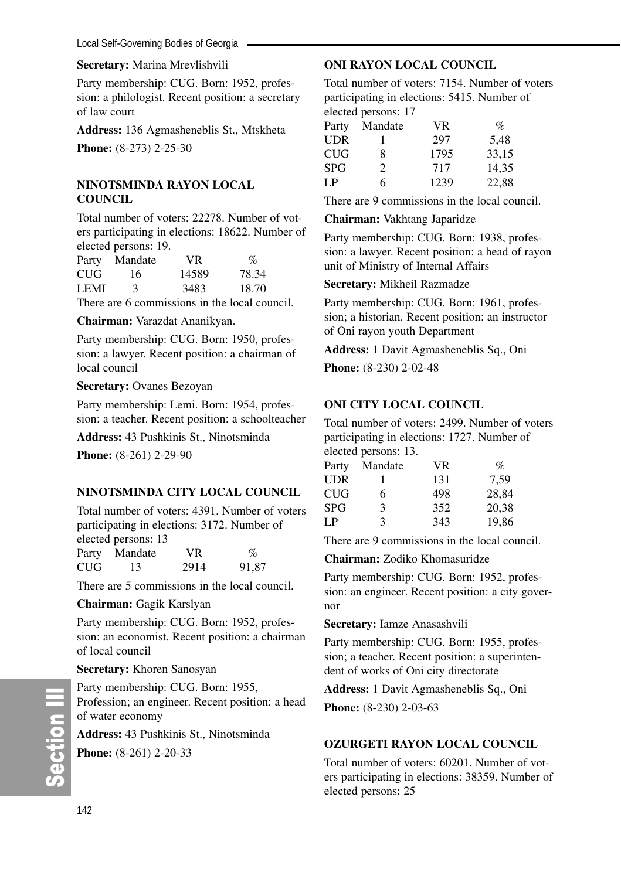**Secretary:** Marina Mrevlishvili

Party membership: CUG. Born: 1952, profession: a philologist. Recent position: a secretary of law court

**Address:** 136 Agmasheneblis St., Mtskheta

**Phone:** (8-273) 2-25-30

### NINOTSMINDA RAYON LOCAL COUNCIL

Total number of voters: 22278. Number of voters participating in elections: 18622. Number of elected persons: 19.

| Party | Mandate | VR | % |
|---|---|---|---|
| CUG | 16 | 14589 | 78.34 |
| LEMI | 3 | 3483 | 18.70 |

There are 6 commissions in the local council.

**Chairman:** Varazdat Ananikyan.

Party membership: CUG. Born: 1950, profession: a lawyer. Recent position: a chairman of local council

**Secretary:** Ovanes Bezoyan

Party membership: Lemi. Born: 1954, profession: a teacher. Recent position: a schoolteacher

**Address:** 43 Pushkinis St., Ninotsminda

**Phone:** (8-261) 2-29-90

### NINOTSMINDA CITY LOCAL COUNCIL

Total number of voters: 4391. Number of voters participating in elections: 3172. Number of elected persons: 13

| Party | Mandate | VR | % |
|---|---|---|---|
| CUG | 13 | 2914 | 91,87 |

There are 5 commissions in the local council.

**Chairman:** Gagik Karslyan

Party membership: CUG. Born: 1952, profession: an economist. Recent position: a chairman of local council

**Secretary:** Khoren Sanosyan

Party membership: CUG. Born: 1955, Profession; an engineer. Recent position: a head of water economy

**Address:** 43 Pushkinis St., Ninotsminda

**Phone:** (8-261) 2-20-33

### ONI RAYON LOCAL COUNCIL

Total number of voters: 7154. Number of voters participating in elections: 5415. Number of elected persons: 17

| Party | Mandate | VR | % |
|---|---|---|---|
| UDR | 1 | 297 | 5,48 |
| CUG | 8 | 1795 | 33,15 |
| SPG | 2 | 717 | 14,35 |
| LP | 6 | 1239 | 22,88 |

There are 9 commissions in the local council.

**Chairman:** Vakhtang Japaridze

Party membership: CUG. Born: 1938, profession: a lawyer. Recent position: a head of rayon unit of Ministry of Internal Affairs

**Secretary:** Mikheil Razmadze

Party membership: CUG. Born: 1961, profession; a historian. Recent position: an instructor of Oni rayon youth Department

**Address:** 1 Davit Agmasheneblis Sq., Oni

**Phone:** (8-230) 2-02-48

### ONI CITY LOCAL COUNCIL

Total number of voters: 2499. Number of voters participating in elections: 1727. Number of elected persons: 13.

| Party | Mandate | VR | % |
|---|---|---|---|
| UDR | 1 | 131 | 7,59 |
| CUG | 6 | 498 | 28,84 |
| SPG | 3 | 352 | 20,38 |
| LP | 3 | 343 | 19,86 |

There are 9 commissions in the local council.

**Chairman:** Zodiko Khomasuridze

Party membership: CUG. Born: 1952, profession: an engineer. Recent position: a city governor

**Secretary:** Iamze Anasashvili

Party membership: CUG. Born: 1955, profession; a teacher. Recent position: a superintendent of works of Oni city directorate

**Address:** 1 Davit Agmasheneblis Sq., Oni

**Phone:** (8-230) 2-03-63

### OZURGETI RAYON LOCAL COUNCIL

Total number of voters: 60201. Number of voters participating in elections: 38359. Number of elected persons: 25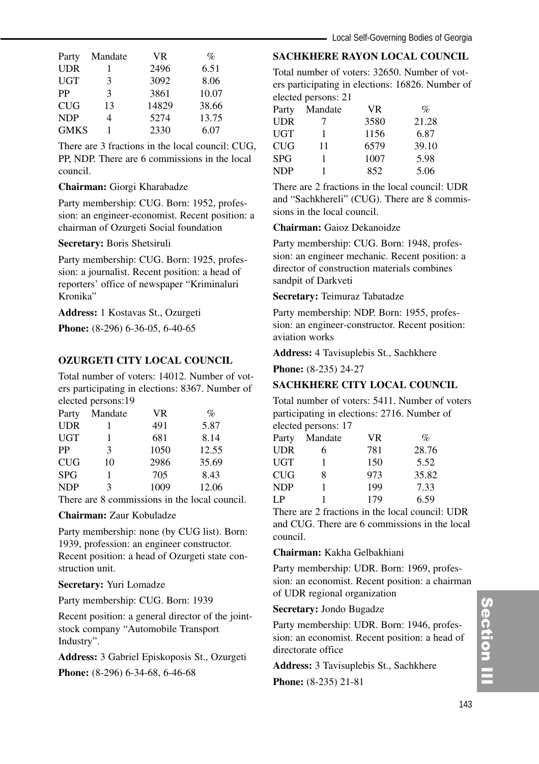| Party | Mandate | VR | % |
|---|---|---|---|
| UDR | 1 | 2496 | 6.51 |
| UGT | 3 | 3092 | 8.06 |
| PP | 3 | 3861 | 10.07 |
| CUG | 13 | 14829 | 38.66 |
| NDP | 4 | 5274 | 13.75 |
| GMKS | 1 | 2330 | 6.07 |

There are 3 fractions in the local council: CUG, PP, NDP. There are 6 commissions in the local council.

**Chairman:** Giorgi Kharabadze

Party membership: CUG. Born: 1952, profession: an engineer-economist. Recent position: a chairman of Ozurgeti Social foundation

**Secretary:** Boris Shetsiruli

Party membership: CUG. Born: 1925, profession: a journalist. Recent position: a head of reporters' office of newspaper "Kriminaluri Kronika"

**Address:** 1 Kostavas St., Ozurgeti

**Phone:** (8-296) 6-36-05, 6-40-65

### OZURGETI CITY LOCAL COUNCIL

Total number of voters: 14012. Number of voters participating in elections: 8367. Number of elected persons:19

| Party | Mandate | VR | % |
|---|---|---|---|
| UDR | 1 | 491 | 5.87 |
| UGT | 1 | 681 | 8.14 |
| PP | 3 | 1050 | 12.55 |
| CUG | 10 | 2986 | 35.69 |
| SPG | 1 | 705 | 8.43 |
| NDP | 3 | 1009 | 12.06 |

There are 8 commissions in the local council.

**Chairman:** Zaur Kobuladze

Party membership: none (by CUG list). Born: 1939, profession: an engineer constructor. Recent position: a head of Ozurgeti state construction unit.

**Secretary:** Yuri Lomadze

Party membership: CUG. Born: 1939

Recent position: a general director of the joint-stock company "Automobile Transport Industry".

**Address:** 3 Gabriel Episkoposis St., Ozurgeti

**Phone:** (8-296) 6-34-68, 6-46-68

### SACHKHERE RAYON LOCAL COUNCIL

Total number of voters: 32650. Number of voters participating in elections: 16826. Number of elected persons: 21

| Party | Mandate | VR | % |
|---|---|---|---|
| UDR | 7 | 3580 | 21.28 |
| UGT | 1 | 1156 | 6.87 |
| CUG | 11 | 6579 | 39.10 |
| SPG | 1 | 1007 | 5.98 |
| NDP | 1 | 852 | 5.06 |

There are 2 fractions in the local council: UDR and "Sachkhereli" (CUG). There are 8 commissions in the local council.

**Chairman:** Gaioz Dekanoidze

Party membership: CUG. Born: 1948, profession: an engineer mechanic. Recent position: a director of construction materials combines sandpit of Darkveti

**Secretary:** Teimuraz Tabatadze

Party membership: NDP. Born: 1955, profession: an engineer-constructor. Recent position: aviation works

**Address:** 4 Tavisuplebis St., Sachkhere

**Phone:** (8-235) 24-27

### SACHKHERE CITY LOCAL COUNCIL

Total number of voters: 5411. Number of voters participating in elections: 2716. Number of elected persons: 17

| Party | Mandate | VR | % |
|---|---|---|---|
| UDR | 6 | 781 | 28.76 |
| UGT | 1 | 150 | 5.52 |
| CUG | 8 | 973 | 35.82 |
| NDP | 1 | 199 | 7.33 |
| LP | 1 | 179 | 6.59 |

There are 2 fractions in the local council: UDR and CUG. There are 6 commissions in the local council.

**Chairman:** Kakha Gelbakhiani

Party membership: UDR. Born: 1969, profession: an economist. Recent position: a chairman of UDR regional organization

**Secretary:** Jondo Bugadze

Party membership: UDR. Born: 1946, profession: an economist. Recent position: a head of directorate office

**Address:** 3 Tavisuplebis St., Sachkhere

**Phone:** (8-235) 21-81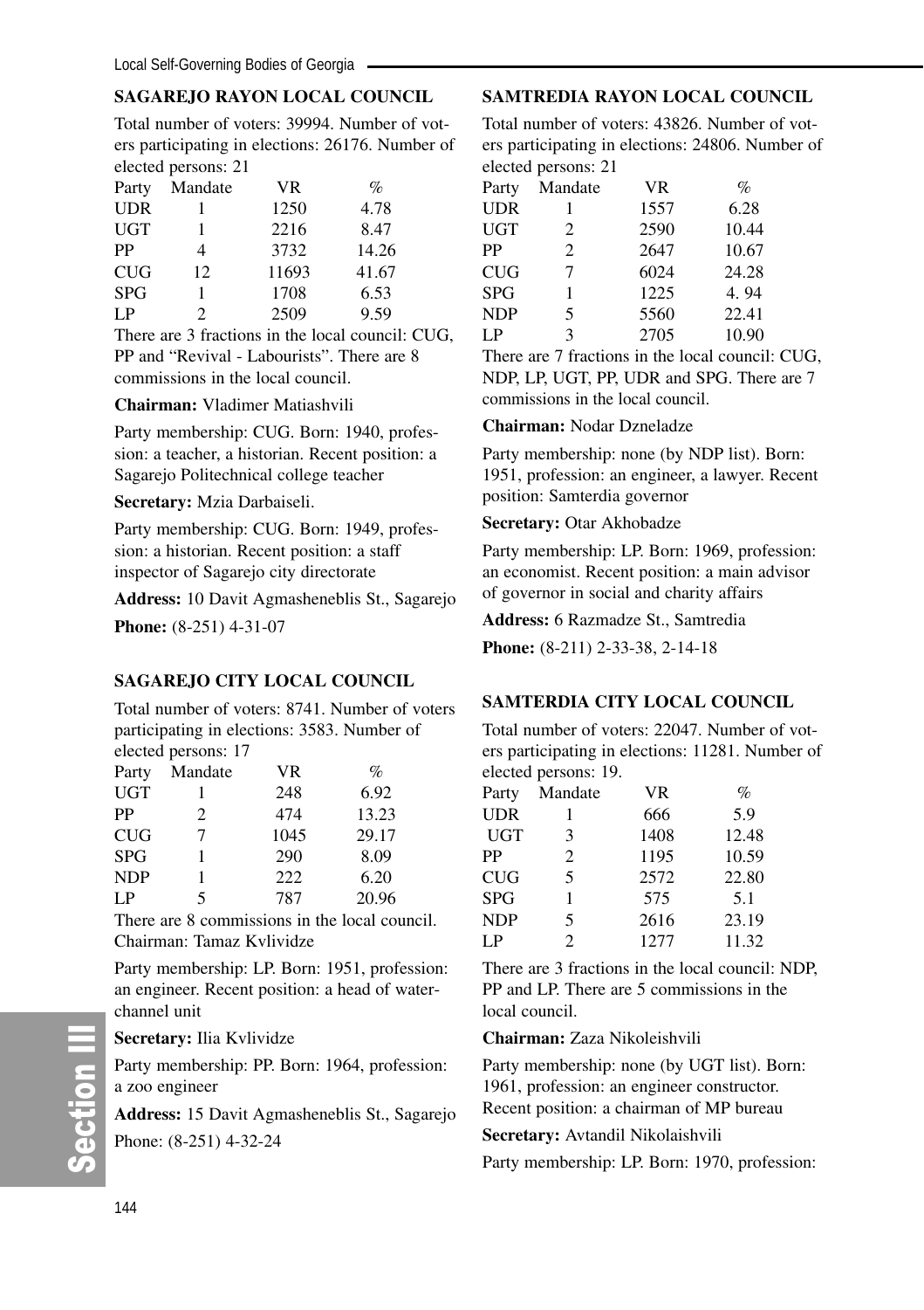## SAGAREJO RAYON LOCAL COUNCIL

Total number of voters: 39994. Number of voters participating in elections: 26176. Number of elected persons: 21

| Party | Mandate | VR | % |
|---|---|---|---|
| UDR | 1 | 1250 | 4.78 |
| UGT | 1 | 2216 | 8.47 |
| PP | 4 | 3732 | 14.26 |
| CUG | 12 | 11693 | 41.67 |
| SPG | 1 | 1708 | 6.53 |
| LP | 2 | 2509 | 9.59 |

There are 3 fractions in the local council: CUG, PP and "Revival - Labourists". There are 8 commissions in the local council.

**Chairman:** Vladimer Matiashvili

Party membership: CUG. Born: 1940, profession: a teacher, a historian. Recent position: a Sagarejo Politechnical college teacher

**Secretary:** Mzia Darbaiseli.

Party membership: CUG. Born: 1949, profession: a historian. Recent position: a staff inspector of Sagarejo city directorate

**Address:** 10 Davit Agmasheneblis St., Sagarejo

**Phone:** (8-251) 4-31-07

## SAGAREJO CITY LOCAL COUNCIL

Total number of voters: 8741. Number of voters participating in elections: 3583. Number of elected persons: 17

| Party | Mandate | VR | % |
|---|---|---|---|
| UGT | 1 | 248 | 6.92 |
| PP | 2 | 474 | 13.23 |
| CUG | 7 | 1045 | 29.17 |
| SPG | 1 | 290 | 8.09 |
| NDP | 1 | 222 | 6.20 |
| LP | 5 | 787 | 20.96 |

There are 8 commissions in the local council.
Chairman: Tamaz Kvlividze

Party membership: LP. Born: 1951, profession: an engineer. Recent position: a head of water-channel unit

**Secretary:** Ilia Kvlividze

Party membership: PP. Born: 1964, profession: a zoo engineer

**Address:** 15 Davit Agmasheneblis St., Sagarejo

Phone: (8-251) 4-32-24

## SAMTREDIA RAYON LOCAL COUNCIL

Total number of voters: 43826. Number of voters participating in elections: 24806. Number of elected persons: 21

| Party | Mandate | VR | % |
|---|---|---|---|
| UDR | 1 | 1557 | 6.28 |
| UGT | 2 | 2590 | 10.44 |
| PP | 2 | 2647 | 10.67 |
| CUG | 7 | 6024 | 24.28 |
| SPG | 1 | 1225 | 4. 94 |
| NDP | 5 | 5560 | 22.41 |
| LP | 3 | 2705 | 10.90 |

There are 7 fractions in the local council: CUG, NDP, LP, UGT, PP, UDR and SPG. There are 7 commissions in the local council.

**Chairman:** Nodar Dzneladze

Party membership: none (by NDP list). Born: 1951, profession: an engineer, a lawyer. Recent position: Samterdia governor

**Secretary:** Otar Akhobadze

Party membership: LP. Born: 1969, profession: an economist. Recent position: a main advisor of governor in social and charity affairs

**Address:** 6 Razmadze St., Samtredia

**Phone:** (8-211) 2-33-38, 2-14-18

## SAMTERDIA CITY LOCAL COUNCIL

Total number of voters: 22047. Number of voters participating in elections: 11281. Number of elected persons: 19.

| Party | Mandate | VR | % |
|---|---|---|---|
| UDR | 1 | 666 | 5.9 |
| UGT | 3 | 1408 | 12.48 |
| PP | 2 | 1195 | 10.59 |
| CUG | 5 | 2572 | 22.80 |
| SPG | 1 | 575 | 5.1 |
| NDP | 5 | 2616 | 23.19 |
| LP | 2 | 1277 | 11.32 |

There are 3 fractions in the local council: NDP, PP and LP. There are 5 commissions in the local council.

**Chairman:** Zaza Nikoleishvili

Party membership: none (by UGT list). Born: 1961, profession: an engineer constructor. Recent position: a chairman of MP bureau

**Secretary:** Avtandil Nikolaishvili

Party membership: LP. Born: 1970, profession: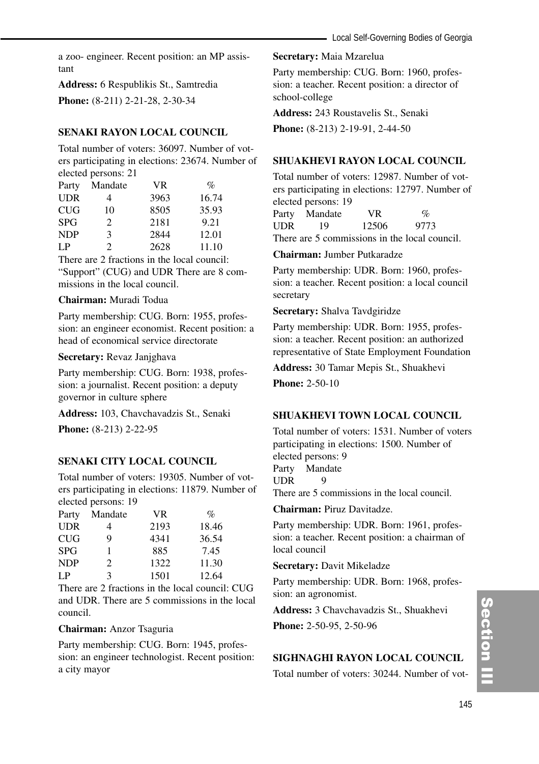a zoo- engineer. Recent position: an MP assistant

**Address:** 6 Respublikis St., Samtredia

**Phone:** (8-211) 2-21-28, 2-30-34

### SENAKI RAYON LOCAL COUNCIL

Total number of voters: 36097. Number of voters participating in elections: 23674. Number of elected persons: 21

| Party | Mandate | VR | % |
|---|---|---|---|
| UDR | 4 | 3963 | 16.74 |
| CUG | 10 | 8505 | 35.93 |
| SPG | 2 | 2181 | 9.21 |
| NDP | 3 | 2844 | 12.01 |
| LP | 2 | 2628 | 11.10 |

There are 2 fractions in the local council: "Support" (CUG) and UDR There are 8 commissions in the local council.

**Chairman:** Muradi Todua

Party membership: CUG. Born: 1955, profession: an engineer economist. Recent position: a head of economical service directorate

**Secretary:** Revaz Janjghava

Party membership: CUG. Born: 1938, profession: a journalist. Recent position: a deputy governor in culture sphere

**Address:** 103, Chavchavadzis St., Senaki

**Phone:** (8-213) 2-22-95

### SENAKI CITY LOCAL COUNCIL

Total number of voters: 19305. Number of voters participating in elections: 11879. Number of elected persons: 19

| Party | Mandate | VR | % |
|---|---|---|---|
| UDR | 4 | 2193 | 18.46 |
| CUG | 9 | 4341 | 36.54 |
| SPG | 1 | 885 | 7.45 |
| NDP | 2 | 1322 | 11.30 |
| LP | 3 | 1501 | 12.64 |

There are 2 fractions in the local council: CUG and UDR. There are 5 commissions in the local council.

**Chairman:** Anzor Tsaguria

Party membership: CUG. Born: 1945, profession: an engineer technologist. Recent position: a city mayor

**Secretary:** Maia Mzarelua

Party membership: CUG. Born: 1960, profession: a teacher. Recent position: a director of school-college

**Address:** 243 Roustavelis St., Senaki

**Phone:** (8-213) 2-19-91, 2-44-50

### SHUAKHEVI RAYON LOCAL COUNCIL

Total number of voters: 12987. Number of voters participating in elections: 12797. Number of elected persons: 19

| Party | Mandate | VR | % |
|---|---|---|---|
| UDR | 19 | 12506 | 9773 |

There are 5 commissions in the local council.

**Chairman:** Jumber Putkaradze

Party membership: UDR. Born: 1960, profession: a teacher. Recent position: a local council secretary

**Secretary:** Shalva Tavdgiridze

Party membership: UDR. Born: 1955, profession: a teacher. Recent position: an authorized representative of State Employment Foundation

**Address:** 30 Tamar Mepis St., Shuakhevi

**Phone:** 2-50-10

### SHUAKHEVI TOWN LOCAL COUNCIL

Total number of voters: 1531. Number of voters participating in elections: 1500. Number of elected persons: 9

| Party | Mandate |
|---|---|
| UDR | 9 |

There are 5 commissions in the local council.

**Chairman:** Piruz Davitadze.

Party membership: UDR. Born: 1961, profession: a teacher. Recent position: a chairman of local council

**Secretary:** Davit Mikeladze

Party membership: UDR. Born: 1968, profession: an agronomist.

**Address:** 3 Chavchavadzis St., Shuakhevi

**Phone:** 2-50-95, 2-50-96

### SIGHNAGHI RAYON LOCAL COUNCIL

Total number of voters: 30244. Number of vot-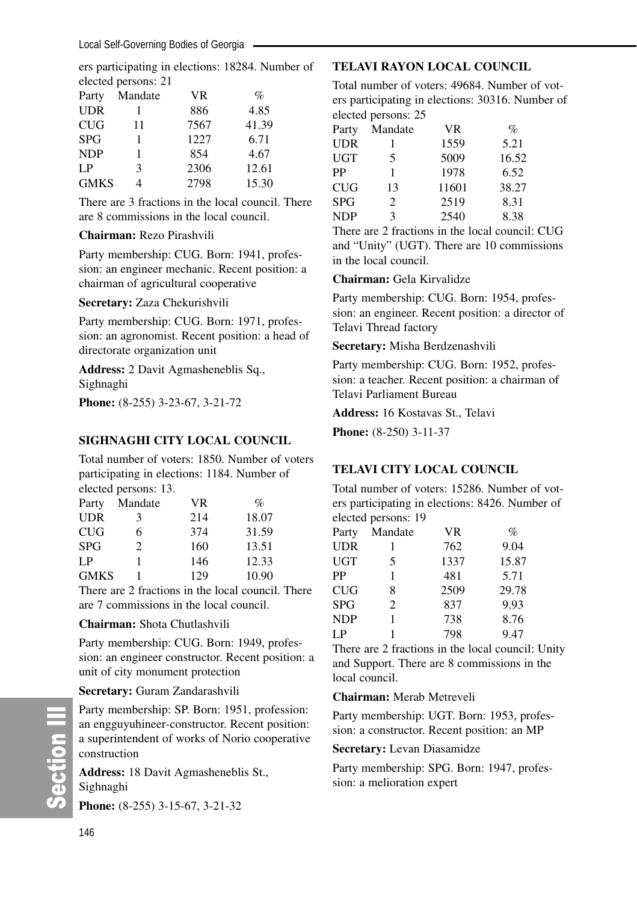ers participating in elections: 18284. Number of elected persons: 21

| Party | Mandate | VR | % |
|---|---|---|---|
| UDR | 1 | 886 | 4.85 |
| CUG | 11 | 7567 | 41.39 |
| SPG | 1 | 1227 | 6.71 |
| NDP | 1 | 854 | 4.67 |
| LP | 3 | 2306 | 12.61 |
| GMKS | 4 | 2798 | 15.30 |

There are 3 fractions in the local council. There are 8 commissions in the local council.

**Chairman:** Rezo Pirashvili

Party membership: CUG. Born: 1941, profession: an engineer mechanic. Recent position: a chairman of agricultural cooperative

**Secretary:** Zaza Chekurishvili

Party membership: CUG. Born: 1971, profession: an agronomist. Recent position: a head of directorate organization unit

**Address:** 2 Davit Agmasheneblis Sq., Sighnaghi

**Phone:** (8-255) 3-23-67, 3-21-72

### SIGHNAGHI CITY LOCAL COUNCIL

Total number of voters: 1850. Number of voters participating in elections: 1184. Number of elected persons: 13.

| Party | Mandate | VR | % |
|---|---|---|---|
| UDR | 3 | 214 | 18.07 |
| CUG | 6 | 374 | 31.59 |
| SPG | 2 | 160 | 13.51 |
| LP | 1 | 146 | 12.33 |
| GMKS | 1 | 129 | 10.90 |

There are 2 fractions in the local council. There are 7 commissions in the local council.

**Chairman:** Shota Chutlashvili

Party membership: CUG. Born: 1949, profession: an engineer constructor. Recent position: a unit of city monument protection

**Secretary:** Guram Zandarashvili

Party membership: SP. Born: 1951, profession: an engguyuhineer-constructor. Recent position: a superintendent of works of Norio cooperative construction

**Address:** 18 Davit Agmasheneblis St., Sighnaghi

**Phone:** (8-255) 3-15-67, 3-21-32

### TELAVI RAYON LOCAL COUNCIL

Total number of voters: 49684. Number of voters participating in elections: 30316. Number of elected persons: 25

| Party | Mandate | VR | % |
|---|---|---|---|
| UDR | 1 | 1559 | 5.21 |
| UGT | 5 | 5009 | 16.52 |
| PP | 1 | 1978 | 6.52 |
| CUG | 13 | 11601 | 38.27 |
| SPG | 2 | 2519 | 8.31 |
| NDP | 3 | 2540 | 8.38 |

There are 2 fractions in the local council: CUG and "Unity" (UGT). There are 10 commissions in the local council.

**Chairman:** Gela Kirvalidze

Party membership: CUG. Born: 1954, profession: an engineer. Recent position: a director of Telavi Thread factory

**Secretary:** Misha Berdzenashvili

Party membership: CUG. Born: 1952, profession: a teacher. Recent position: a chairman of Telavi Parliament Bureau

**Address:** 16 Kostavas St., Telavi

**Phone:** (8-250) 3-11-37

### TELAVI CITY LOCAL COUNCIL

Total number of voters: 15286. Number of voters participating in elections: 8426. Number of elected persons: 19

| Party | Mandate | VR | % |
|---|---|---|---|
| UDR | 1 | 762 | 9.04 |
| UGT | 5 | 1337 | 15.87 |
| PP | 1 | 481 | 5.71 |
| CUG | 8 | 2509 | 29.78 |
| SPG | 2 | 837 | 9.93 |
| NDP | 1 | 738 | 8.76 |
| LP | 1 | 798 | 9.47 |

There are 2 fractions in the local council: Unity and Support. There are 8 commissions in the local council.

**Chairman:** Merab Metreveli

Party membership: UGT. Born: 1953, profession: a constructor. Recent position: an MP

**Secretary:** Levan Diasamidze

Party membership: SPG. Born: 1947, profession: a melioration expert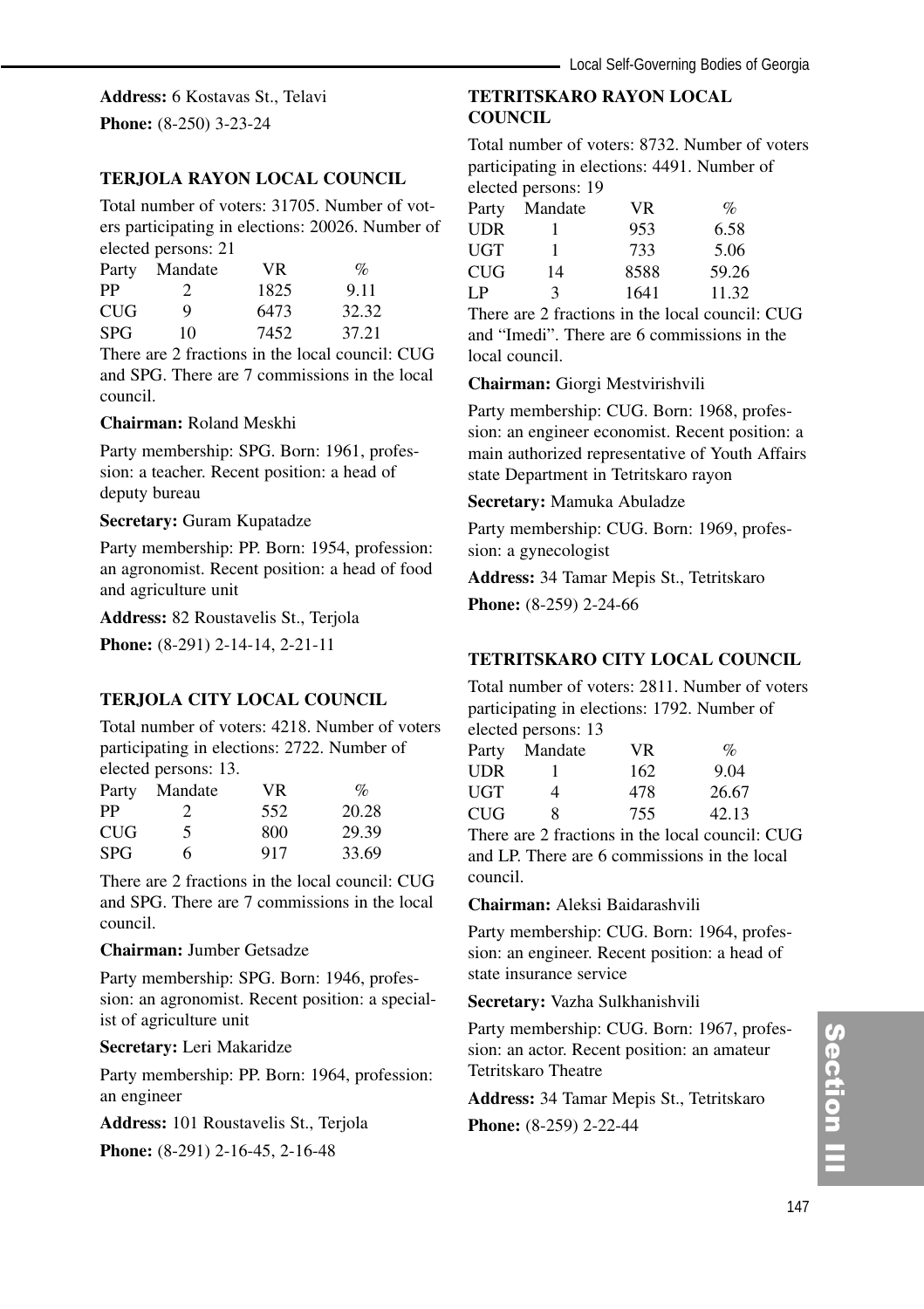**Address:** 6 Kostavas St., Telavi

**Phone:** (8-250) 3-23-24

### TERJOLA RAYON LOCAL COUNCIL

Total number of voters: 31705. Number of voters participating in elections: 20026. Number of elected persons: 21

| Party | Mandate | VR | % |
|---|---|---|---|
| PP | 2 | 1825 | 9.11 |
| CUG | 9 | 6473 | 32.32 |
| SPG | 10 | 7452 | 37.21 |

There are 2 fractions in the local council: CUG and SPG. There are 7 commissions in the local council.

**Chairman:** Roland Meskhi

Party membership: SPG. Born: 1961, profession: a teacher. Recent position: a head of deputy bureau

**Secretary:** Guram Kupatadze

Party membership: PP. Born: 1954, profession: an agronomist. Recent position: a head of food and agriculture unit

**Address:** 82 Roustavelis St., Terjola

**Phone:** (8-291) 2-14-14, 2-21-11

### TERJOLA CITY LOCAL COUNCIL

Total number of voters: 4218. Number of voters participating in elections: 2722. Number of elected persons: 13.

| Party | Mandate | VR | % |
|---|---|---|---|
| PP | 2 | 552 | 20.28 |
| CUG | 5 | 800 | 29.39 |
| SPG | 6 | 917 | 33.69 |

There are 2 fractions in the local council: CUG and SPG. There are 7 commissions in the local council.

**Chairman:** Jumber Getsadze

Party membership: SPG. Born: 1946, profession: an agronomist. Recent position: a specialist of agriculture unit

**Secretary:** Leri Makaridze

Party membership: PP. Born: 1964, profession: an engineer

**Address:** 101 Roustavelis St., Terjola

**Phone:** (8-291) 2-16-45, 2-16-48

### TETRITSKARO RAYON LOCAL COUNCIL

Total number of voters: 8732. Number of voters participating in elections: 4491. Number of elected persons: 19

| Party | Mandate | VR | % |
|---|---|---|---|
| UDR | 1 | 953 | 6.58 |
| UGT | 1 | 733 | 5.06 |
| CUG | 14 | 8588 | 59.26 |
| LP | 3 | 1641 | 11.32 |

There are 2 fractions in the local council: CUG and "Imedi". There are 6 commissions in the local council.

**Chairman:** Giorgi Mestvirishvili

Party membership: CUG. Born: 1968, profession: an engineer economist. Recent position: a main authorized representative of Youth Affairs state Department in Tetritskaro rayon

**Secretary:** Mamuka Abuladze

Party membership: CUG. Born: 1969, profession: a gynecologist

**Address:** 34 Tamar Mepis St., Tetritskaro

**Phone:** (8-259) 2-24-66

### TETRITSKARO CITY LOCAL COUNCIL

Total number of voters: 2811. Number of voters participating in elections: 1792. Number of elected persons: 13

| Party | Mandate | VR | % |
|---|---|---|---|
| UDR | 1 | 162 | 9.04 |
| UGT | 4 | 478 | 26.67 |
| CUG | 8 | 755 | 42.13 |

There are 2 fractions in the local council: CUG and LP. There are 6 commissions in the local council.

**Chairman:** Aleksi Baidarashvili

Party membership: CUG. Born: 1964, profession: an engineer. Recent position: a head of state insurance service

**Secretary:** Vazha Sulkhanishvili

Party membership: CUG. Born: 1967, profession: an actor. Recent position: an amateur Tetritskaro Theatre

**Address:** 34 Tamar Mepis St., Tetritskaro

**Phone:** (8-259) 2-22-44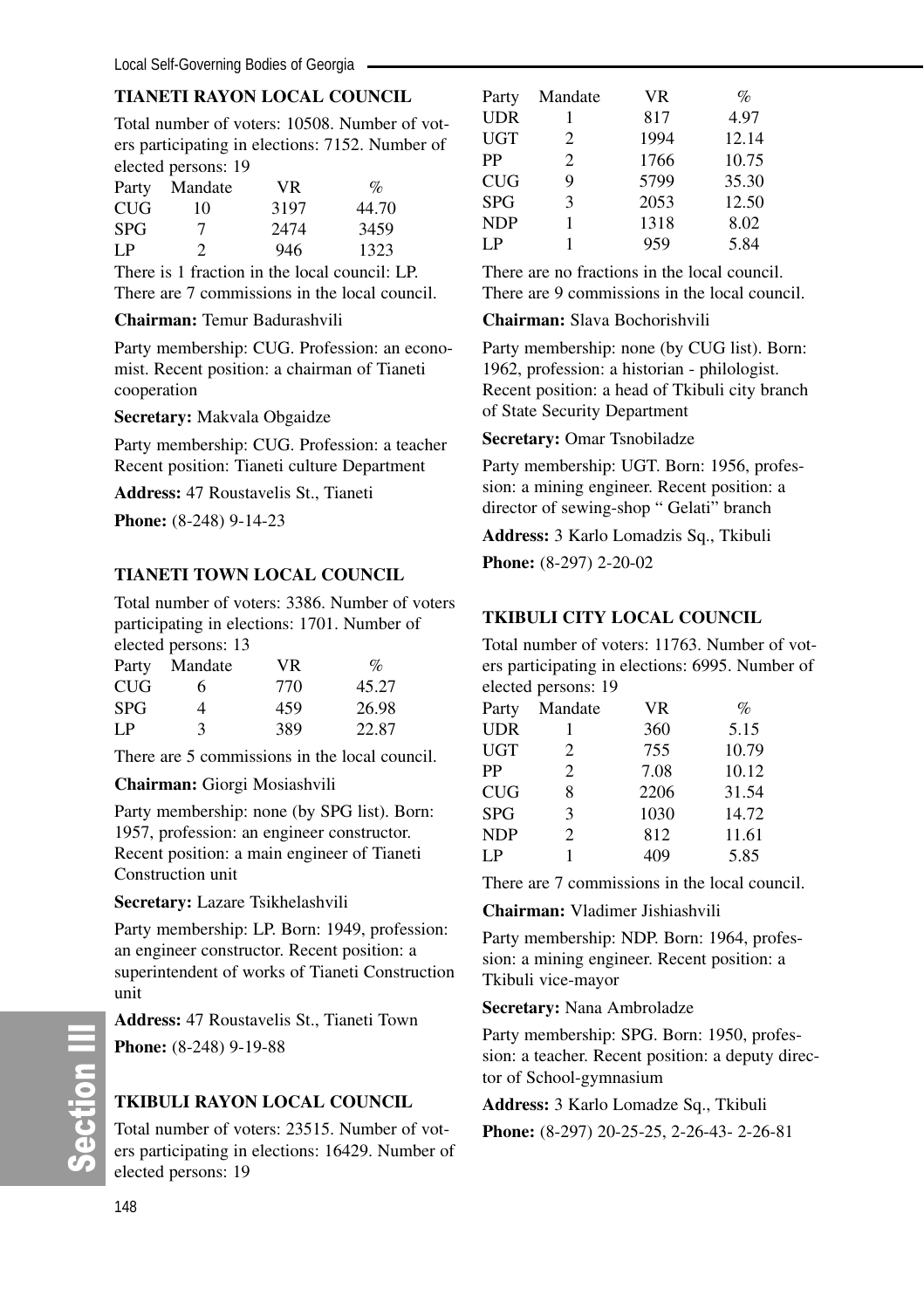## TIANETI RAYON LOCAL COUNCIL

Total number of voters: 10508. Number of voters participating in elections: 7152. Number of elected persons: 19

| Party | Mandate | VR | % |
|---|---|---|---|
| CUG | 10 | 3197 | 44.70 |
| SPG | 7 | 2474 | 3459 |
| LP | 2 | 946 | 1323 |

There is 1 fraction in the local council: LP.
There are 7 commissions in the local council.

**Chairman:** Temur Badurashvili

Party membership: CUG. Profession: an economist. Recent position: a chairman of Tianeti cooperation

**Secretary:** Makvala Obgaidze

Party membership: CUG. Profession: a teacher Recent position: Tianeti culture Department

**Address:** 47 Roustavelis St., Tianeti

**Phone:** (8-248) 9-14-23

## TIANETI TOWN LOCAL COUNCIL

Total number of voters: 3386. Number of voters participating in elections: 1701. Number of elected persons: 13

| Party | Mandate | VR | % |
|---|---|---|---|
| CUG | 6 | 770 | 45.27 |
| SPG | 4 | 459 | 26.98 |
| LP | 3 | 389 | 22.87 |

There are 5 commissions in the local council.

**Chairman:** Giorgi Mosiashvili

Party membership: none (by SPG list). Born: 1957, profession: an engineer constructor. Recent position: a main engineer of Tianeti Construction unit

**Secretary:** Lazare Tsikhelashvili

Party membership: LP. Born: 1949, profession: an engineer constructor. Recent position: a superintendent of works of Tianeti Construction unit

**Address:** 47 Roustavelis St., Tianeti Town

**Phone:** (8-248) 9-19-88

## TKIBULI RAYON LOCAL COUNCIL

Total number of voters: 23515. Number of voters participating in elections: 16429. Number of elected persons: 19

| Party | Mandate | VR | % |
|---|---|---|---|
| UDR | 1 | 817 | 4.97 |
| UGT | 2 | 1994 | 12.14 |
| PP | 2 | 1766 | 10.75 |
| CUG | 9 | 5799 | 35.30 |
| SPG | 3 | 2053 | 12.50 |
| NDP | 1 | 1318 | 8.02 |
| LP | 1 | 959 | 5.84 |

There are no fractions in the local council.
There are 9 commissions in the local council.

**Chairman:** Slava Bochorishvili

Party membership: none (by CUG list). Born: 1962, profession: a historian - philologist. Recent position: a head of Tkibuli city branch of State Security Department

**Secretary:** Omar Tsnobiladze

Party membership: UGT. Born: 1956, profession: a mining engineer. Recent position: a director of sewing-shop " Gelati" branch

**Address:** 3 Karlo Lomadzis Sq., Tkibuli

**Phone:** (8-297) 2-20-02

## TKIBULI CITY LOCAL COUNCIL

Total number of voters: 11763. Number of voters participating in elections: 6995. Number of elected persons: 19

| Party | Mandate | VR | % |
|---|---|---|---|
| UDR | 1 | 360 | 5.15 |
| UGT | 2 | 755 | 10.79 |
| PP | 2 | 7.08 | 10.12 |
| CUG | 8 | 2206 | 31.54 |
| SPG | 3 | 1030 | 14.72 |
| NDP | 2 | 812 | 11.61 |
| LP | 1 | 409 | 5.85 |

There are 7 commissions in the local council.

**Chairman:** Vladimer Jishiashvili

Party membership: NDP. Born: 1964, profession: a mining engineer. Recent position: a Tkibuli vice-mayor

**Secretary:** Nana Ambroladze

Party membership: SPG. Born: 1950, profession: a teacher. Recent position: a deputy director of School-gymnasium

**Address:** 3 Karlo Lomadze Sq., Tkibuli

**Phone:** (8-297) 20-25-25, 2-26-43- 2-26-81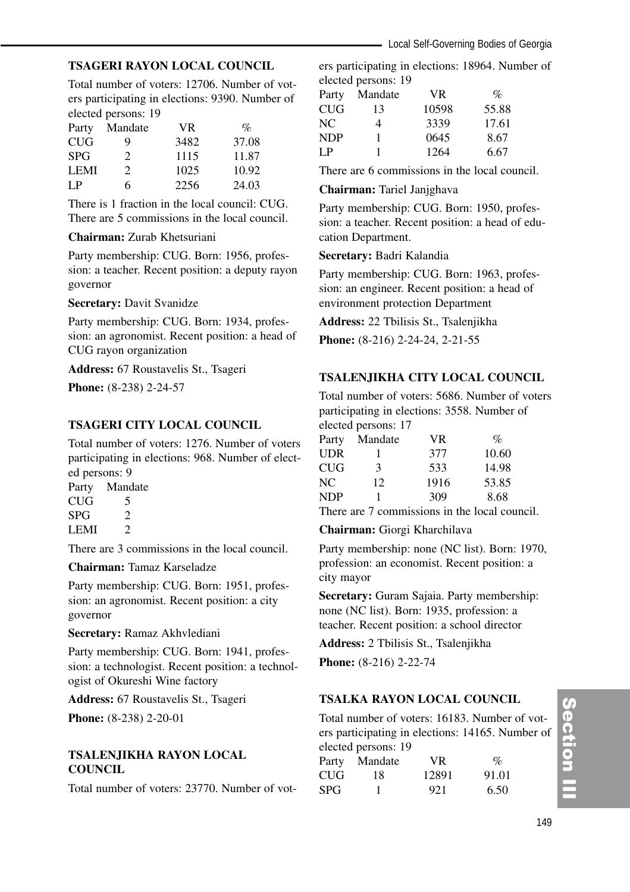### TSAGERI RAYON LOCAL COUNCIL

Total number of voters: 12706. Number of voters participating in elections: 9390. Number of elected persons: 19

| Party | Mandate | VR | % |
|---|---|---|---|
| CUG | 9 | 3482 | 37.08 |
| SPG | 2 | 1115 | 11.87 |
| LEMI | 2 | 1025 | 10.92 |
| LP | 6 | 2256 | 24.03 |

There is 1 fraction in the local council: CUG. There are 5 commissions in the local council.

**Chairman:** Zurab Khetsuriani

Party membership: CUG. Born: 1956, profession: a teacher. Recent position: a deputy rayon governor

**Secretary:** Davit Svanidze

Party membership: CUG. Born: 1934, profession: an agronomist. Recent position: a head of CUG rayon organization

**Address:** 67 Roustavelis St., Tsageri

**Phone:** (8-238) 2-24-57

### TSAGERI CITY LOCAL COUNCIL

Total number of voters: 1276. Number of voters participating in elections: 968. Number of elected persons: 9

| Party | Mandate |
|---|---|
| CUG | 5 |
| SPG | 2 |
| LEMI | 2 |

There are 3 commissions in the local council.

**Chairman:** Tamaz Karseladze

Party membership: CUG. Born: 1951, profession: an agronomist. Recent position: a city governor

**Secretary:** Ramaz Akhvlediani

Party membership: CUG. Born: 1941, profession: a technologist. Recent position: a technologist of Okureshi Wine factory

**Address:** 67 Roustavelis St., Tsageri

**Phone:** (8-238) 2-20-01

### TSALENJIKHA RAYON LOCAL COUNCIL

Total number of voters: 23770. Number of voters participating in elections: 18964. Number of elected persons: 19

| Party | Mandate | VR | % |
|---|---|---|---|
| CUG | 13 | 10598 | 55.88 |
| NC | 4 | 3339 | 17.61 |
| NDP | 1 | 0645 | 8.67 |
| LP | 1 | 1264 | 6.67 |

There are 6 commissions in the local council.

**Chairman:** Tariel Janjghava

Party membership: CUG. Born: 1950, profession: a teacher. Recent position: a head of education Department.

**Secretary:** Badri Kalandia

Party membership: CUG. Born: 1963, profession: an engineer. Recent position: a head of environment protection Department

**Address:** 22 Tbilisis St., Tsalenjikha

**Phone:** (8-216) 2-24-24, 2-21-55

### TSALENJIKHA CITY LOCAL COUNCIL

Total number of voters: 5686. Number of voters participating in elections: 3558. Number of elected persons: 17

| Party | Mandate | VR | % |
|---|---|---|---|
| UDR | 1 | 377 | 10.60 |
| CUG | 3 | 533 | 14.98 |
| NC | 12 | 1916 | 53.85 |
| NDP | 1 | 309 | 8.68 |

There are 7 commissions in the local council.

**Chairman:** Giorgi Kharchilava

Party membership: none (NC list). Born: 1970, profession: an economist. Recent position: a city mayor

**Secretary:** Guram Sajaia. Party membership: none (NC list). Born: 1935, profession: a teacher. Recent position: a school director

**Address:** 2 Tbilisis St., Tsalenjikha

**Phone:** (8-216) 2-22-74

### TSALKA RAYON LOCAL COUNCIL

Total number of voters: 16183. Number of voters participating in elections: 14165. Number of elected persons: 19

| Party | Mandate | VR | % |
|---|---|---|---|
| CUG | 18 | 12891 | 91.01 |
| SPG | 1 | 921 | 6.50 |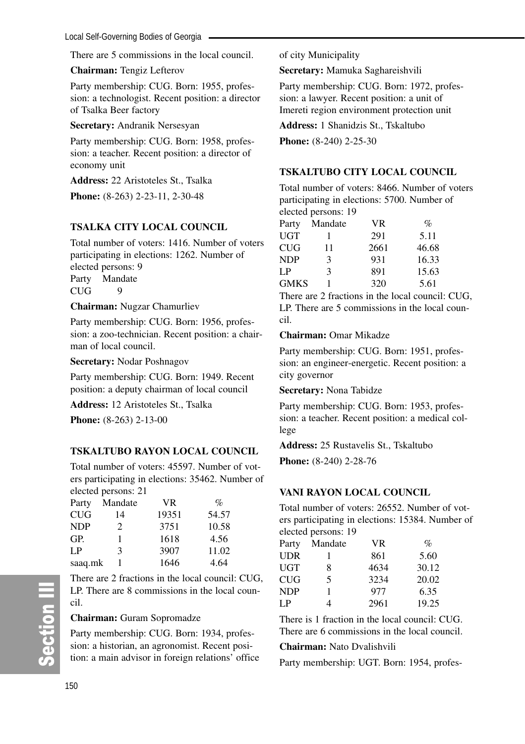There are 5 commissions in the local council.

**Chairman:** Tengiz Lefterov

Party membership: CUG. Born: 1955, profession: a technologist. Recent position: a director of Tsalka Beer factory

**Secretary:** Andranik Nersesyan

Party membership: CUG. Born: 1958, profession: a teacher. Recent position: a director of economy unit

**Address:** 22 Aristoteles St., Tsalka

**Phone:** (8-263) 2-23-11, 2-30-48

### TSALKA CITY LOCAL COUNCIL

Total number of voters: 1416. Number of voters participating in elections: 1262. Number of elected persons: 9

| Party | Mandate |
|---|---|
| CUG | 9 |

**Chairman:** Nugzar Chamurliev

Party membership: CUG. Born: 1956, profession: a zoo-technician. Recent position: a chairman of local council.

**Secretary:** Nodar Poshnagov

Party membership: CUG. Born: 1949. Recent position: a deputy chairman of local council

**Address:** 12 Aristoteles St., Tsalka

**Phone:** (8-263) 2-13-00

### TSKALTUBO RAYON LOCAL COUNCIL

Total number of voters: 45597. Number of voters participating in elections: 35462. Number of elected persons: 21

| Party | Mandate | VR | % |
|---|---|---|---|
| CUG | 14 | 19351 | 54.57 |
| NDP | 2 | 3751 | 10.58 |
| GP. | 1 | 1618 | 4.56 |
| LP | 3 | 3907 | 11.02 |
| saaq.mk | 1 | 1646 | 4.64 |

There are 2 fractions in the local council: CUG, LP. There are 8 commissions in the local council.

**Chairman:** Guram Sopromadze

Party membership: CUG. Born: 1934, profession: a historian, an agronomist. Recent position: a main advisor in foreign relations' office of city Municipality

**Secretary:** Mamuka Saghareishvili

Party membership: CUG. Born: 1972, profession: a lawyer. Recent position: a unit of Imereti region environment protection unit

**Address:** 1 Shanidzis St., Tskaltubo

**Phone:** (8-240) 2-25-30

### TSKALTUBO CITY LOCAL COUNCIL

Total number of voters: 8466. Number of voters participating in elections: 5700. Number of elected persons: 19

| Party | Mandate | VR | % |
|---|---|---|---|
| UGT | 1 | 291 | 5.11 |
| CUG | 11 | 2661 | 46.68 |
| NDP | 3 | 931 | 16.33 |
| LP | 3 | 891 | 15.63 |
| GMKS | 1 | 320 | 5.61 |

There are 2 fractions in the local council: CUG, LP. There are 5 commissions in the local council.

**Chairman:** Omar Mikadze

Party membership: CUG. Born: 1951, profession: an engineer-energetic. Recent position: a city governor

**Secretary:** Nona Tabidze

Party membership: CUG. Born: 1953, profession: a teacher. Recent position: a medical college

**Address:** 25 Rustavelis St., Tskaltubo

**Phone:** (8-240) 2-28-76

### VANI RAYON LOCAL COUNCIL

Total number of voters: 26552. Number of voters participating in elections: 15384. Number of elected persons: 19

| Party | Mandate | VR | % |
|---|---|---|---|
| UDR | 1 | 861 | 5.60 |
| UGT | 8 | 4634 | 30.12 |
| CUG | 5 | 3234 | 20.02 |
| NDP | 1 | 977 | 6.35 |
| LP | 4 | 2961 | 19.25 |

There is 1 fraction in the local council: CUG. There are 6 commissions in the local council.

**Chairman:** Nato Dvalishvili

Party membership: UGT. Born: 1954, profes-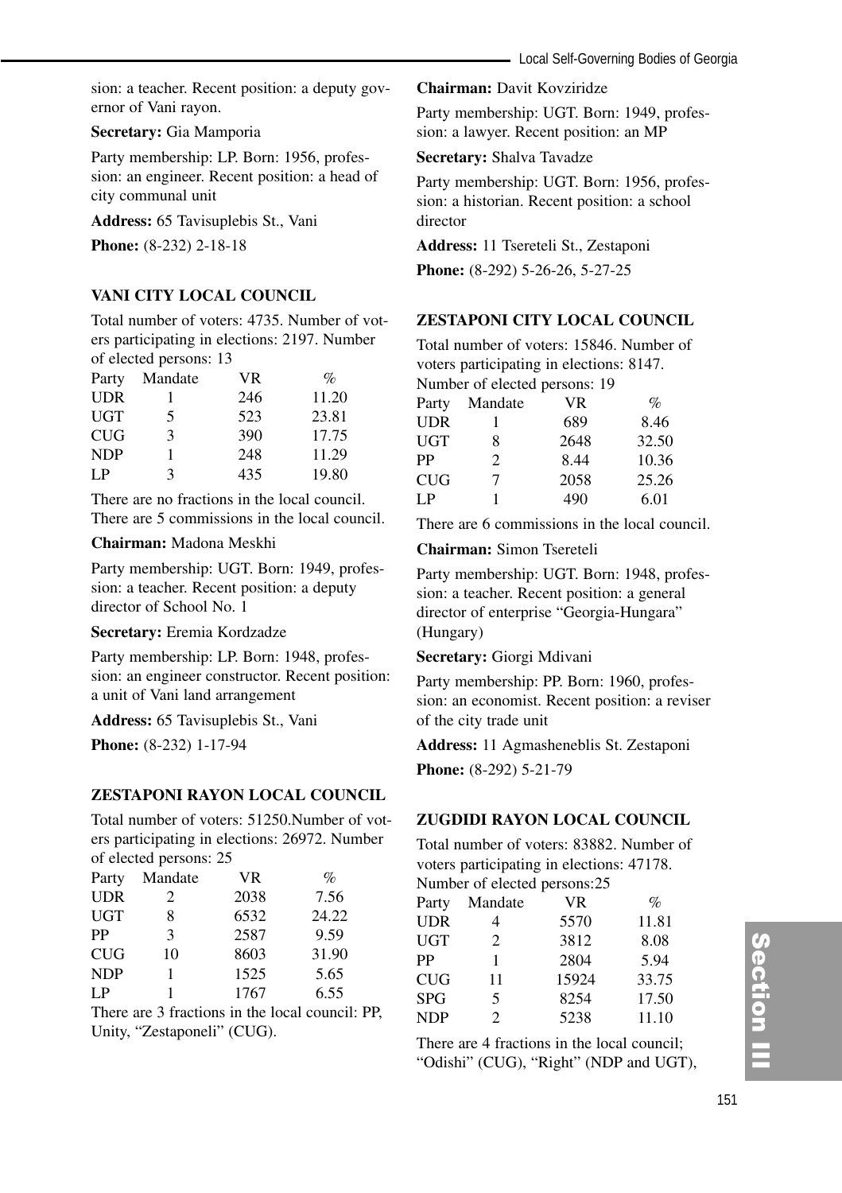sion: a teacher. Recent position: a deputy governor of Vani rayon.

**Secretary:** Gia Mamporia

Party membership: LP. Born: 1956, profession: an engineer. Recent position: a head of city communal unit

**Address:** 65 Tavisuplebis St., Vani

**Phone:** (8-232) 2-18-18

### VANI CITY LOCAL COUNCIL

Total number of voters: 4735. Number of voters participating in elections: 2197. Number of elected persons: 13

| Party | Mandate | VR | % |
|---|---|---|---|
| UDR | 1 | 246 | 11.20 |
| UGT | 5 | 523 | 23.81 |
| CUG | 3 | 390 | 17.75 |
| NDP | 1 | 248 | 11.29 |
| LP | 3 | 435 | 19.80 |

There are no fractions in the local council. There are 5 commissions in the local council.

**Chairman:** Madona Meskhi

Party membership: UGT. Born: 1949, profession: a teacher. Recent position: a deputy director of School No. 1

**Secretary:** Eremia Kordzadze

Party membership: LP. Born: 1948, profession: an engineer constructor. Recent position: a unit of Vani land arrangement

**Address:** 65 Tavisuplebis St., Vani

**Phone:** (8-232) 1-17-94

### ZESTAPONI RAYON LOCAL COUNCIL

Total number of voters: 51250.Number of voters participating in elections: 26972. Number of elected persons: 25

| Party | Mandate | VR | % |
|---|---|---|---|
| UDR | 2 | 2038 | 7.56 |
| UGT | 8 | 6532 | 24.22 |
| PP | 3 | 2587 | 9.59 |
| CUG | 10 | 8603 | 31.90 |
| NDP | 1 | 1525 | 5.65 |
| LP | 1 | 1767 | 6.55 |

There are 3 fractions in the local council: PP, Unity, "Zestaponeli" (CUG).

**Chairman:** Davit Kovziridze

Party membership: UGT. Born: 1949, profession: a lawyer. Recent position: an MP

**Secretary:** Shalva Tavadze

Party membership: UGT. Born: 1956, profession: a historian. Recent position: a school director

**Address:** 11 Tsereteli St., Zestaponi

**Phone:** (8-292) 5-26-26, 5-27-25

### ZESTAPONI CITY LOCAL COUNCIL

Total number of voters: 15846. Number of voters participating in elections: 8147. Number of elected persons: 19

| Party | Mandate | VR | % |
|---|---|---|---|
| UDR | 1 | 689 | 8.46 |
| UGT | 8 | 2648 | 32.50 |
| PP | 2 | 8.44 | 10.36 |
| CUG | 7 | 2058 | 25.26 |
| LP | 1 | 490 | 6.01 |

There are 6 commissions in the local council.

**Chairman:** Simon Tsereteli

Party membership: UGT. Born: 1948, profession: a teacher. Recent position: a general director of enterprise "Georgia-Hungara" (Hungary)

**Secretary:** Giorgi Mdivani

Party membership: PP. Born: 1960, profession: an economist. Recent position: a reviser of the city trade unit

**Address:** 11 Agmasheneblis St. Zestaponi

**Phone:** (8-292) 5-21-79

### ZUGDIDI RAYON LOCAL COUNCIL

Total number of voters: 83882. Number of voters participating in elections: 47178. Number of elected persons:25

| Party | Mandate | VR | % |
|---|---|---|---|
| UDR | 4 | 5570 | 11.81 |
| UGT | 2 | 3812 | 8.08 |
| PP | 1 | 2804 | 5.94 |
| CUG | 11 | 15924 | 33.75 |
| SPG | 5 | 8254 | 17.50 |
| NDP | 2 | 5238 | 11.10 |

There are 4 fractions in the local council; "Odishi" (CUG), "Right" (NDP and UGT),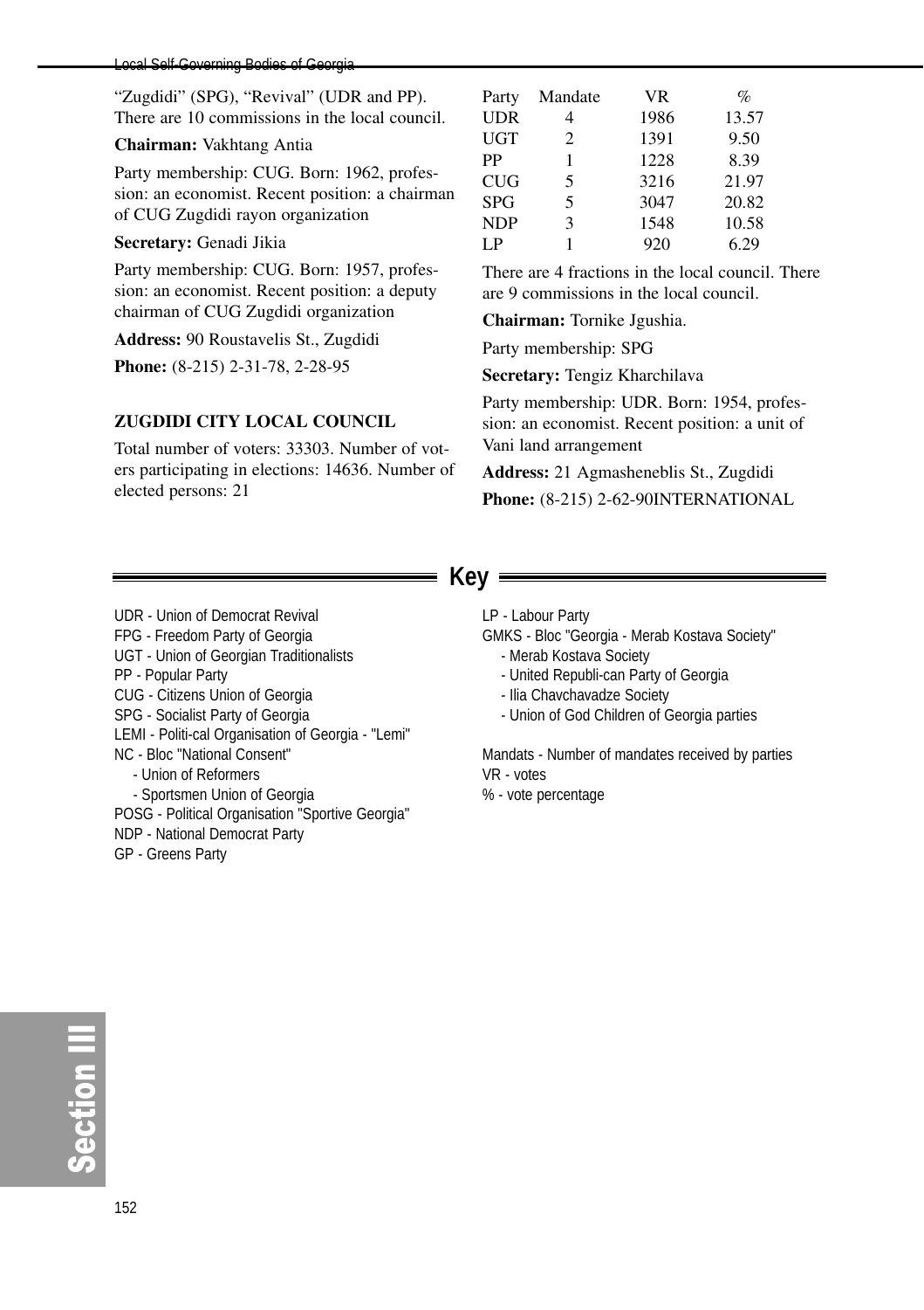"Zugdidi" (SPG), "Revival" (UDR and PP). There are 10 commissions in the local council.

**Chairman:** Vakhtang Antia

Party membership: CUG. Born: 1962, profession: an economist. Recent position: a chairman of CUG Zugdidi rayon organization

**Secretary:** Genadi Jikia

Party membership: CUG. Born: 1957, profession: an economist. Recent position: a deputy chairman of CUG Zugdidi organization

**Address:** 90 Roustavelis St., Zugdidi

**Phone:** (8-215) 2-31-78, 2-28-95

### ZUGDIDI CITY LOCAL COUNCIL

Total number of voters: 33303. Number of voters participating in elections: 14636. Number of elected persons: 21

| Party | Mandate | VR | % |
|---|---|---|---|
| UDR | 4 | 1986 | 13.57 |
| UGT | 2 | 1391 | 9.50 |
| PP | 1 | 1228 | 8.39 |
| CUG | 5 | 3216 | 21.97 |
| SPG | 5 | 3047 | 20.82 |
| NDP | 3 | 1548 | 10.58 |
| LP | 1 | 920 | 6.29 |

There are 4 fractions in the local council. There are 9 commissions in the local council.

**Chairman:** Tornike Jgushia.

Party membership: SPG

**Secretary:** Tengiz Kharchilava

Party membership: UDR. Born: 1954, profession: an economist. Recent position: a unit of Vani land arrangement

**Address:** 21 Agmasheneblis St., Zugdidi

**Phone:** (8-215) 2-62-90INTERNATIONAL

## Key

UDR - Union of Democrat Revival
FPG - Freedom Party of Georgia
UGT - Union of Georgian Traditionalists
PP - Popular Party
CUG - Citizens Union of Georgia
SPG - Socialist Party of Georgia
LEMI - Politi-cal Organisation of Georgia - "Lemi"
NC - Bloc "National Consent"
- Union of Reformers
- Sportsmen Union of Georgia
POSG - Political Organisation "Sportive Georgia"
NDP - National Democrat Party
GP - Greens Party
LP - Labour Party
GMKS - Bloc "Georgia - Merab Kostava Society"
- Merab Kostava Society
- United Republi-can Party of Georgia
- Ilia Chavchavadze Society
- Union of God Children of Georgia parties

Mandats - Number of mandates received by parties
VR - votes
% - vote percentage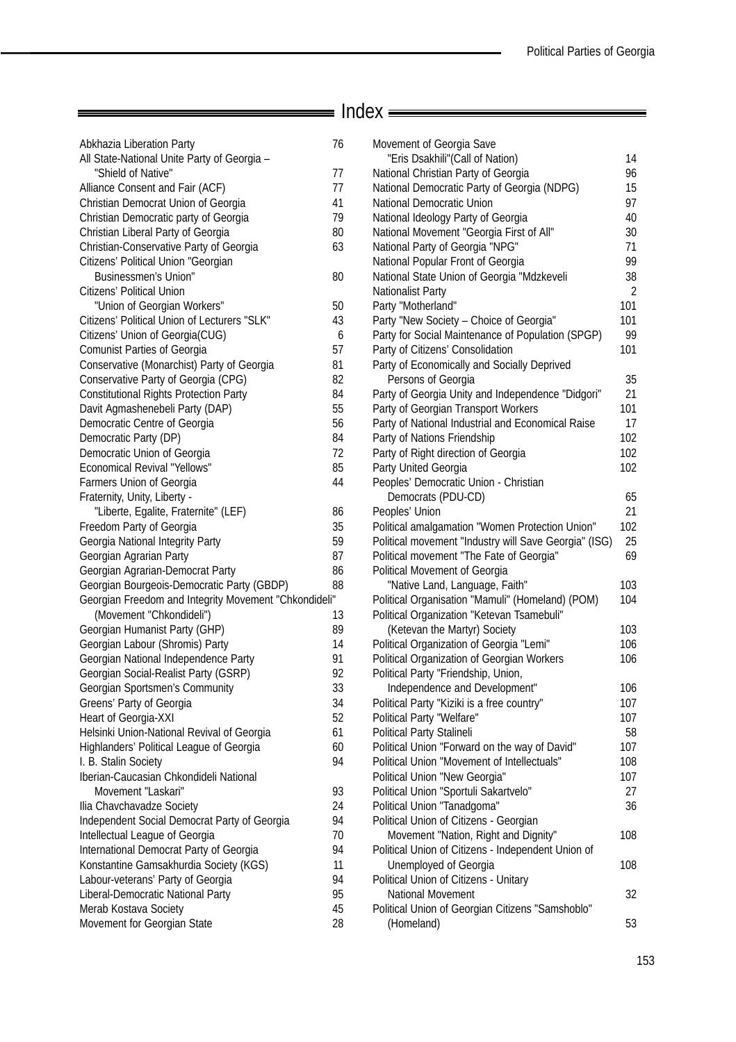# Index

| | |
|---|---|
| Abkhazia Liberation Party | 76 |
| All State-National Unite Party of Georgia – "Shield of Native" | 77 |
| Alliance Consent and Fair (ACF) | 77 |
| Christian Democrat Union of Georgia | 41 |
| Christian Democratic party of Georgia | 79 |
| Christian Liberal Party of Georgia | 80 |
| Christian-Conservative Party of Georgia | 63 |
| Citizens' Political Union "Georgian Businessmen's Union" | 80 |
| Citizens' Political Union "Union of Georgian Workers" | 50 |
| Citizens' Political Union of Lecturers "SLK" | 43 |
| Citizens' Union of Georgia(CUG) | 6 |
| Comunist Parties of Georgia | 57 |
| Conservative (Monarchist) Party of Georgia | 81 |
| Conservative Party of Georgia (CPG) | 82 |
| Constitutional Rights Protection Party | 84 |
| Davit Agmashenebeli Party (DAP) | 55 |
| Democratic Centre of Georgia | 56 |
| Democratic Party (DP) | 84 |
| Democratic Union of Georgia | 72 |
| Economical Revival "Yellows" | 85 |
| Farmers Union of Georgia | 44 |
| Fraternity, Unity, Liberty - "Liberte, Egalite, Fraternite" (LEF) | 86 |
| Freedom Party of Georgia | 35 |
| Georgia National Integrity Party | 59 |
| Georgian Agrarian Party | 87 |
| Georgian Agrarian-Democrat Party | 86 |
| Georgian Bourgeois-Democratic Party (GBDP) | 88 |
| Georgian Freedom and Integrity Movement "Chkondideli" (Movement "Chkondideli") | 13 |
| Georgian Humanist Party (GHP) | 89 |
| Georgian Labour (Shromis) Party | 14 |
| Georgian National Independence Party | 91 |
| Georgian Social-Realist Party (GSRP) | 92 |
| Georgian Sportsmen's Community | 33 |
| Greens' Party of Georgia | 34 |
| Heart of Georgia-XXI | 52 |
| Helsinki Union-National Revival of Georgia | 61 |
| Highlanders' Political League of Georgia | 60 |
| I. B. Stalin Society | 94 |
| Iberian-Caucasian Chkondideli National Movement "Laskari" | 93 |
| Ilia Chavchavadze Society | 24 |
| Independent Social Democrat Party of Georgia | 94 |
| Intellectual League of Georgia | 70 |
| International Democrat Party of Georgia | 94 |
| Konstantine Gamsakhurdia Society (KGS) | 11 |
| Labour-veterans' Party of Georgia | 94 |
| Liberal-Democratic National Party | 95 |
| Merab Kostava Society | 45 |
| Movement for Georgian State | 28 |
| Movement of Georgia Save "Eris Dsakhili"(Call of Nation) | 14 |
| National Christian Party of Georgia | 96 |
| National Democratic Party of Georgia (NDPG) | 15 |
| National Democratic Union | 97 |
| National Ideology Party of Georgia | 40 |
| National Movement "Georgia First of All" | 30 |
| National Party of Georgia "NPG" | 71 |
| National Popular Front of Georgia | 99 |
| National State Union of Georgia "Mdzkeveli | 38 |
| Nationalist Party | 2 |
| Party "Motherland" | 101 |
| Party "New Society – Choice of Georgia" | 101 |
| Party for Social Maintenance of Population (SPGP) | 99 |
| Party of Citizens' Consolidation | 101 |
| Party of Economically and Socially Deprived Persons of Georgia | 35 |
| Party of Georgia Unity and Independence "Didgori" | 21 |
| Party of Georgian Transport Workers | 101 |
| Party of National Industrial and Economical Raise | 17 |
| Party of Nations Friendship | 102 |
| Party of Right direction of Georgia | 102 |
| Party United Georgia | 102 |
| Peoples' Democratic Union - Christian Democrats (PDU-CD) | 65 |
| Peoples' Union | 21 |
| Political amalgamation "Women Protection Union" | 102 |
| Political movement "Industry will Save Georgia" (ISG) | 25 |
| Political movement "The Fate of Georgia" | 69 |
| Political Movement of Georgia "Native Land, Language, Faith" | 103 |
| Political Organisation "Mamuli" (Homeland) (POM) | 104 |
| Political Organization "Ketevan Tsamebuli" (Ketevan the Martyr) Society | 103 |
| Political Organization of Georgia "Lemi" | 106 |
| Political Organization of Georgian Workers | 106 |
| Political Party "Friendship, Union, Independence and Development" | 106 |
| Political Party "Kiziki is a free country" | 107 |
| Political Party "Welfare" | 107 |
| Political Party Stalineli | 58 |
| Political Union "Forward on the way of David" | 107 |
| Political Union "Movement of Intellectuals" | 108 |
| Political Union "New Georgia" | 107 |
| Political Union "Sportuli Sakartvelo" | 27 |
| Political Union "Tanadgoma" | 36 |
| Political Union of Citizens - Georgian Movement "Nation, Right and Dignity" | 108 |
| Political Union of Citizens - Independent Union of Unemployed of Georgia | 108 |
| Political Union of Citizens - Unitary National Movement | 32 |
| Political Union of Georgian Citizens "Samshoblo" (Homeland) | 53 |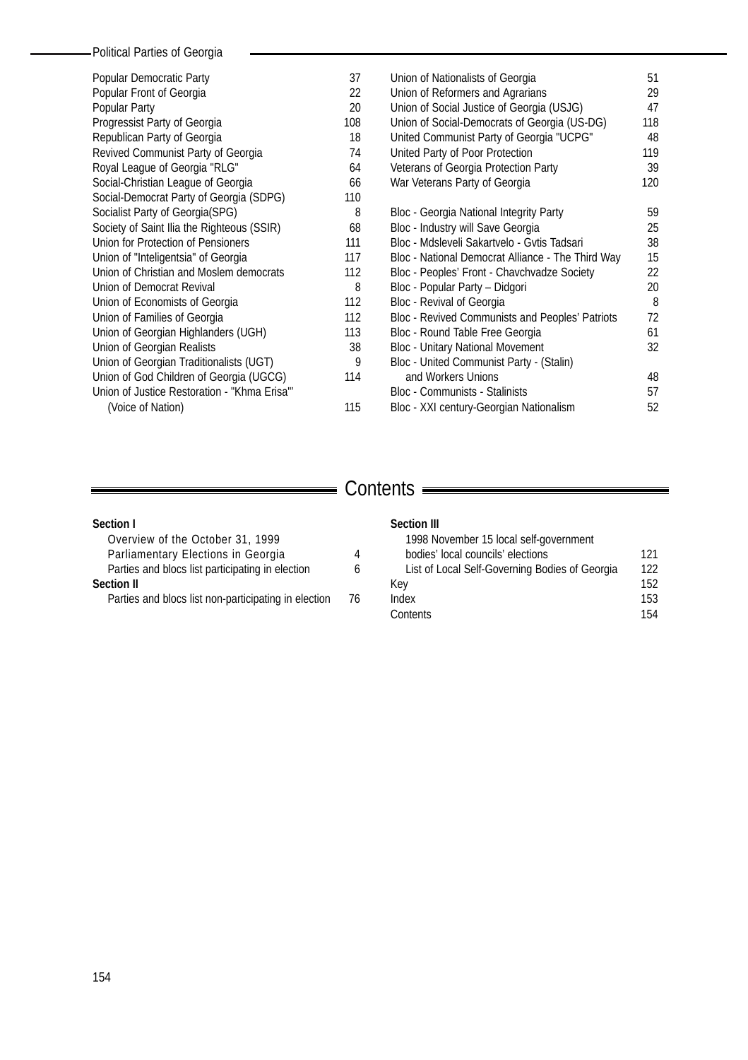| | |
|---|---|
| Popular Democratic Party | 37 |
| Popular Front of Georgia | 22 |
| Popular Party | 20 |
| Progressist Party of Georgia | 108 |
| Republican Party of Georgia | 18 |
| Revived Communist Party of Georgia | 74 |
| Royal League of Georgia "RLG" | 64 |
| Social-Christian League of Georgia | 66 |
| Social-Democrat Party of Georgia (SDPG) | 110 |
| Socialist Party of Georgia(SPG) | 8 |
| Society of Saint Ilia the Righteous (SSIR) | 68 |
| Union for Protection of Pensioners | 111 |
| Union of "Inteligentsia" of Georgia | 117 |
| Union of Christian and Moslem democrats | 112 |
| Union of Democrat Revival | 8 |
| Union of Economists of Georgia | 112 |
| Union of Families of Georgia | 112 |
| Union of Georgian Highlanders (UGH) | 113 |
| Union of Georgian Realists | 38 |
| Union of Georgian Traditionalists (UGT) | 9 |
| Union of God Children of Georgia (UGCG) | 114 |
| Union of Justice Restoration - "Khma Erisa" (Voice of Nation) | 115 |
| Union of Nationalists of Georgia | 51 |
| Union of Reformers and Agrarians | 29 |
| Union of Social Justice of Georgia (USJG) | 47 |
| Union of Social-Democrats of Georgia (US-DG) | 118 |
| United Communist Party of Georgia "UCPG" | 48 |
| United Party of Poor Protection | 119 |
| Veterans of Georgia Protection Party | 39 |
| War Veterans Party of Georgia | 120 |
| Bloc - Georgia National Integrity Party | 59 |
| Bloc - Industry will Save Georgia | 25 |
| Bloc - Mdsleveli Sakartvelo - Gvtis Tadsari | 38 |
| Bloc - National Democrat Alliance - The Third Way | 15 |
| Bloc - Peoples' Front - Chavchvadze Society | 22 |
| Bloc - Popular Party – Didgori | 20 |
| Bloc - Revival of Georgia | 8 |
| Bloc - Revived Communists and Peoples' Patriots | 72 |
| Bloc - Round Table Free Georgia | 61 |
| Bloc - Unitary National Movement | 32 |
| Bloc - United Communist Party - (Stalin) and Workers Unions | 48 |
| Bloc - Communists - Stalinists | 57 |
| Bloc - XXI century-Georgian Nationalism | 52 |

# Contents

**Section I**

| | |
|---|---|
| Overview of the October 31, 1999 Parliamentary Elections in Georgia | 4 |
| Parties and blocs list participating in election | 6 |

**Section II**

| | |
|---|---|
| Parties and blocs list non-participating in election | 76 |

**Section III**

| | |
|---|---|
| 1998 November 15 local self-government bodies' local councils' elections | 121 |
| List of Local Self-Governing Bodies of Georgia | 122 |
| Key | 152 |
| Index | 153 |
| Contents | 154 |